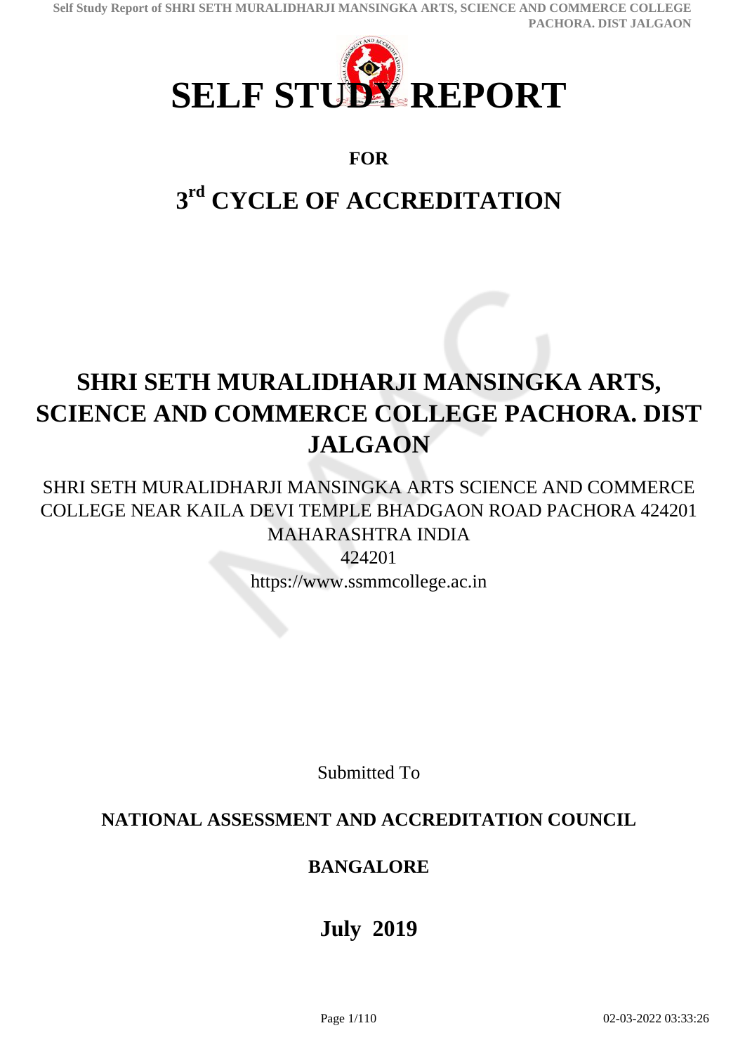# SELF STUDY REPORT

**FOR**

## 3rd CYCLE OF ACCREDITATION

# SHRI SETH MURALIDHARJI MANSINGKA ARTS, SCIENCE AND COMMERCE COLLEGE PACHORA. DIST JALGAON

SHRI SETH MURALIDHARJI MANSINGKA ARTS SCIENCE AND COMMERCE COLLEGE NEAR KAILA DEVI TEMPLE BHADGAON ROAD PACHORA 424201 MAHARASHTRA INDIA

424201

https://www.ssmmcollege.ac.in

Submitted To

**NATIONAL ASSESSMENT AND ACCREDITATION COUNCIL**

**BANGALORE**

**July 2019**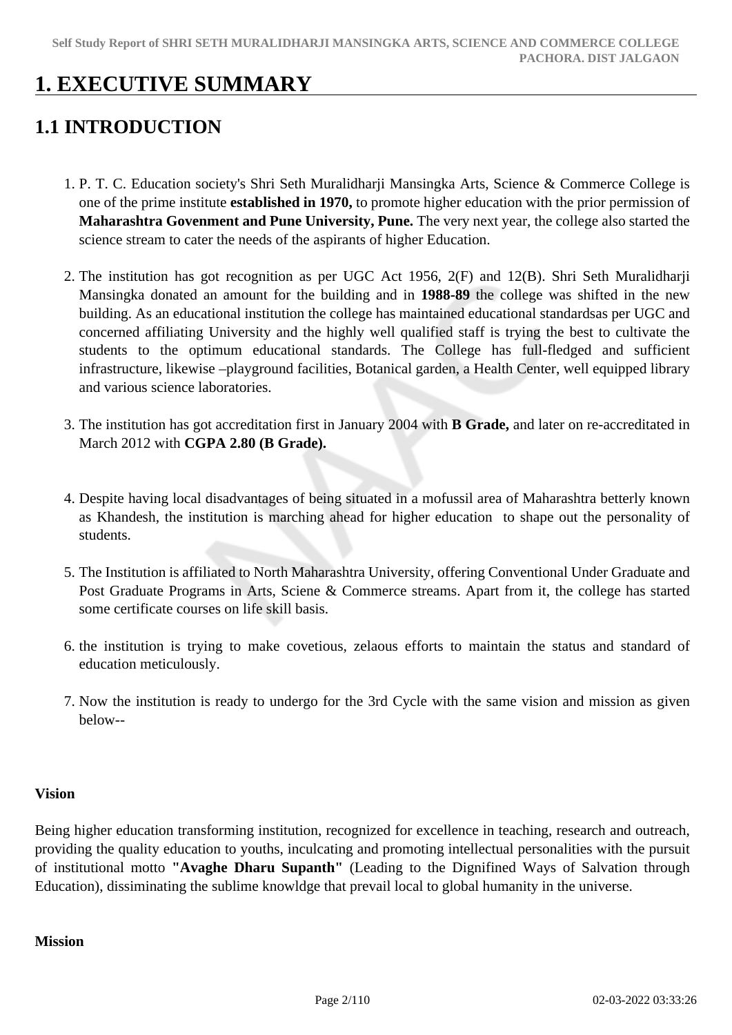# 1. EXECUTIVE SUMMARY

## 1.1 INTRODUCTION

1. P. T. C. Education society's Shri Seth Muralidharji Mansingka Arts, Science & Commerce College is one of the prime institute **established in 1970,** to promote higher education with the prior permission of **Maharashtra Govenment and Pune University, Pune.** The very next year, the college also started the science stream to cater the needs of the aspirants of higher Education.

2. The institution has got recognition as per UGC Act 1956, 2(F) and 12(B). Shri Seth Muralidharji Mansingka donated an amount for the building and in **1988-89** the college was shifted in the new building. As an educational institution the college has maintained educational standardsas per UGC and concerned affiliating University and the highly well qualified staff is trying the best to cultivate the students to the optimum educational standards. The College has full-fledged and sufficient infrastructure, likewise –playground facilities, Botanical garden, a Health Center, well equipped library and various science laboratories.

3. The institution has got accreditation first in January 2004 with **B Grade,** and later on re-accreditated in March 2012 with **CGPA 2.80 (B Grade).**

4. Despite having local disadvantages of being situated in a mofussil area of Maharashtra betterly known as Khandesh, the institution is marching ahead for higher education to shape out the personality of students.

5. The Institution is affiliated to North Maharashtra University, offering Conventional Under Graduate and Post Graduate Programs in Arts, Sciene & Commerce streams. Apart from it, the college has started some certificate courses on life skill basis.

6. the institution is trying to make covetious, zelaous efforts to maintain the status and standard of education meticulously.

7. Now the institution is ready to undergo for the 3rd Cycle with the same vision and mission as given below--

**Vision**

Being higher education transforming institution, recognized for excellence in teaching, research and outreach, providing the quality education to youths, inculcating and promoting intellectual personalities with the pursuit of institutional motto **"Avaghe Dharu Supanth"** (Leading to the Dignifined Ways of Salvation through Education), dissiminating the sublime knowldge that prevail local to global humanity in the universe.

**Mission**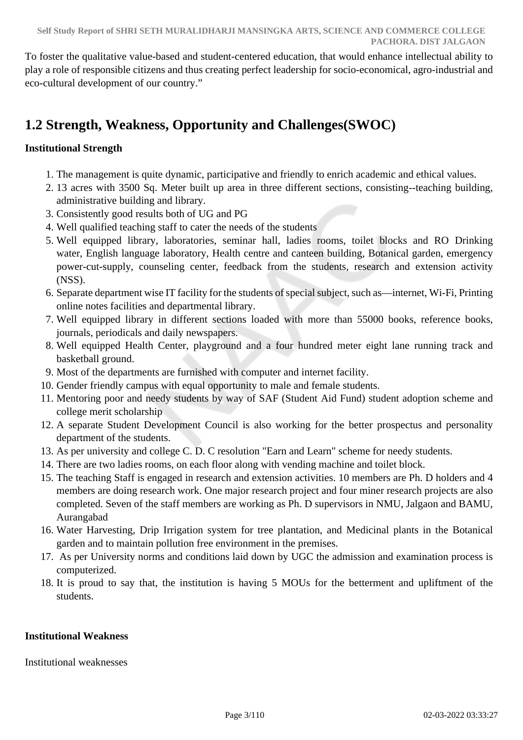To foster the qualitative value-based and student-centered education, that would enhance intellectual ability to play a role of responsible citizens and thus creating perfect leadership for socio-economical, agro-industrial and eco-cultural development of our country."

## 1.2 Strength, Weakness, Opportunity and Challenges(SWOC)

**Institutional Strength**

1. The management is quite dynamic, participative and friendly to enrich academic and ethical values.
2. 13 acres with 3500 Sq. Meter built up area in three different sections, consisting--teaching building, administrative building and library.
3. Consistently good results both of UG and PG
4. Well qualified teaching staff to cater the needs of the students
5. Well equipped library, laboratories, seminar hall, ladies rooms, toilet blocks and RO Drinking water, English language laboratory, Health centre and canteen building, Botanical garden, emergency power-cut-supply, counseling center, feedback from the students, research and extension activity (NSS).
6. Separate department wise IT facility for the students of special subject, such as—internet, Wi-Fi, Printing online notes facilities and departmental library.
7. Well equipped library in different sections loaded with more than 55000 books, reference books, journals, periodicals and daily newspapers.
8. Well equipped Health Center, playground and a four hundred meter eight lane running track and basketball ground.
9. Most of the departments are furnished with computer and internet facility.
10. Gender friendly campus with equal opportunity to male and female students.
11. Mentoring poor and needy students by way of SAF (Student Aid Fund) student adoption scheme and college merit scholarship
12. A separate Student Development Council is also working for the better prospectus and personality department of the students.
13. As per university and college C. D. C resolution "Earn and Learn" scheme for needy students.
14. There are two ladies rooms, on each floor along with vending machine and toilet block.
15. The teaching Staff is engaged in research and extension activities. 10 members are Ph. D holders and 4 members are doing research work. One major research project and four miner research projects are also completed. Seven of the staff members are working as Ph. D supervisors in NMU, Jalgaon and BAMU, Aurangabad
16. Water Harvesting, Drip Irrigation system for tree plantation, and Medicinal plants in the Botanical garden and to maintain pollution free environment in the premises.
17. As per University norms and conditions laid down by UGC the admission and examination process is computerized.
18. It is proud to say that, the institution is having 5 MOUs for the betterment and upliftment of the students.

**Institutional Weakness**

Institutional weaknesses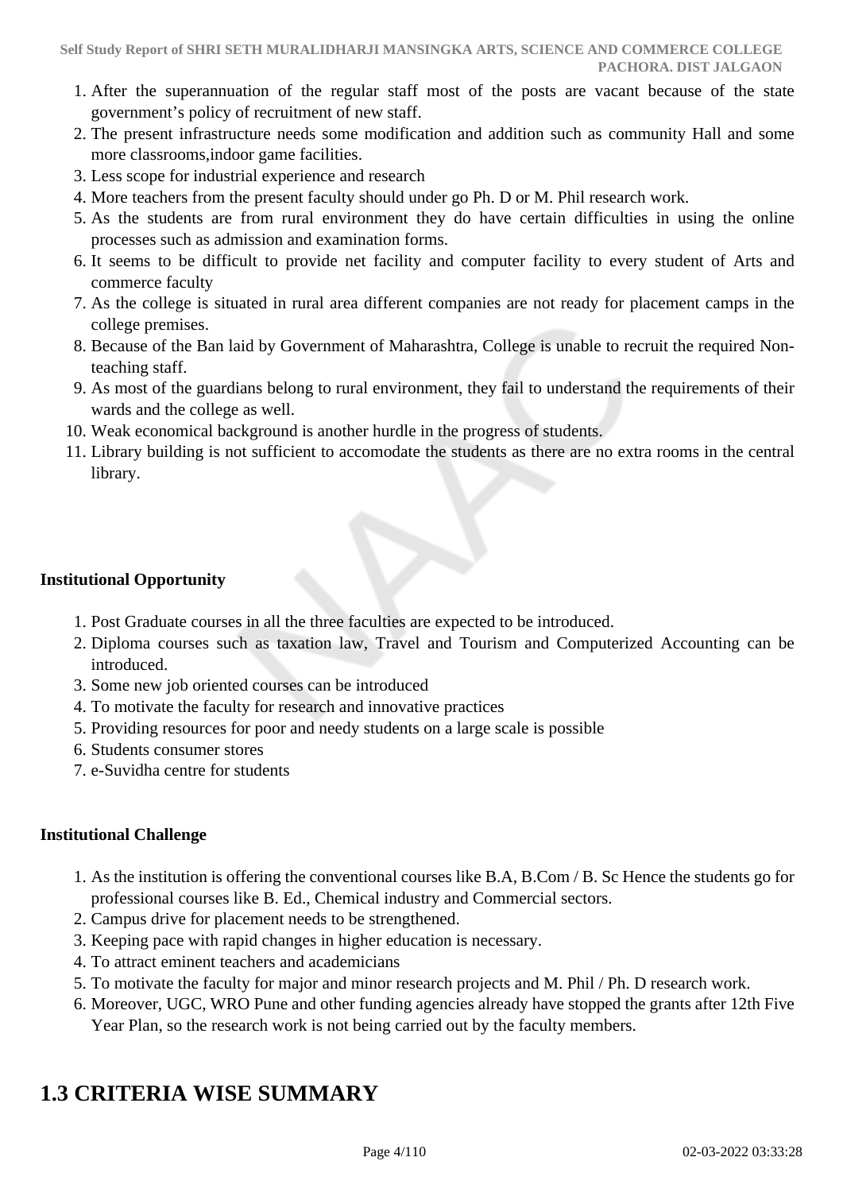1. After the superannuation of the regular staff most of the posts are vacant because of the state government's policy of recruitment of new staff.
2. The present infrastructure needs some modification and addition such as community Hall and some more classrooms,indoor game facilities.
3. Less scope for industrial experience and research
4. More teachers from the present faculty should under go Ph. D or M. Phil research work.
5. As the students are from rural environment they do have certain difficulties in using the online processes such as admission and examination forms.
6. It seems to be difficult to provide net facility and computer facility to every student of Arts and commerce faculty
7. As the college is situated in rural area different companies are not ready for placement camps in the college premises.
8. Because of the Ban laid by Government of Maharashtra, College is unable to recruit the required Non-teaching staff.
9. As most of the guardians belong to rural environment, they fail to understand the requirements of their wards and the college as well.
10. Weak economical background is another hurdle in the progress of students.
11. Library building is not sufficient to accomodate the students as there are no extra rooms in the central library.

**Institutional Opportunity**

1. Post Graduate courses in all the three faculties are expected to be introduced.
2. Diploma courses such as taxation law, Travel and Tourism and Computerized Accounting can be introduced.
3. Some new job oriented courses can be introduced
4. To motivate the faculty for research and innovative practices
5. Providing resources for poor and needy students on a large scale is possible
6. Students consumer stores
7. e-Suvidha centre for students

**Institutional Challenge**

1. As the institution is offering the conventional courses like B.A, B.Com / B. Sc Hence the students go for professional courses like B. Ed., Chemical industry and Commercial sectors.
2. Campus drive for placement needs to be strengthened.
3. Keeping pace with rapid changes in higher education is necessary.
4. To attract eminent teachers and academicians
5. To motivate the faculty for major and minor research projects and M. Phil / Ph. D research work.
6. Moreover, UGC, WRO Pune and other funding agencies already have stopped the grants after 12th Five Year Plan, so the research work is not being carried out by the faculty members.

# 1.3 CRITERIA WISE SUMMARY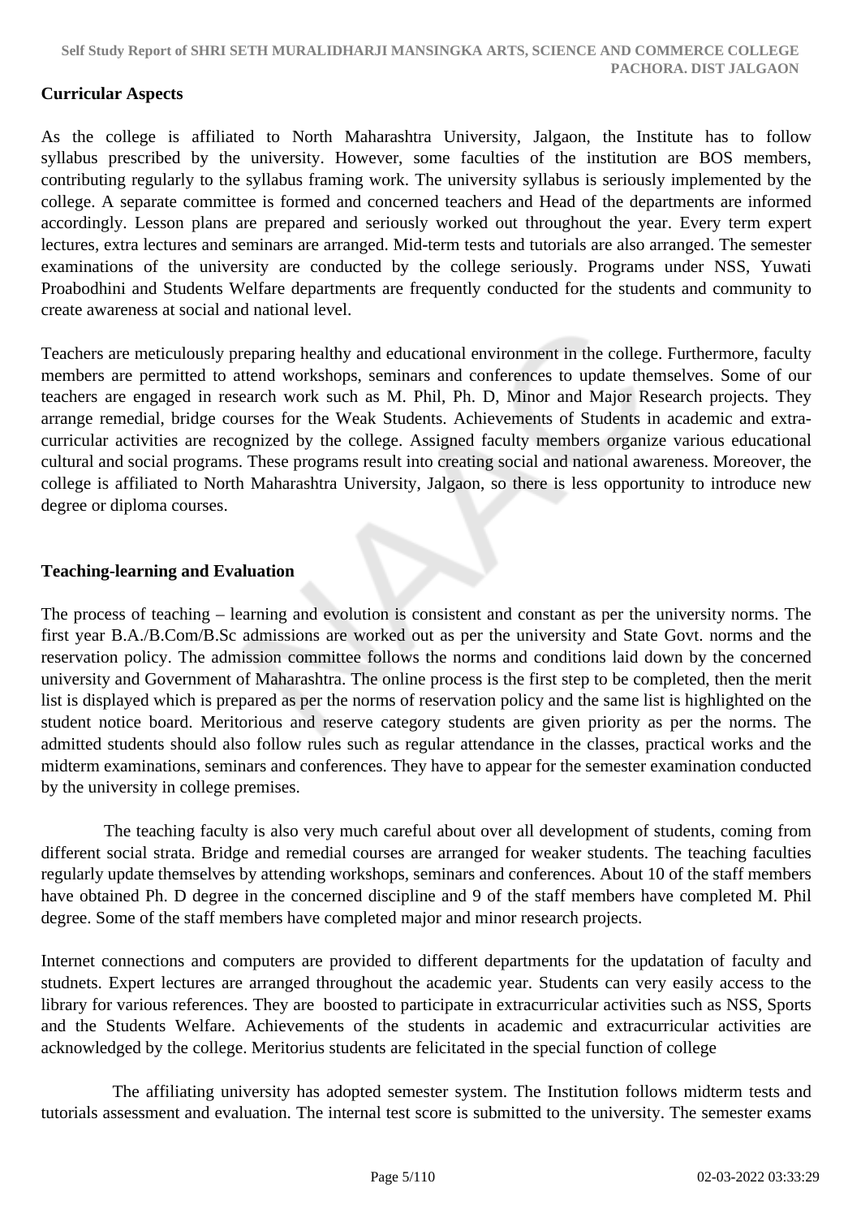**Curricular Aspects**

As the college is affiliated to North Maharashtra University, Jalgaon, the Institute has to follow syllabus prescribed by the university. However, some faculties of the institution are BOS members, contributing regularly to the syllabus framing work. The university syllabus is seriously implemented by the college. A separate committee is formed and concerned teachers and Head of the departments are informed accordingly. Lesson plans are prepared and seriously worked out throughout the year. Every term expert lectures, extra lectures and seminars are arranged. Mid-term tests and tutorials are also arranged. The semester examinations of the university are conducted by the college seriously. Programs under NSS, Yuwati Proabodhini and Students Welfare departments are frequently conducted for the students and community to create awareness at social and national level.

Teachers are meticulously preparing healthy and educational environment in the college. Furthermore, faculty members are permitted to attend workshops, seminars and conferences to update themselves. Some of our teachers are engaged in research work such as M. Phil, Ph. D, Minor and Major Research projects. They arrange remedial, bridge courses for the Weak Students. Achievements of Students in academic and extra-curricular activities are recognized by the college. Assigned faculty members organize various educational cultural and social programs. These programs result into creating social and national awareness. Moreover, the college is affiliated to North Maharashtra University, Jalgaon, so there is less opportunity to introduce new degree or diploma courses.

**Teaching-learning and Evaluation**

The process of teaching – learning and evolution is consistent and constant as per the university norms. The first year B.A./B.Com/B.Sc admissions are worked out as per the university and State Govt. norms and the reservation policy. The admission committee follows the norms and conditions laid down by the concerned university and Government of Maharashtra. The online process is the first step to be completed, then the merit list is displayed which is prepared as per the norms of reservation policy and the same list is highlighted on the student notice board. Meritorious and reserve category students are given priority as per the norms. The admitted students should also follow rules such as regular attendance in the classes, practical works and the midterm examinations, seminars and conferences. They have to appear for the semester examination conducted by the university in college premises.

The teaching faculty is also very much careful about over all development of students, coming from different social strata. Bridge and remedial courses are arranged for weaker students. The teaching faculties regularly update themselves by attending workshops, seminars and conferences. About 10 of the staff members have obtained Ph. D degree in the concerned discipline and 9 of the staff members have completed M. Phil degree. Some of the staff members have completed major and minor research projects.

Internet connections and computers are provided to different departments for the updatation of faculty and studnets. Expert lectures are arranged throughout the academic year. Students can very easily access to the library for various references. They are boosted to participate in extracurricular activities such as NSS, Sports and the Students Welfare. Achievements of the students in academic and extracurricular activities are acknowledged by the college. Meritorius students are felicitated in the special function of college

The affiliating university has adopted semester system. The Institution follows midterm tests and tutorials assessment and evaluation. The internal test score is submitted to the university. The semester exams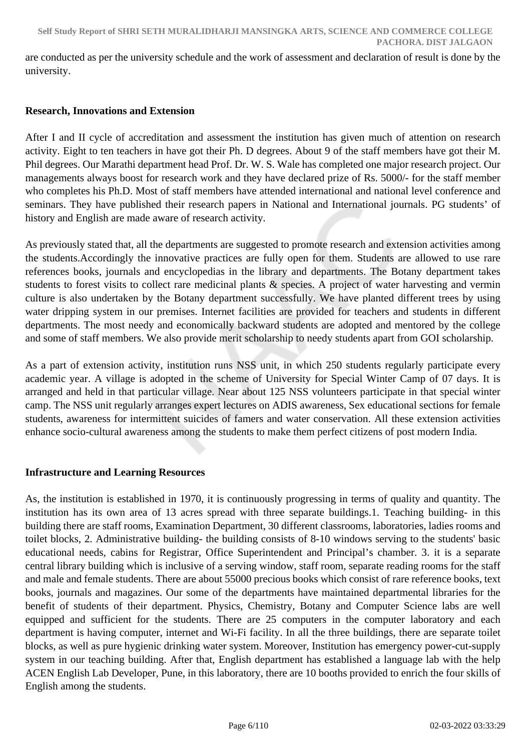are conducted as per the university schedule and the work of assessment and declaration of result is done by the university.

**Research, Innovations and Extension**

After I and II cycle of accreditation and assessment the institution has given much of attention on research activity. Eight to ten teachers in have got their Ph. D degrees. About 9 of the staff members have got their M. Phil degrees. Our Marathi department head Prof. Dr. W. S. Wale has completed one major research project. Our managements always boost for research work and they have declared prize of Rs. 5000/- for the staff member who completes his Ph.D. Most of staff members have attended international and national level conference and seminars. They have published their research papers in National and International journals. PG students' of history and English are made aware of research activity.

As previously stated that, all the departments are suggested to promote research and extension activities among the students.Accordingly the innovative practices are fully open for them. Students are allowed to use rare references books, journals and encyclopedias in the library and departments. The Botany department takes students to forest visits to collect rare medicinal plants & species. A project of water harvesting and vermin culture is also undertaken by the Botany department successfully. We have planted different trees by using water dripping system in our premises. Internet facilities are provided for teachers and students in different departments. The most needy and economically backward students are adopted and mentored by the college and some of staff members. We also provide merit scholarship to needy students apart from GOI scholarship.

As a part of extension activity, institution runs NSS unit, in which 250 students regularly participate every academic year. A village is adopted in the scheme of University for Special Winter Camp of 07 days. It is arranged and held in that particular village. Near about 125 NSS volunteers participate in that special winter camp. The NSS unit regularly arranges expert lectures on ADIS awareness, Sex educational sections for female students, awareness for intermittent suicides of famers and water conservation. All these extension activities enhance socio-cultural awareness among the students to make them perfect citizens of post modern India.

**Infrastructure and Learning Resources**

As, the institution is established in 1970, it is continuously progressing in terms of quality and quantity. The institution has its own area of 13 acres spread with three separate buildings.1. Teaching building- in this building there are staff rooms, Examination Department, 30 different classrooms, laboratories, ladies rooms and toilet blocks, 2. Administrative building- the building consists of 8-10 windows serving to the students' basic educational needs, cabins for Registrar, Office Superintendent and Principal's chamber. 3. it is a separate central library building which is inclusive of a serving window, staff room, separate reading rooms for the staff and male and female students. There are about 55000 precious books which consist of rare reference books, text books, journals and magazines. Our some of the departments have maintained departmental libraries for the benefit of students of their department. Physics, Chemistry, Botany and Computer Science labs are well equipped and sufficient for the students. There are 25 computers in the computer laboratory and each department is having computer, internet and Wi-Fi facility. In all the three buildings, there are separate toilet blocks, as well as pure hygienic drinking water system. Moreover, Institution has emergency power-cut-supply system in our teaching building. After that, English department has established a language lab with the help ACEN English Lab Developer, Pune, in this laboratory, there are 10 booths provided to enrich the four skills of English among the students.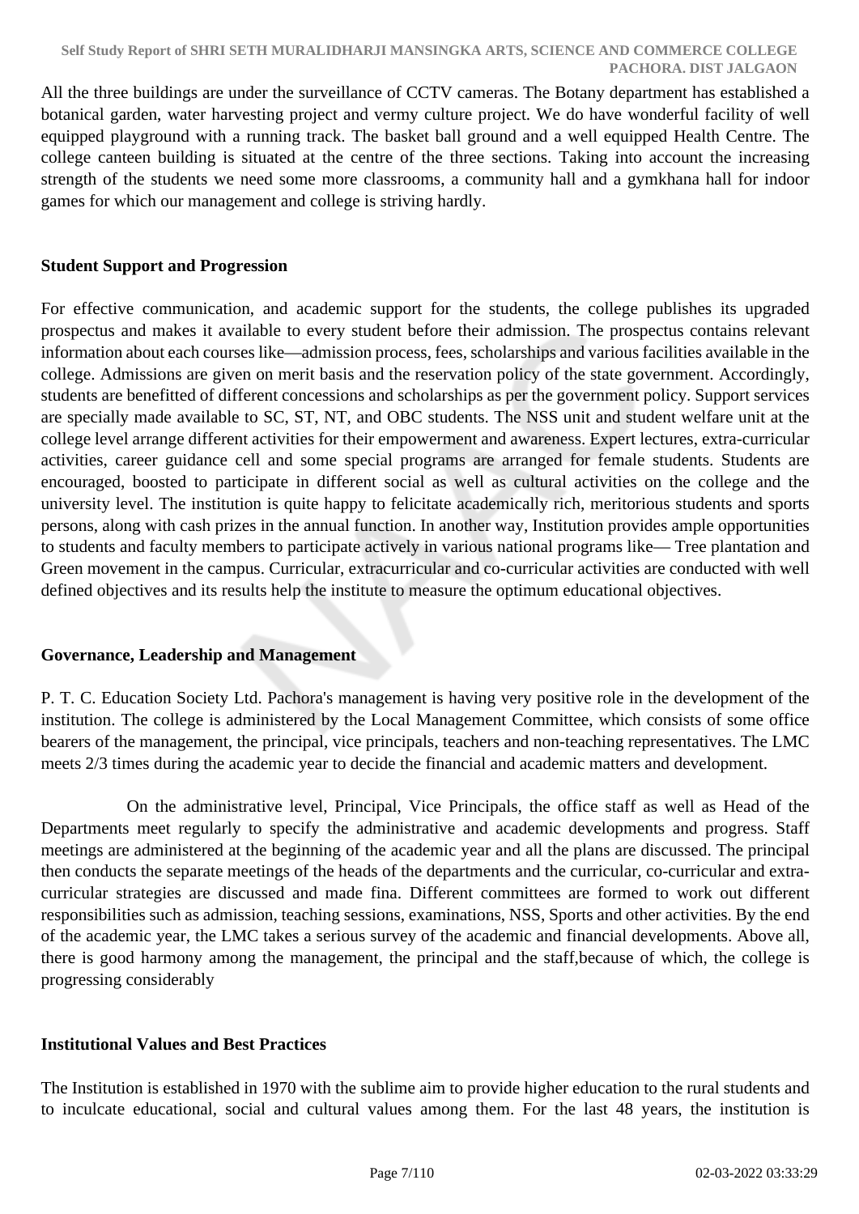All the three buildings are under the surveillance of CCTV cameras. The Botany department has established a botanical garden, water harvesting project and vermy culture project. We do have wonderful facility of well equipped playground with a running track. The basket ball ground and a well equipped Health Centre. The college canteen building is situated at the centre of the three sections. Taking into account the increasing strength of the students we need some more classrooms, a community hall and a gymkhana hall for indoor games for which our management and college is striving hardly.

**Student Support and Progression**

For effective communication, and academic support for the students, the college publishes its upgraded prospectus and makes it available to every student before their admission. The prospectus contains relevant information about each courses like—admission process, fees, scholarships and various facilities available in the college. Admissions are given on merit basis and the reservation policy of the state government. Accordingly, students are benefitted of different concessions and scholarships as per the government policy. Support services are specially made available to SC, ST, NT, and OBC students. The NSS unit and student welfare unit at the college level arrange different activities for their empowerment and awareness. Expert lectures, extra-curricular activities, career guidance cell and some special programs are arranged for female students. Students are encouraged, boosted to participate in different social as well as cultural activities on the college and the university level. The institution is quite happy to felicitate academically rich, meritorious students and sports persons, along with cash prizes in the annual function. In another way, Institution provides ample opportunities to students and faculty members to participate actively in various national programs like— Tree plantation and Green movement in the campus. Curricular, extracurricular and co-curricular activities are conducted with well defined objectives and its results help the institute to measure the optimum educational objectives.

**Governance, Leadership and Management**

P. T. C. Education Society Ltd. Pachora's management is having very positive role in the development of the institution. The college is administered by the Local Management Committee, which consists of some office bearers of the management, the principal, vice principals, teachers and non-teaching representatives. The LMC meets 2/3 times during the academic year to decide the financial and academic matters and development.

On the administrative level, Principal, Vice Principals, the office staff as well as Head of the Departments meet regularly to specify the administrative and academic developments and progress. Staff meetings are administered at the beginning of the academic year and all the plans are discussed. The principal then conducts the separate meetings of the heads of the departments and the curricular, co-curricular and extra-curricular strategies are discussed and made fina. Different committees are formed to work out different responsibilities such as admission, teaching sessions, examinations, NSS, Sports and other activities. By the end of the academic year, the LMC takes a serious survey of the academic and financial developments. Above all, there is good harmony among the management, the principal and the staff,because of which, the college is progressing considerably

**Institutional Values and Best Practices**

The Institution is established in 1970 with the sublime aim to provide higher education to the rural students and to inculcate educational, social and cultural values among them. For the last 48 years, the institution is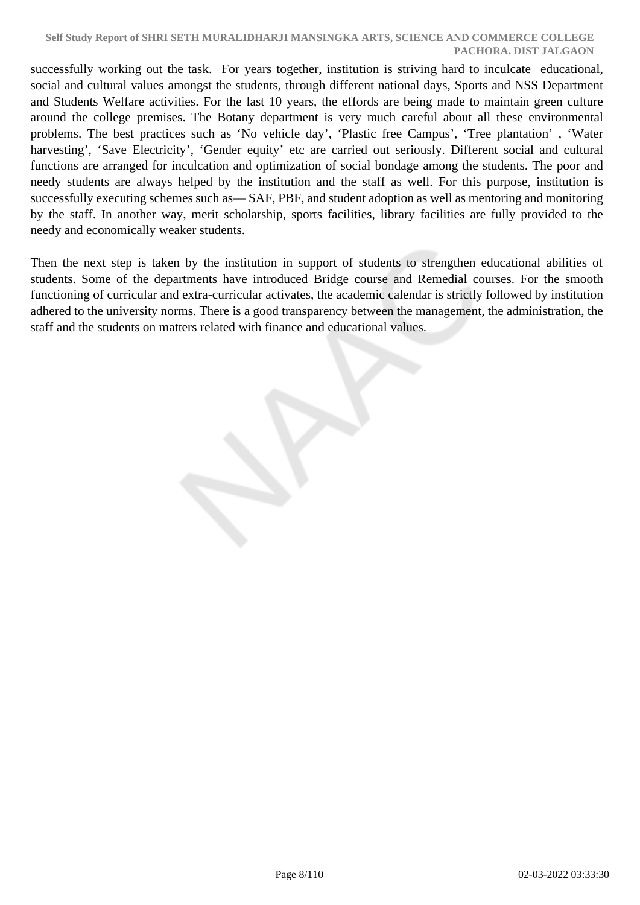successfully working out the task. For years together, institution is striving hard to inculcate educational, social and cultural values amongst the students, through different national days, Sports and NSS Department and Students Welfare activities. For the last 10 years, the effords are being made to maintain green culture around the college premises. The Botany department is very much careful about all these environmental problems. The best practices such as 'No vehicle day', 'Plastic free Campus', 'Tree plantation' , 'Water harvesting', 'Save Electricity', 'Gender equity' etc are carried out seriously. Different social and cultural functions are arranged for inculcation and optimization of social bondage among the students. The poor and needy students are always helped by the institution and the staff as well. For this purpose, institution is successfully executing schemes such as— SAF, PBF, and student adoption as well as mentoring and monitoring by the staff. In another way, merit scholarship, sports facilities, library facilities are fully provided to the needy and economically weaker students.

Then the next step is taken by the institution in support of students to strengthen educational abilities of students. Some of the departments have introduced Bridge course and Remedial courses. For the smooth functioning of curricular and extra-curricular activates, the academic calendar is strictly followed by institution adhered to the university norms. There is a good transparency between the management, the administration, the staff and the students on matters related with finance and educational values.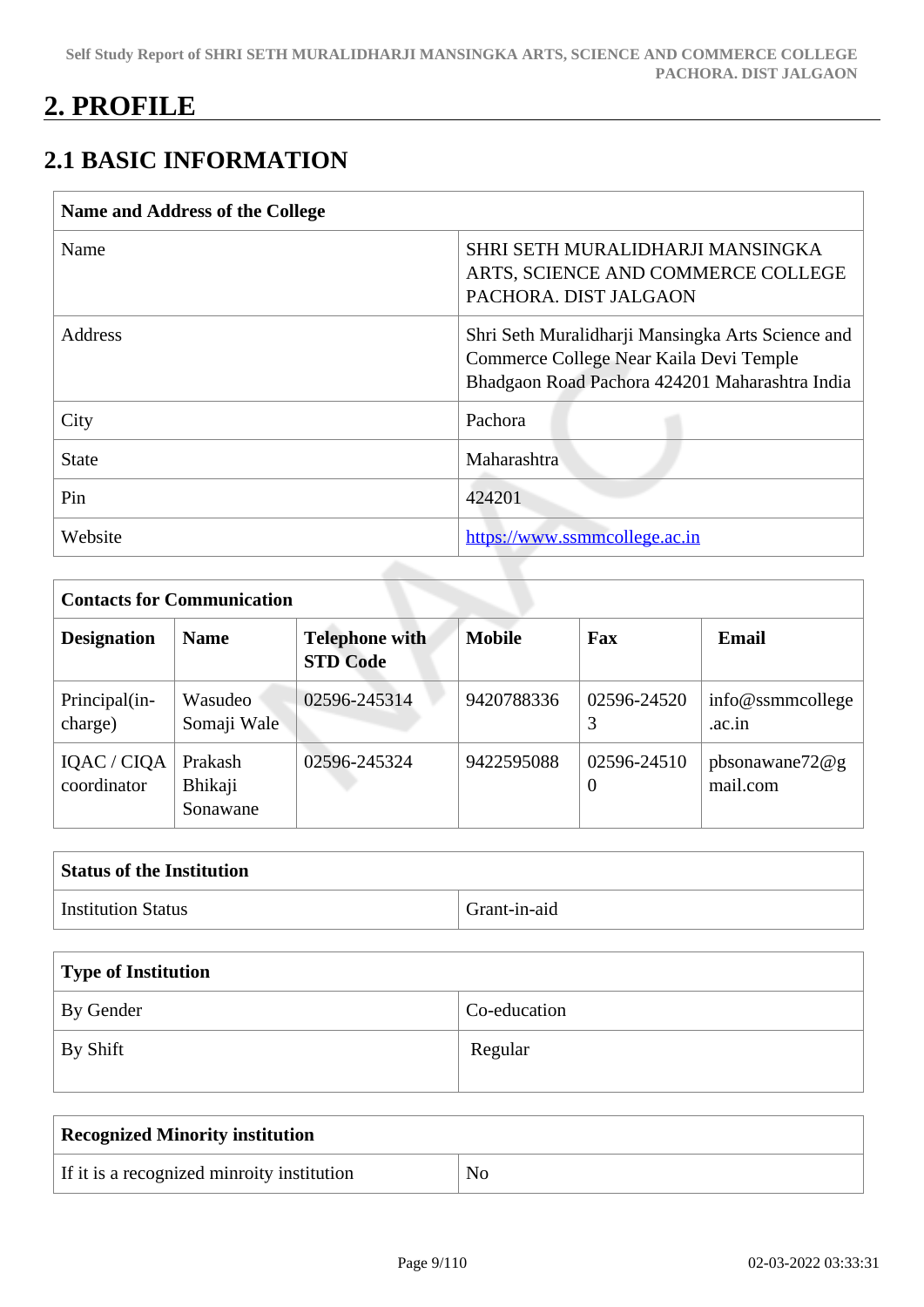# 2. PROFILE

## 2.1 BASIC INFORMATION

| Name and Address of the College | |
|---|---|
| Name | SHRI SETH MURALIDHARJI MANSINGKA ARTS, SCIENCE AND COMMERCE COLLEGE PACHORA. DIST JALGAON |
| Address | Shri Seth Muralidharji Mansingka Arts Science and Commerce College Near Kaila Devi Temple Bhadgaon Road Pachora 424201 Maharashtra India |
| City | Pachora |
| State | Maharashtra |
| Pin | 424201 |
| Website | https://www.ssmmcollege.ac.in |

| Contacts for Communication | | | | | |
|---|---|---|---|---|---|
| **Designation** | **Name** | **Telephone with STD Code** | **Mobile** | **Fax** | **Email** |
| Principal(in-charge) | Wasudeo Somaji Wale | 02596-245314 | 9420788336 | 02596-245203 | info@ssmmcollege.ac.in |
| IQAC / CIQA coordinator | Prakash Bhikaji Sonawane | 02596-245324 | 9422595088 | 02596-245100 | pbsonawane72@gmail.com |

| Status of the Institution | |
|---|---|
| Institution Status | Grant-in-aid |

| Type of Institution | |
|---|---|
| By Gender | Co-education |
| By Shift | Regular |

| Recognized Minority institution | |
|---|---|
| If it is a recognized minroity institution | No |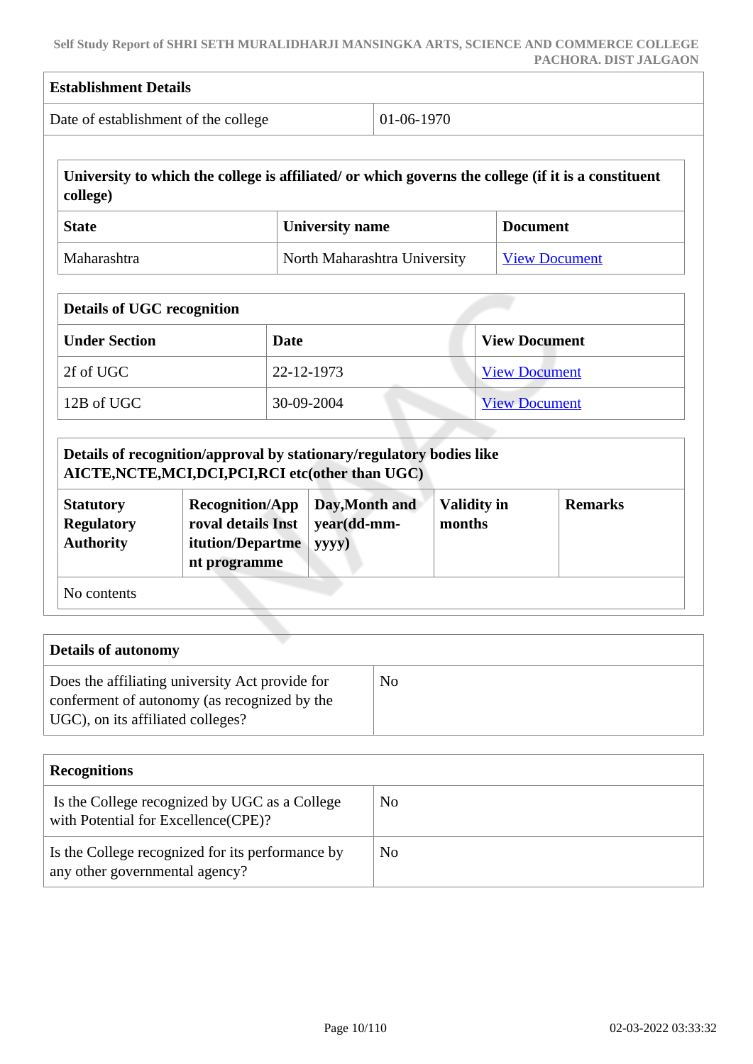| Establishment Details | |
|---|---|
| Date of establishment of the college | 01-06-1970 |

| University to which the college is affiliated/ or which governs the college (if it is a constituent college) | | |
|---|---|---|
| **State** | **University name** | **Document** |
| Maharashtra | North Maharashtra University | View Document |

| Details of UGC recognition | | |
|---|---|---|
| **Under Section** | **Date** | **View Document** |
| 2f of UGC | 22-12-1973 | View Document |
| 12B of UGC | 30-09-2004 | View Document |

| Details of recognition/approval by stationary/regulatory bodies like AICTE,NCTE,MCI,DCI,PCI,RCI etc(other than UGC) | | | | |
|---|---|---|---|---|
| **Statutory Regulatory Authority** | **Recognition/Approval details Institution/Department programme** | **Day,Month and year(dd-mm-yyyy)** | **Validity in months** | **Remarks** |
| No contents | | | | |

| Details of autonomy | |
|---|---|
| Does the affiliating university Act provide for conferment of autonomy (as recognized by the UGC), on its affiliated colleges? | No |

| Recognitions | |
|---|---|
| Is the College recognized by UGC as a College with Potential for Excellence(CPE)? | No |
| Is the College recognized for its performance by any other governmental agency? | No |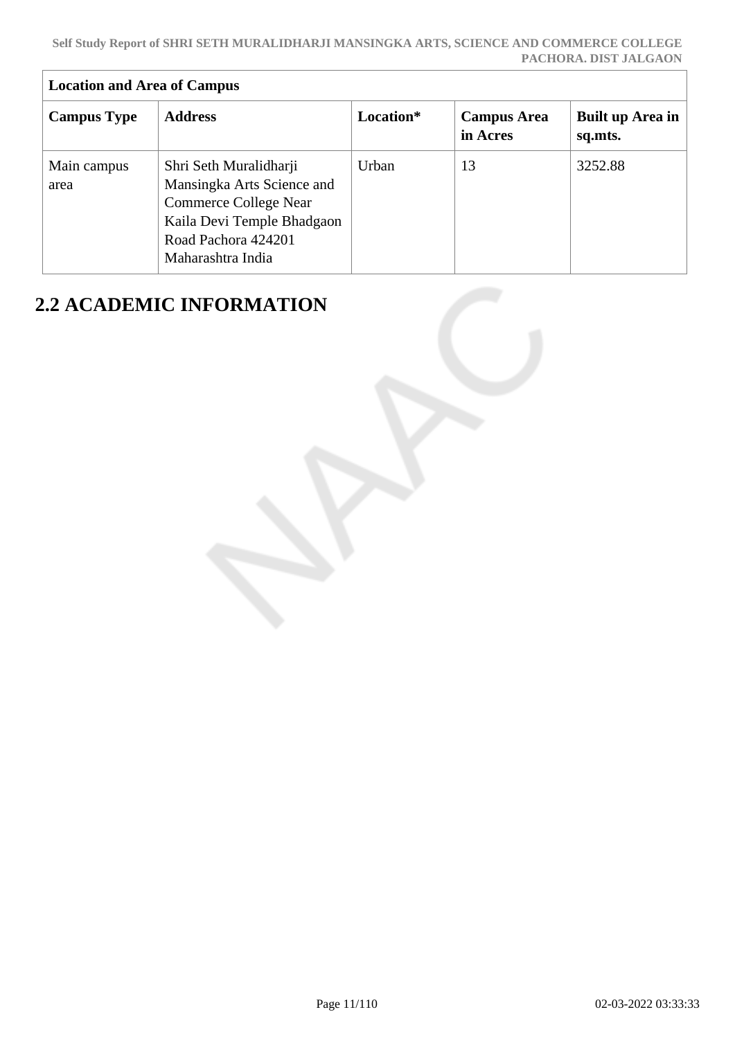| Location and Area of Campus | | | | |
|---|---|---|---|---|
| **Campus Type** | **Address** | **Location*** | **Campus Area in Acres** | **Built up Area in sq.mts.** |
| Main campus area | Shri Seth Muralidharji Mansingka Arts Science and Commerce College Near Kaila Devi Temple Bhadgaon Road Pachora 424201 Maharashtra India | Urban | 13 | 3252.88 |

## 2.2 ACADEMIC INFORMATION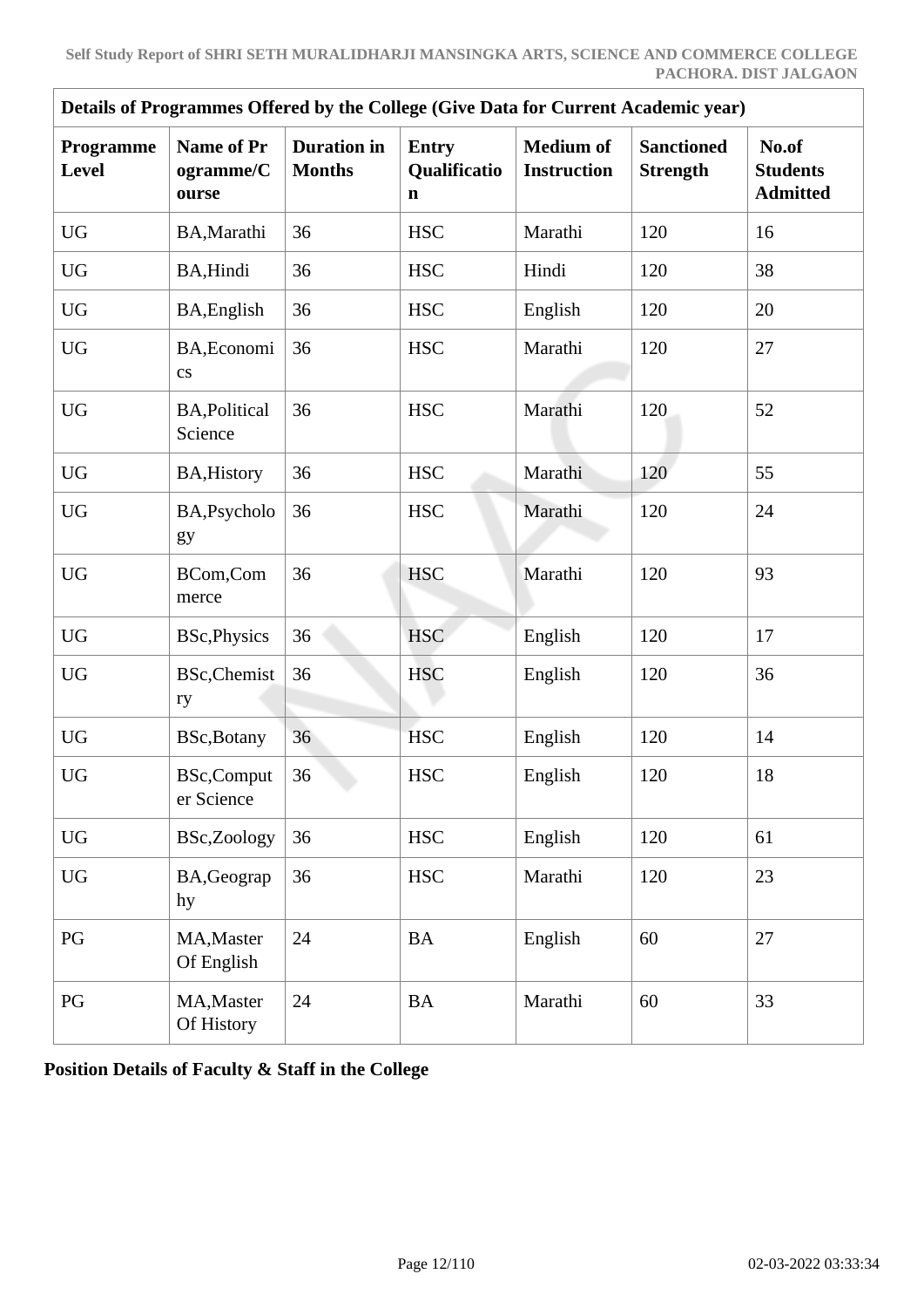| Details of Programmes Offered by the College (Give Data for Current Academic year) | | | | | | |
|---|---|---|---|---|---|---|
| **Programme Level** | **Name of Programme/Course** | **Duration in Months** | **Entry Qualification** | **Medium of Instruction** | **Sanctioned Strength** | **No.of Students Admitted** |
| UG | BA,Marathi | 36 | HSC | Marathi | 120 | 16 |
| UG | BA,Hindi | 36 | HSC | Hindi | 120 | 38 |
| UG | BA,English | 36 | HSC | English | 120 | 20 |
| UG | BA,Economics | 36 | HSC | Marathi | 120 | 27 |
| UG | BA,Political Science | 36 | HSC | Marathi | 120 | 52 |
| UG | BA,History | 36 | HSC | Marathi | 120 | 55 |
| UG | BA,Psychology | 36 | HSC | Marathi | 120 | 24 |
| UG | BCom,Commerce | 36 | HSC | Marathi | 120 | 93 |
| UG | BSc,Physics | 36 | HSC | English | 120 | 17 |
| UG | BSc,Chemistry | 36 | HSC | English | 120 | 36 |
| UG | BSc,Botany | 36 | HSC | English | 120 | 14 |
| UG | BSc,Computer Science | 36 | HSC | English | 120 | 18 |
| UG | BSc,Zoology | 36 | HSC | English | 120 | 61 |
| UG | BA,Geography | 36 | HSC | Marathi | 120 | 23 |
| PG | MA,Master Of English | 24 | BA | English | 60 | 27 |
| PG | MA,Master Of History | 24 | BA | Marathi | 60 | 33 |

**Position Details of Faculty & Staff in the College**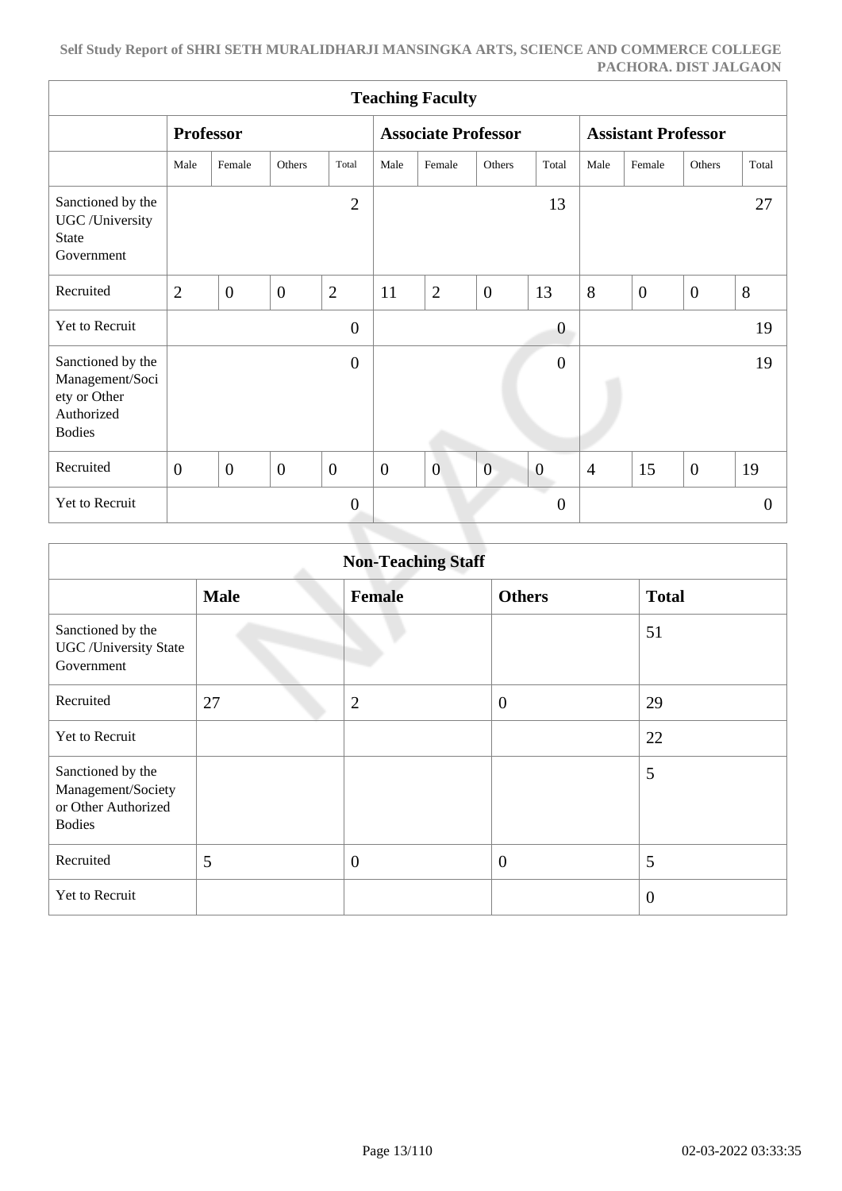| Teaching Faculty | | | | | | | | | | | | |
|---|---|---|---|---|---|---|---|---|---|---|---|---|
| | Professor | | | | Associate Professor | | | | Assistant Professor | | | |
| | Male | Female | Others | Total | Male | Female | Others | Total | Male | Female | Others | Total |
| Sanctioned by the UGC /University State Government | | | | 2 | | | | 13 | | | | 27 |
| Recruited | 2 | 0 | 0 | 2 | 11 | 2 | 0 | 13 | 8 | 0 | 0 | 8 |
| Yet to Recruit | | | | 0 | | | | 0 | | | | 19 |
| Sanctioned by the Management/Society or Other Authorized Bodies | | | | 0 | | | | 0 | | | | 19 |
| Recruited | 0 | 0 | 0 | 0 | 0 | 0 | 0 | 0 | 4 | 15 | 0 | 19 |
| Yet to Recruit | | | | 0 | | | | 0 | | | | 0 |

| Non-Teaching Staff | | | | |
|---|---|---|---|---|
| | **Male** | **Female** | **Others** | **Total** |
| Sanctioned by the UGC /University State Government | | | | 51 |
| Recruited | 27 | 2 | 0 | 29 |
| Yet to Recruit | | | | 22 |
| Sanctioned by the Management/Society or Other Authorized Bodies | | | | 5 |
| Recruited | 5 | 0 | 0 | 5 |
| Yet to Recruit | | | | 0 |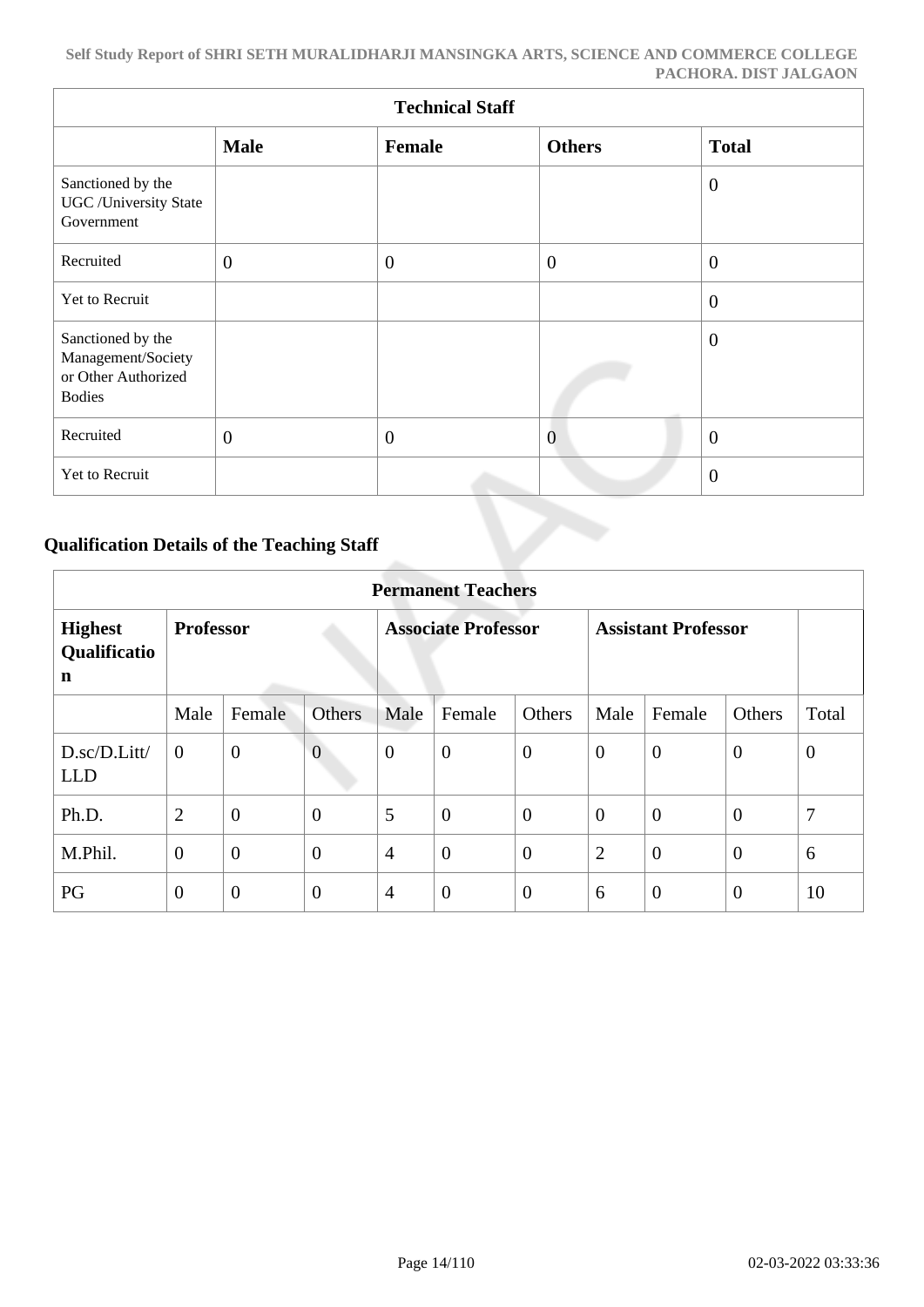| Technical Staff | | | | |
|---|---|---|---|---|
| | **Male** | **Female** | **Others** | **Total** |
| Sanctioned by the UGC /University State Government | | | | 0 |
| Recruited | 0 | 0 | 0 | 0 |
| Yet to Recruit | | | | 0 |
| Sanctioned by the Management/Society or Other Authorized Bodies | | | | 0 |
| Recruited | 0 | 0 | 0 | 0 |
| Yet to Recruit | | | | 0 |

## Qualification Details of the Teaching Staff

| Permanent Teachers | | | | | | | | | | |
|---|---|---|---|---|---|---|---|---|---|---|
| **Highest Qualification** | **Professor** | | | **Associate Professor** | | | **Assistant Professor** | | | |
| | Male | Female | Others | Male | Female | Others | Male | Female | Others | Total |
| D.sc/D.Litt/ LLD | 0 | 0 | 0 | 0 | 0 | 0 | 0 | 0 | 0 | 0 |
| Ph.D. | 2 | 0 | 0 | 5 | 0 | 0 | 0 | 0 | 0 | 7 |
| M.Phil. | 0 | 0 | 0 | 4 | 0 | 0 | 2 | 0 | 0 | 6 |
| PG | 0 | 0 | 0 | 4 | 0 | 0 | 6 | 0 | 0 | 10 |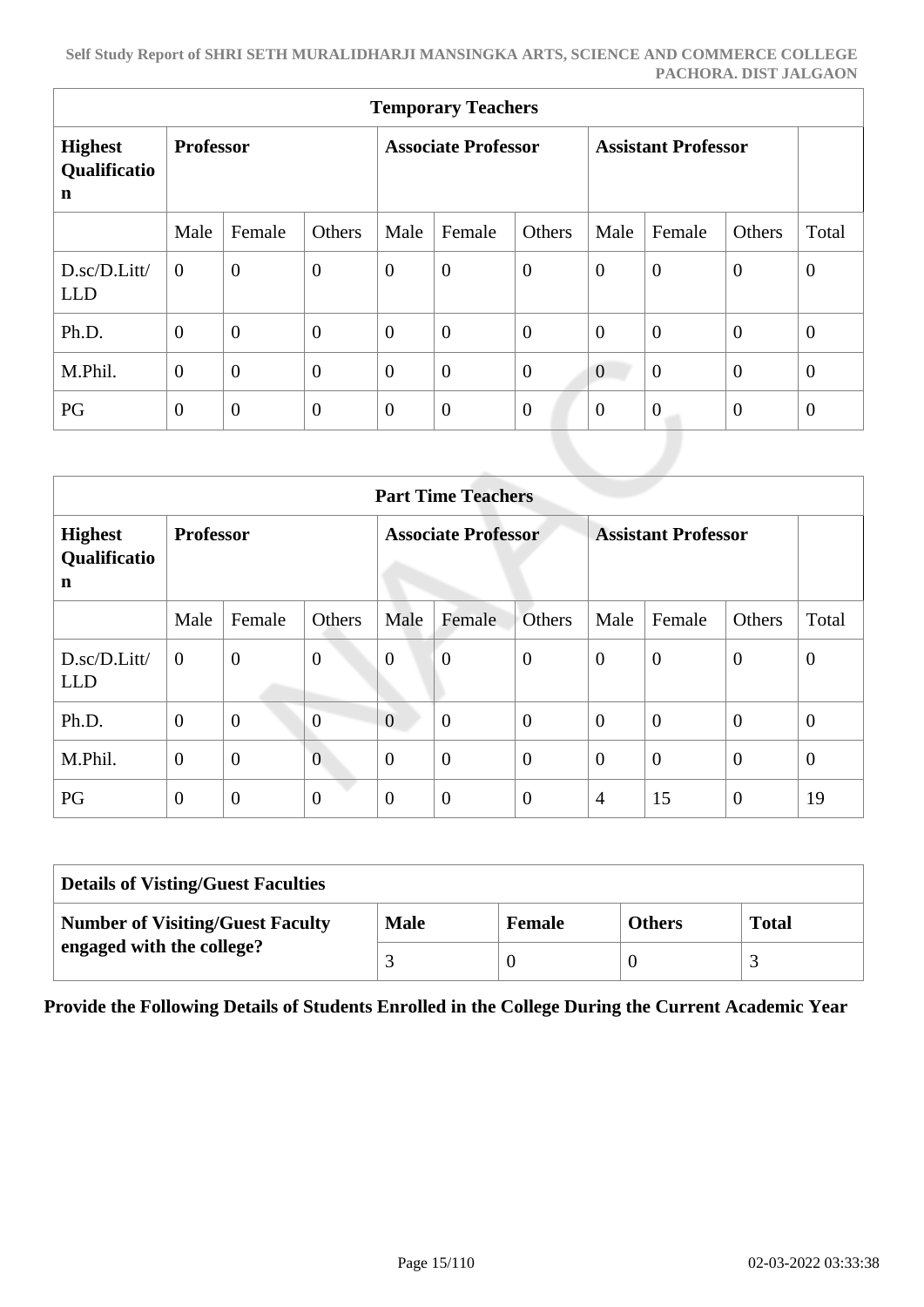| Temporary Teachers | | | | | | | | | |
|---|---|---|---|---|---|---|---|---|---|
| **Highest Qualification** | **Professor** | | | **Associate Professor** | | | **Assistant Professor** | | |
| | Male | Female | Others | Male | Female | Others | Male | Female | Others | Total |
| D.sc/D.Litt/ LLD | 0 | 0 | 0 | 0 | 0 | 0 | 0 | 0 | 0 | 0 |
| Ph.D. | 0 | 0 | 0 | 0 | 0 | 0 | 0 | 0 | 0 | 0 |
| M.Phil. | 0 | 0 | 0 | 0 | 0 | 0 | 0 | 0 | 0 | 0 |
| PG | 0 | 0 | 0 | 0 | 0 | 0 | 0 | 0 | 0 | 0 |

| Part Time Teachers | | | | | | | | | | |
|---|---|---|---|---|---|---|---|---|---|---|
| **Highest Qualification** | **Professor** | | | **Associate Professor** | | | **Assistant Professor** | | | |
| | Male | Female | Others | Male | Female | Others | Male | Female | Others | Total |
| D.sc/D.Litt/ LLD | 0 | 0 | 0 | 0 | 0 | 0 | 0 | 0 | 0 | 0 |
| Ph.D. | 0 | 0 | 0 | 0 | 0 | 0 | 0 | 0 | 0 | 0 |
| M.Phil. | 0 | 0 | 0 | 0 | 0 | 0 | 0 | 0 | 0 | 0 |
| PG | 0 | 0 | 0 | 0 | 0 | 0 | 4 | 15 | 0 | 19 |

| Details of Visting/Guest Faculties | | | | |
|---|---|---|---|---|
| **Number of Visiting/Guest Faculty engaged with the college?** | **Male** | **Female** | **Others** | **Total** |
| | 3 | 0 | 0 | 3 |

**Provide the Following Details of Students Enrolled in the College During the Current Academic Year**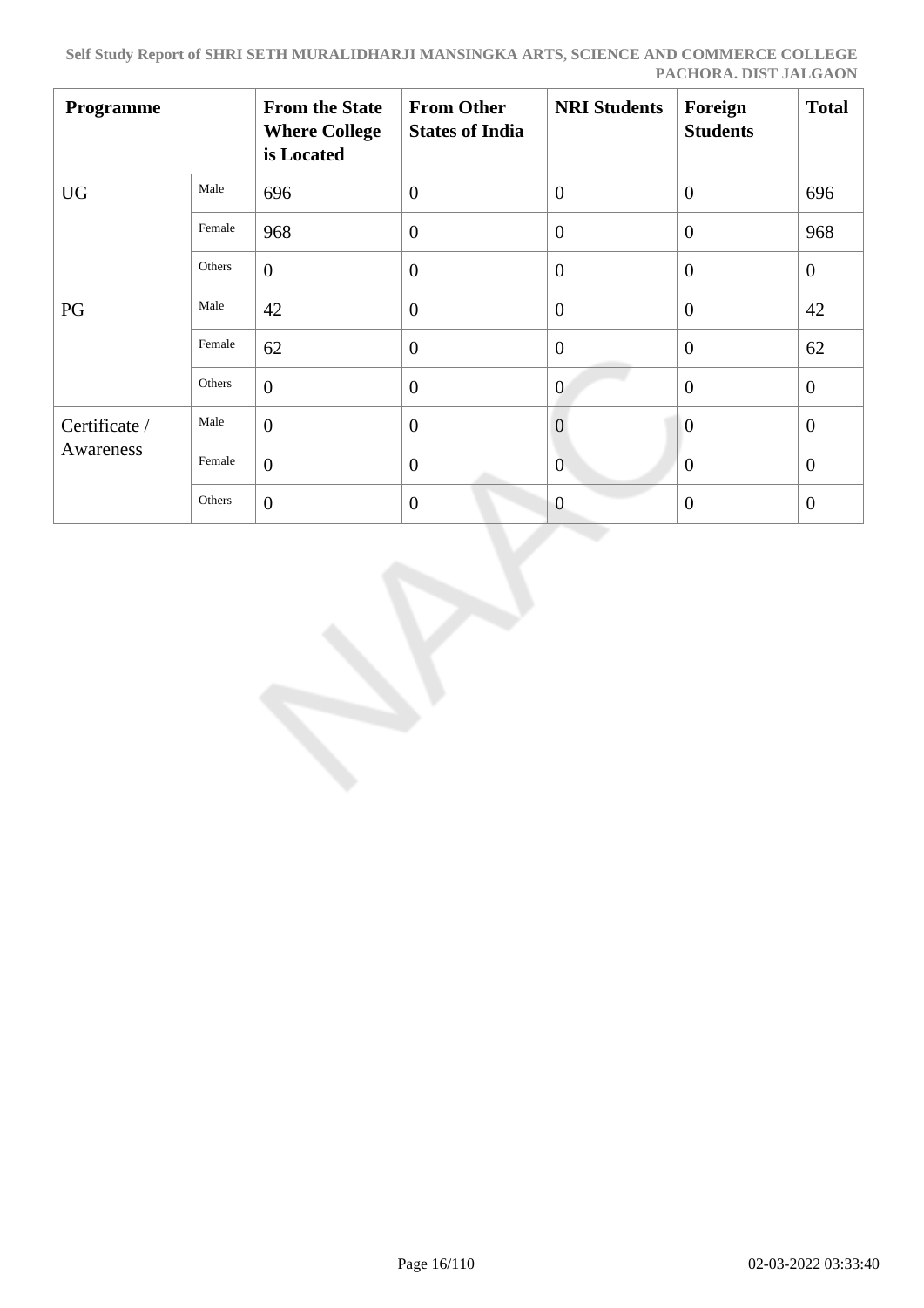| Programme | | From the State Where College is Located | From Other States of India | NRI Students | Foreign Students | Total |
|---|---|---|---|---|---|---|
| UG | Male | 696 | 0 | 0 | 0 | 696 |
| | Female | 968 | 0 | 0 | 0 | 968 |
| | Others | 0 | 0 | 0 | 0 | 0 |
| PG | Male | 42 | 0 | 0 | 0 | 42 |
| | Female | 62 | 0 | 0 | 0 | 62 |
| | Others | 0 | 0 | 0 | 0 | 0 |
| Certificate / Awareness | Male | 0 | 0 | 0 | 0 | 0 |
| | Female | 0 | 0 | 0 | 0 | 0 |
| | Others | 0 | 0 | 0 | 0 | 0 |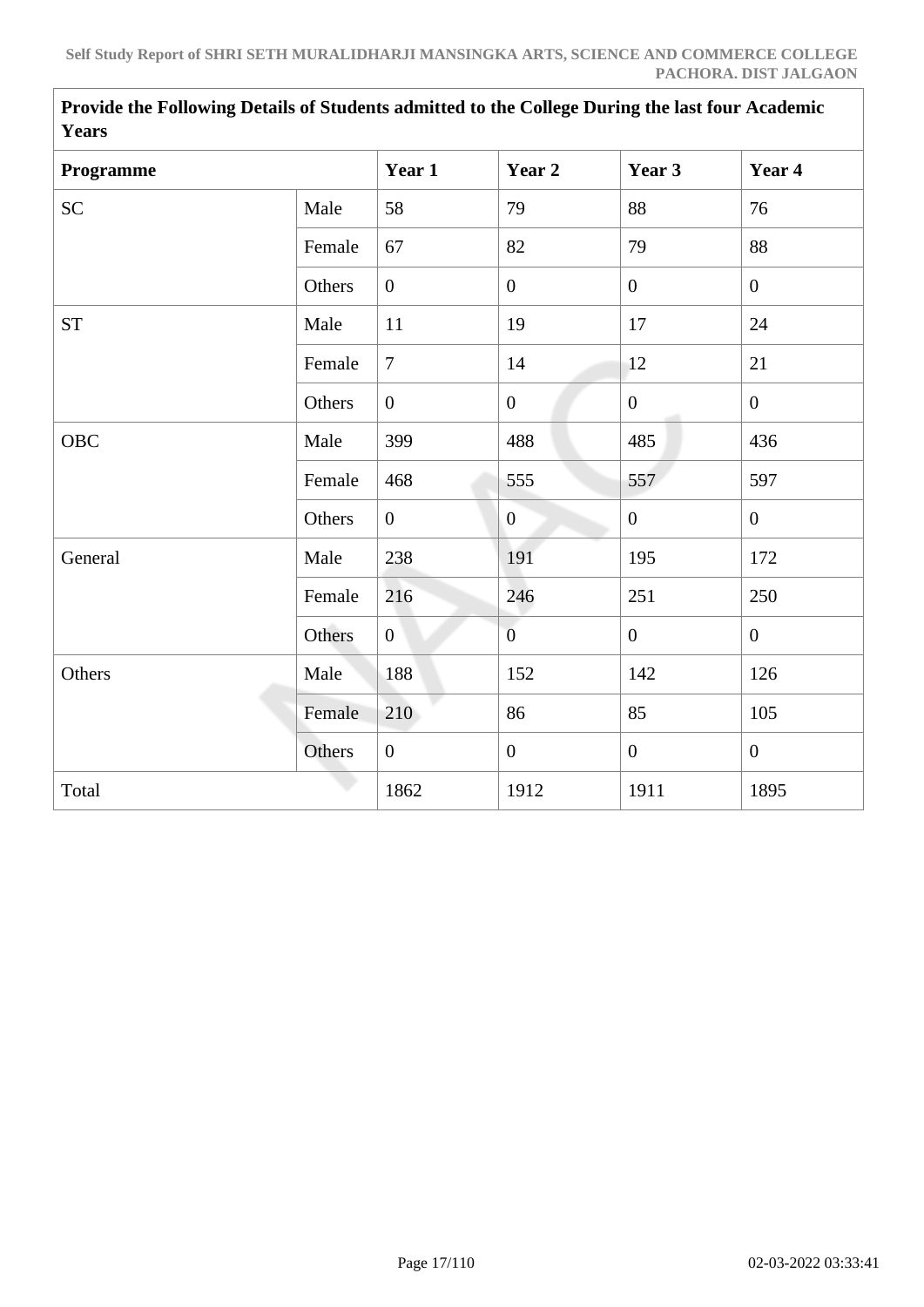| Provide the Following Details of Students admitted to the College During the last four Academic Years | | | | | |
|---|---|---|---|---|---|
| **Programme** | | **Year 1** | **Year 2** | **Year 3** | **Year 4** |
| SC | Male | 58 | 79 | 88 | 76 |
| | Female | 67 | 82 | 79 | 88 |
| | Others | 0 | 0 | 0 | 0 |
| ST | Male | 11 | 19 | 17 | 24 |
| | Female | 7 | 14 | 12 | 21 |
| | Others | 0 | 0 | 0 | 0 |
| OBC | Male | 399 | 488 | 485 | 436 |
| | Female | 468 | 555 | 557 | 597 |
| | Others | 0 | 0 | 0 | 0 |
| General | Male | 238 | 191 | 195 | 172 |
| | Female | 216 | 246 | 251 | 250 |
| | Others | 0 | 0 | 0 | 0 |
| Others | Male | 188 | 152 | 142 | 126 |
| | Female | 210 | 86 | 85 | 105 |
| | Others | 0 | 0 | 0 | 0 |
| Total | | 1862 | 1912 | 1911 | 1895 |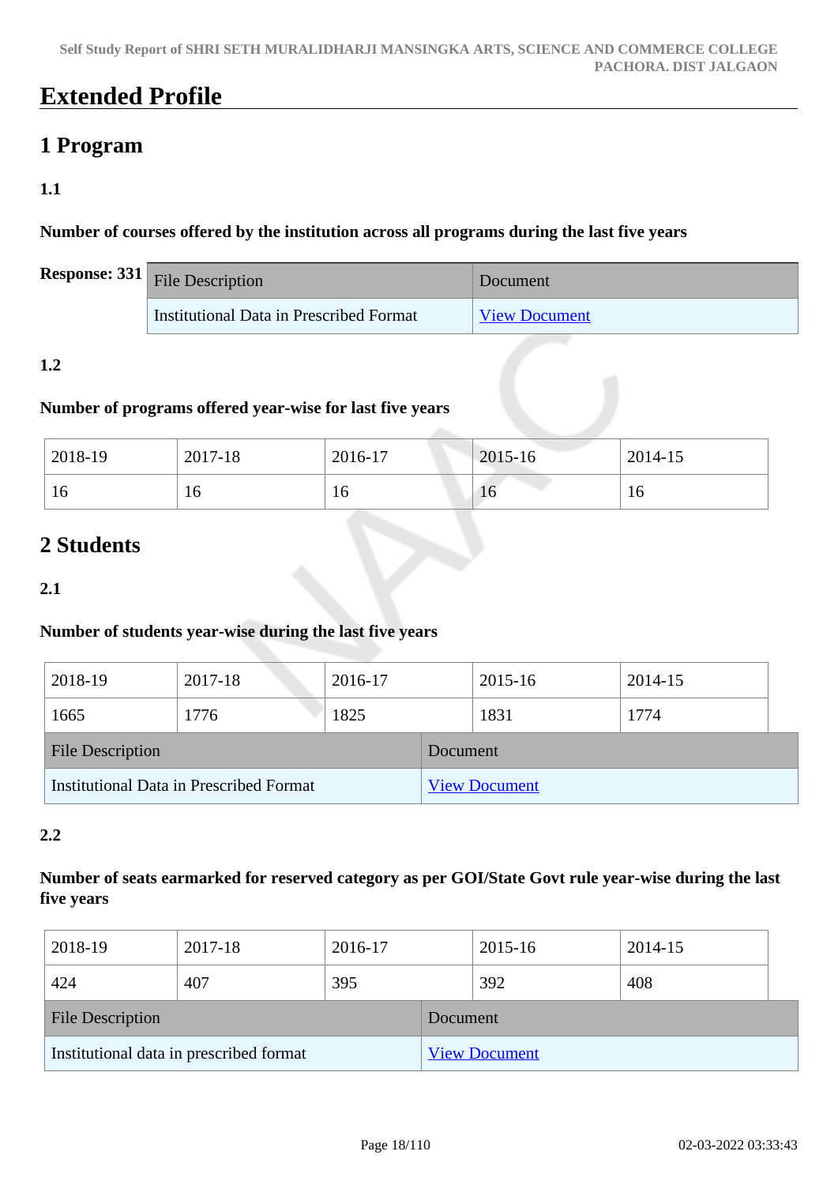# Extended Profile

## 1 Program

### 1.1

**Number of courses offered by the institution across all programs during the last five years**

**Response: 331**

| File Description | Document |
|---|---|
| Institutional Data in Prescribed Format | View Document |

### 1.2

**Number of programs offered year-wise for last five years**

| 2018-19 | 2017-18 | 2016-17 | 2015-16 | 2014-15 |
|---|---|---|---|---|
| 16 | 16 | 16 | 16 | 16 |

## 2 Students

### 2.1

**Number of students year-wise during the last five years**

| 2018-19 | 2017-18 | 2016-17 | 2015-16 | 2014-15 |
|---|---|---|---|---|
| 1665 | 1776 | 1825 | 1831 | 1774 |

| File Description | Document |
|---|---|
| Institutional Data in Prescribed Format | View Document |

### 2.2

**Number of seats earmarked for reserved category as per GOI/State Govt rule year-wise during the last five years**

| 2018-19 | 2017-18 | 2016-17 | 2015-16 | 2014-15 |
|---|---|---|---|---|
| 424 | 407 | 395 | 392 | 408 |

| File Description | Document |
|---|---|
| Institutional data in prescribed format | View Document |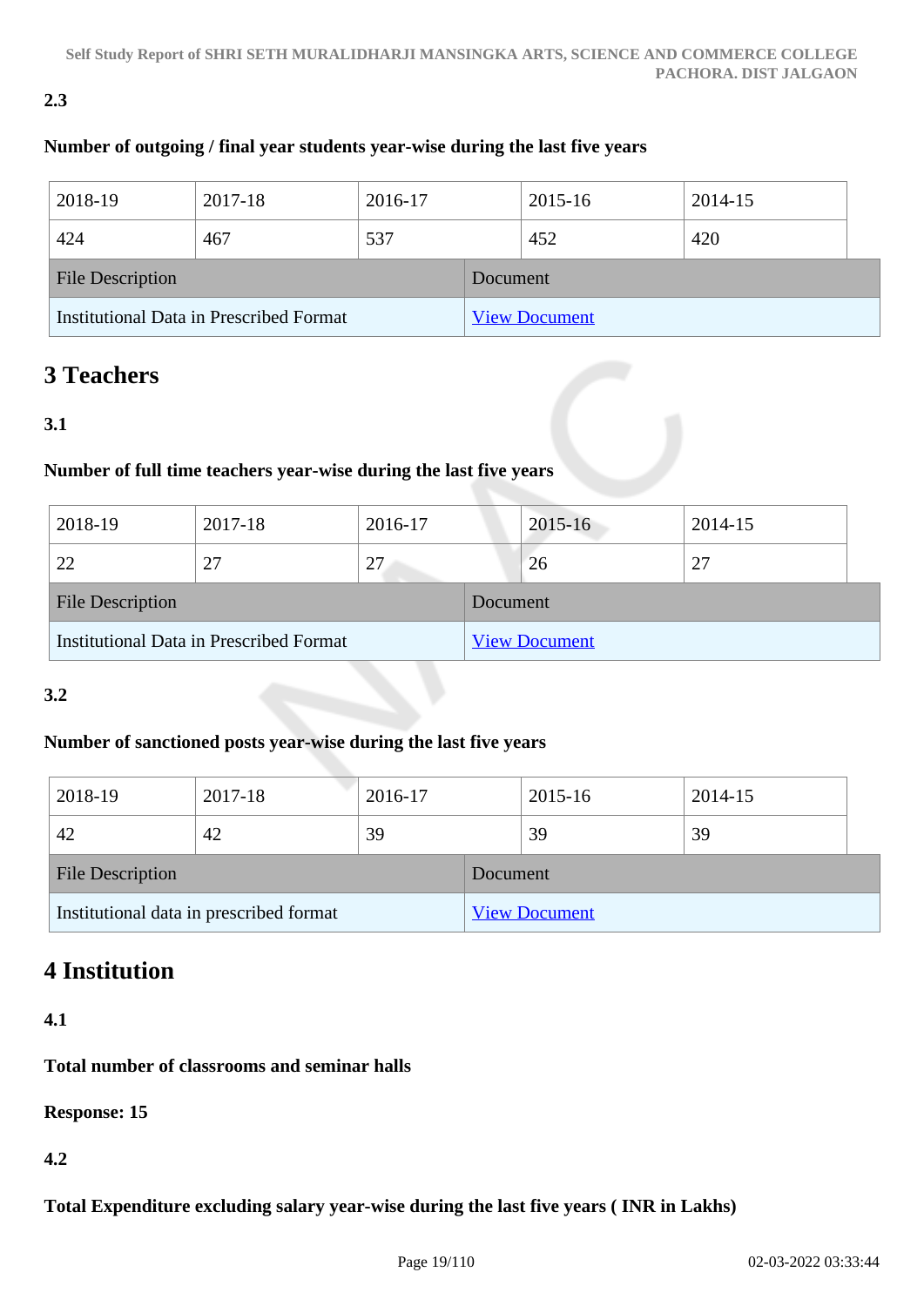**2.3**

**Number of outgoing / final year students year-wise during the last five years**

| 2018-19 | 2017-18 | 2016-17 | 2015-16 | 2014-15 |
|---|---|---|---|---|
| 424 | 467 | 537 | 452 | 420 |

| File Description | Document |
|---|---|
| Institutional Data in Prescribed Format | View Document |

# 3 Teachers

**3.1**

**Number of full time teachers year-wise during the last five years**

| 2018-19 | 2017-18 | 2016-17 | 2015-16 | 2014-15 |
|---|---|---|---|---|
| 22 | 27 | 27 | 26 | 27 |

| File Description | Document |
|---|---|
| Institutional Data in Prescribed Format | View Document |

**3.2**

**Number of sanctioned posts year-wise during the last five years**

| 2018-19 | 2017-18 | 2016-17 | 2015-16 | 2014-15 |
|---|---|---|---|---|
| 42 | 42 | 39 | 39 | 39 |

| File Description | Document |
|---|---|
| Institutional data in prescribed format | View Document |

# 4 Institution

**4.1**

**Total number of classrooms and seminar halls**

**Response: 15**

**4.2**

**Total Expenditure excluding salary year-wise during the last five years ( INR in Lakhs)**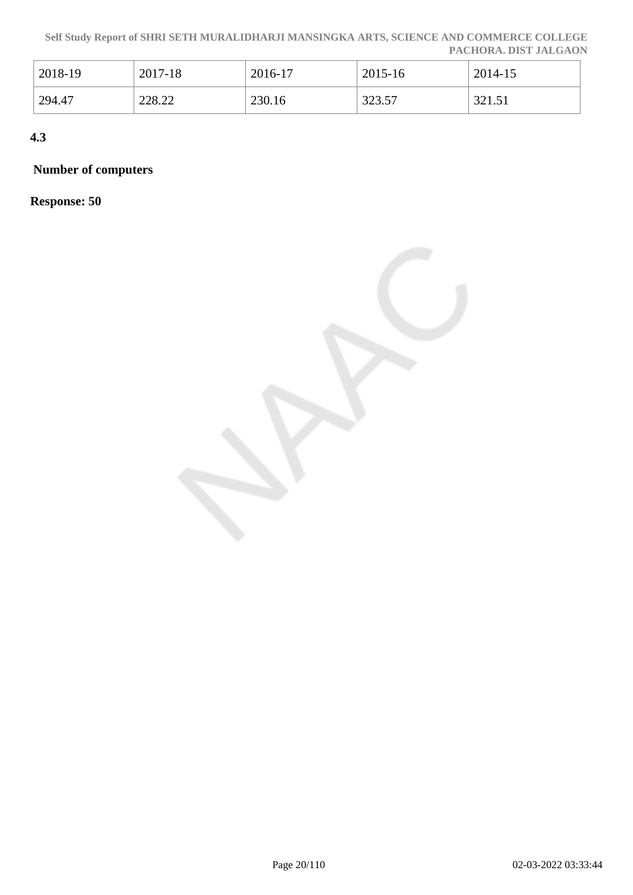| 2018-19 | 2017-18 | 2016-17 | 2015-16 | 2014-15 |
|---|---|---|---|---|
| 294.47 | 228.22 | 230.16 | 323.57 | 321.51 |

**4.3**

**Number of computers**

**Response: 50**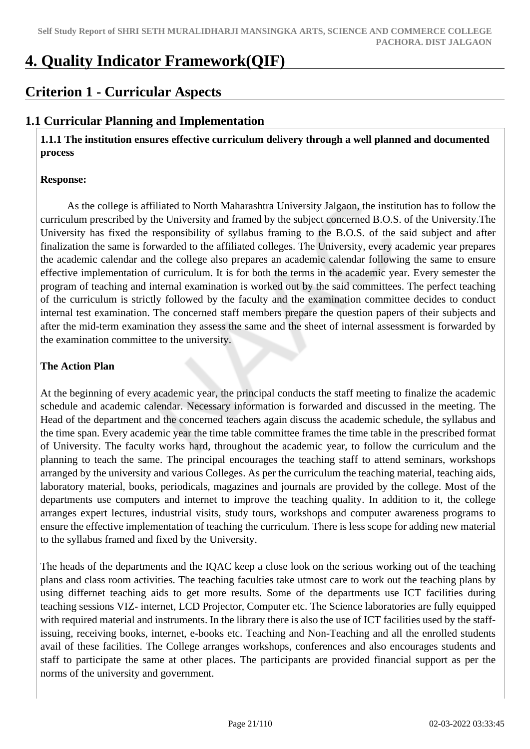# 4. Quality Indicator Framework(QIF)

## Criterion 1 - Curricular Aspects

### 1.1 Curricular Planning and Implementation

**1.1.1 The institution ensures effective curriculum delivery through a well planned and documented process**

**Response:**

As the college is affiliated to North Maharashtra University Jalgaon, the institution has to follow the curriculum prescribed by the University and framed by the subject concerned B.O.S. of the University.The University has fixed the responsibility of syllabus framing to the B.O.S. of the said subject and after finalization the same is forwarded to the affiliated colleges. The University, every academic year prepares the academic calendar and the college also prepares an academic calendar following the same to ensure effective implementation of curriculum. It is for both the terms in the academic year. Every semester the program of teaching and internal examination is worked out by the said committees. The perfect teaching of the curriculum is strictly followed by the faculty and the examination committee decides to conduct internal test examination. The concerned staff members prepare the question papers of their subjects and after the mid-term examination they assess the same and the sheet of internal assessment is forwarded by the examination committee to the university.

**The Action Plan**

At the beginning of every academic year, the principal conducts the staff meeting to finalize the academic schedule and academic calendar. Necessary information is forwarded and discussed in the meeting. The Head of the department and the concerned teachers again discuss the academic schedule, the syllabus and the time span. Every academic year the time table committee frames the time table in the prescribed format of University. The faculty works hard, throughout the academic year, to follow the curriculum and the planning to teach the same. The principal encourages the teaching staff to attend seminars, workshops arranged by the university and various Colleges. As per the curriculum the teaching material, teaching aids, laboratory material, books, periodicals, magazines and journals are provided by the college. Most of the departments use computers and internet to improve the teaching quality. In addition to it, the college arranges expert lectures, industrial visits, study tours, workshops and computer awareness programs to ensure the effective implementation of teaching the curriculum. There is less scope for adding new material to the syllabus framed and fixed by the University.

The heads of the departments and the IQAC keep a close look on the serious working out of the teaching plans and class room activities. The teaching faculties take utmost care to work out the teaching plans by using differnet teaching aids to get more results. Some of the departments use ICT facilities during teaching sessions VIZ- internet, LCD Projector, Computer etc. The Science laboratories are fully equipped with required material and instruments. In the library there is also the use of ICT facilities used by the staff-issuing, receiving books, internet, e-books etc. Teaching and Non-Teaching and all the enrolled students avail of these facilities. The College arranges workshops, conferences and also encourages students and staff to participate the same at other places. The participants are provided financial support as per the norms of the university and government.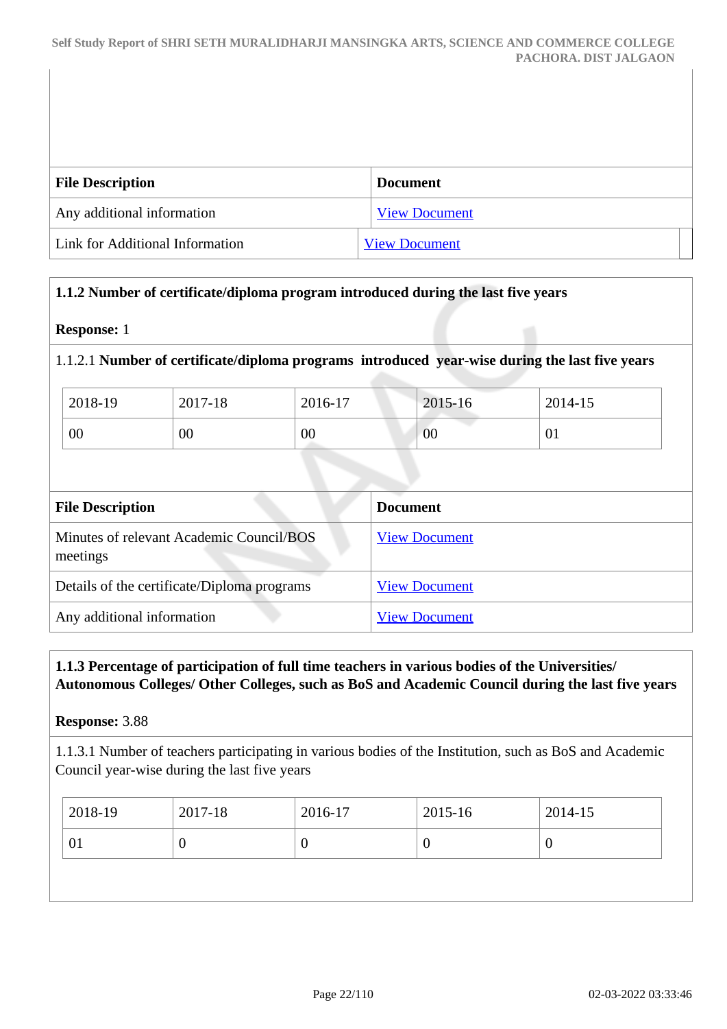| File Description | Document |
| --- | --- |
| Any additional information | View Document |
| Link for Additional Information | View Document |

**1.1.2 Number of certificate/diploma program introduced during the last five years**

**Response:** 1

1.1.2.1 **Number of certificate/diploma programs introduced year-wise during the last five years**

| 2018-19 | 2017-18 | 2016-17 | 2015-16 | 2014-15 |
| --- | --- | --- | --- | --- |
| 00 | 00 | 00 | 00 | 01 |

| File Description | Document |
| --- | --- |
| Minutes of relevant Academic Council/BOS meetings | View Document |
| Details of the certificate/Diploma programs | View Document |
| Any additional information | View Document |

**1.1.3 Percentage of participation of full time teachers in various bodies of the Universities/ Autonomous Colleges/ Other Colleges, such as BoS and Academic Council during the last five years**

**Response:** 3.88

1.1.3.1 Number of teachers participating in various bodies of the Institution, such as BoS and Academic Council year-wise during the last five years

| 2018-19 | 2017-18 | 2016-17 | 2015-16 | 2014-15 |
| --- | --- | --- | --- | --- |
| 01 | 0 | 0 | 0 | 0 |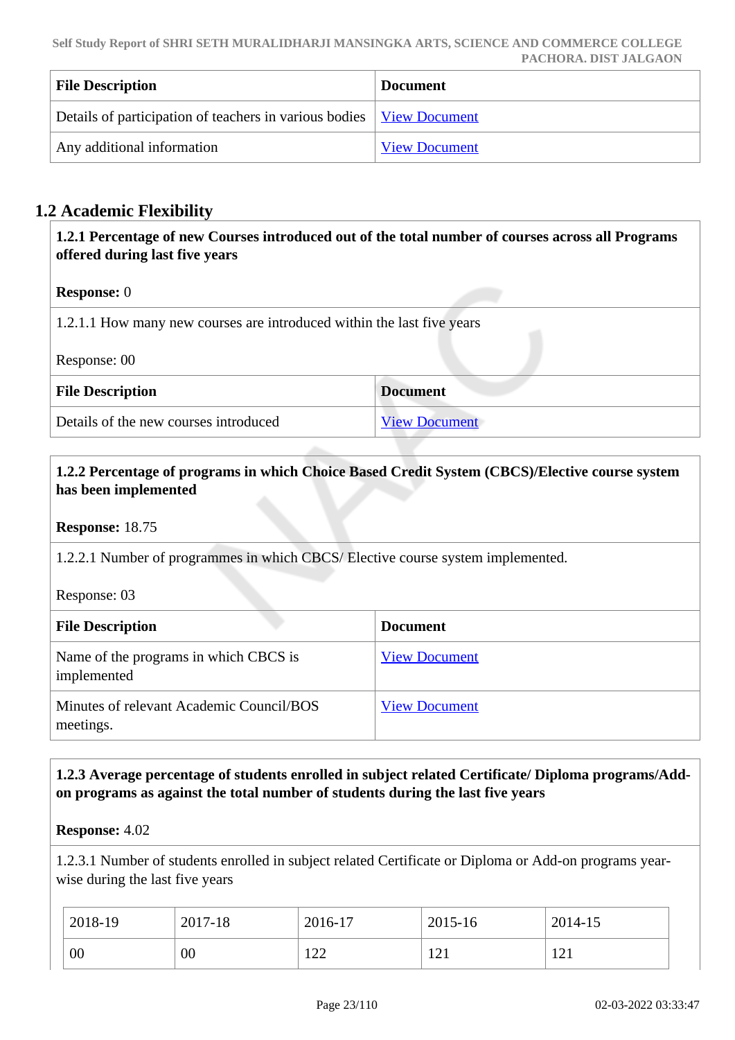| File Description | Document |
|---|---|
| Details of participation of teachers in various bodies | View Document |
| Any additional information | View Document |

## 1.2 Academic Flexibility

**1.2.1 Percentage of new Courses introduced out of the total number of courses across all Programs offered during last five years**

**Response:** 0

1.2.1.1 How many new courses are introduced within the last five years

Response: 00

| File Description | Document |
|---|---|
| Details of the new courses introduced | View Document |

**1.2.2 Percentage of programs in which Choice Based Credit System (CBCS)/Elective course system has been implemented**

**Response:** 18.75

1.2.2.1 Number of programmes in which CBCS/ Elective course system implemented.

Response: 03

| File Description | Document |
|---|---|
| Name of the programs in which CBCS is implemented | View Document |
| Minutes of relevant Academic Council/BOS meetings. | View Document |

**1.2.3 Average percentage of students enrolled in subject related Certificate/ Diploma programs/Add-on programs as against the total number of students during the last five years**

**Response:** 4.02

1.2.3.1 Number of students enrolled in subject related Certificate or Diploma or Add-on programs year-wise during the last five years

| 2018-19 | 2017-18 | 2016-17 | 2015-16 | 2014-15 |
|---|---|---|---|---|
| 00 | 00 | 122 | 121 | 121 |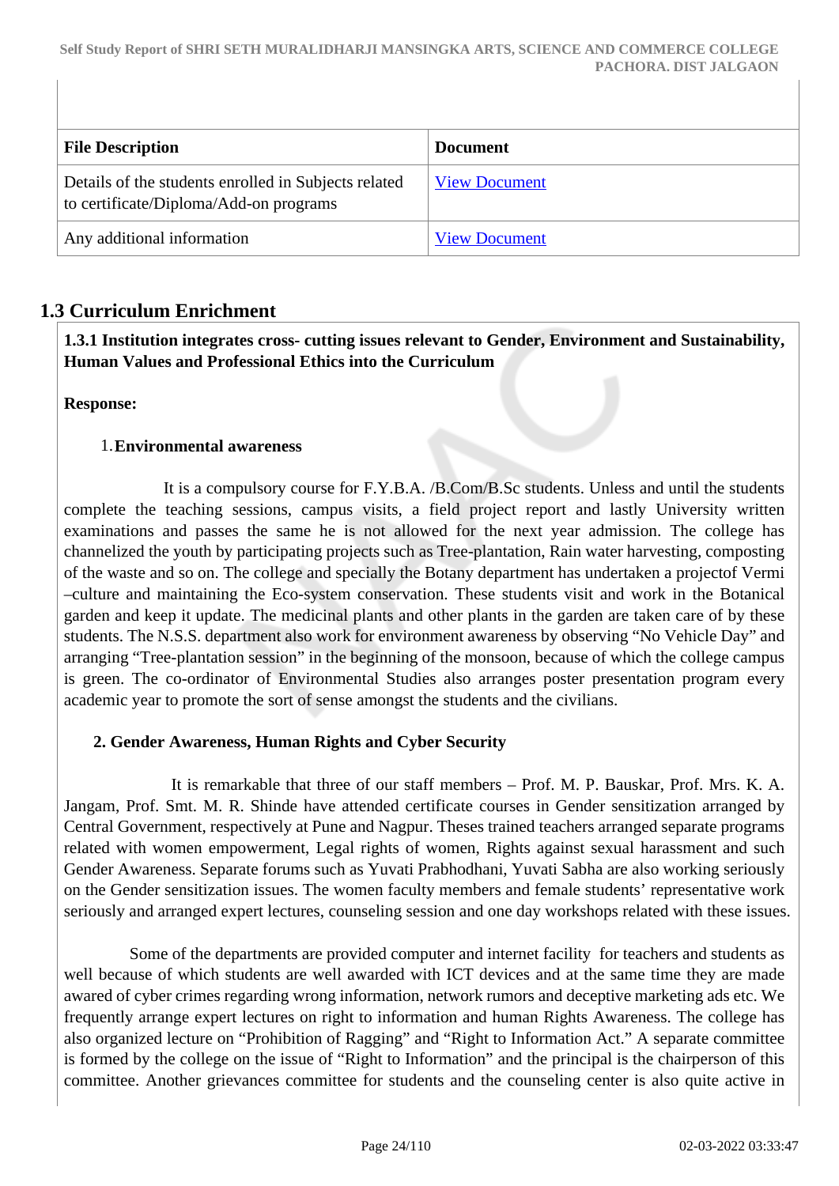| File Description | Document |
|---|---|
| Details of the students enrolled in Subjects related to certificate/Diploma/Add-on programs | View Document |
| Any additional information | View Document |

## 1.3 Curriculum Enrichment

**1.3.1 Institution integrates cross- cutting issues relevant to Gender, Environment and Sustainability, Human Values and Professional Ethics into the Curriculum**

**Response:**

1. **Environmental awareness**

It is a compulsory course for F.Y.B.A. /B.Com/B.Sc students. Unless and until the students complete the teaching sessions, campus visits, a field project report and lastly University written examinations and passes the same he is not allowed for the next year admission. The college has channelized the youth by participating projects such as Tree-plantation, Rain water harvesting, composting of the waste and so on. The college and specially the Botany department has undertaken a projectof Vermi –culture and maintaining the Eco-system conservation. These students visit and work in the Botanical garden and keep it update. The medicinal plants and other plants in the garden are taken care of by these students. The N.S.S. department also work for environment awareness by observing “No Vehicle Day” and arranging “Tree-plantation session” in the beginning of the monsoon, because of which the college campus is green. The co-ordinator of Environmental Studies also arranges poster presentation program every academic year to promote the sort of sense amongst the students and the civilians.

**2. Gender Awareness, Human Rights and Cyber Security**

It is remarkable that three of our staff members – Prof. M. P. Bauskar, Prof. Mrs. K. A. Jangam, Prof. Smt. M. R. Shinde have attended certificate courses in Gender sensitization arranged by Central Government, respectively at Pune and Nagpur. Theses trained teachers arranged separate programs related with women empowerment, Legal rights of women, Rights against sexual harassment and such Gender Awareness. Separate forums such as Yuvati Prabhodhani, Yuvati Sabha are also working seriously on the Gender sensitization issues. The women faculty members and female students’ representative work seriously and arranged expert lectures, counseling session and one day workshops related with these issues.

Some of the departments are provided computer and internet facility for teachers and students as well because of which students are well awarded with ICT devices and at the same time they are made awared of cyber crimes regarding wrong information, network rumors and deceptive marketing ads etc. We frequently arrange expert lectures on right to information and human Rights Awareness. The college has also organized lecture on “Prohibition of Ragging” and “Right to Information Act.” A separate committee is formed by the college on the issue of “Right to Information” and the principal is the chairperson of this committee. Another grievances committee for students and the counseling center is also quite active in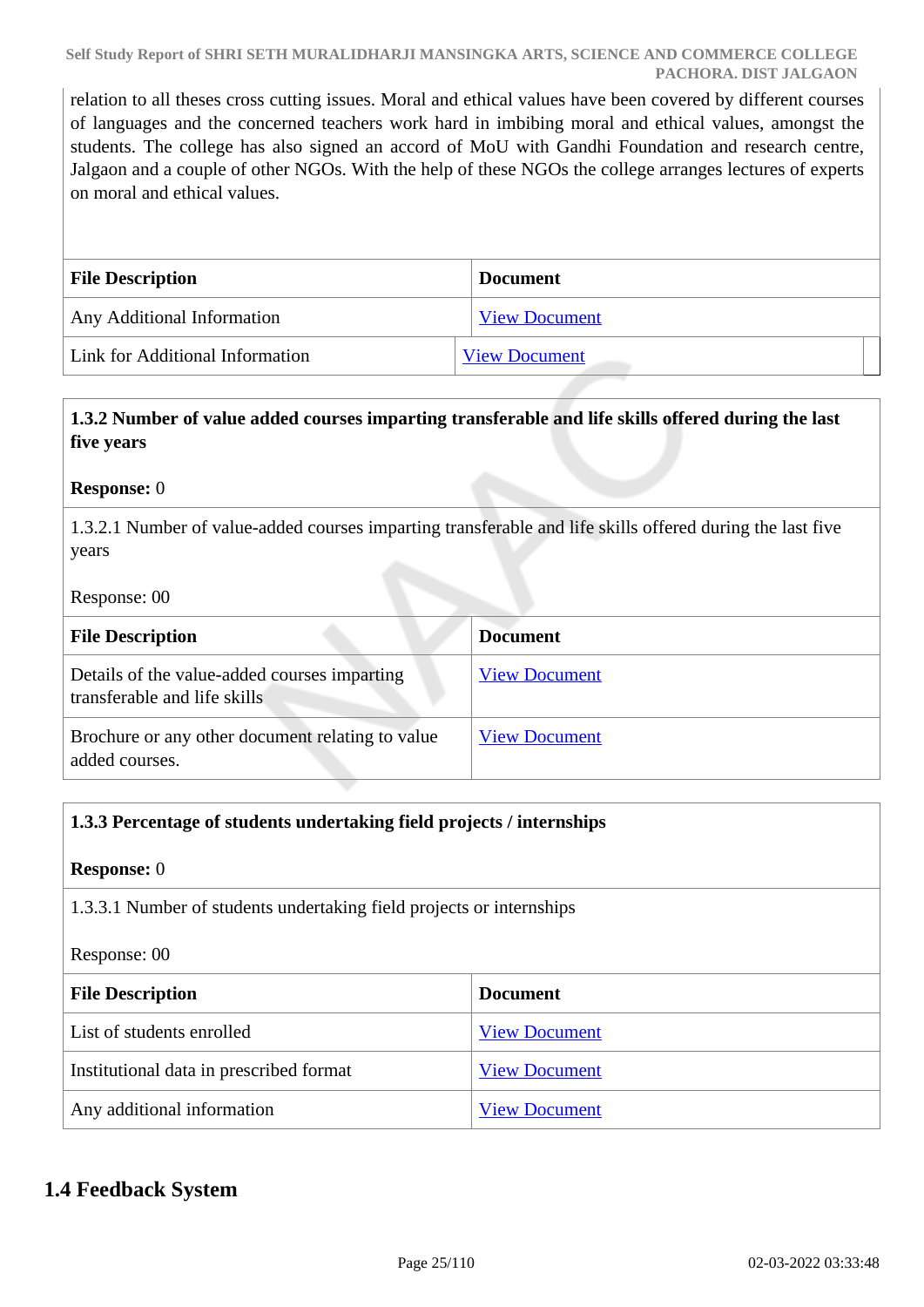relation to all theses cross cutting issues. Moral and ethical values have been covered by different courses of languages and the concerned teachers work hard in imbibing moral and ethical values, amongst the students. The college has also signed an accord of MoU with Gandhi Foundation and research centre, Jalgaon and a couple of other NGOs. With the help of these NGOs the college arranges lectures of experts on moral and ethical values.

| File Description | Document |
|---|---|
| Any Additional Information | View Document |
| Link for Additional Information | View Document |

**1.3.2 Number of value added courses imparting transferable and life skills offered during the last five years**

**Response:** 0

1.3.2.1 Number of value-added courses imparting transferable and life skills offered during the last five years

Response: 00

| File Description | Document |
|---|---|
| Details of the value-added courses imparting transferable and life skills | View Document |
| Brochure or any other document relating to value added courses. | View Document |

**1.3.3 Percentage of students undertaking field projects / internships**

**Response:** 0

1.3.3.1 Number of students undertaking field projects or internships

Response: 00

| File Description | Document |
|---|---|
| List of students enrolled | View Document |
| Institutional data in prescribed format | View Document |
| Any additional information | View Document |

## 1.4 Feedback System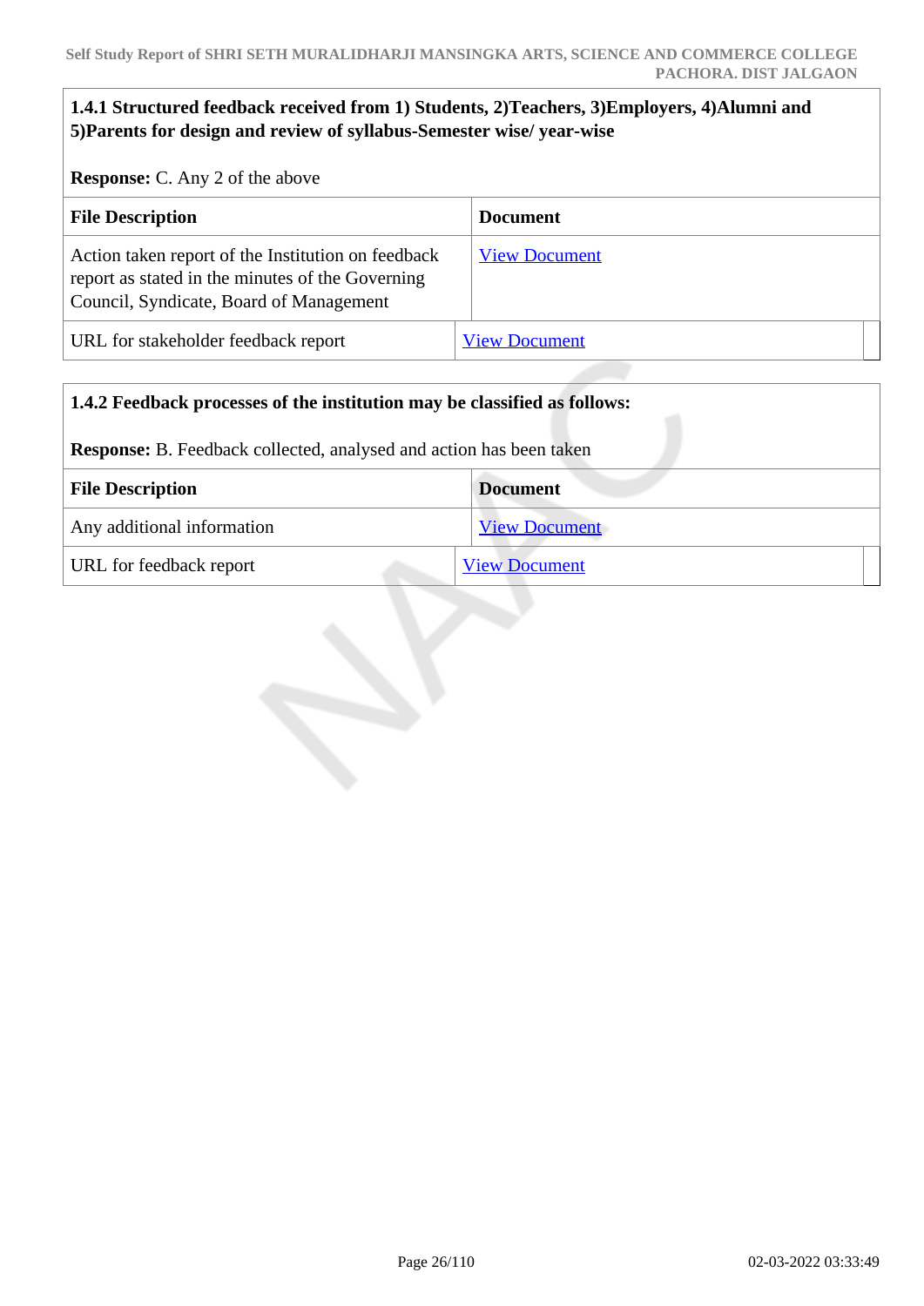**1.4.1 Structured feedback received from 1) Students, 2)Teachers, 3)Employers, 4)Alumni and 5)Parents for design and review of syllabus-Semester wise/ year-wise**

**Response:** C. Any 2 of the above

| File Description | Document |
|---|---|
| Action taken report of the Institution on feedback report as stated in the minutes of the Governing Council, Syndicate, Board of Management | View Document |
| URL for stakeholder feedback report | View Document |

**1.4.2 Feedback processes of the institution may be classified as follows:**

**Response:** B. Feedback collected, analysed and action has been taken

| File Description | Document |
|---|---|
| Any additional information | View Document |
| URL for feedback report | View Document |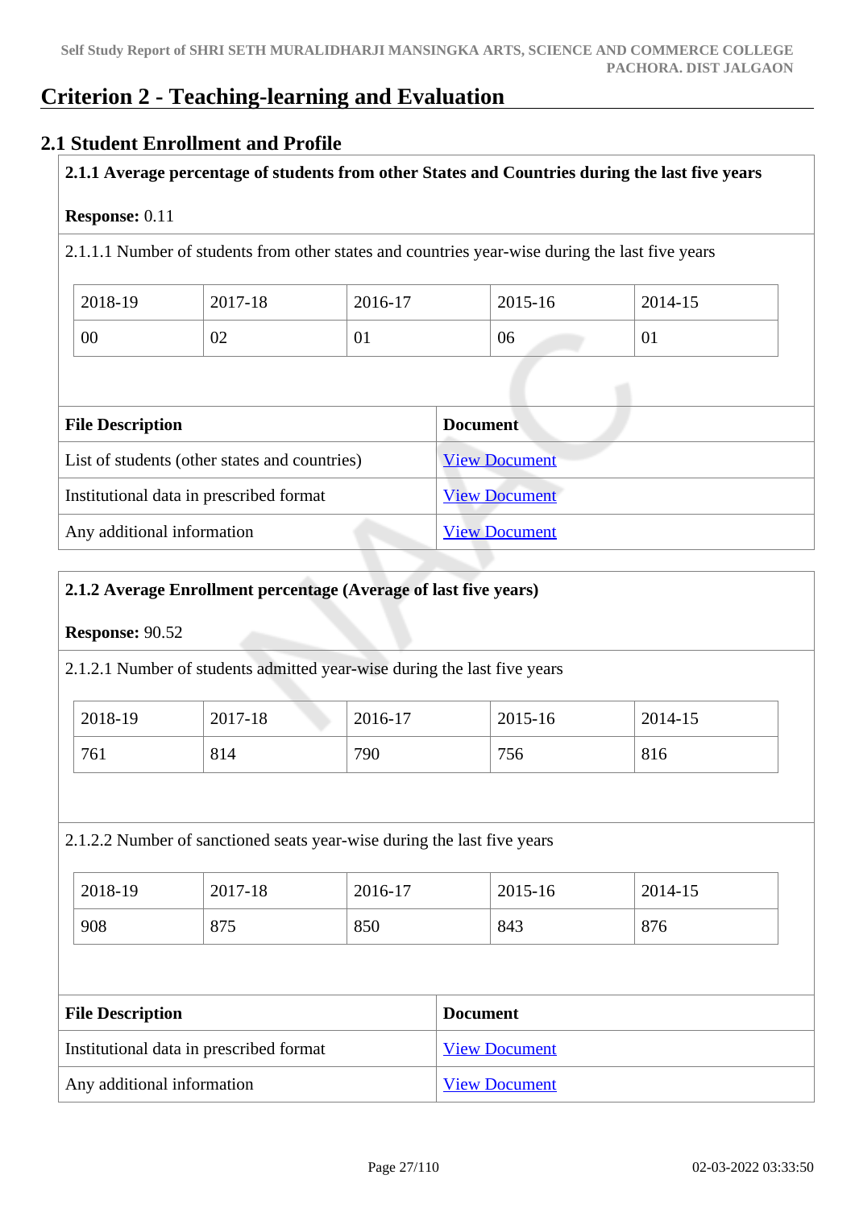# Criterion 2 - Teaching-learning and Evaluation

## 2.1 Student Enrollment and Profile

**2.1.1 Average percentage of students from other States and Countries during the last five years**

**Response:** 0.11

2.1.1.1 Number of students from other states and countries year-wise during the last five years

| 2018-19 | 2017-18 | 2016-17 | 2015-16 | 2014-15 |
|---|---|---|---|---|
| 00 | 02 | 01 | 06 | 01 |

| File Description | Document |
|---|---|
| List of students (other states and countries) | View Document |
| Institutional data in prescribed format | View Document |
| Any additional information | View Document |

**2.1.2 Average Enrollment percentage (Average of last five years)**

**Response:** 90.52

2.1.2.1 Number of students admitted year-wise during the last five years

| 2018-19 | 2017-18 | 2016-17 | 2015-16 | 2014-15 |
|---|---|---|---|---|
| 761 | 814 | 790 | 756 | 816 |

2.1.2.2 Number of sanctioned seats year-wise during the last five years

| 2018-19 | 2017-18 | 2016-17 | 2015-16 | 2014-15 |
|---|---|---|---|---|
| 908 | 875 | 850 | 843 | 876 |

| File Description | Document |
|---|---|
| Institutional data in prescribed format | View Document |
| Any additional information | View Document |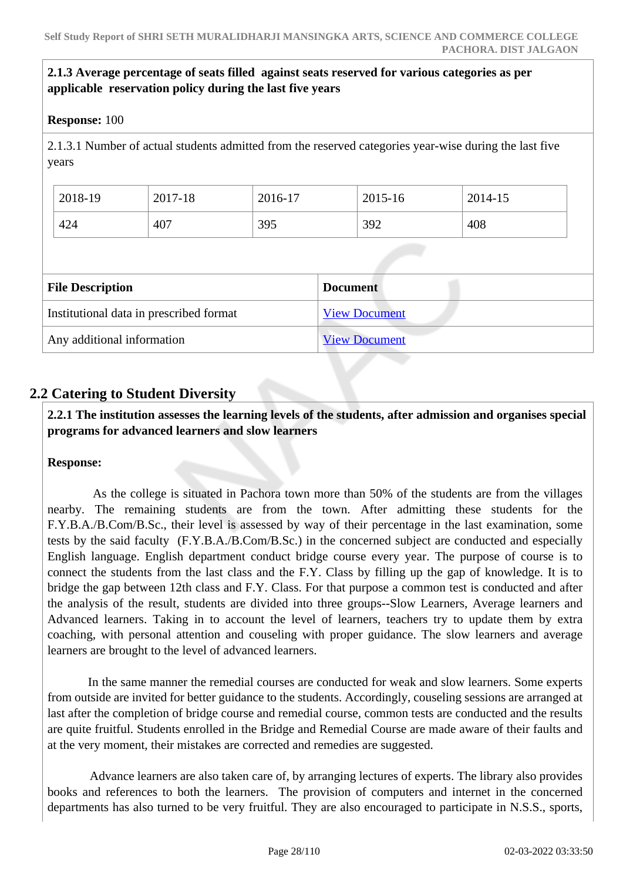**2.1.3 Average percentage of seats filled against seats reserved for various categories as per applicable reservation policy during the last five years**

**Response:** 100

2.1.3.1 Number of actual students admitted from the reserved categories year-wise during the last five years

| 2018-19 | 2017-18 | 2016-17 | 2015-16 | 2014-15 |
|---|---|---|---|---|
| 424 | 407 | 395 | 392 | 408 |

| File Description | Document |
|---|---|
| Institutional data in prescribed format | View Document |
| Any additional information | View Document |

## 2.2 Catering to Student Diversity

**2.2.1 The institution assesses the learning levels of the students, after admission and organises special programs for advanced learners and slow learners**

**Response:**

As the college is situated in Pachora town more than 50% of the students are from the villages nearby. The remaining students are from the town. After admitting these students for the F.Y.B.A./B.Com/B.Sc., their level is assessed by way of their percentage in the last examination, some tests by the said faculty (F.Y.B.A./B.Com/B.Sc.) in the concerned subject are conducted and especially English language. English department conduct bridge course every year. The purpose of course is to connect the students from the last class and the F.Y. Class by filling up the gap of knowledge. It is to bridge the gap between 12th class and F.Y. Class. For that purpose a common test is conducted and after the analysis of the result, students are divided into three groups--Slow Learners, Average learners and Advanced learners. Taking in to account the level of learners, teachers try to update them by extra coaching, with personal attention and couseling with proper guidance. The slow learners and average learners are brought to the level of advanced learners.

In the same manner the remedial courses are conducted for weak and slow learners. Some experts from outside are invited for better guidance to the students. Accordingly, couseling sessions are arranged at last after the completion of bridge course and remedial course, common tests are conducted and the results are quite fruitful. Students enrolled in the Bridge and Remedial Course are made aware of their faults and at the very moment, their mistakes are corrected and remedies are suggested.

Advance learners are also taken care of, by arranging lectures of experts. The library also provides books and references to both the learners. The provision of computers and internet in the concerned departments has also turned to be very fruitful. They are also encouraged to participate in N.S.S., sports,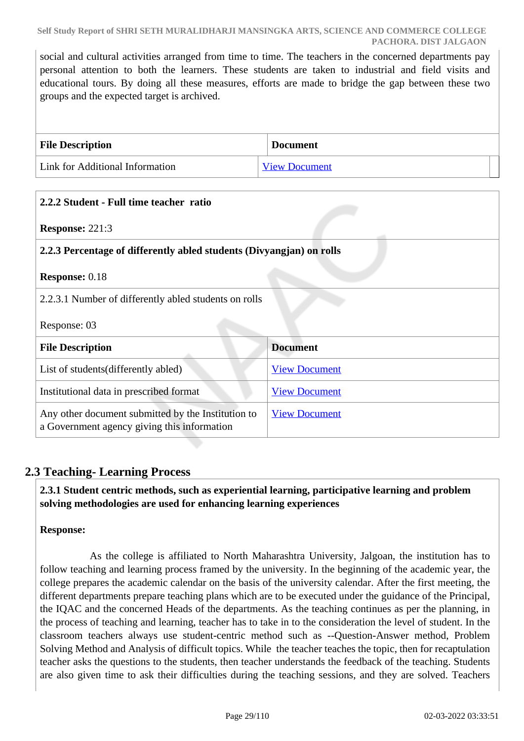social and cultural activities arranged from time to time. The teachers in the concerned departments pay personal attention to both the learners. These students are taken to industrial and field visits and educational tours. By doing all these measures, efforts are made to bridge the gap between these two groups and the expected target is archived.

| File Description | Document |
| --- | --- |
| Link for Additional Information | View Document |

**2.2.2 Student - Full time teacher ratio**

**Response:** 221:3

**2.2.3 Percentage of differently abled students (Divyangjan) on rolls**

**Response:** 0.18

2.2.3.1 Number of differently abled students on rolls

Response: 03

| File Description | Document |
| --- | --- |
| List of students(differently abled) | View Document |
| Institutional data in prescribed format | View Document |
| Any other document submitted by the Institution to a Government agency giving this information | View Document |

## 2.3 Teaching- Learning Process

**2.3.1 Student centric methods, such as experiential learning, participative learning and problem solving methodologies are used for enhancing learning experiences**

**Response:**

As the college is affiliated to North Maharashtra University, Jalgaon, the institution has to follow teaching and learning process framed by the university. In the beginning of the academic year, the college prepares the academic calendar on the basis of the university calendar. After the first meeting, the different departments prepare teaching plans which are to be executed under the guidance of the Principal, the IQAC and the concerned Heads of the departments. As the teaching continues as per the planning, in the process of teaching and learning, teacher has to take in to the consideration the level of student. In the classroom teachers always use student-centric method such as --Question-Answer method, Problem Solving Method and Analysis of difficult topics. While the teacher teaches the topic, then for recaptulation teacher asks the questions to the students, then teacher understands the feedback of the teaching. Students are also given time to ask their difficulties during the teaching sessions, and they are solved. Teachers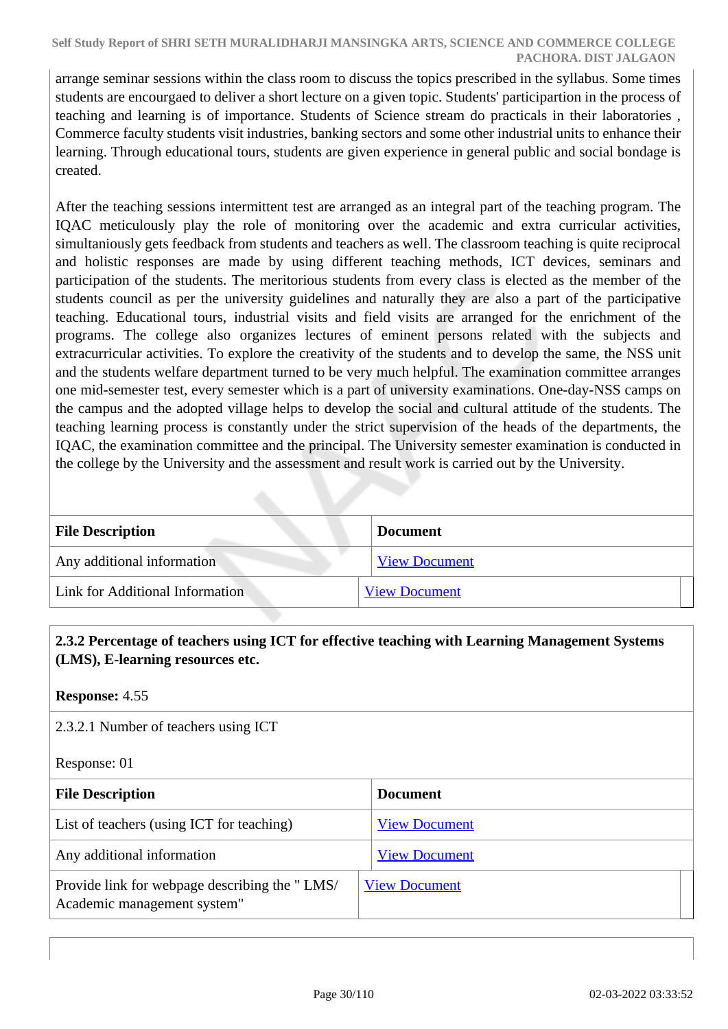arrange seminar sessions within the class room to discuss the topics prescribed in the syllabus. Some times students are encourgaed to deliver a short lecture on a given topic. Students' participartion in the process of teaching and learning is of importance. Students of Science stream do practicals in their laboratories , Commerce faculty students visit industries, banking sectors and some other industrial units to enhance their learning. Through educational tours, students are given experience in general public and social bondage is created.

After the teaching sessions intermittent test are arranged as an integral part of the teaching program. The IQAC meticulously play the role of monitoring over the academic and extra curricular activities, simultaniously gets feedback from students and teachers as well. The classroom teaching is quite reciprocal and holistic responses are made by using different teaching methods, ICT devices, seminars and participation of the students. The meritorious students from every class is elected as the member of the students council as per the university guidelines and naturally they are also a part of the participative teaching. Educational tours, industrial visits and field visits are arranged for the enrichment of the programs. The college also organizes lectures of eminent persons related with the subjects and extracurricular activities. To explore the creativity of the students and to develop the same, the NSS unit and the students welfare department turned to be very much helpful. The examination committee arranges one mid-semester test, every semester which is a part of university examinations. One-day-NSS camps on the campus and the adopted village helps to develop the social and cultural attitude of the students. The teaching learning process is constantly under the strict supervision of the heads of the departments, the IQAC, the examination committee and the principal. The University semester examination is conducted in the college by the University and the assessment and result work is carried out by the University.

| File Description | Document |
|---|---|
| Any additional information | View Document |
| Link for Additional Information | View Document |

**2.3.2 Percentage of teachers using ICT for effective teaching with Learning Management Systems (LMS), E-learning resources etc.**

**Response:** 4.55

2.3.2.1 Number of teachers using ICT

Response: 01

| File Description | Document |
|---|---|
| List of teachers (using ICT for teaching) | View Document |
| Any additional information | View Document |
| Provide link for webpage describing the " LMS/ Academic management system" | View Document |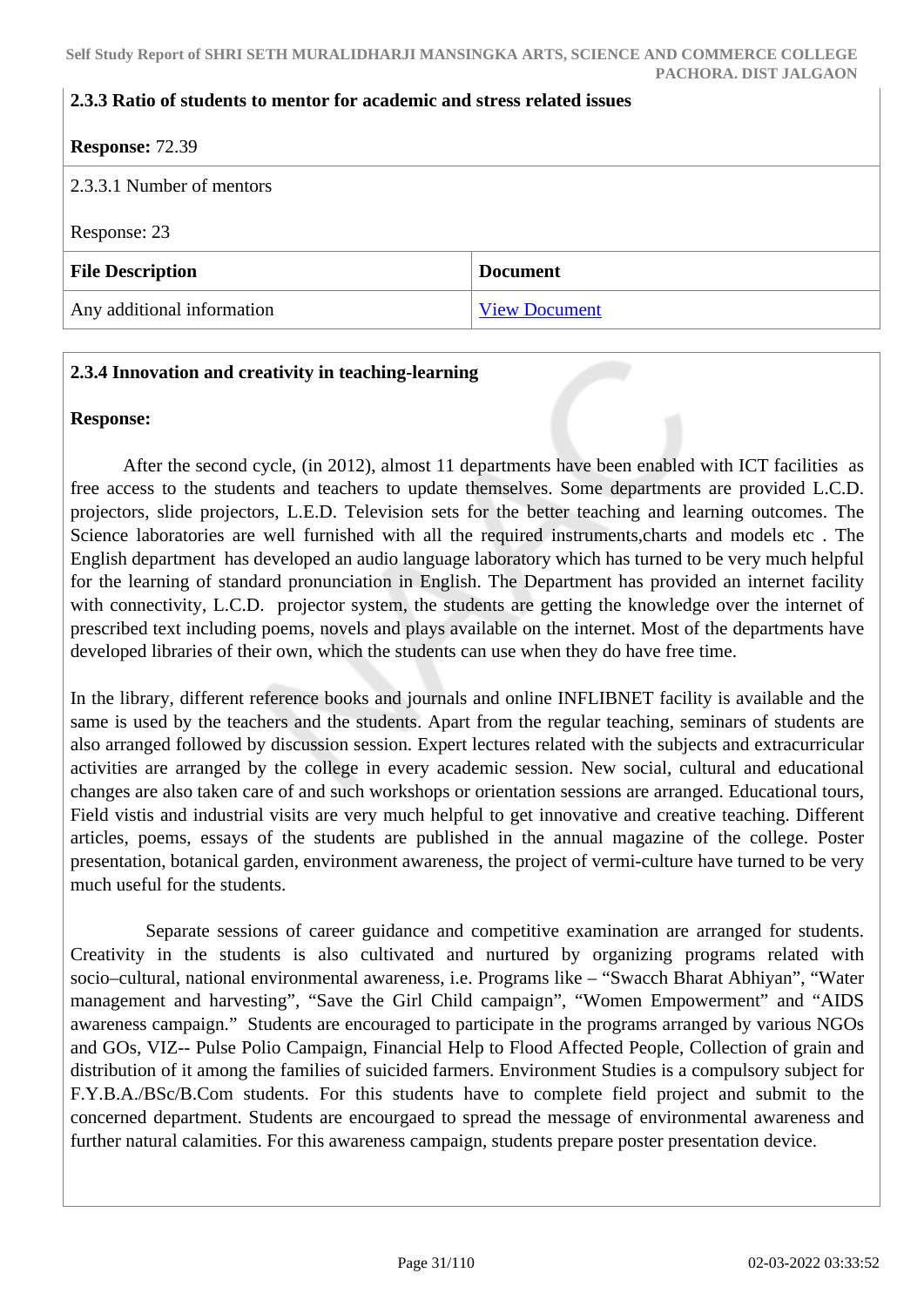### 2.3.3 Ratio of students to mentor for academic and stress related issues

**Response:** 72.39

2.3.3.1 Number of mentors

Response: 23

| File Description | Document |
| --- | --- |
| Any additional information | View Document |

### 2.3.4 Innovation and creativity in teaching-learning

**Response:**

After the second cycle, (in 2012), almost 11 departments have been enabled with ICT facilities as free access to the students and teachers to update themselves. Some departments are provided L.C.D. projectors, slide projectors, L.E.D. Television sets for the better teaching and learning outcomes. The Science laboratories are well furnished with all the required instruments,charts and models etc . The English department has developed an audio language laboratory which has turned to be very much helpful for the learning of standard pronunciation in English. The Department has provided an internet facility with connectivity, L.C.D. projector system, the students are getting the knowledge over the internet of prescribed text including poems, novels and plays available on the internet. Most of the departments have developed libraries of their own, which the students can use when they do have free time.

In the library, different reference books and journals and online INFLIBNET facility is available and the same is used by the teachers and the students. Apart from the regular teaching, seminars of students are also arranged followed by discussion session. Expert lectures related with the subjects and extracurricular activities are arranged by the college in every academic session. New social, cultural and educational changes are also taken care of and such workshops or orientation sessions are arranged. Educational tours, Field vistis and industrial visits are very much helpful to get innovative and creative teaching. Different articles, poems, essays of the students are published in the annual magazine of the college. Poster presentation, botanical garden, environment awareness, the project of vermi-culture have turned to be very much useful for the students.

Separate sessions of career guidance and competitive examination are arranged for students. Creativity in the students is also cultivated and nurtured by organizing programs related with socio–cultural, national environmental awareness, i.e. Programs like – "Swacch Bharat Abhiyan", "Water management and harvesting", "Save the Girl Child campaign", "Women Empowerment" and "AIDS awareness campaign." Students are encouraged to participate in the programs arranged by various NGOs and GOs, VIZ-- Pulse Polio Campaign, Financial Help to Flood Affected People, Collection of grain and distribution of it among the families of suicided farmers. Environment Studies is a compulsory subject for F.Y.B.A./BSc/B.Com students. For this students have to complete field project and submit to the concerned department. Students are encourgaed to spread the message of environmental awareness and further natural calamities. For this awareness campaign, students prepare poster presentation device.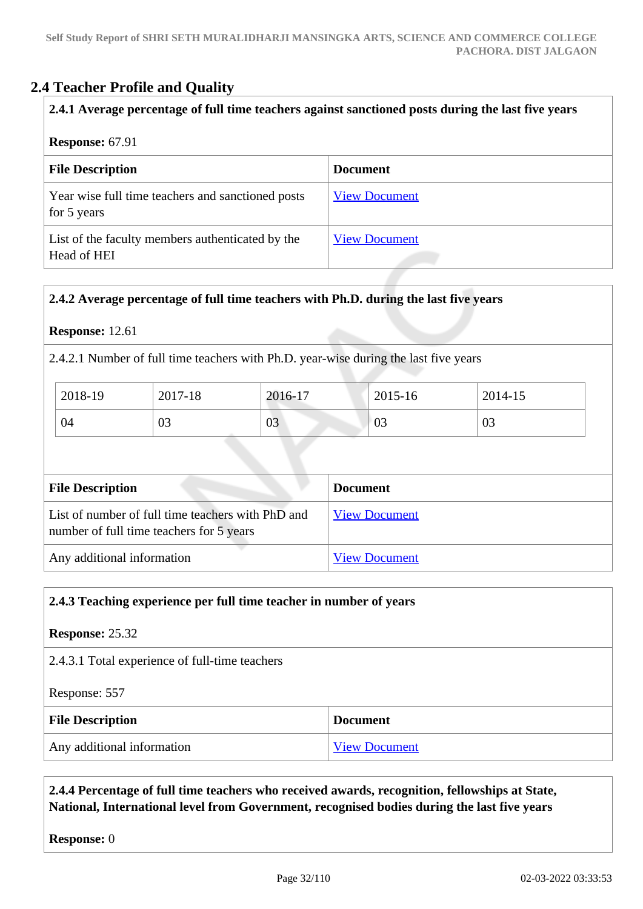## 2.4 Teacher Profile and Quality

**2.4.1 Average percentage of full time teachers against sanctioned posts during the last five years**

**Response:** 67.91

| File Description | Document |
|---|---|
| Year wise full time teachers and sanctioned posts for 5 years | View Document |
| List of the faculty members authenticated by the Head of HEI | View Document |

**2.4.2 Average percentage of full time teachers with Ph.D. during the last five years**

**Response:** 12.61

2.4.2.1 Number of full time teachers with Ph.D. year-wise during the last five years

| 2018-19 | 2017-18 | 2016-17 | 2015-16 | 2014-15 |
|---|---|---|---|---|
| 04 | 03 | 03 | 03 | 03 |

| File Description | Document |
|---|---|
| List of number of full time teachers with PhD and number of full time teachers for 5 years | View Document |
| Any additional information | View Document |

**2.4.3 Teaching experience per full time teacher in number of years**

**Response:** 25.32

2.4.3.1 Total experience of full-time teachers

Response: 557

| File Description | Document |
|---|---|
| Any additional information | View Document |

**2.4.4 Percentage of full time teachers who received awards, recognition, fellowships at State, National, International level from Government, recognised bodies during the last five years**

**Response:** 0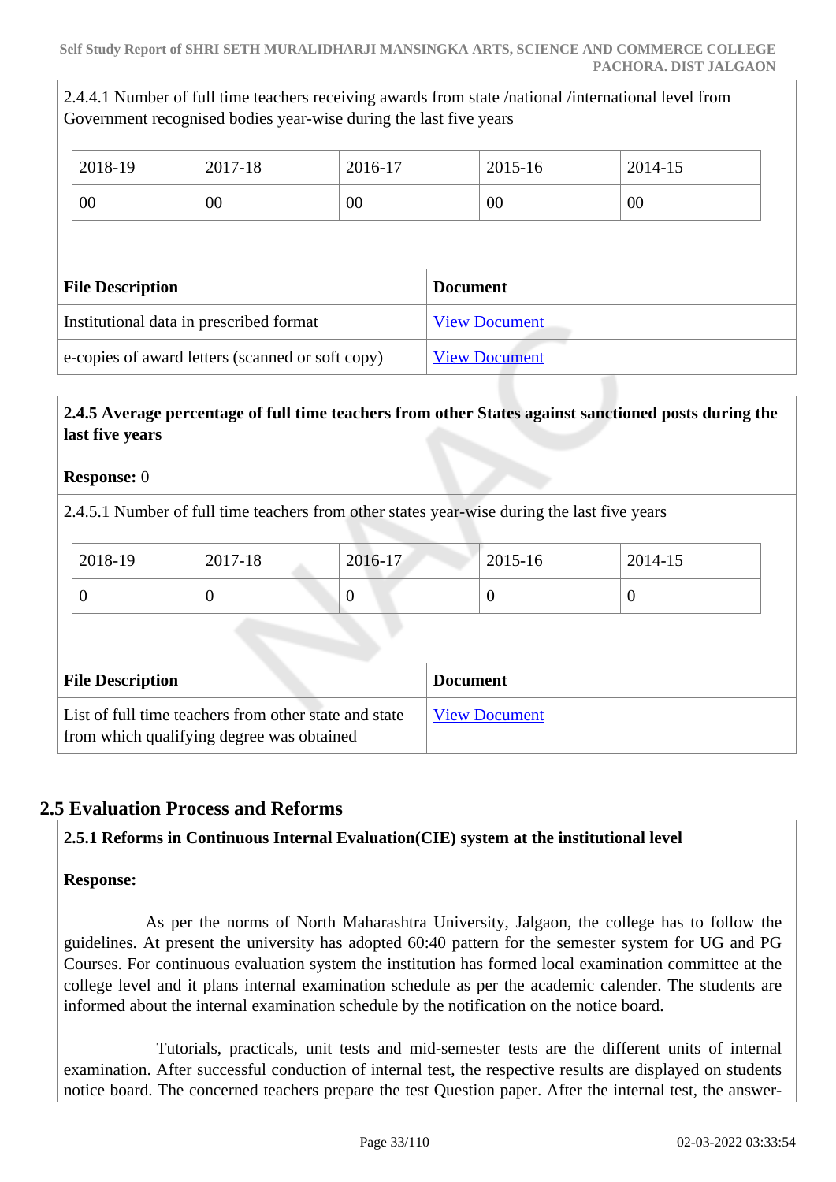2.4.4.1 Number of full time teachers receiving awards from state /national /international level from Government recognised bodies year-wise during the last five years

| 2018-19 | 2017-18 | 2016-17 | 2015-16 | 2014-15 |
|---|---|---|---|---|
| 00 | 00 | 00 | 00 | 00 |

| File Description | Document |
|---|---|
| Institutional data in prescribed format | View Document |
| e-copies of award letters (scanned or soft copy) | View Document |

**2.4.5 Average percentage of full time teachers from other States against sanctioned posts during the last five years**

**Response:** 0

2.4.5.1 Number of full time teachers from other states year-wise during the last five years

| 2018-19 | 2017-18 | 2016-17 | 2015-16 | 2014-15 |
|---|---|---|---|---|
| 0 | 0 | 0 | 0 | 0 |

| File Description | Document |
|---|---|
| List of full time teachers from other state and state from which qualifying degree was obtained | View Document |

## 2.5 Evaluation Process and Reforms

**2.5.1 Reforms in Continuous Internal Evaluation(CIE) system at the institutional level**

**Response:**

As per the norms of North Maharashtra University, Jalgaon, the college has to follow the guidelines. At present the university has adopted 60:40 pattern for the semester system for UG and PG Courses. For continuous evaluation system the institution has formed local examination committee at the college level and it plans internal examination schedule as per the academic calender. The students are informed about the internal examination schedule by the notification on the notice board.

Tutorials, practicals, unit tests and mid-semester tests are the different units of internal examination. After successful conduction of internal test, the respective results are displayed on students notice board. The concerned teachers prepare the test Question paper. After the internal test, the answer-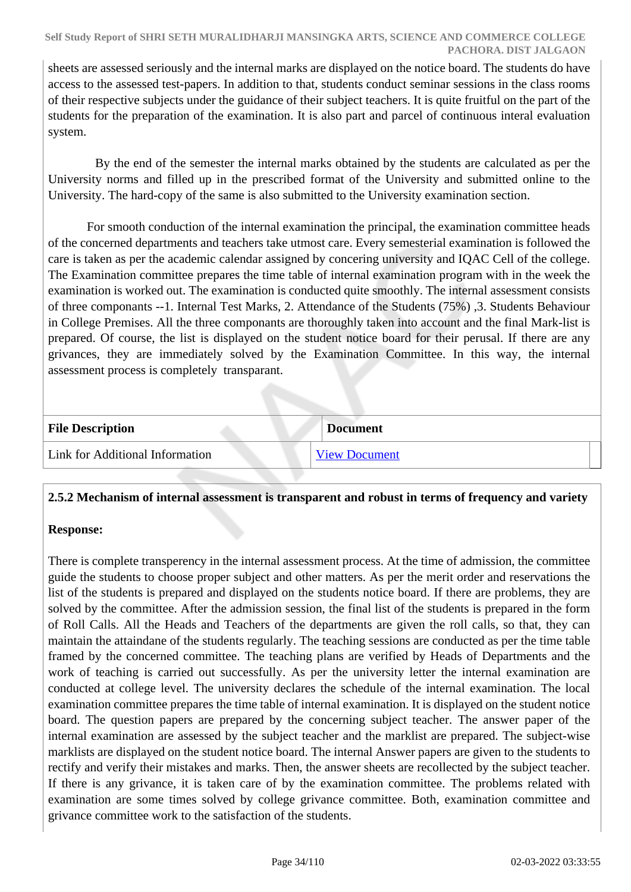sheets are assessed seriously and the internal marks are displayed on the notice board. The students do have access to the assessed test-papers. In addition to that, students conduct seminar sessions in the class rooms of their respective subjects under the guidance of their subject teachers. It is quite fruitful on the part of the students for the preparation of the examination. It is also part and parcel of continuous interal evaluation system.

By the end of the semester the internal marks obtained by the students are calculated as per the University norms and filled up in the prescribed format of the University and submitted online to the University. The hard-copy of the same is also submitted to the University examination section.

For smooth conduction of the internal examination the principal, the examination committee heads of the concerned departments and teachers take utmost care. Every semesterial examination is followed the care is taken as per the academic calendar assigned by concering university and IQAC Cell of the college. The Examination committee prepares the time table of internal examination program with in the week the examination is worked out. The examination is conducted quite smoothly. The internal assessment consists of three componants --1. Internal Test Marks, 2. Attendance of the Students (75%) ,3. Students Behaviour in College Premises. All the three componants are thoroughly taken into account and the final Mark-list is prepared. Of course, the list is displayed on the student notice board for their perusal. If there are any grivances, they are immediately solved by the Examination Committee. In this way, the internal assessment process is completely transparant.

| File Description | Document |
|---|---|
| Link for Additional Information | View Document |

**2.5.2 Mechanism of internal assessment is transparent and robust in terms of frequency and variety**

**Response:**

There is complete transperency in the internal assessment process. At the time of admission, the committee guide the students to choose proper subject and other matters. As per the merit order and reservations the list of the students is prepared and displayed on the students notice board. If there are problems, they are solved by the committee. After the admission session, the final list of the students is prepared in the form of Roll Calls. All the Heads and Teachers of the departments are given the roll calls, so that, they can maintain the attaindane of the students regularly. The teaching sessions are conducted as per the time table framed by the concerned committee. The teaching plans are verified by Heads of Departments and the work of teaching is carried out successfully. As per the university letter the internal examination are conducted at college level. The university declares the schedule of the internal examination. The local examination committee prepares the time table of internal examination. It is displayed on the student notice board. The question papers are prepared by the concerning subject teacher. The answer paper of the internal examination are assessed by the subject teacher and the marklist are prepared. The subject-wise marklists are displayed on the student notice board. The internal Answer papers are given to the students to rectify and verify their mistakes and marks. Then, the answer sheets are recollected by the subject teacher. If there is any grivance, it is taken care of by the examination committee. The problems related with examination are some times solved by college grivance committee. Both, examination committee and grivance committee work to the satisfaction of the students.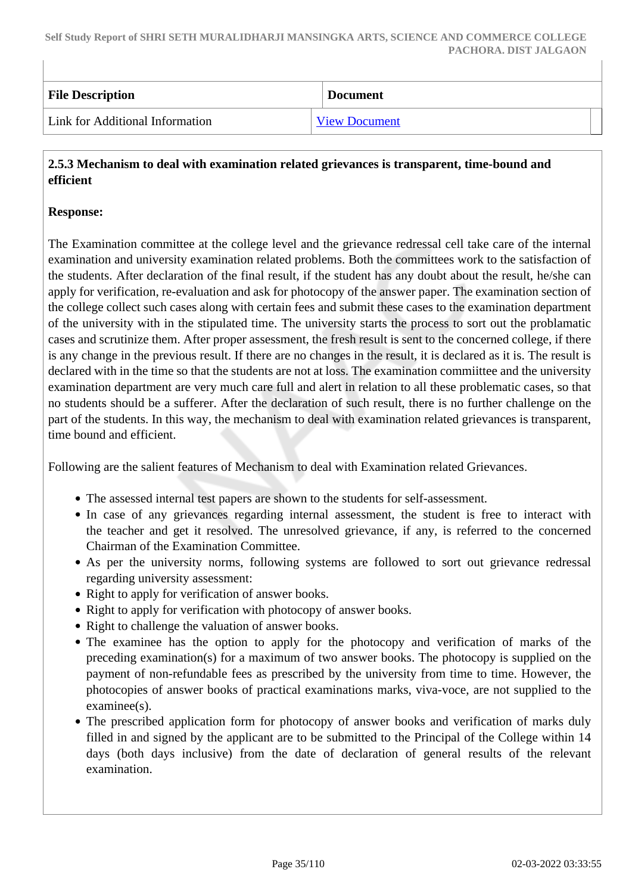| File Description | Document |
| --- | --- |
| Link for Additional Information | View Document |

**2.5.3 Mechanism to deal with examination related grievances is transparent, time-bound and efficient**

**Response:**

The Examination committee at the college level and the grievance redressal cell take care of the internal examination and university examination related problems. Both the committees work to the satisfaction of the students. After declaration of the final result, if the student has any doubt about the result, he/she can apply for verification, re-evaluation and ask for photocopy of the answer paper. The examination section of the college collect such cases along with certain fees and submit these cases to the examination department of the university with in the stipulated time. The university starts the process to sort out the problamatic cases and scrutinize them. After proper assessment, the fresh result is sent to the concerned college, if there is any change in the previous result. If there are no changes in the result, it is declared as it is. The result is declared with in the time so that the students are not at loss. The examination commiittee and the university examination department are very much care full and alert in relation to all these problematic cases, so that no students should be a sufferer. After the declaration of such result, there is no further challenge on the part of the students. In this way, the mechanism to deal with examination related grievances is transparent, time bound and efficient.

Following are the salient features of Mechanism to deal with Examination related Grievances.

- The assessed internal test papers are shown to the students for self-assessment.
- In case of any grievances regarding internal assessment, the student is free to interact with the teacher and get it resolved. The unresolved grievance, if any, is referred to the concerned Chairman of the Examination Committee.
- As per the university norms, following systems are followed to sort out grievance redressal regarding university assessment:
- Right to apply for verification of answer books.
- Right to apply for verification with photocopy of answer books.
- Right to challenge the valuation of answer books.
- The examinee has the option to apply for the photocopy and verification of marks of the preceding examination(s) for a maximum of two answer books. The photocopy is supplied on the payment of non-refundable fees as prescribed by the university from time to time. However, the photocopies of answer books of practical examinations marks, viva-voce, are not supplied to the examinee(s).
- The prescribed application form for photocopy of answer books and verification of marks duly filled in and signed by the applicant are to be submitted to the Principal of the College within 14 days (both days inclusive) from the date of declaration of general results of the relevant examination.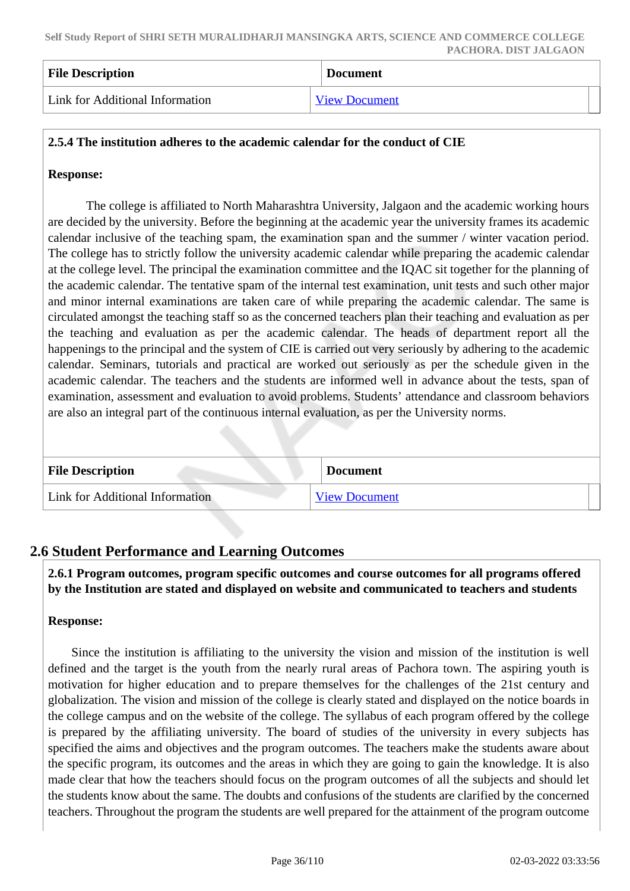| File Description | Document |
|---|---|
| Link for Additional Information | View Document |

**2.5.4 The institution adheres to the academic calendar for the conduct of CIE**

**Response:**

The college is affiliated to North Maharashtra University, Jalgaon and the academic working hours are decided by the university. Before the beginning at the academic year the university frames its academic calendar inclusive of the teaching spam, the examination span and the summer / winter vacation period. The college has to strictly follow the university academic calendar while preparing the academic calendar at the college level. The principal the examination committee and the IQAC sit together for the planning of the academic calendar. The tentative spam of the internal test examination, unit tests and such other major and minor internal examinations are taken care of while preparing the academic calendar. The same is circulated amongst the teaching staff so as the concerned teachers plan their teaching and evaluation as per the teaching and evaluation as per the academic calendar. The heads of department report all the happenings to the principal and the system of CIE is carried out very seriously by adhering to the academic calendar. Seminars, tutorials and practical are worked out seriously as per the schedule given in the academic calendar. The teachers and the students are informed well in advance about the tests, span of examination, assessment and evaluation to avoid problems. Students' attendance and classroom behaviors are also an integral part of the continuous internal evaluation, as per the University norms.

| File Description | Document |
|---|---|
| Link for Additional Information | View Document |

## 2.6 Student Performance and Learning Outcomes

**2.6.1 Program outcomes, program specific outcomes and course outcomes for all programs offered by the Institution are stated and displayed on website and communicated to teachers and students**

**Response:**

Since the institution is affiliating to the university the vision and mission of the institution is well defined and the target is the youth from the nearly rural areas of Pachora town. The aspiring youth is motivation for higher education and to prepare themselves for the challenges of the 21st century and globalization. The vision and mission of the college is clearly stated and displayed on the notice boards in the college campus and on the website of the college. The syllabus of each program offered by the college is prepared by the affiliating university. The board of studies of the university in every subjects has specified the aims and objectives and the program outcomes. The teachers make the students aware about the specific program, its outcomes and the areas in which they are going to gain the knowledge. It is also made clear that how the teachers should focus on the program outcomes of all the subjects and should let the students know about the same. The doubts and confusions of the students are clarified by the concerned teachers. Throughout the program the students are well prepared for the attainment of the program outcome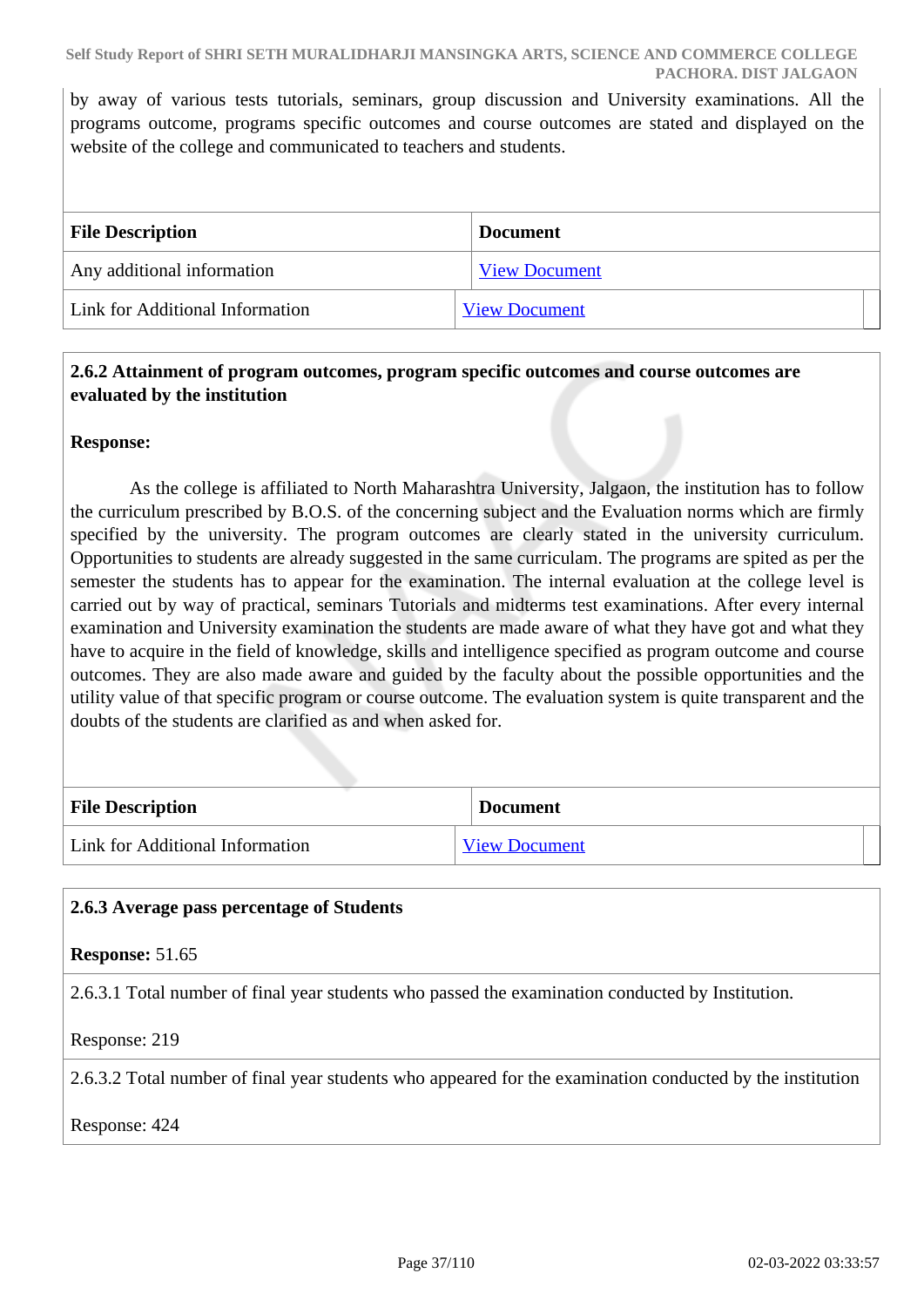by away of various tests tutorials, seminars, group discussion and University examinations. All the programs outcome, programs specific outcomes and course outcomes are stated and displayed on the website of the college and communicated to teachers and students.

| File Description | Document |
|---|---|
| Any additional information | View Document |
| Link for Additional Information | View Document |

**2.6.2 Attainment of program outcomes, program specific outcomes and course outcomes are evaluated by the institution**

**Response:**

As the college is affiliated to North Maharashtra University, Jalgaon, the institution has to follow the curriculum prescribed by B.O.S. of the concerning subject and the Evaluation norms which are firmly specified by the university. The program outcomes are clearly stated in the university curriculum. Opportunities to students are already suggested in the same curriculam. The programs are spited as per the semester the students has to appear for the examination. The internal evaluation at the college level is carried out by way of practical, seminars Tutorials and midterms test examinations. After every internal examination and University examination the students are made aware of what they have got and what they have to acquire in the field of knowledge, skills and intelligence specified as program outcome and course outcomes. They are also made aware and guided by the faculty about the possible opportunities and the utility value of that specific program or course outcome. The evaluation system is quite transparent and the doubts of the students are clarified as and when asked for.

| File Description | Document |
|---|---|
| Link for Additional Information | View Document |

**2.6.3 Average pass percentage of Students**

**Response:** 51.65

2.6.3.1 Total number of final year students who passed the examination conducted by Institution.

Response: 219

2.6.3.2 Total number of final year students who appeared for the examination conducted by the institution

Response: 424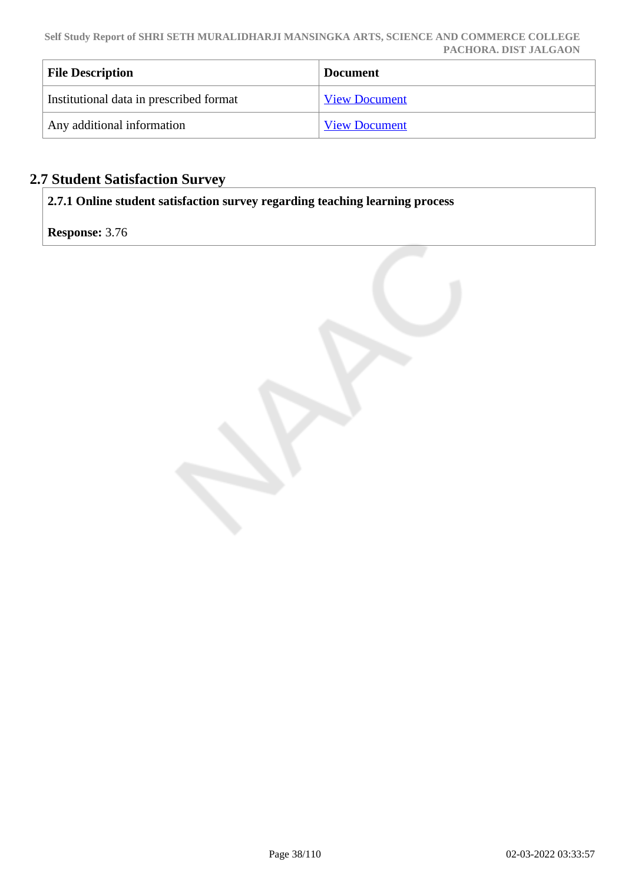| File Description | Document |
|---|---|
| Institutional data in prescribed format | View Document |
| Any additional information | View Document |

## 2.7 Student Satisfaction Survey

**2.7.1 Online student satisfaction survey regarding teaching learning process**

**Response:** 3.76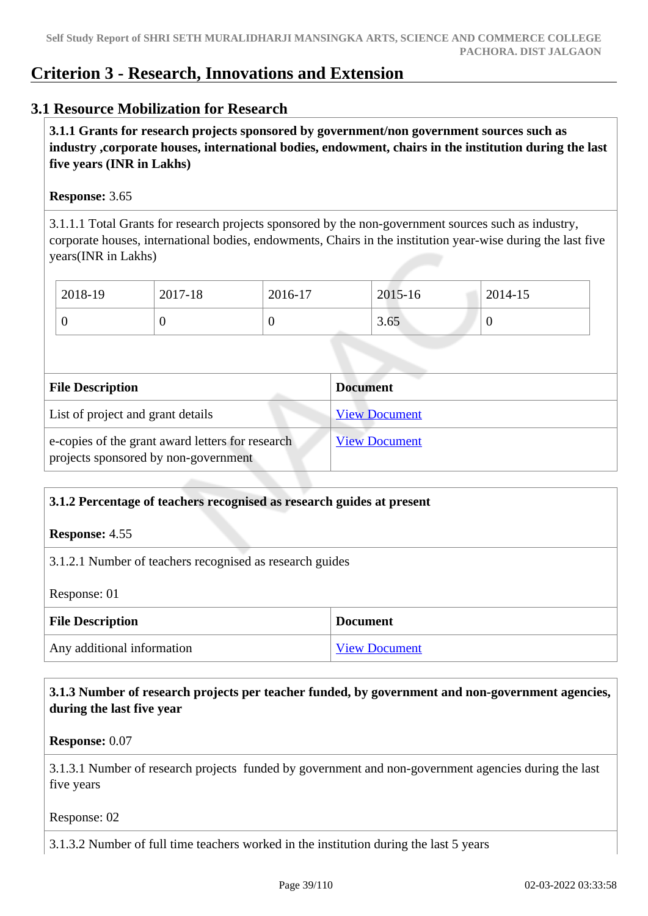# Criterion 3 - Research, Innovations and Extension

## 3.1 Resource Mobilization for Research

**3.1.1 Grants for research projects sponsored by government/non government sources such as industry ,corporate houses, international bodies, endowment, chairs in the institution during the last five years (INR in Lakhs)**

**Response:** 3.65

3.1.1.1 Total Grants for research projects sponsored by the non-government sources such as industry, corporate houses, international bodies, endowments, Chairs in the institution year-wise during the last five years(INR in Lakhs)

| 2018-19 | 2017-18 | 2016-17 | 2015-16 | 2014-15 |
|---|---|---|---|---|
| 0 | 0 | 0 | 3.65 | 0 |

| File Description | Document |
|---|---|
| List of project and grant details | View Document |
| e-copies of the grant award letters for research projects sponsored by non-government | View Document |

**3.1.2 Percentage of teachers recognised as research guides at present**

**Response:** 4.55

3.1.2.1 Number of teachers recognised as research guides

Response: 01

| File Description | Document |
|---|---|
| Any additional information | View Document |

**3.1.3 Number of research projects per teacher funded, by government and non-government agencies, during the last five year**

**Response:** 0.07

3.1.3.1 Number of research projects funded by government and non-government agencies during the last five years

Response: 02

3.1.3.2 Number of full time teachers worked in the institution during the last 5 years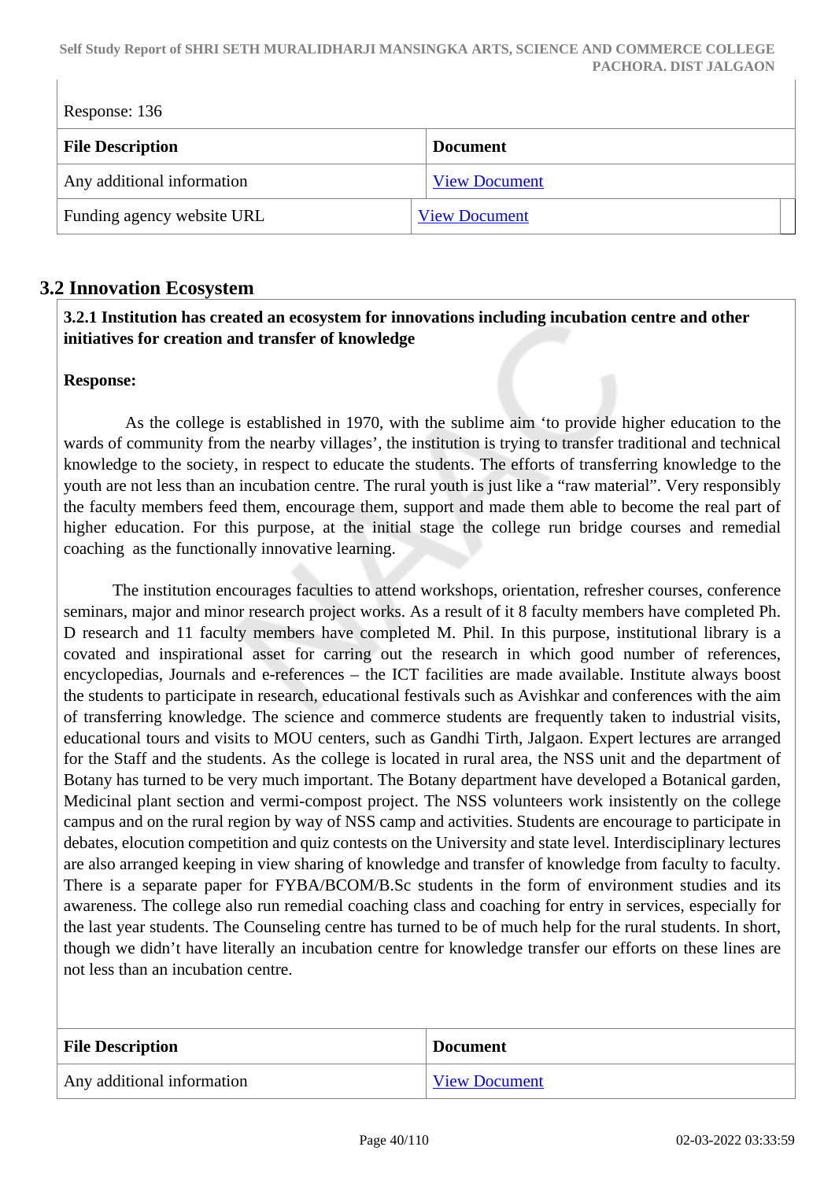Response: 136

| File Description | Document |
|---|---|
| Any additional information | View Document |
| Funding agency website URL | View Document |

## 3.2 Innovation Ecosystem

**3.2.1 Institution has created an ecosystem for innovations including incubation centre and other initiatives for creation and transfer of knowledge**

**Response:**

As the college is established in 1970, with the sublime aim 'to provide higher education to the wards of community from the nearby villages', the institution is trying to transfer traditional and technical knowledge to the society, in respect to educate the students. The efforts of transferring knowledge to the youth are not less than an incubation centre. The rural youth is just like a "raw material". Very responsibly the faculty members feed them, encourage them, support and made them able to become the real part of higher education. For this purpose, at the initial stage the college run bridge courses and remedial coaching as the functionally innovative learning.

The institution encourages faculties to attend workshops, orientation, refresher courses, conference seminars, major and minor research project works. As a result of it 8 faculty members have completed Ph. D research and 11 faculty members have completed M. Phil. In this purpose, institutional library is a covated and inspirational asset for carring out the research in which good number of references, encyclopedias, Journals and e-references – the ICT facilities are made available. Institute always boost the students to participate in research, educational festivals such as Avishkar and conferences with the aim of transferring knowledge. The science and commerce students are frequently taken to industrial visits, educational tours and visits to MOU centers, such as Gandhi Tirth, Jalgaon. Expert lectures are arranged for the Staff and the students. As the college is located in rural area, the NSS unit and the department of Botany has turned to be very much important. The Botany department have developed a Botanical garden, Medicinal plant section and vermi-compost project. The NSS volunteers work insistently on the college campus and on the rural region by way of NSS camp and activities. Students are encourage to participate in debates, elocution competition and quiz contests on the University and state level. Interdisciplinary lectures are also arranged keeping in view sharing of knowledge and transfer of knowledge from faculty to faculty. There is a separate paper for FYBA/BCOM/B.Sc students in the form of environment studies and its awareness. The college also run remedial coaching class and coaching for entry in services, especially for the last year students. The Counseling centre has turned to be of much help for the rural students. In short, though we didn't have literally an incubation centre for knowledge transfer our efforts on these lines are not less than an incubation centre.

| File Description | Document |
|---|---|
| Any additional information | View Document |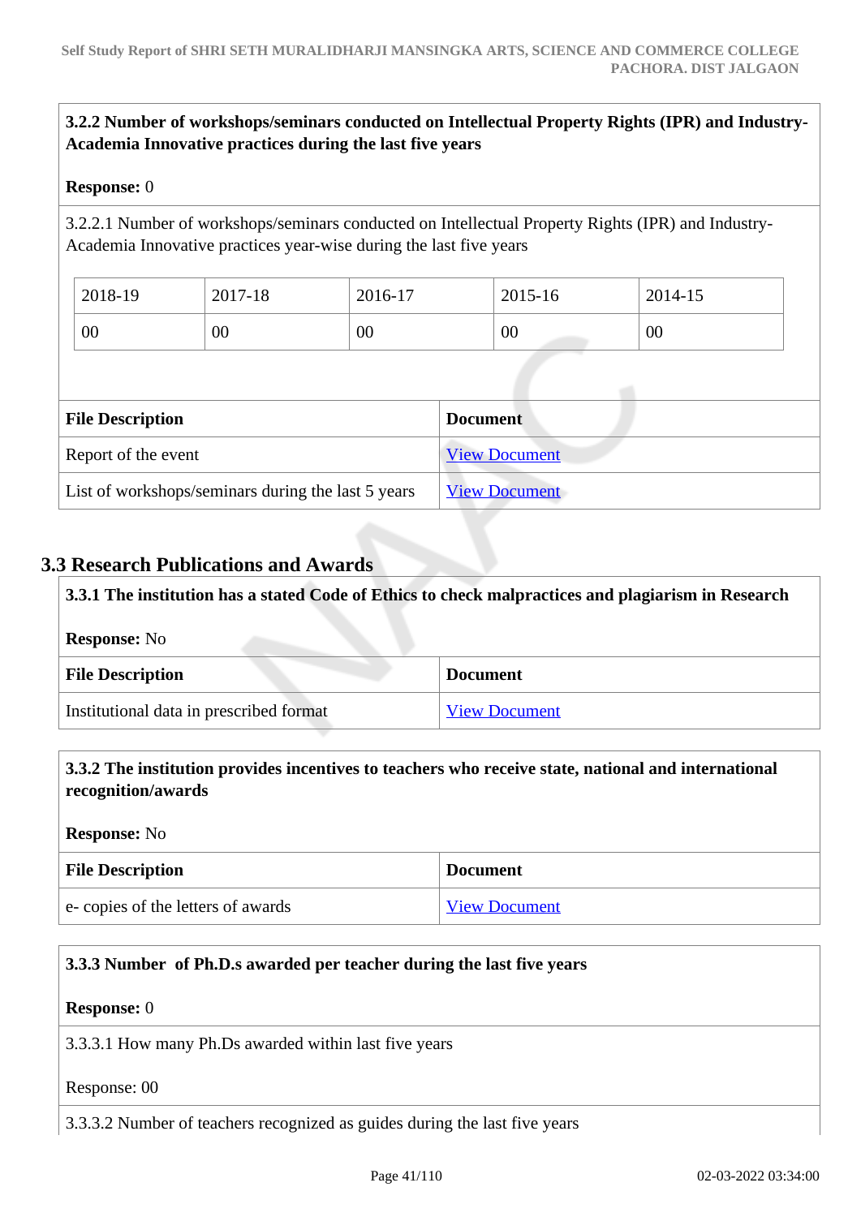**3.2.2 Number of workshops/seminars conducted on Intellectual Property Rights (IPR) and Industry-Academia Innovative practices during the last five years**

**Response:** 0

3.2.2.1 Number of workshops/seminars conducted on Intellectual Property Rights (IPR) and Industry-Academia Innovative practices year-wise during the last five years

| 2018-19 | 2017-18 | 2016-17 | 2015-16 | 2014-15 |
|---|---|---|---|---|
| 00 | 00 | 00 | 00 | 00 |

| File Description | Document |
|---|---|
| Report of the event | View Document |
| List of workshops/seminars during the last 5 years | View Document |

## 3.3 Research Publications and Awards

**3.3.1 The institution has a stated Code of Ethics to check malpractices and plagiarism in Research**

**Response:** No

| File Description | Document |
|---|---|
| Institutional data in prescribed format | View Document |

**3.3.2 The institution provides incentives to teachers who receive state, national and international recognition/awards**

**Response:** No

| File Description | Document |
|---|---|
| e- copies of the letters of awards | View Document |

**3.3.3 Number of Ph.D.s awarded per teacher during the last five years**

**Response:** 0

3.3.3.1 How many Ph.Ds awarded within last five years

Response: 00

3.3.3.2 Number of teachers recognized as guides during the last five years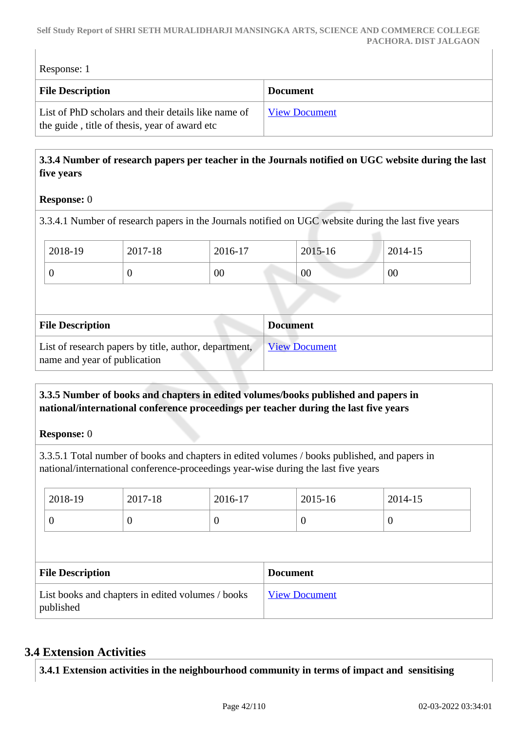Response: 1

| File Description | Document |
|---|---|
| List of PhD scholars and their details like name of the guide , title of thesis, year of award etc | View Document |

**3.3.4 Number of research papers per teacher in the Journals notified on UGC website during the last five years**

**Response:** 0

3.3.4.1 Number of research papers in the Journals notified on UGC website during the last five years

| 2018-19 | 2017-18 | 2016-17 | 2015-16 | 2014-15 |
|---|---|---|---|---|
| 0 | 0 | 00 | 00 | 00 |

| File Description | Document |
|---|---|
| List of research papers by title, author, department, name and year of publication | View Document |

**3.3.5 Number of books and chapters in edited volumes/books published and papers in national/international conference proceedings per teacher during the last five years**

**Response:** 0

3.3.5.1 Total number of books and chapters in edited volumes / books published, and papers in national/international conference-proceedings year-wise during the last five years

| 2018-19 | 2017-18 | 2016-17 | 2015-16 | 2014-15 |
|---|---|---|---|---|
| 0 | 0 | 0 | 0 | 0 |

| File Description | Document |
|---|---|
| List books and chapters in edited volumes / books published | View Document |

## 3.4 Extension Activities

**3.4.1 Extension activities in the neighbourhood community in terms of impact and sensitising**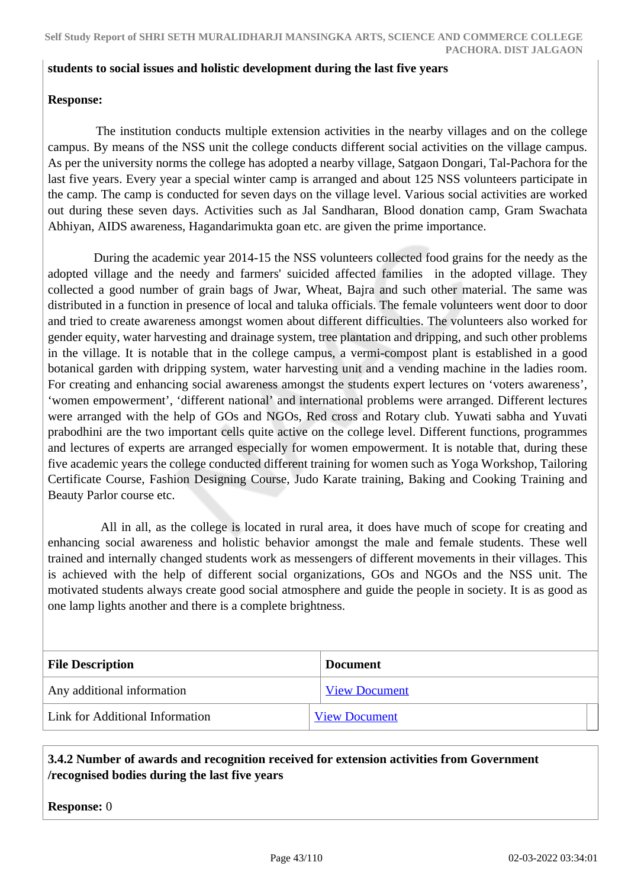**students to social issues and holistic development during the last five years**

**Response:**

The institution conducts multiple extension activities in the nearby villages and on the college campus. By means of the NSS unit the college conducts different social activities on the village campus. As per the university norms the college has adopted a nearby village, Satgaon Dongari, Tal-Pachora for the last five years. Every year a special winter camp is arranged and about 125 NSS volunteers participate in the camp. The camp is conducted for seven days on the village level. Various social activities are worked out during these seven days. Activities such as Jal Sandharan, Blood donation camp, Gram Swachata Abhiyan, AIDS awareness, Hagandarimukta goan etc. are given the prime importance.

During the academic year 2014-15 the NSS volunteers collected food grains for the needy as the adopted village and the needy and farmers' suicided affected families in the adopted village. They collected a good number of grain bags of Jwar, Wheat, Bajra and such other material. The same was distributed in a function in presence of local and taluka officials. The female volunteers went door to door and tried to create awareness amongst women about different difficulties. The volunteers also worked for gender equity, water harvesting and drainage system, tree plantation and dripping, and such other problems in the village. It is notable that in the college campus, a vermi-compost plant is established in a good botanical garden with dripping system, water harvesting unit and a vending machine in the ladies room. For creating and enhancing social awareness amongst the students expert lectures on 'voters awareness', 'women empowerment', 'different national' and international problems were arranged. Different lectures were arranged with the help of GOs and NGOs, Red cross and Rotary club. Yuwati sabha and Yuvati prabodhini are the two important cells quite active on the college level. Different functions, programmes and lectures of experts are arranged especially for women empowerment. It is notable that, during these five academic years the college conducted different training for women such as Yoga Workshop, Tailoring Certificate Course, Fashion Designing Course, Judo Karate training, Baking and Cooking Training and Beauty Parlor course etc.

All in all, as the college is located in rural area, it does have much of scope for creating and enhancing social awareness and holistic behavior amongst the male and female students. These well trained and internally changed students work as messengers of different movements in their villages. This is achieved with the help of different social organizations, GOs and NGOs and the NSS unit. The motivated students always create good social atmosphere and guide the people in society. It is as good as one lamp lights another and there is a complete brightness.

| File Description | Document |
|---|---|
| Any additional information | View Document |
| Link for Additional Information | View Document |

**3.4.2 Number of awards and recognition received for extension activities from Government /recognised bodies during the last five years**

**Response:** 0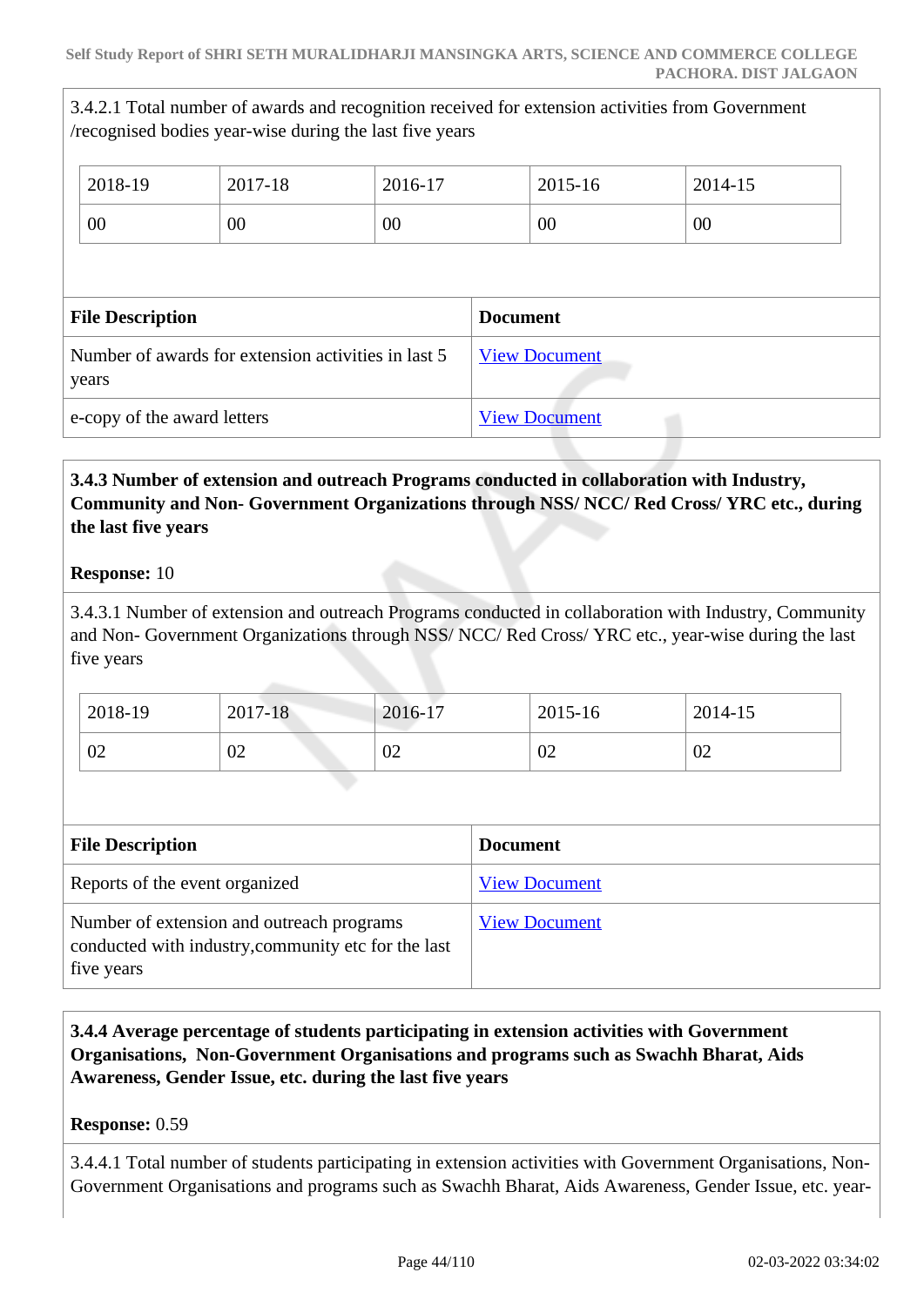3.4.2.1 Total number of awards and recognition received for extension activities from Government /recognised bodies year-wise during the last five years

| 2018-19 | 2017-18 | 2016-17 | 2015-16 | 2014-15 |
|---|---|---|---|---|
| 00 | 00 | 00 | 00 | 00 |

| File Description | Document |
|---|---|
| Number of awards for extension activities in last 5 years | View Document |
| e-copy of the award letters | View Document |

**3.4.3 Number of extension and outreach Programs conducted in collaboration with Industry, Community and Non- Government Organizations through NSS/ NCC/ Red Cross/ YRC etc., during the last five years**

**Response:** 10

3.4.3.1 Number of extension and outreach Programs conducted in collaboration with Industry, Community and Non- Government Organizations through NSS/ NCC/ Red Cross/ YRC etc., year-wise during the last five years

| 2018-19 | 2017-18 | 2016-17 | 2015-16 | 2014-15 |
|---|---|---|---|---|
| 02 | 02 | 02 | 02 | 02 |

| File Description | Document |
|---|---|
| Reports of the event organized | View Document |
| Number of extension and outreach programs conducted with industry,community etc for the last five years | View Document |

**3.4.4 Average percentage of students participating in extension activities with Government Organisations, Non-Government Organisations and programs such as Swachh Bharat, Aids Awareness, Gender Issue, etc. during the last five years**

**Response:** 0.59

3.4.4.1 Total number of students participating in extension activities with Government Organisations, Non-Government Organisations and programs such as Swachh Bharat, Aids Awareness, Gender Issue, etc. year-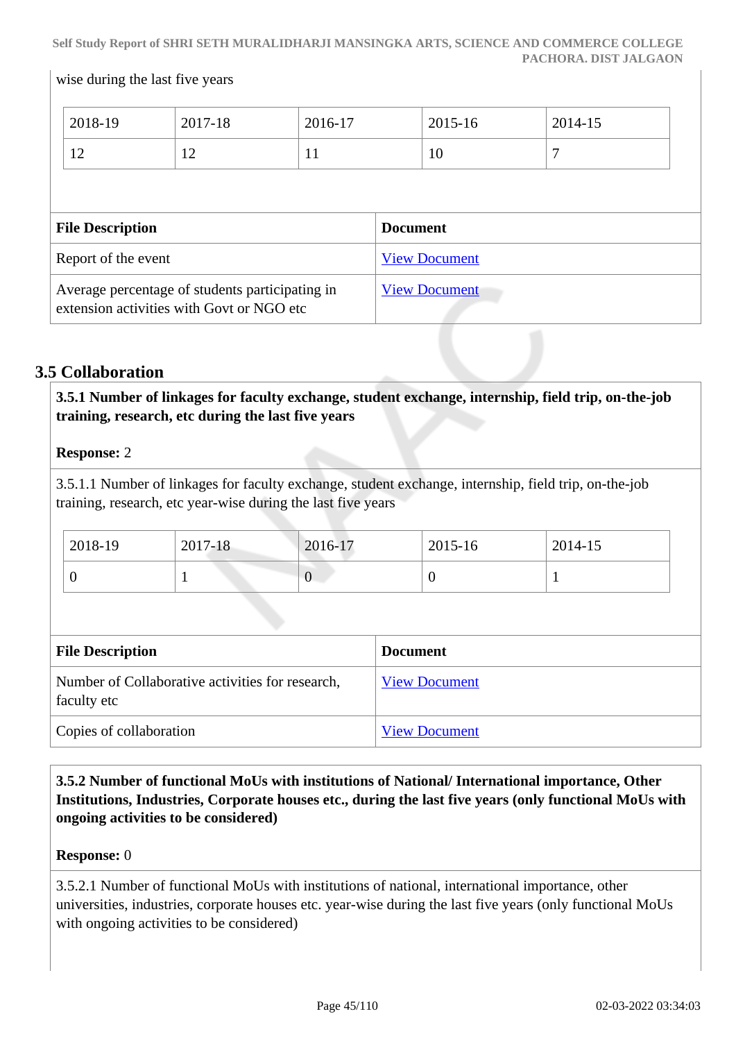wise during the last five years

| 2018-19 | 2017-18 | 2016-17 | 2015-16 | 2014-15 |
|---|---|---|---|---|
| 12 | 12 | 11 | 10 | 7 |

| File Description | Document |
|---|---|
| Report of the event | View Document |
| Average percentage of students participating in extension activities with Govt or NGO etc | View Document |

## 3.5 Collaboration

**3.5.1 Number of linkages for faculty exchange, student exchange, internship, field trip, on-the-job training, research, etc during the last five years**

**Response:** 2

3.5.1.1 Number of linkages for faculty exchange, student exchange, internship, field trip, on-the-job training, research, etc year-wise during the last five years

| 2018-19 | 2017-18 | 2016-17 | 2015-16 | 2014-15 |
|---|---|---|---|---|
| 0 | 1 | 0 | 0 | 1 |

| File Description | Document |
|---|---|
| Number of Collaborative activities for research, faculty etc | View Document |
| Copies of collaboration | View Document |

**3.5.2 Number of functional MoUs with institutions of National/ International importance, Other Institutions, Industries, Corporate houses etc., during the last five years (only functional MoUs with ongoing activities to be considered)**

**Response:** 0

3.5.2.1 Number of functional MoUs with institutions of national, international importance, other universities, industries, corporate houses etc. year-wise during the last five years (only functional MoUs with ongoing activities to be considered)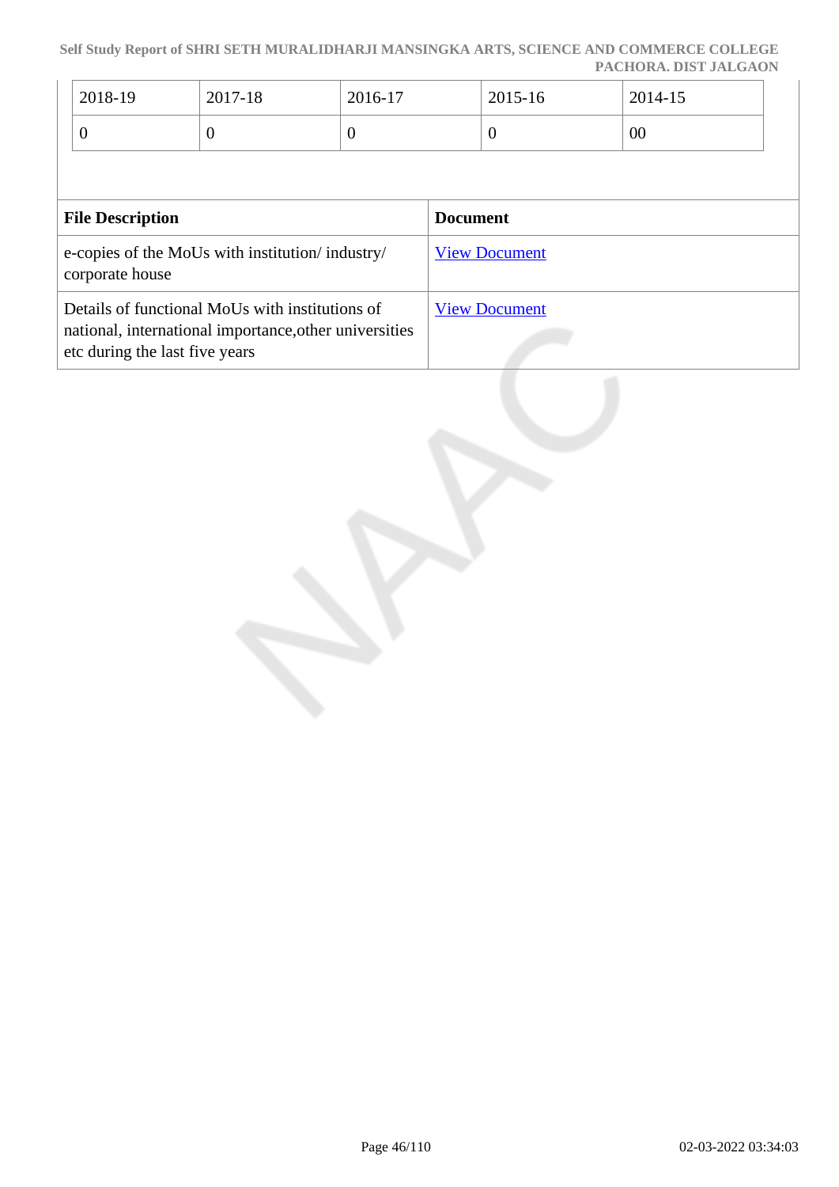| 2018-19 | 2017-18 | 2016-17 | 2015-16 | 2014-15 |
| --- | --- | --- | --- | --- |
| 0 | 0 | 0 | 0 | 00 |

| File Description | Document |
| --- | --- |
| e-copies of the MoUs with institution/ industry/ corporate house | View Document |
| Details of functional MoUs with institutions of national, international importance,other universities etc during the last five years | View Document |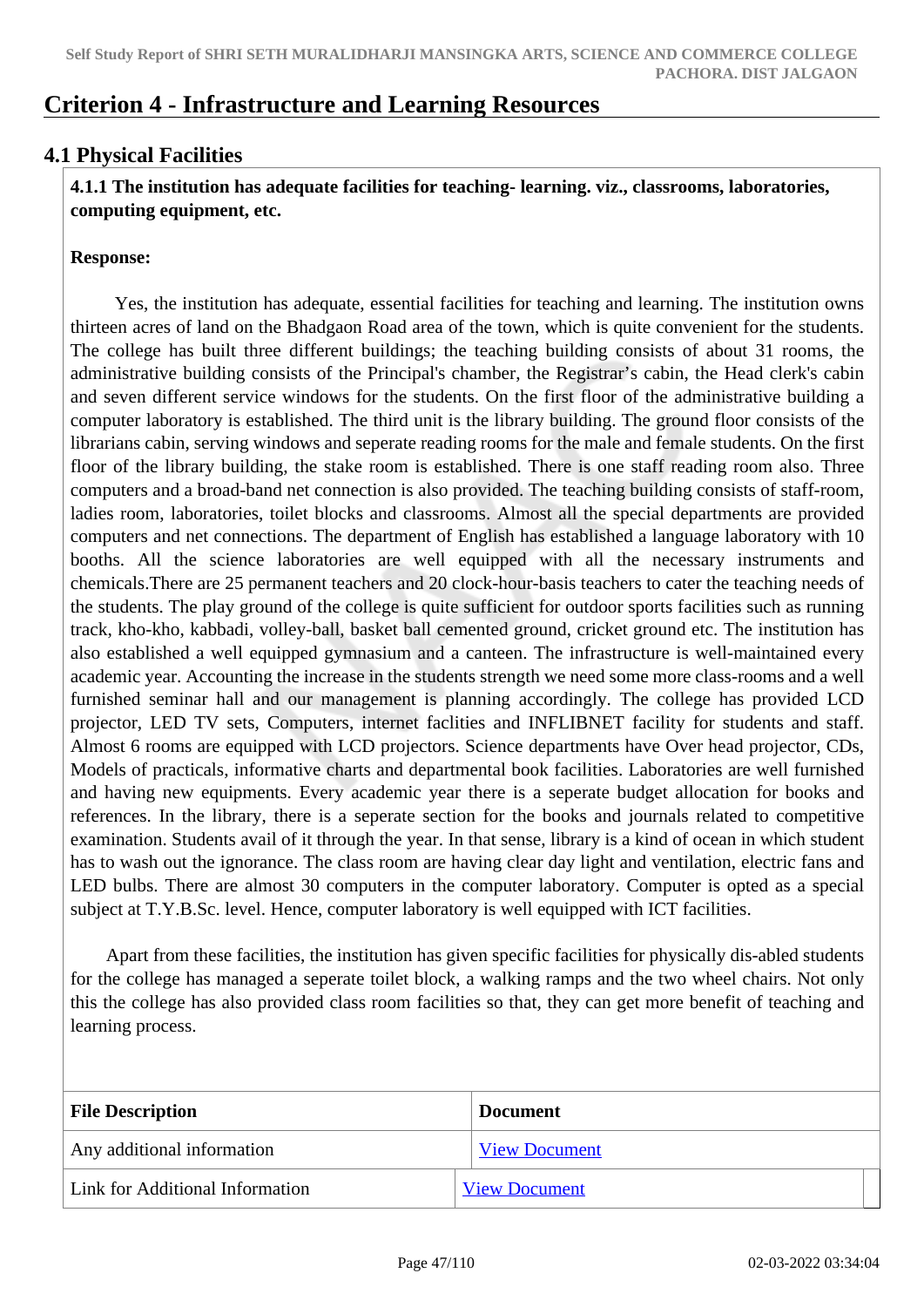# Criterion 4 - Infrastructure and Learning Resources

## 4.1 Physical Facilities

**4.1.1 The institution has adequate facilities for teaching- learning. viz., classrooms, laboratories, computing equipment, etc.**

**Response:**

Yes, the institution has adequate, essential facilities for teaching and learning. The institution owns thirteen acres of land on the Bhadgaon Road area of the town, which is quite convenient for the students. The college has built three different buildings; the teaching building consists of about 31 rooms, the administrative building consists of the Principal's chamber, the Registrar's cabin, the Head clerk's cabin and seven different service windows for the students. On the first floor of the administrative building a computer laboratory is established. The third unit is the library building. The ground floor consists of the librarians cabin, serving windows and seperate reading rooms for the male and female students. On the first floor of the library building, the stake room is established. There is one staff reading room also. Three computers and a broad-band net connection is also provided. The teaching building consists of staff-room, ladies room, laboratories, toilet blocks and classrooms. Almost all the special departments are provided computers and net connections. The department of English has established a language laboratory with 10 booths. All the science laboratories are well equipped with all the necessary instruments and chemicals.There are 25 permanent teachers and 20 clock-hour-basis teachers to cater the teaching needs of the students. The play ground of the college is quite sufficient for outdoor sports facilities such as running track, kho-kho, kabbadi, volley-ball, basket ball cemented ground, cricket ground etc. The institution has also established a well equipped gymnasium and a canteen. The infrastructure is well-maintained every academic year. Accounting the increase in the students strength we need some more class-rooms and a well furnished seminar hall and our management is planning accordingly. The college has provided LCD projector, LED TV sets, Computers, internet facilties and INFLIBNET facility for students and staff. Almost 6 rooms are equipped with LCD projectors. Science departments have Over head projector, CDs, Models of practicals, informative charts and departmental book facilities. Laboratories are well furnished and having new equipments. Every academic year there is a seperate budget allocation for books and references. In the library, there is a seperate section for the books and journals related to competitive examination. Students avail of it through the year. In that sense, library is a kind of ocean in which student has to wash out the ignorance. The class room are having clear day light and ventilation, electric fans and LED bulbs. There are almost 30 computers in the computer laboratory. Computer is opted as a special subject at T.Y.B.Sc. level. Hence, computer laboratory is well equipped with ICT facilities.

Apart from these facilities, the institution has given specific facilities for physically dis-abled students for the college has managed a seperate toilet block, a walking ramps and the two wheel chairs. Not only this the college has also provided class room facilities so that, they can get more benefit of teaching and learning process.

| File Description | Document |
|---|---|
| Any additional information | View Document |
| Link for Additional Information | View Document |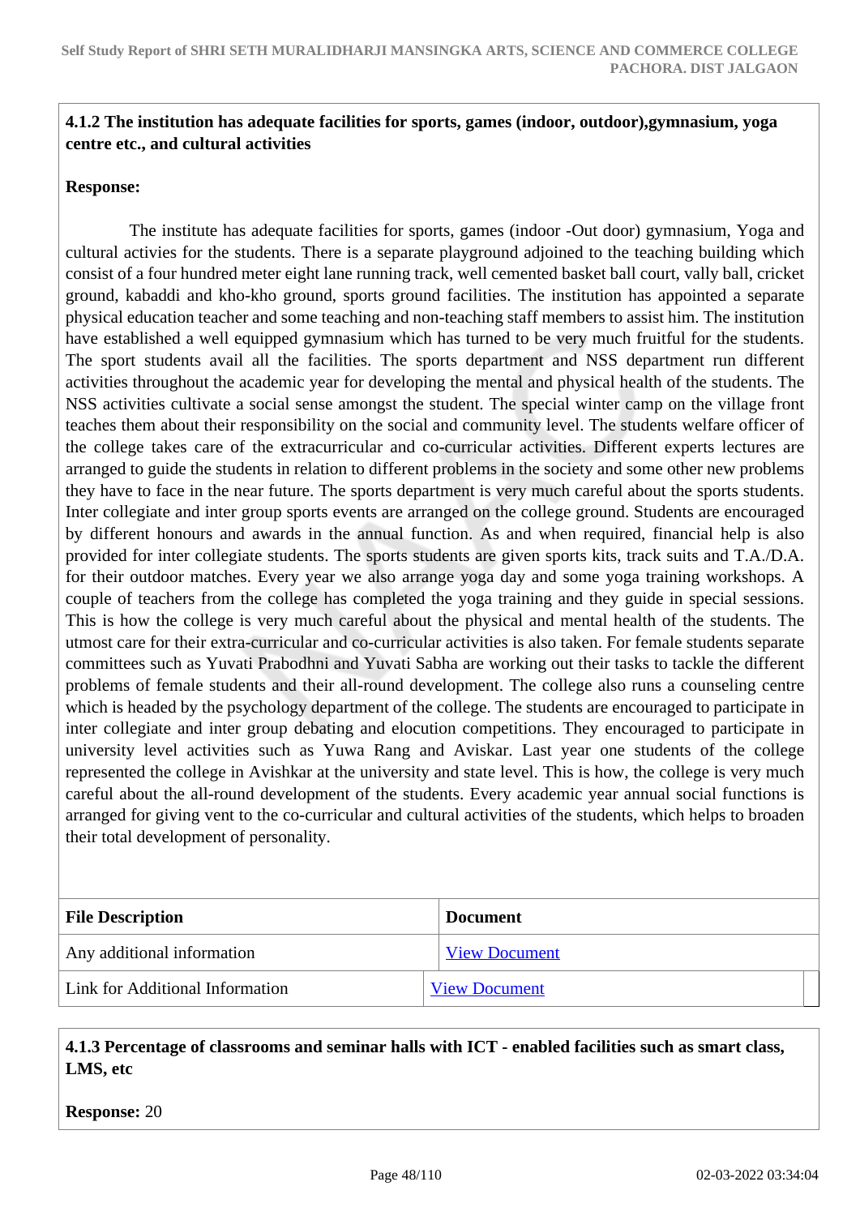**4.1.2 The institution has adequate facilities for sports, games (indoor, outdoor),gymnasium, yoga centre etc., and cultural activities**

**Response:**

The institute has adequate facilities for sports, games (indoor -Out door) gymnasium, Yoga and cultural activies for the students. There is a separate playground adjoined to the teaching building which consist of a four hundred meter eight lane running track, well cemented basket ball court, vally ball, cricket ground, kabaddi and kho-kho ground, sports ground facilities. The institution has appointed a separate physical education teacher and some teaching and non-teaching staff members to assist him. The institution have established a well equipped gymnasium which has turned to be very much fruitful for the students. The sport students avail all the facilities. The sports department and NSS department run different activities throughout the academic year for developing the mental and physical health of the students. The NSS activities cultivate a social sense amongst the student. The special winter camp on the village front teaches them about their responsibility on the social and community level. The students welfare officer of the college takes care of the extracurricular and co-curricular activities. Different experts lectures are arranged to guide the students in relation to different problems in the society and some other new problems they have to face in the near future. The sports department is very much careful about the sports students. Inter collegiate and inter group sports events are arranged on the college ground. Students are encouraged by different honours and awards in the annual function. As and when required, financial help is also provided for inter collegiate students. The sports students are given sports kits, track suits and T.A./D.A. for their outdoor matches. Every year we also arrange yoga day and some yoga training workshops. A couple of teachers from the college has completed the yoga training and they guide in special sessions. This is how the college is very much careful about the physical and mental health of the students. The utmost care for their extra-curricular and co-curricular activities is also taken. For female students separate committees such as Yuvati Prabodhni and Yuvati Sabha are working out their tasks to tackle the different problems of female students and their all-round development. The college also runs a counseling centre which is headed by the psychology department of the college. The students are encouraged to participate in inter collegiate and inter group debating and elocution competitions. They encouraged to participate in university level activities such as Yuwa Rang and Aviskar. Last year one students of the college represented the college in Avishkar at the university and state level. This is how, the college is very much careful about the all-round development of the students. Every academic year annual social functions is arranged for giving vent to the co-curricular and cultural activities of the students, which helps to broaden their total development of personality.

| File Description | Document |
|---|---|
| Any additional information | View Document |
| Link for Additional Information | View Document |

**4.1.3 Percentage of classrooms and seminar halls with ICT - enabled facilities such as smart class, LMS, etc**

**Response:** 20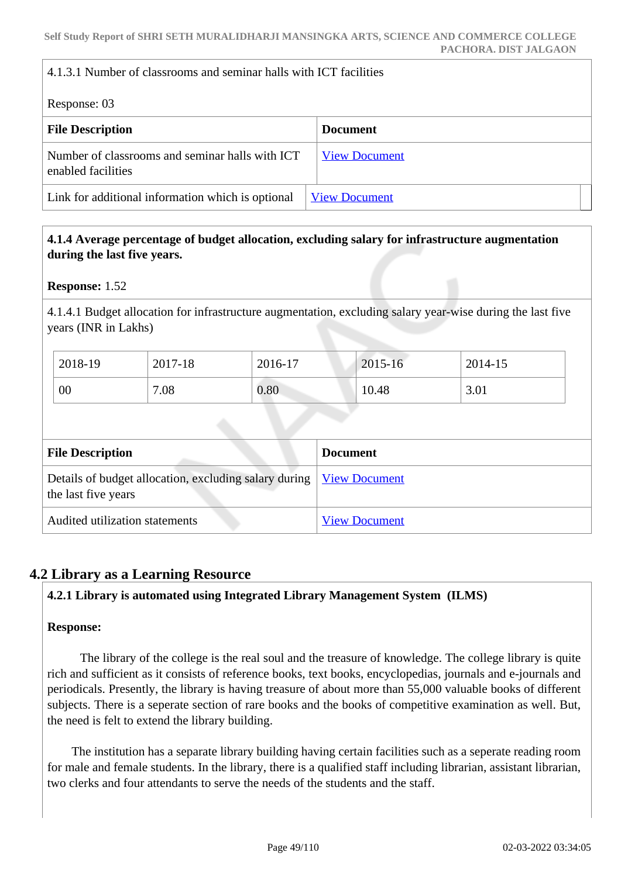4.1.3.1 Number of classrooms and seminar halls with ICT facilities

Response: 03

| File Description | Document |
|---|---|
| Number of classrooms and seminar halls with ICT enabled facilities | View Document |
| Link for additional information which is optional | View Document |

**4.1.4 Average percentage of budget allocation, excluding salary for infrastructure augmentation during the last five years.**

**Response:** 1.52

4.1.4.1 Budget allocation for infrastructure augmentation, excluding salary year-wise during the last five years (INR in Lakhs)

| 2018-19 | 2017-18 | 2016-17 | 2015-16 | 2014-15 |
|---|---|---|---|---|
| 00 | 7.08 | 0.80 | 10.48 | 3.01 |

| File Description | Document |
|---|---|
| Details of budget allocation, excluding salary during the last five years | View Document |
| Audited utilization statements | View Document |

## 4.2 Library as a Learning Resource

**4.2.1 Library is automated using Integrated Library Management System (ILMS)**

**Response:**

The library of the college is the real soul and the treasure of knowledge. The college library is quite rich and sufficient as it consists of reference books, text books, encyclopedias, journals and e-journals and periodicals. Presently, the library is having treasure of about more than 55,000 valuable books of different subjects. There is a seperate section of rare books and the books of competitive examination as well. But, the need is felt to extend the library building.

The institution has a separate library building having certain facilities such as a seperate reading room for male and female students. In the library, there is a qualified staff including librarian, assistant librarian, two clerks and four attendants to serve the needs of the students and the staff.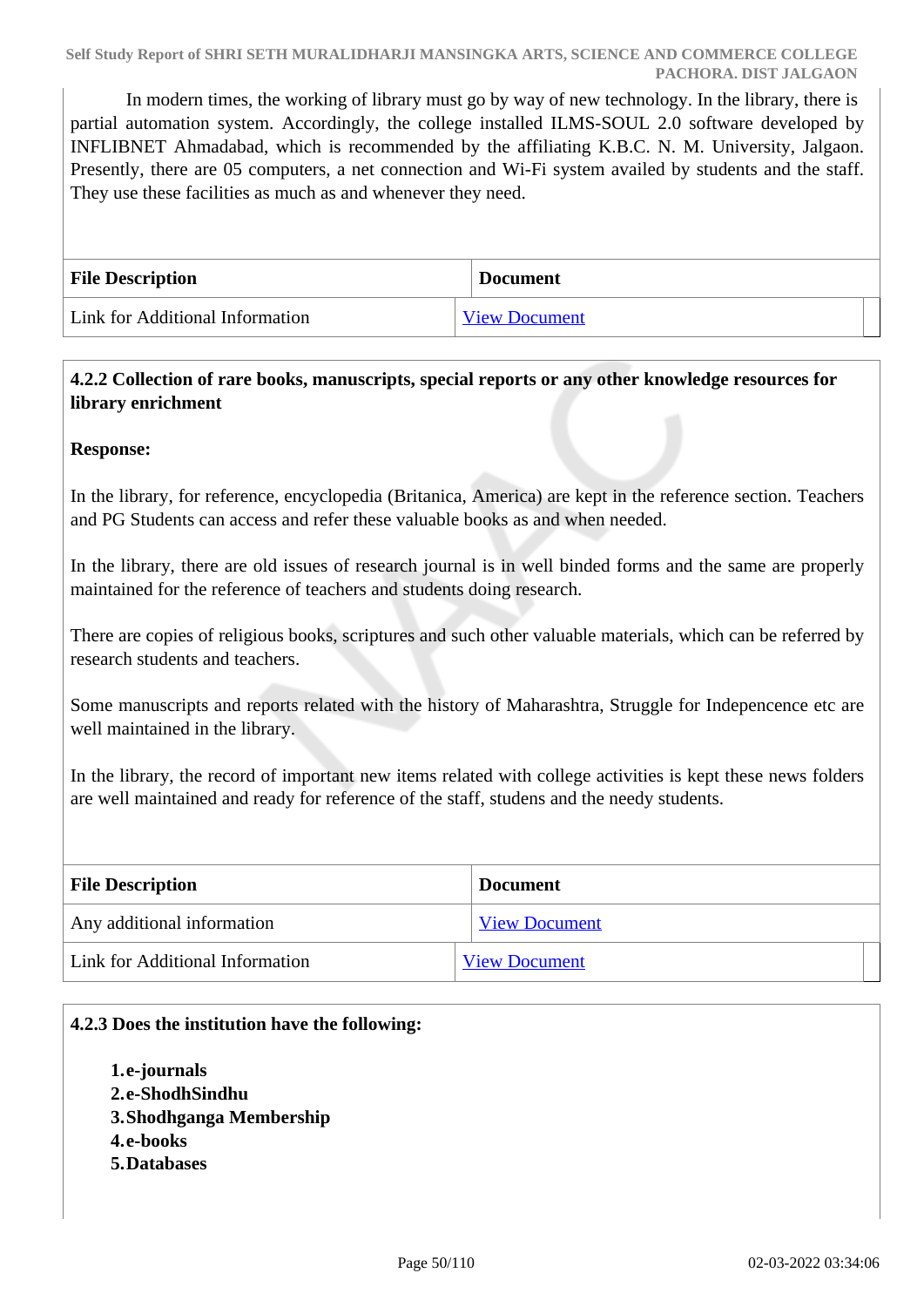In modern times, the working of library must go by way of new technology. In the library, there is partial automation system. Accordingly, the college installed ILMS-SOUL 2.0 software developed by INFLIBNET Ahmadabad, which is recommended by the affiliating K.B.C. N. M. University, Jalgaon. Presently, there are 05 computers, a net connection and Wi-Fi system availed by students and the staff. They use these facilities as much as and whenever they need.

| File Description | Document |
|---|---|
| Link for Additional Information | View Document |

**4.2.2 Collection of rare books, manuscripts, special reports or any other knowledge resources for library enrichment**

**Response:**

In the library, for reference, encyclopedia (Britanica, America) are kept in the reference section. Teachers and PG Students can access and refer these valuable books as and when needed.

In the library, there are old issues of research journal is in well binded forms and the same are properly maintained for the reference of teachers and students doing research.

There are copies of religious books, scriptures and such other valuable materials, which can be referred by research students and teachers.

Some manuscripts and reports related with the history of Maharashtra, Struggle for Indepencence etc are well maintained in the library.

In the library, the record of important new items related with college activities is kept these news folders are well maintained and ready for reference of the staff, studens and the needy students.

| File Description | Document |
|---|---|
| Any additional information | View Document |
| Link for Additional Information | View Document |

**4.2.3 Does the institution have the following:**

1. **e-journals**
2. **e-ShodhSindhu**
3. **Shodhganga Membership**
4. **e-books**
5. **Databases**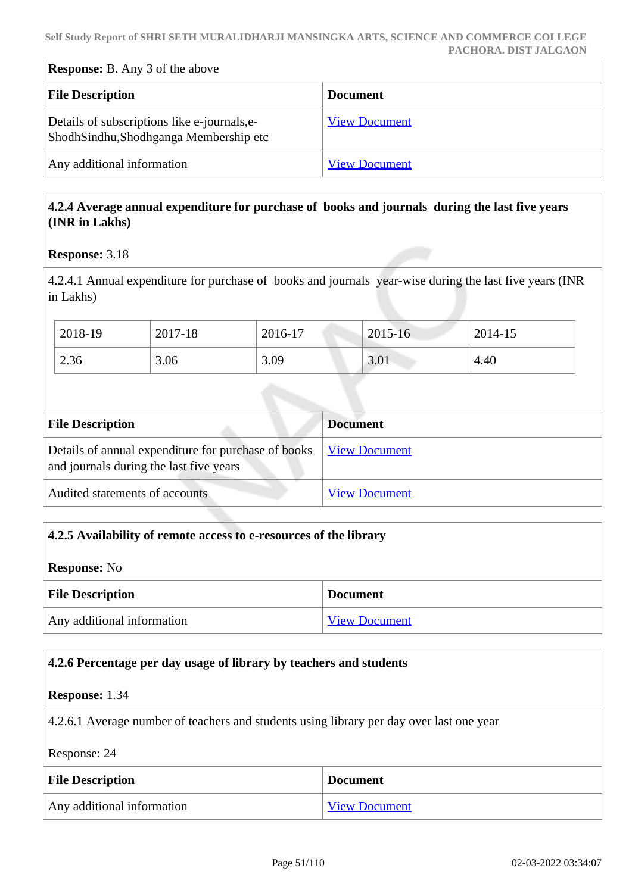**Response:** B. Any 3 of the above

| File Description | Document |
| --- | --- |
| Details of subscriptions like e-journals,e-ShodhSindhu,Shodhganga Membership etc | View Document |
| Any additional information | View Document |

**4.2.4 Average annual expenditure for purchase of books and journals during the last five years (INR in Lakhs)**

**Response:** 3.18

4.2.4.1 Annual expenditure for purchase of books and journals year-wise during the last five years (INR in Lakhs)

| 2018-19 | 2017-18 | 2016-17 | 2015-16 | 2014-15 |
| --- | --- | --- | --- | --- |
| 2.36 | 3.06 | 3.09 | 3.01 | 4.40 |

| File Description | Document |
| --- | --- |
| Details of annual expenditure for purchase of books and journals during the last five years | View Document |
| Audited statements of accounts | View Document |

**4.2.5 Availability of remote access to e-resources of the library**

**Response:** No

| File Description | Document |
| --- | --- |
| Any additional information | View Document |

**4.2.6 Percentage per day usage of library by teachers and students**

**Response:** 1.34

4.2.6.1 Average number of teachers and students using library per day over last one year

Response: 24

| File Description | Document |
| --- | --- |
| Any additional information | View Document |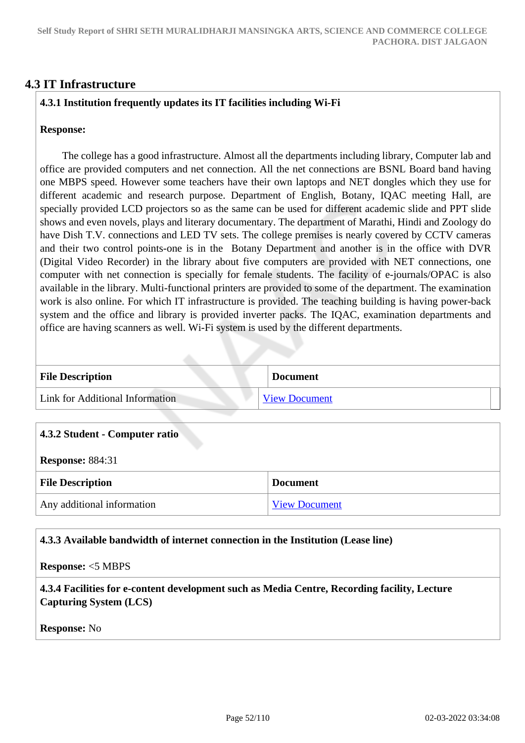## 4.3 IT Infrastructure

**4.3.1 Institution frequently updates its IT facilities including Wi-Fi**

**Response:**

The college has a good infrastructure. Almost all the departments including library, Computer lab and office are provided computers and net connection. All the net connections are BSNL Board band having one MBPS speed. However some teachers have their own laptops and NET dongles which they use for different academic and research purpose. Department of English, Botany, IQAC meeting Hall, are specially provided LCD projectors so as the same can be used for different academic slide and PPT slide shows and even novels, plays and literary documentary. The department of Marathi, Hindi and Zoology do have Dish T.V. connections and LED TV sets. The college premises is nearly covered by CCTV cameras and their two control points-one is in the Botany Department and another is in the office with DVR (Digital Video Recorder) in the library about five computers are provided with NET connections, one computer with net connection is specially for female students. The facility of e-journals/OPAC is also available in the library. Multi-functional printers are provided to some of the department. The examination work is also online. For which IT infrastructure is provided. The teaching building is having power-back system and the office and library is provided inverter packs. The IQAC, examination departments and office are having scanners as well. Wi-Fi system is used by the different departments.

| File Description | Document |
|---|---|
| Link for Additional Information | View Document |

**4.3.2 Student - Computer ratio**

**Response:** 884:31

| File Description | Document |
|---|---|
| Any additional information | View Document |

**4.3.3 Available bandwidth of internet connection in the Institution (Lease line)**

**Response:** <5 MBPS

**4.3.4 Facilities for e-content development such as Media Centre, Recording facility, Lecture Capturing System (LCS)**

**Response:** No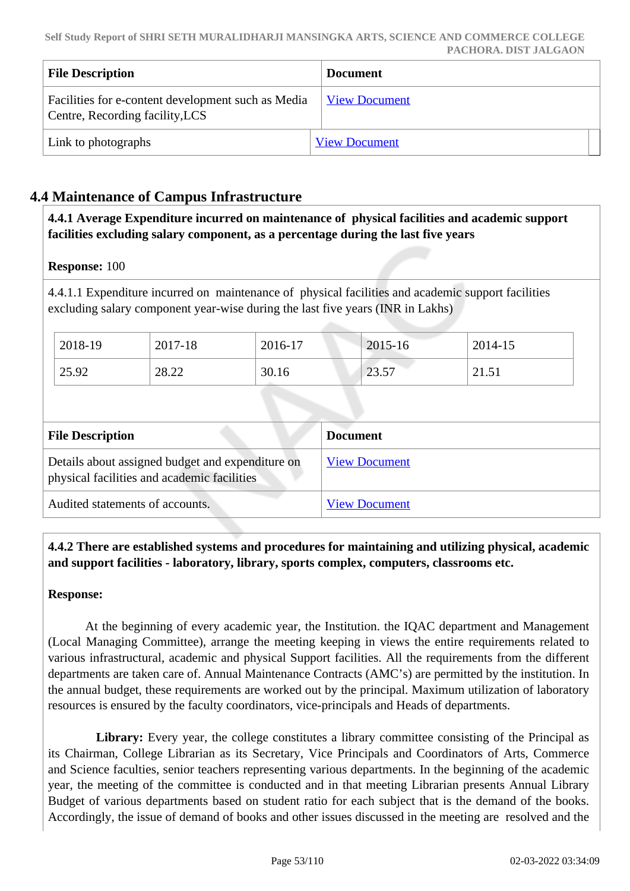| File Description | Document |
|---|---|
| Facilities for e-content development such as Media Centre, Recording facility,LCS | View Document |
| Link to photographs | View Document |

## 4.4 Maintenance of Campus Infrastructure

**4.4.1 Average Expenditure incurred on maintenance of physical facilities and academic support facilities excluding salary component, as a percentage during the last five years**

**Response:** 100

4.4.1.1 Expenditure incurred on maintenance of physical facilities and academic support facilities excluding salary component year-wise during the last five years (INR in Lakhs)

| 2018-19 | 2017-18 | 2016-17 | 2015-16 | 2014-15 |
|---|---|---|---|---|
| 25.92 | 28.22 | 30.16 | 23.57 | 21.51 |

| File Description | Document |
|---|---|
| Details about assigned budget and expenditure on physical facilities and academic facilities | View Document |
| Audited statements of accounts. | View Document |

**4.4.2 There are established systems and procedures for maintaining and utilizing physical, academic and support facilities - laboratory, library, sports complex, computers, classrooms etc.**

**Response:**

At the beginning of every academic year, the Institution. the IQAC department and Management (Local Managing Committee), arrange the meeting keeping in views the entire requirements related to various infrastructural, academic and physical Support facilities. All the requirements from the different departments are taken care of. Annual Maintenance Contracts (AMC's) are permitted by the institution. In the annual budget, these requirements are worked out by the principal. Maximum utilization of laboratory resources is ensured by the faculty coordinators, vice-principals and Heads of departments.

**Library:** Every year, the college constitutes a library committee consisting of the Principal as its Chairman, College Librarian as its Secretary, Vice Principals and Coordinators of Arts, Commerce and Science faculties, senior teachers representing various departments. In the beginning of the academic year, the meeting of the committee is conducted and in that meeting Librarian presents Annual Library Budget of various departments based on student ratio for each subject that is the demand of the books. Accordingly, the issue of demand of books and other issues discussed in the meeting are resolved and the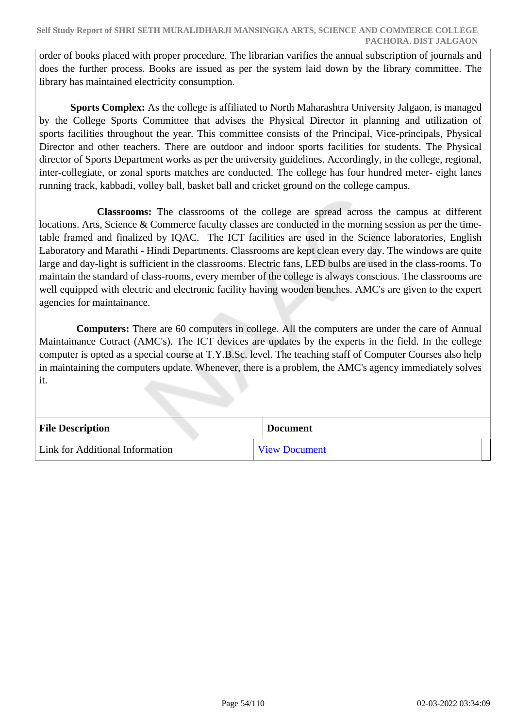order of books placed with proper procedure. The librarian varifies the annual subscription of journals and does the further process. Books are issued as per the system laid down by the library committee. The library has maintained electricity consumption.

**Sports Complex:** As the college is affiliated to North Maharashtra University Jalgaon, is managed by the College Sports Committee that advises the Physical Director in planning and utilization of sports facilities throughout the year. This committee consists of the Principal, Vice-principals, Physical Director and other teachers. There are outdoor and indoor sports facilities for students. The Physical director of Sports Department works as per the university guidelines. Accordingly, in the college, regional, inter-collegiate, or zonal sports matches are conducted. The college has four hundred meter- eight lanes running track, kabbadi, volley ball, basket ball and cricket ground on the college campus.

**Classrooms:** The classrooms of the college are spread across the campus at different locations. Arts, Science & Commerce faculty classes are conducted in the morning session as per the time-table framed and finalized by IQAC. The ICT facilities are used in the Science laboratories, English Laboratory and Marathi - Hindi Departments. Classrooms are kept clean every day. The windows are quite large and day-light is sufficient in the classrooms. Electric fans, LED bulbs are used in the class-rooms. To maintain the standard of class-rooms, every member of the college is always conscious. The classrooms are well equipped with electric and electronic facility having wooden benches. AMC's are given to the expert agencies for maintainance.

**Computers:** There are 60 computers in college. All the computers are under the care of Annual Maintainance Cotract (AMC's). The ICT devices are updates by the experts in the field. In the college computer is opted as a special course at T.Y.B.Sc. level. The teaching staff of Computer Courses also help in maintaining the computers update. Whenever, there is a problem, the AMC's agency immediately solves it.

| File Description | Document |
|---|---|
| Link for Additional Information | View Document |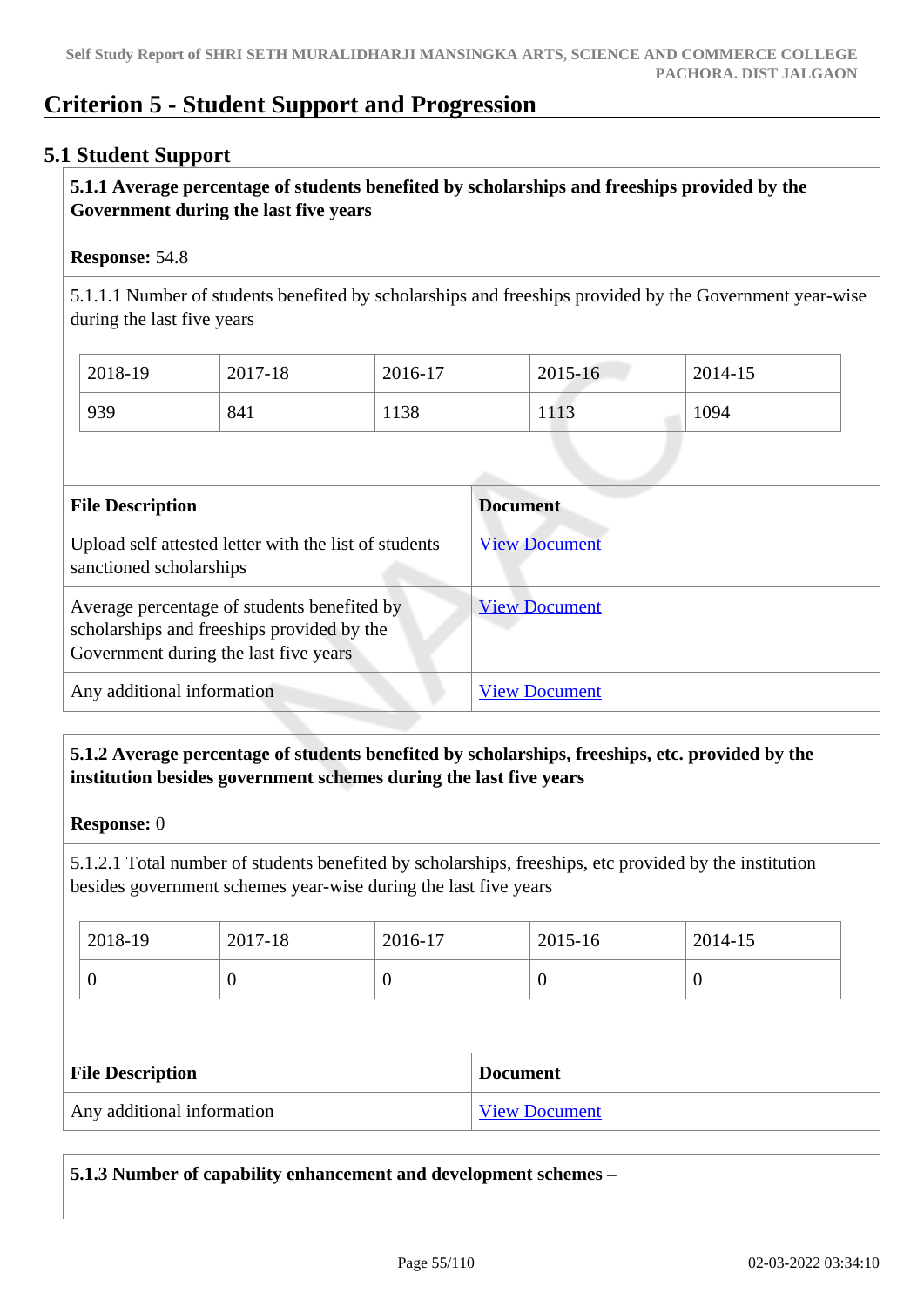# Criterion 5 - Student Support and Progression

## 5.1 Student Support

**5.1.1 Average percentage of students benefited by scholarships and freeships provided by the Government during the last five years**

**Response:** 54.8

5.1.1.1 Number of students benefited by scholarships and freeships provided by the Government year-wise during the last five years

| 2018-19 | 2017-18 | 2016-17 | 2015-16 | 2014-15 |
|---|---|---|---|---|
| 939 | 841 | 1138 | 1113 | 1094 |

| File Description | Document |
|---|---|
| Upload self attested letter with the list of students sanctioned scholarships | View Document |
| Average percentage of students benefited by scholarships and freeships provided by the Government during the last five years | View Document |
| Any additional information | View Document |

**5.1.2 Average percentage of students benefited by scholarships, freeships, etc. provided by the institution besides government schemes during the last five years**

**Response:** 0

5.1.2.1 Total number of students benefited by scholarships, freeships, etc provided by the institution besides government schemes year-wise during the last five years

| 2018-19 | 2017-18 | 2016-17 | 2015-16 | 2014-15 |
|---|---|---|---|---|
| 0 | 0 | 0 | 0 | 0 |

| File Description | Document |
|---|---|
| Any additional information | View Document |

**5.1.3 Number of capability enhancement and development schemes –**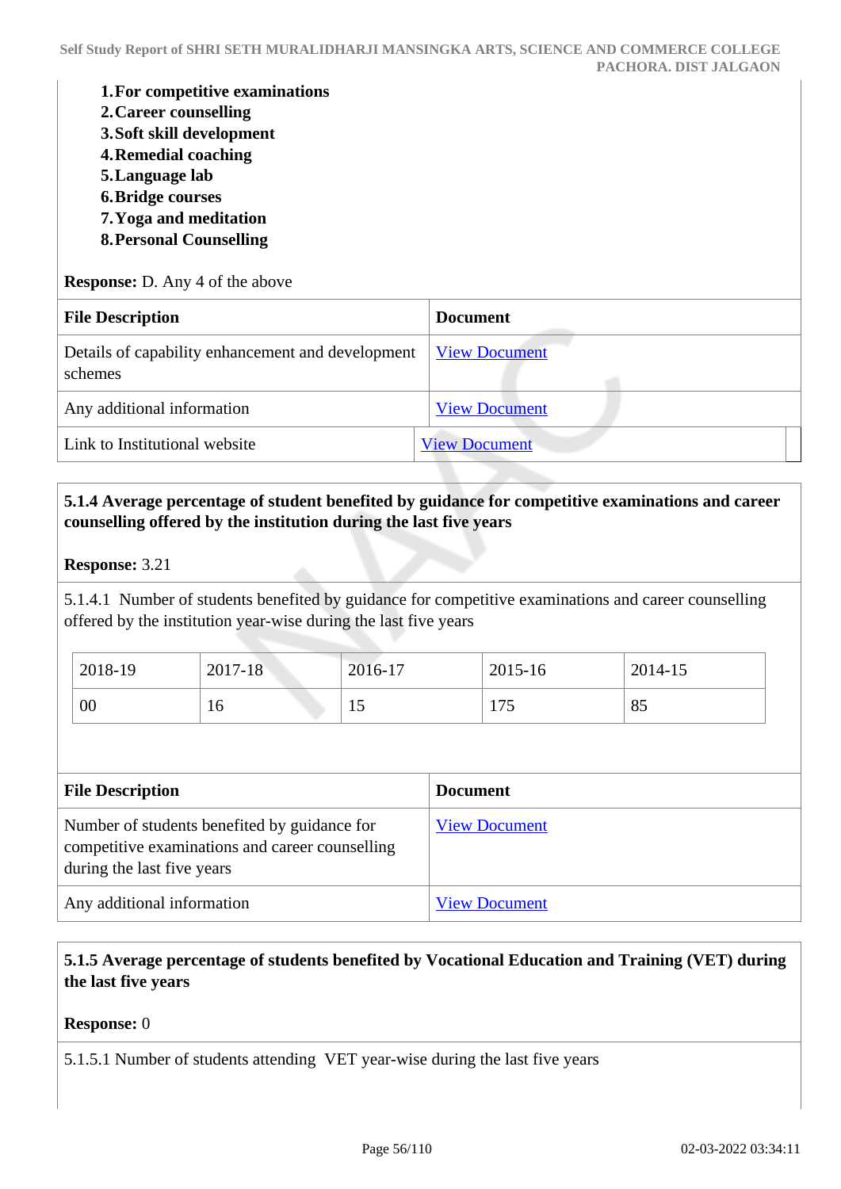1. **For competitive examinations**
2. **Career counselling**
3. **Soft skill development**
4. **Remedial coaching**
5. **Language lab**
6. **Bridge courses**
7. **Yoga and meditation**
8. **Personal Counselling**

**Response:** D. Any 4 of the above

| File Description | Document |
|---|---|
| Details of capability enhancement and development schemes | View Document |
| Any additional information | View Document |
| Link to Institutional website | View Document |

**5.1.4 Average percentage of student benefited by guidance for competitive examinations and career counselling offered by the institution during the last five years**

**Response:** 3.21

5.1.4.1 Number of students benefited by guidance for competitive examinations and career counselling offered by the institution year-wise during the last five years

| 2018-19 | 2017-18 | 2016-17 | 2015-16 | 2014-15 |
|---|---|---|---|---|
| 00 | 16 | 15 | 175 | 85 |

| File Description | Document |
|---|---|
| Number of students benefited by guidance for competitive examinations and career counselling during the last five years | View Document |
| Any additional information | View Document |

**5.1.5 Average percentage of students benefited by Vocational Education and Training (VET) during the last five years**

**Response:** 0

5.1.5.1 Number of students attending VET year-wise during the last five years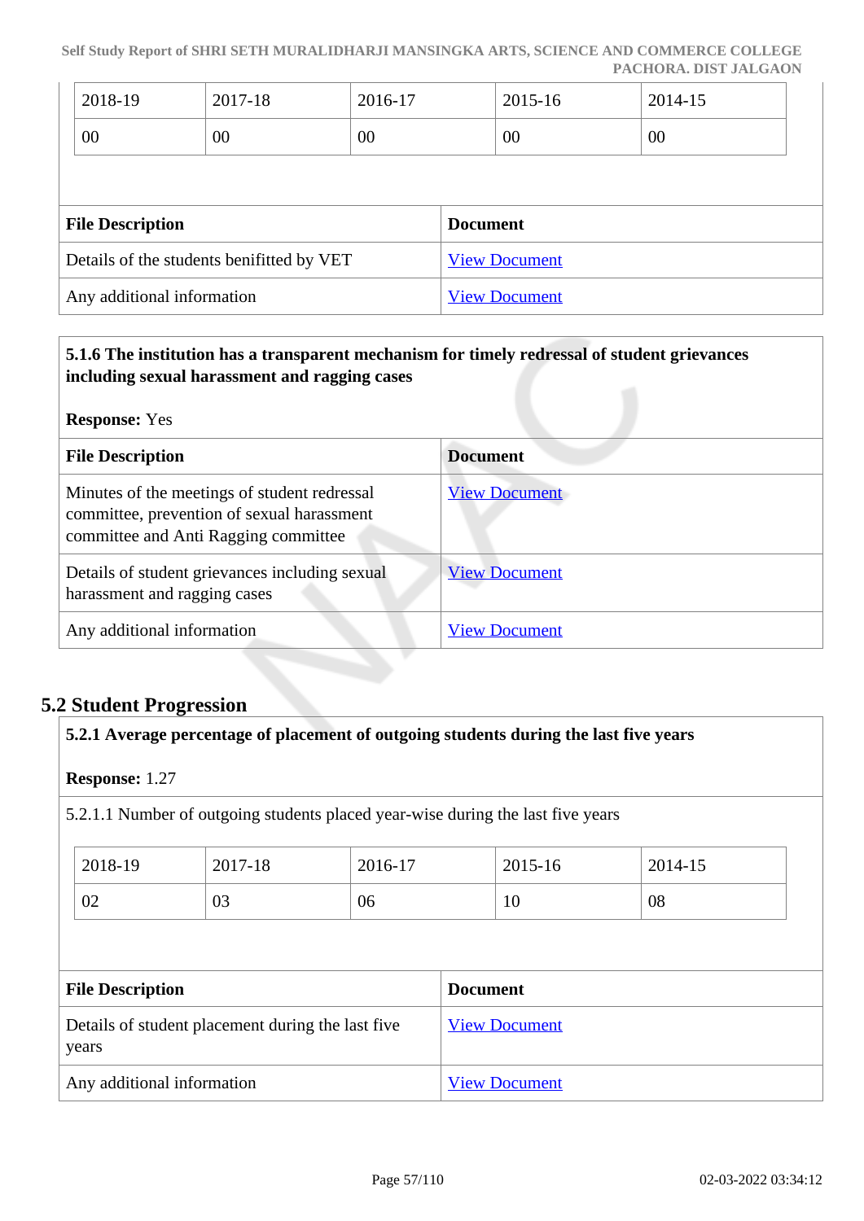| 2018-19 | 2017-18 | 2016-17 | 2015-16 | 2014-15 |
|---|---|---|---|---|
| 00 | 00 | 00 | 00 | 00 |

| File Description | Document |
|---|---|
| Details of the students benifitted by VET | View Document |
| Any additional information | View Document |

**5.1.6 The institution has a transparent mechanism for timely redressal of student grievances including sexual harassment and ragging cases**

**Response:** Yes

| File Description | Document |
|---|---|
| Minutes of the meetings of student redressal committee, prevention of sexual harassment committee and Anti Ragging committee | View Document |
| Details of student grievances including sexual harassment and ragging cases | View Document |
| Any additional information | View Document |

## 5.2 Student Progression

**5.2.1 Average percentage of placement of outgoing students during the last five years**

**Response:** 1.27

5.2.1.1 Number of outgoing students placed year-wise during the last five years

| 2018-19 | 2017-18 | 2016-17 | 2015-16 | 2014-15 |
|---|---|---|---|---|
| 02 | 03 | 06 | 10 | 08 |

| File Description | Document |
|---|---|
| Details of student placement during the last five years | View Document |
| Any additional information | View Document |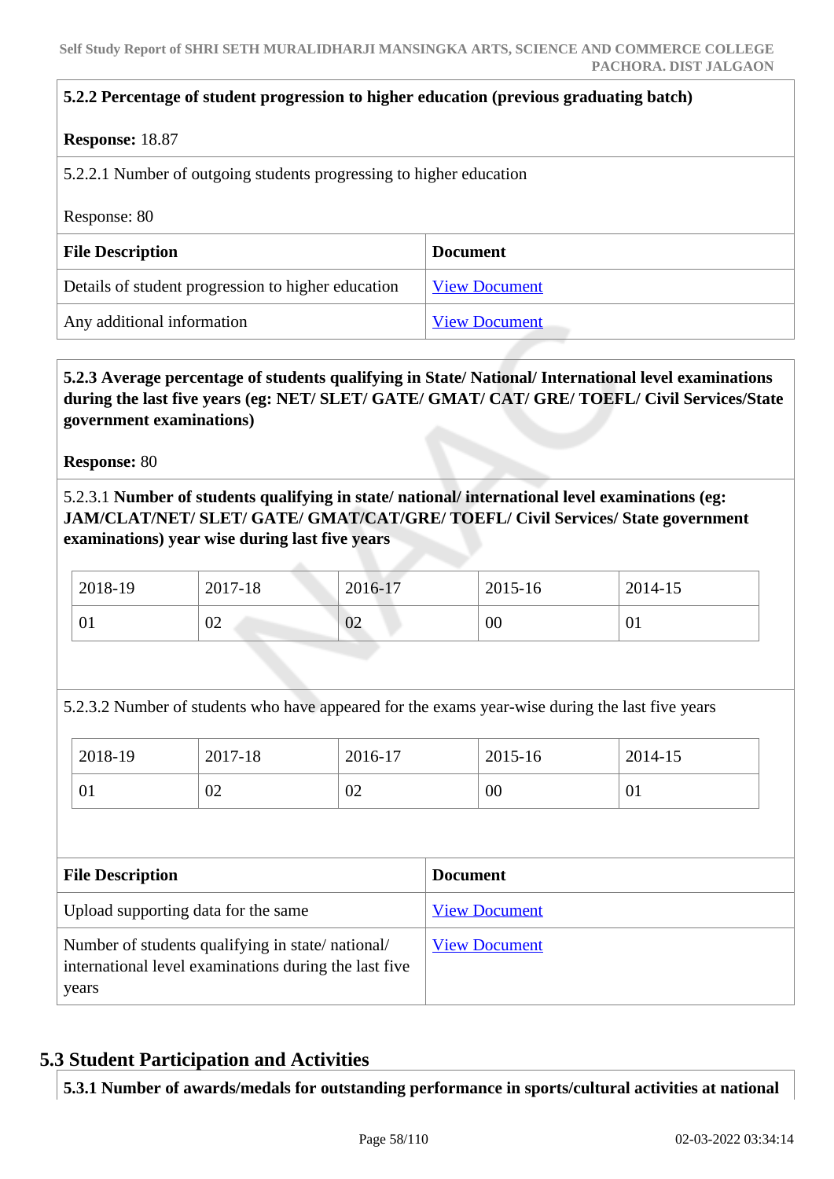**5.2.2 Percentage of student progression to higher education (previous graduating batch)**

**Response:** 18.87

5.2.2.1 Number of outgoing students progressing to higher education

Response: 80

| File Description | Document |
|---|---|
| Details of student progression to higher education | View Document |
| Any additional information | View Document |

**5.2.3 Average percentage of students qualifying in State/ National/ International level examinations during the last five years (eg: NET/ SLET/ GATE/ GMAT/ CAT/ GRE/ TOEFL/ Civil Services/State government examinations)**

**Response:** 80

5.2.3.1 **Number of students qualifying in state/ national/ international level examinations (eg: JAM/CLAT/NET/ SLET/ GATE/ GMAT/CAT/GRE/ TOEFL/ Civil Services/ State government examinations) year wise during last five years**

| 2018-19 | 2017-18 | 2016-17 | 2015-16 | 2014-15 |
|---|---|---|---|---|
| 01 | 02 | 02 | 00 | 01 |

5.2.3.2 Number of students who have appeared for the exams year-wise during the last five years

| 2018-19 | 2017-18 | 2016-17 | 2015-16 | 2014-15 |
|---|---|---|---|---|
| 01 | 02 | 02 | 00 | 01 |

| File Description | Document |
|---|---|
| Upload supporting data for the same | View Document |
| Number of students qualifying in state/ national/ international level examinations during the last five years | View Document |

## 5.3 Student Participation and Activities

**5.3.1 Number of awards/medals for outstanding performance in sports/cultural activities at national**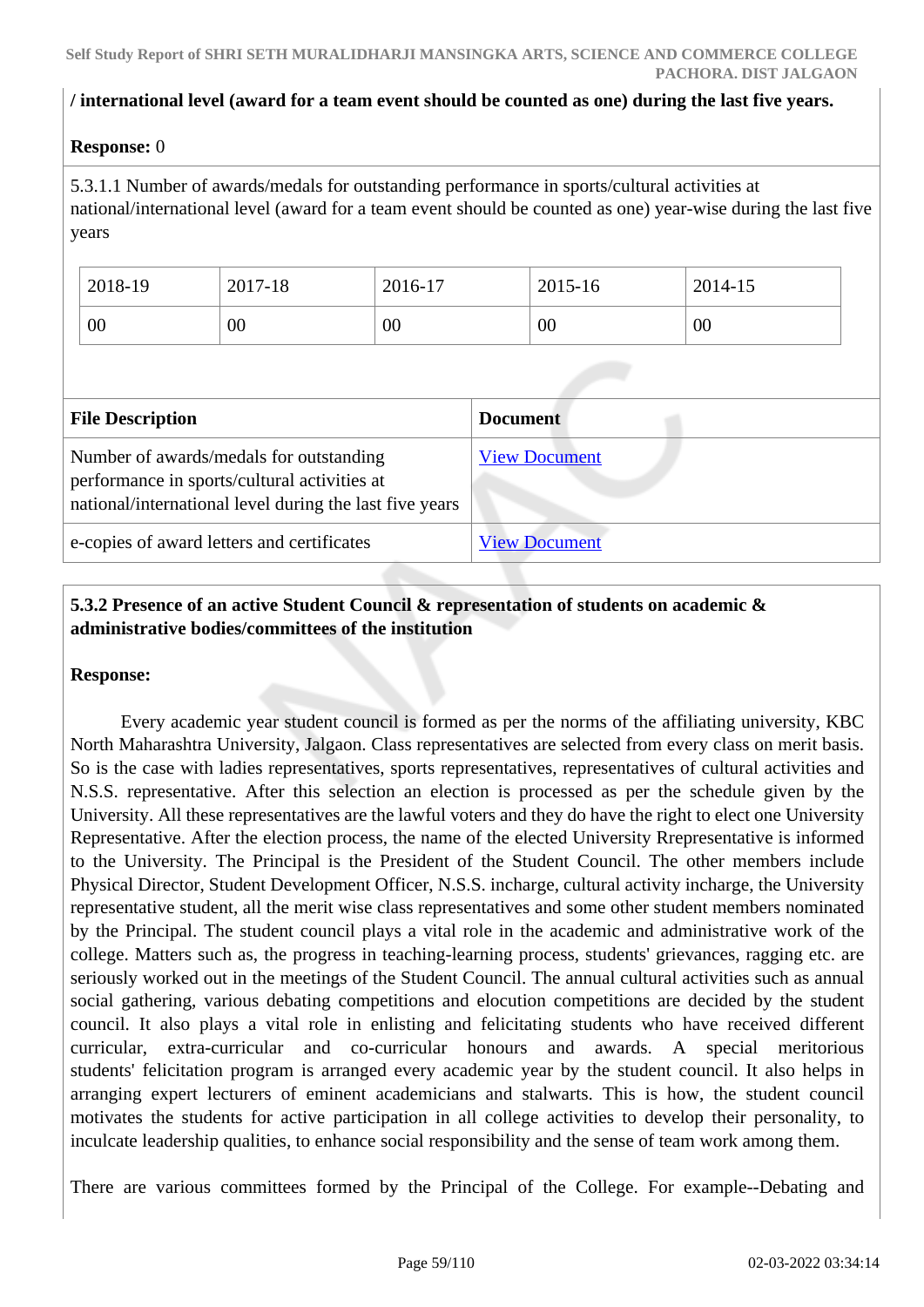**/ international level (award for a team event should be counted as one) during the last five years.**

**Response:** 0

5.3.1.1 Number of awards/medals for outstanding performance in sports/cultural activities at national/international level (award for a team event should be counted as one) year-wise during the last five years

| 2018-19 | 2017-18 | 2016-17 | 2015-16 | 2014-15 |
|---|---|---|---|---|
| 00 | 00 | 00 | 00 | 00 |

| File Description | Document |
|---|---|
| Number of awards/medals for outstanding performance in sports/cultural activities at national/international level during the last five years | View Document |
| e-copies of award letters and certificates | View Document |

**5.3.2 Presence of an active Student Council & representation of students on academic & administrative bodies/committees of the institution**

**Response:**

Every academic year student council is formed as per the norms of the affiliating university, KBC North Maharashtra University, Jalgaon. Class representatives are selected from every class on merit basis. So is the case with ladies representatives, sports representatives, representatives of cultural activities and N.S.S. representative. After this selection an election is processed as per the schedule given by the University. All these representatives are the lawful voters and they do have the right to elect one University Representative. After the election process, the name of the elected University Rrepresentative is informed to the University. The Principal is the President of the Student Council. The other members include Physical Director, Student Development Officer, N.S.S. incharge, cultural activity incharge, the University representative student, all the merit wise class representatives and some other student members nominated by the Principal. The student council plays a vital role in the academic and administrative work of the college. Matters such as, the progress in teaching-learning process, students' grievances, ragging etc. are seriously worked out in the meetings of the Student Council. The annual cultural activities such as annual social gathering, various debating competitions and elocution competitions are decided by the student council. It also plays a vital role in enlisting and felicitating students who have received different curricular, extra-curricular and co-curricular honours and awards. A special meritorious students' felicitation program is arranged every academic year by the student council. It also helps in arranging expert lecturers of eminent academicians and stalwarts. This is how, the student council motivates the students for active participation in all college activities to develop their personality, to inculcate leadership qualities, to enhance social responsibility and the sense of team work among them.

There are various committees formed by the Principal of the College. For example--Debating and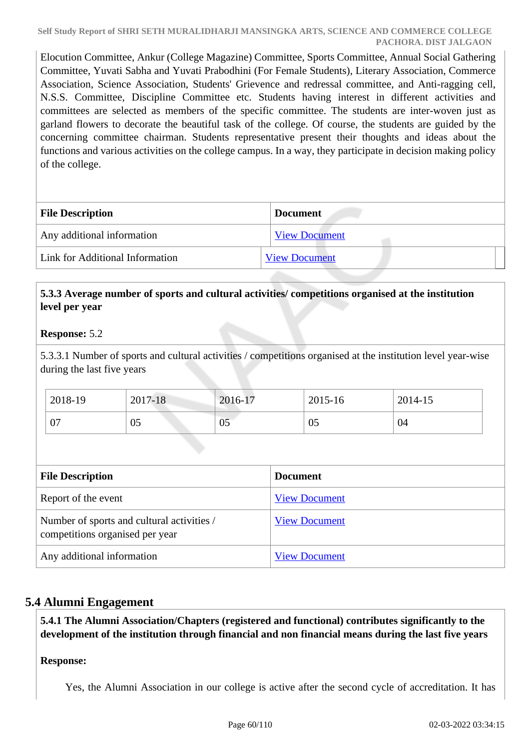Elocution Committee, Ankur (College Magazine) Committee, Sports Committee, Annual Social Gathering Committee, Yuvati Sabha and Yuvati Prabodhini (For Female Students), Literary Association, Commerce Association, Science Association, Students' Grievence and redressal committee, and Anti-ragging cell, N.S.S. Committee, Discipline Committee etc. Students having interest in different activities and committees are selected as members of the specific committee. The students are inter-woven just as garland flowers to decorate the beautiful task of the college. Of course, the students are guided by the concerning committee chairman. Students representative present their thoughts and ideas about the functions and various activities on the college campus. In a way, they participate in decision making policy of the college.

| File Description | Document |
|---|---|
| Any additional information | View Document |
| Link for Additional Information | View Document |

**5.3.3 Average number of sports and cultural activities/ competitions organised at the institution level per year**

**Response:** 5.2

5.3.3.1 Number of sports and cultural activities / competitions organised at the institution level year-wise during the last five years

| 2018-19 | 2017-18 | 2016-17 | 2015-16 | 2014-15 |
|---|---|---|---|---|
| 07 | 05 | 05 | 05 | 04 |

| File Description | Document |
|---|---|
| Report of the event | View Document |
| Number of sports and cultural activities / competitions organised per year | View Document |
| Any additional information | View Document |

## 5.4 Alumni Engagement

**5.4.1 The Alumni Association/Chapters (registered and functional) contributes significantly to the development of the institution through financial and non financial means during the last five years**

**Response:**

Yes, the Alumni Association in our college is active after the second cycle of accreditation. It has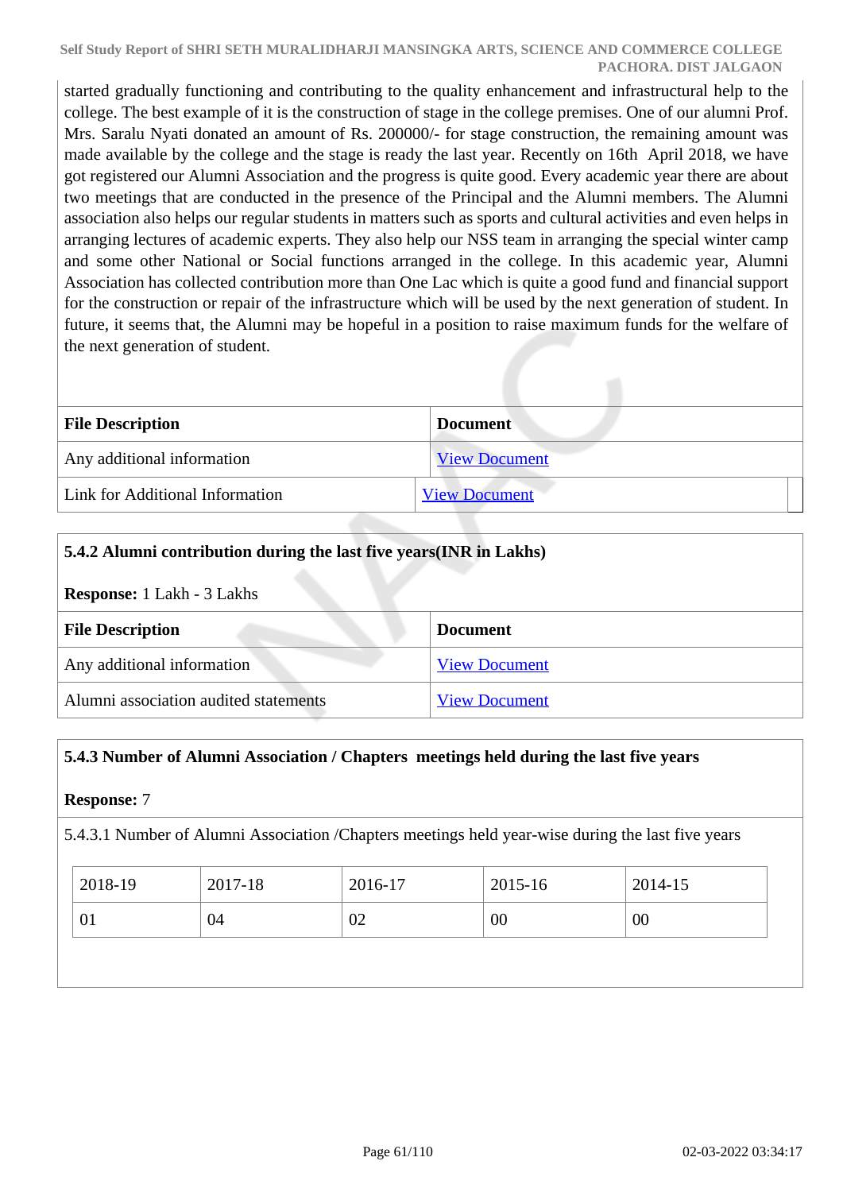started gradually functioning and contributing to the quality enhancement and infrastructural help to the college. The best example of it is the construction of stage in the college premises. One of our alumni Prof. Mrs. Saralu Nyati donated an amount of Rs. 200000/- for stage construction, the remaining amount was made available by the college and the stage is ready the last year. Recently on 16th April 2018, we have got registered our Alumni Association and the progress is quite good. Every academic year there are about two meetings that are conducted in the presence of the Principal and the Alumni members. The Alumni association also helps our regular students in matters such as sports and cultural activities and even helps in arranging lectures of academic experts. They also help our NSS team in arranging the special winter camp and some other National or Social functions arranged in the college. In this academic year, Alumni Association has collected contribution more than One Lac which is quite a good fund and financial support for the construction or repair of the infrastructure which will be used by the next generation of student. In future, it seems that, the Alumni may be hopeful in a position to raise maximum funds for the welfare of the next generation of student.

| File Description | Document |
|---|---|
| Any additional information | View Document |
| Link for Additional Information | View Document |

**5.4.2 Alumni contribution during the last five years(INR in Lakhs)**

**Response:** 1 Lakh - 3 Lakhs

| File Description | Document |
|---|---|
| Any additional information | View Document |
| Alumni association audited statements | View Document |

**5.4.3 Number of Alumni Association / Chapters meetings held during the last five years**

**Response:** 7

5.4.3.1 Number of Alumni Association /Chapters meetings held year-wise during the last five years

| 2018-19 | 2017-18 | 2016-17 | 2015-16 | 2014-15 |
|---|---|---|---|---|
| 01 | 04 | 02 | 00 | 00 |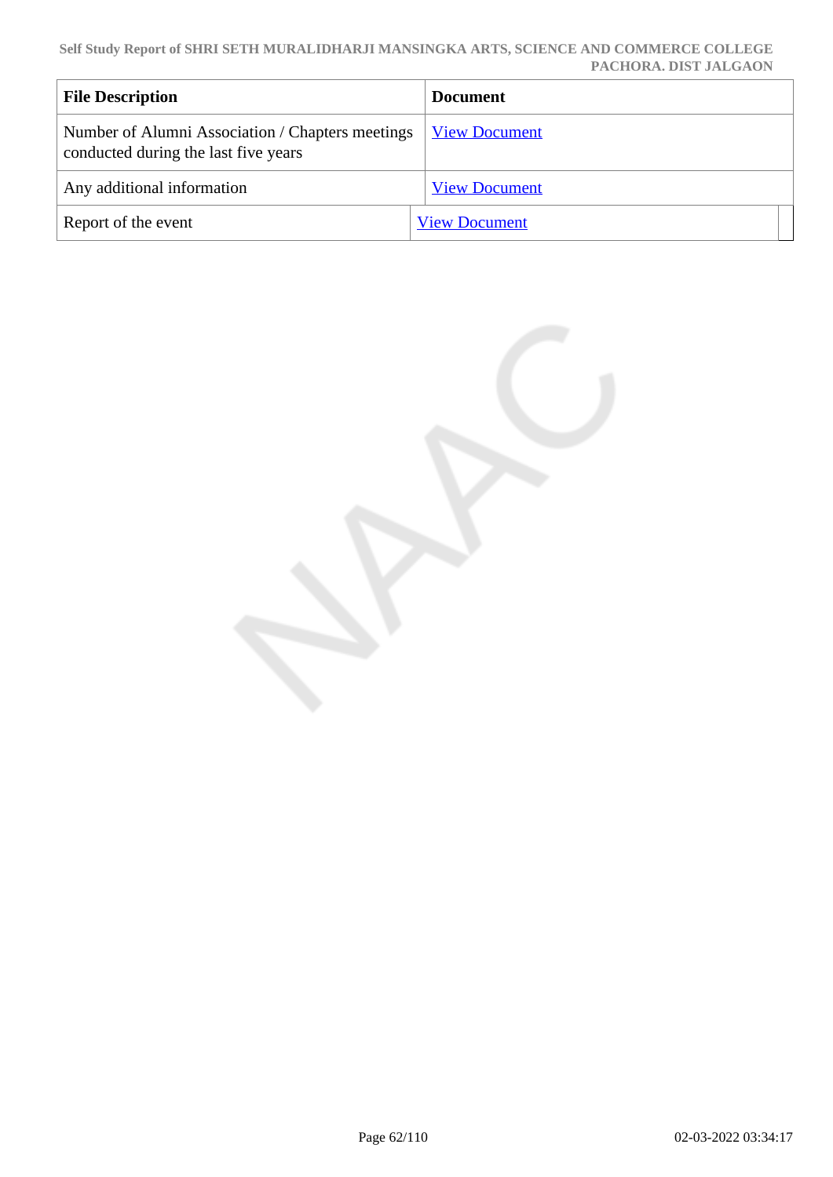| File Description | Document |
| --- | --- |
| Number of Alumni Association / Chapters meetings conducted during the last five years | View Document |
| Any additional information | View Document |
| Report of the event | View Document |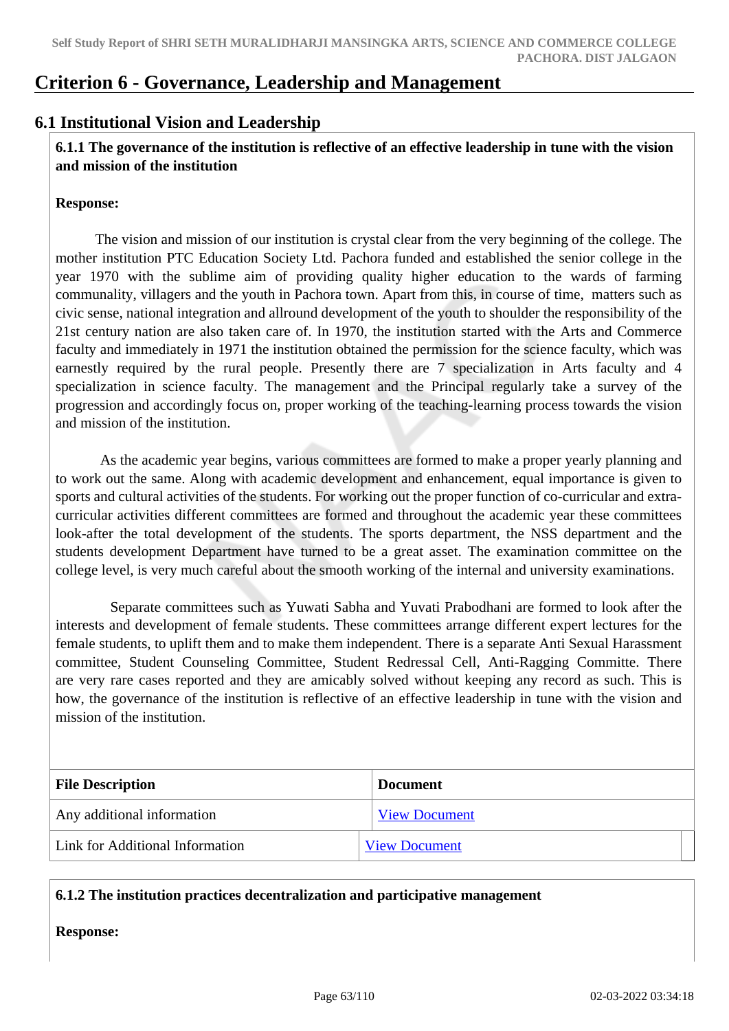# Criterion 6 - Governance, Leadership and Management

## 6.1 Institutional Vision and Leadership

**6.1.1 The governance of the institution is reflective of an effective leadership in tune with the vision and mission of the institution**

**Response:**

The vision and mission of our institution is crystal clear from the very beginning of the college. The mother institution PTC Education Society Ltd. Pachora funded and established the senior college in the year 1970 with the sublime aim of providing quality higher education to the wards of farming communality, villagers and the youth in Pachora town. Apart from this, in course of time, matters such as civic sense, national integration and allround development of the youth to shoulder the responsibility of the 21st century nation are also taken care of. In 1970, the institution started with the Arts and Commerce faculty and immediately in 1971 the institution obtained the permission for the science faculty, which was earnestly required by the rural people. Presently there are 7 specialization in Arts faculty and 4 specialization in science faculty. The management and the Principal regularly take a survey of the progression and accordingly focus on, proper working of the teaching-learning process towards the vision and mission of the institution.

As the academic year begins, various committees are formed to make a proper yearly planning and to work out the same. Along with academic development and enhancement, equal importance is given to sports and cultural activities of the students. For working out the proper function of co-curricular and extra-curricular activities different committees are formed and throughout the academic year these committees look-after the total development of the students. The sports department, the NSS department and the students development Department have turned to be a great asset. The examination committee on the college level, is very much careful about the smooth working of the internal and university examinations.

Separate committees such as Yuwati Sabha and Yuvati Prabodhani are formed to look after the interests and development of female students. These committees arrange different expert lectures for the female students, to uplift them and to make them independent. There is a separate Anti Sexual Harassment committee, Student Counseling Committee, Student Redressal Cell, Anti-Ragging Committe. There are very rare cases reported and they are amicably solved without keeping any record as such. This is how, the governance of the institution is reflective of an effective leadership in tune with the vision and mission of the institution.

| File Description | Document |
|---|---|
| Any additional information | View Document |
| Link for Additional Information | View Document |

**6.1.2 The institution practices decentralization and participative management**

**Response:**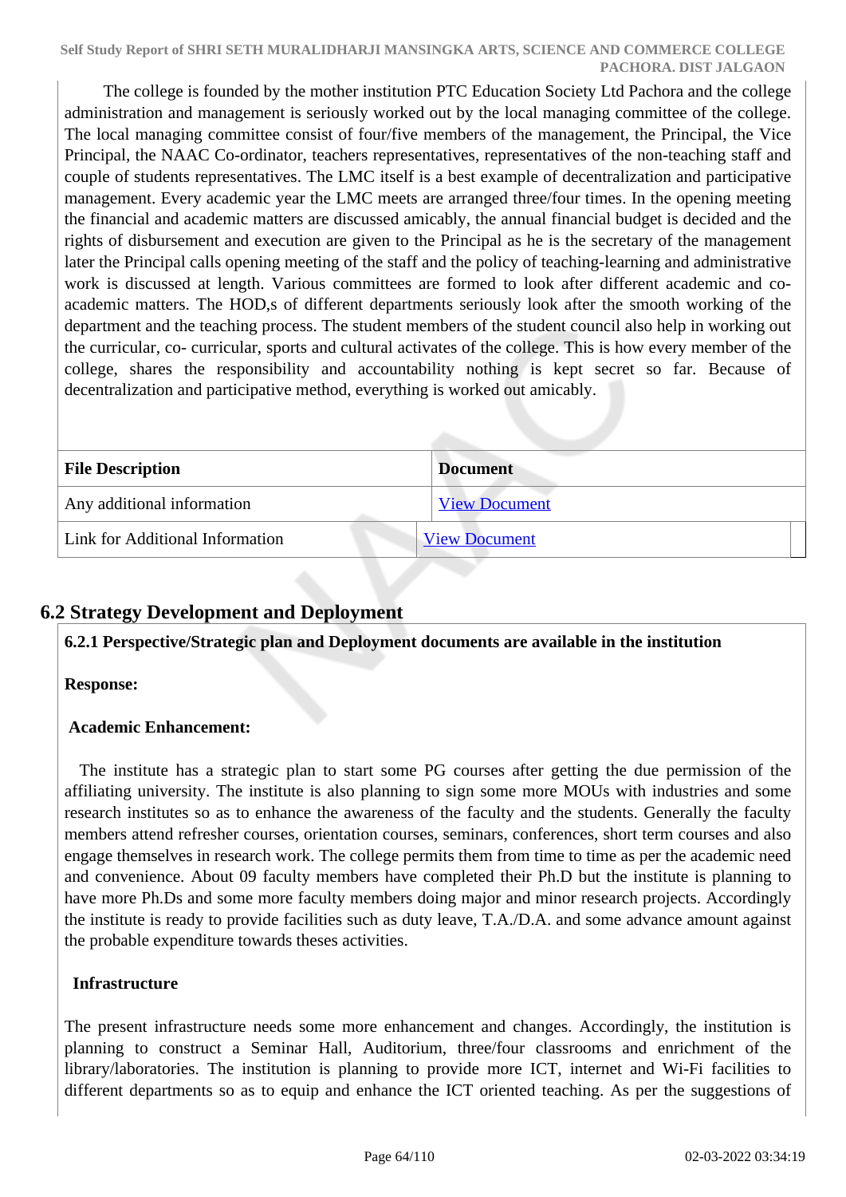The college is founded by the mother institution PTC Education Society Ltd Pachora and the college administration and management is seriously worked out by the local managing committee of the college. The local managing committee consist of four/five members of the management, the Principal, the Vice Principal, the NAAC Co-ordinator, teachers representatives, representatives of the non-teaching staff and couple of students representatives. The LMC itself is a best example of decentralization and participative management. Every academic year the LMC meets are arranged three/four times. In the opening meeting the financial and academic matters are discussed amicably, the annual financial budget is decided and the rights of disbursement and execution are given to the Principal as he is the secretary of the management later the Principal calls opening meeting of the staff and the policy of teaching-learning and administrative work is discussed at length. Various committees are formed to look after different academic and co-academic matters. The HOD,s of different departments seriously look after the smooth working of the department and the teaching process. The student members of the student council also help in working out the curricular, co- curricular, sports and cultural activates of the college. This is how every member of the college, shares the responsibility and accountability nothing is kept secret so far. Because of decentralization and participative method, everything is worked out amicably.

| File Description | Document |
|---|---|
| Any additional information | View Document |
| Link for Additional Information | View Document |

## 6.2 Strategy Development and Deployment

**6.2.1 Perspective/Strategic plan and Deployment documents are available in the institution**

**Response:**

**Academic Enhancement:**

The institute has a strategic plan to start some PG courses after getting the due permission of the affiliating university. The institute is also planning to sign some more MOUs with industries and some research institutes so as to enhance the awareness of the faculty and the students. Generally the faculty members attend refresher courses, orientation courses, seminars, conferences, short term courses and also engage themselves in research work. The college permits them from time to time as per the academic need and convenience. About 09 faculty members have completed their Ph.D but the institute is planning to have more Ph.Ds and some more faculty members doing major and minor research projects. Accordingly the institute is ready to provide facilities such as duty leave, T.A./D.A. and some advance amount against the probable expenditure towards theses activities.

**Infrastructure**

The present infrastructure needs some more enhancement and changes. Accordingly, the institution is planning to construct a Seminar Hall, Auditorium, three/four classrooms and enrichment of the library/laboratories. The institution is planning to provide more ICT, internet and Wi-Fi facilities to different departments so as to equip and enhance the ICT oriented teaching. As per the suggestions of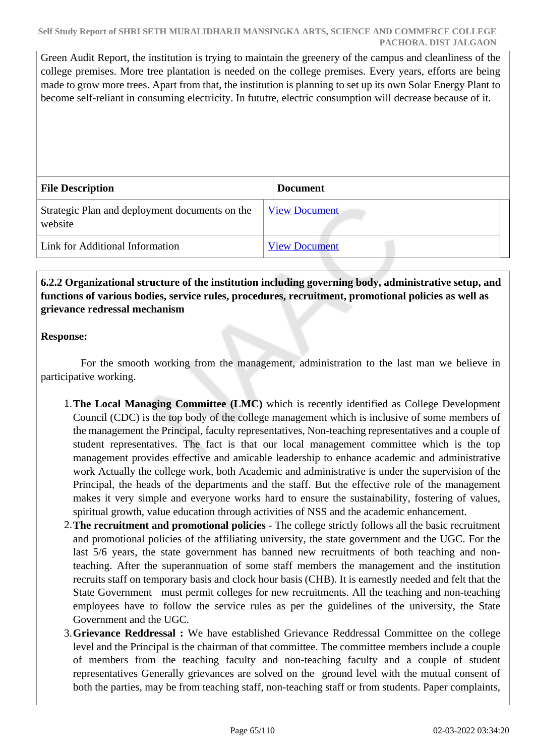Green Audit Report, the institution is trying to maintain the greenery of the campus and cleanliness of the college premises. More tree plantation is needed on the college premises. Every years, efforts are being made to grow more trees. Apart from that, the institution is planning to set up its own Solar Energy Plant to become self-reliant in consuming electricity. In fututre, electric consumption will decrease because of it.

| File Description | Document |
|---|---|
| Strategic Plan and deployment documents on the website | View Document |
| Link for Additional Information | View Document |

**6.2.2 Organizational structure of the institution including governing body, administrative setup, and functions of various bodies, service rules, procedures, recruitment, promotional policies as well as grievance redressal mechanism**

**Response:**

For the smooth working from the management, administration to the last man we believe in participative working.

1. **The Local Managing Committee (LMC)** which is recently identified as College Development Council (CDC) is the top body of the college management which is inclusive of some members of the management the Principal, faculty representatives, Non-teaching representatives and a couple of student representatives. The fact is that our local management committee which is the top management provides effective and amicable leadership to enhance academic and administrative work Actually the college work, both Academic and administrative is under the supervision of the Principal, the heads of the departments and the staff. But the effective role of the management makes it very simple and everyone works hard to ensure the sustainability, fostering of values, spiritual growth, value education through activities of NSS and the academic enhancement.
2. **The recruitment and promotional policies** - The college strictly follows all the basic recruitment and promotional policies of the affiliating university, the state government and the UGC. For the last 5/6 years, the state government has banned new recruitments of both teaching and non-teaching. After the superannuation of some staff members the management and the institution recruits staff on temporary basis and clock hour basis (CHB). It is earnestly needed and felt that the State Government must permit colleges for new recruitments. All the teaching and non-teaching employees have to follow the service rules as per the guidelines of the university, the State Government and the UGC.
3. **Grievance Reddressal :** We have established Grievance Reddressal Committee on the college level and the Principal is the chairman of that committee. The committee members include a couple of members from the teaching faculty and non-teaching faculty and a couple of student representatives Generally grievances are solved on the ground level with the mutual consent of both the parties, may be from teaching staff, non-teaching staff or from students. Paper complaints,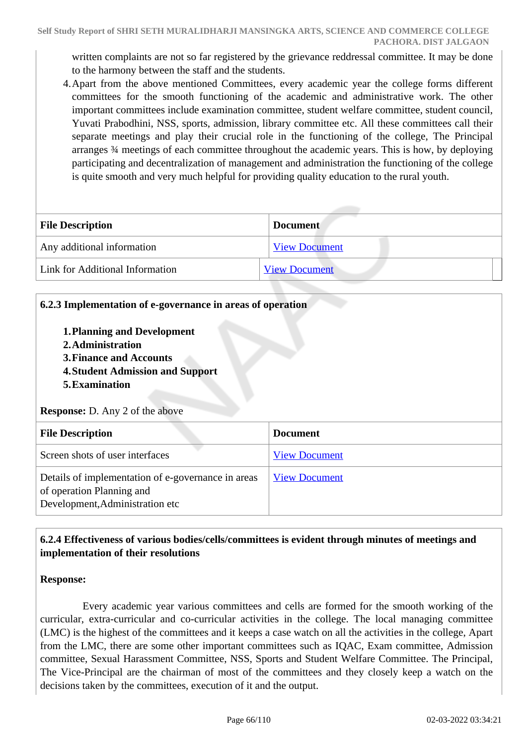written complaints are not so far registered by the grievance reddressal committee. It may be done to the harmony between the staff and the students.

4. Apart from the above mentioned Committees, every academic year the college forms different committees for the smooth functioning of the academic and administrative work. The other important committees include examination committee, student welfare committee, student council, Yuvati Prabodhini, NSS, sports, admission, library committee etc. All these committees call their separate meetings and play their crucial role in the functioning of the college, The Principal arranges ¾ meetings of each committee throughout the academic years. This is how, by deploying participating and decentralization of management and administration the functioning of the college is quite smooth and very much helpful for providing quality education to the rural youth.

| File Description | Document |
|---|---|
| Any additional information | View Document |
| Link for Additional Information | View Document |

**6.2.3 Implementation of e-governance in areas of operation**

1. **Planning and Development**
2. **Administration**
3. **Finance and Accounts**
4. **Student Admission and Support**
5. **Examination**

**Response:** D. Any 2 of the above

| File Description | Document |
|---|---|
| Screen shots of user interfaces | View Document |
| Details of implementation of e-governance in areas of operation Planning and Development,Administration etc | View Document |

**6.2.4 Effectiveness of various bodies/cells/committees is evident through minutes of meetings and implementation of their resolutions**

**Response:**

Every academic year various committees and cells are formed for the smooth working of the curricular, extra-curricular and co-curricular activities in the college. The local managing committee (LMC) is the highest of the committees and it keeps a case watch on all the activities in the college, Apart from the LMC, there are some other important committees such as IQAC, Exam committee, Admission committee, Sexual Harassment Committee, NSS, Sports and Student Welfare Committee. The Principal, The Vice-Principal are the chairman of most of the committees and they closely keep a watch on the decisions taken by the committees, execution of it and the output.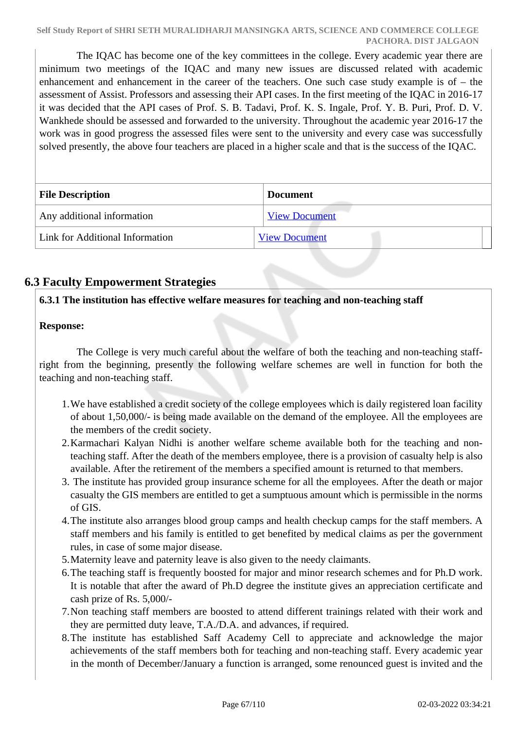The IQAC has become one of the key committees in the college. Every academic year there are minimum two meetings of the IQAC and many new issues are discussed related with academic enhancement and enhancement in the career of the teachers. One such case study example is of – the assessment of Assist. Professors and assessing their API cases. In the first meeting of the IQAC in 2016-17 it was decided that the API cases of Prof. S. B. Tadavi, Prof. K. S. Ingale, Prof. Y. B. Puri, Prof. D. V. Wankhede should be assessed and forwarded to the university. Throughout the academic year 2016-17 the work was in good progress the assessed files were sent to the university and every case was successfully solved presently, the above four teachers are placed in a higher scale and that is the success of the IQAC.

| File Description | Document |
|---|---|
| Any additional information | View Document |
| Link for Additional Information | View Document |

## 6.3 Faculty Empowerment Strategies

**6.3.1 The institution has effective welfare measures for teaching and non-teaching staff**

**Response:**

The College is very much careful about the welfare of both the teaching and non-teaching staff- right from the beginning, presently the following welfare schemes are well in function for both the teaching and non-teaching staff.

1. We have established a credit society of the college employees which is daily registered loan facility of about 1,50,000/- is being made available on the demand of the employee. All the employees are the members of the credit society.
2. Karmachari Kalyan Nidhi is another welfare scheme available both for the teaching and non-teaching staff. After the death of the members employee, there is a provision of casualty help is also available. After the retirement of the members a specified amount is returned to that members.
3. The institute has provided group insurance scheme for all the employees. After the death or major casualty the GIS members are entitled to get a sumptuous amount which is permissible in the norms of GIS.
4. The institute also arranges blood group camps and health checkup camps for the staff members. A staff members and his family is entitled to get benefited by medical claims as per the government rules, in case of some major disease.
5. Maternity leave and paternity leave is also given to the needy claimants.
6. The teaching staff is frequently boosted for major and minor research schemes and for Ph.D work. It is notable that after the award of Ph.D degree the institute gives an appreciation certificate and cash prize of Rs. 5,000/-
7. Non teaching staff members are boosted to attend different trainings related with their work and they are permitted duty leave, T.A./D.A. and advances, if required.
8. The institute has established Saff Academy Cell to appreciate and acknowledge the major achievements of the staff members both for teaching and non-teaching staff. Every academic year in the month of December/January a function is arranged, some renounced guest is invited and the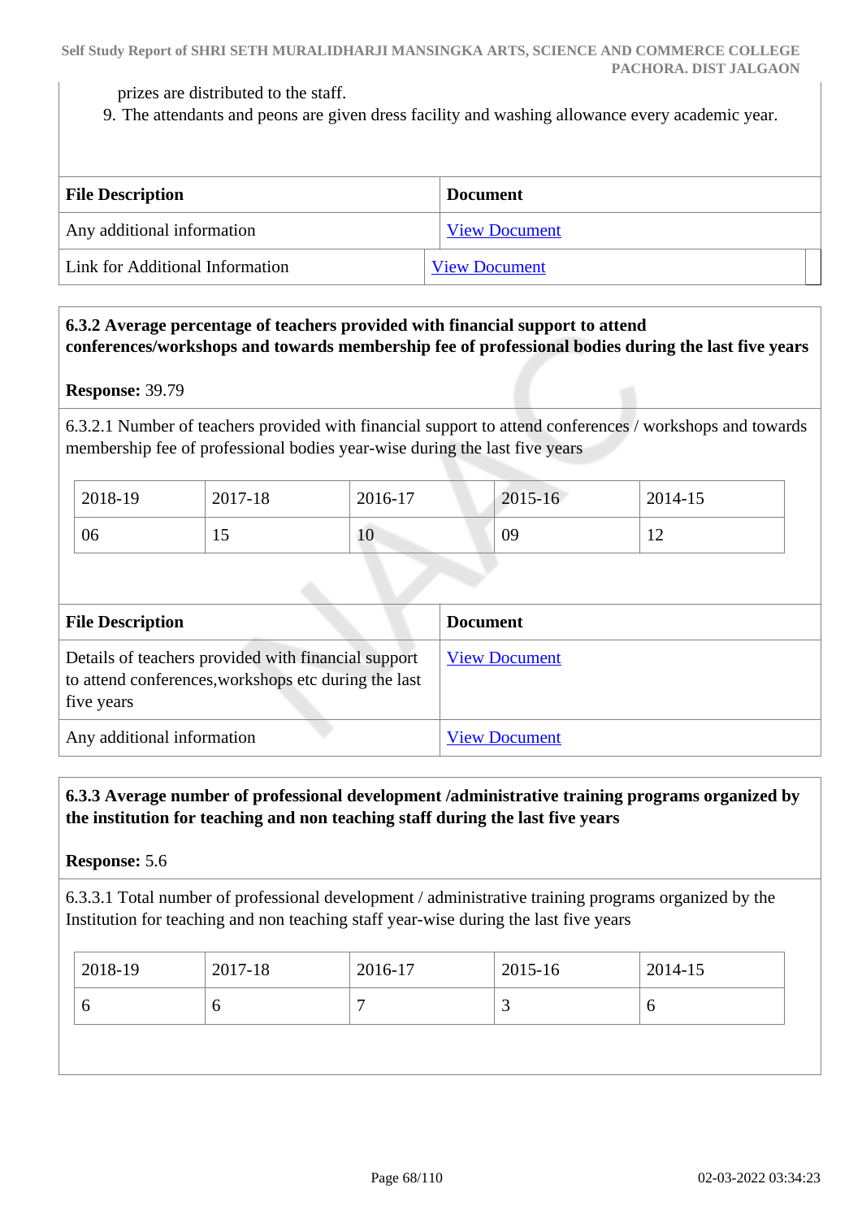prizes are distributed to the staff.

9. The attendants and peons are given dress facility and washing allowance every academic year.

| File Description | Document |
|---|---|
| Any additional information | View Document |
| Link for Additional Information | View Document |

**6.3.2 Average percentage of teachers provided with financial support to attend conferences/workshops and towards membership fee of professional bodies during the last five years**

**Response:** 39.79

6.3.2.1 Number of teachers provided with financial support to attend conferences / workshops and towards membership fee of professional bodies year-wise during the last five years

| 2018-19 | 2017-18 | 2016-17 | 2015-16 | 2014-15 |
|---|---|---|---|---|
| 06 | 15 | 10 | 09 | 12 |

| File Description | Document |
|---|---|
| Details of teachers provided with financial support to attend conferences,workshops etc during the last five years | View Document |
| Any additional information | View Document |

**6.3.3 Average number of professional development /administrative training programs organized by the institution for teaching and non teaching staff during the last five years**

**Response:** 5.6

6.3.3.1 Total number of professional development / administrative training programs organized by the Institution for teaching and non teaching staff year-wise during the last five years

| 2018-19 | 2017-18 | 2016-17 | 2015-16 | 2014-15 |
|---|---|---|---|---|
| 6 | 6 | 7 | 3 | 6 |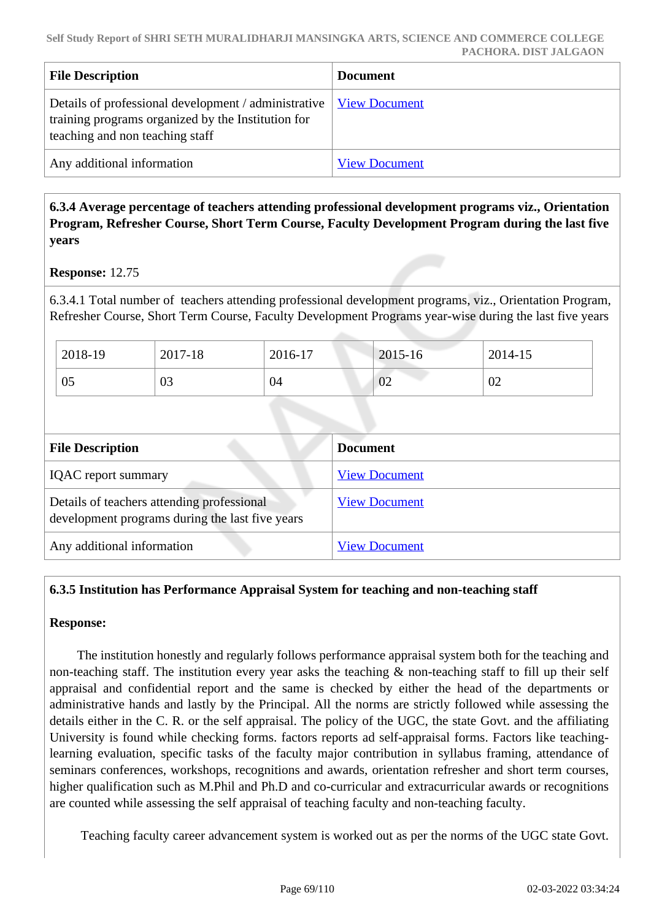| File Description | Document |
|---|---|
| Details of professional development / administrative training programs organized by the Institution for teaching and non teaching staff | View Document |
| Any additional information | View Document |

**6.3.4 Average percentage of teachers attending professional development programs viz., Orientation Program, Refresher Course, Short Term Course, Faculty Development Program during the last five years**

**Response:** 12.75

6.3.4.1 Total number of teachers attending professional development programs, viz., Orientation Program, Refresher Course, Short Term Course, Faculty Development Programs year-wise during the last five years

| 2018-19 | 2017-18 | 2016-17 | 2015-16 | 2014-15 |
|---|---|---|---|---|
| 05 | 03 | 04 | 02 | 02 |

| File Description | Document |
|---|---|
| IQAC report summary | View Document |
| Details of teachers attending professional development programs during the last five years | View Document |
| Any additional information | View Document |

**6.3.5 Institution has Performance Appraisal System for teaching and non-teaching staff**

**Response:**

The institution honestly and regularly follows performance appraisal system both for the teaching and non-teaching staff. The institution every year asks the teaching & non-teaching staff to fill up their self appraisal and confidential report and the same is checked by either the head of the departments or administrative hands and lastly by the Principal. All the norms are strictly followed while assessing the details either in the C. R. or the self appraisal. The policy of the UGC, the state Govt. and the affiliating University is found while checking forms. factors reports ad self-appraisal forms. Factors like teaching-learning evaluation, specific tasks of the faculty major contribution in syllabus framing, attendance of seminars conferences, workshops, recognitions and awards, orientation refresher and short term courses, higher qualification such as M.Phil and Ph.D and co-curricular and extracurricular awards or recognitions are counted while assessing the self appraisal of teaching faculty and non-teaching faculty.

Teaching faculty career advancement system is worked out as per the norms of the UGC state Govt.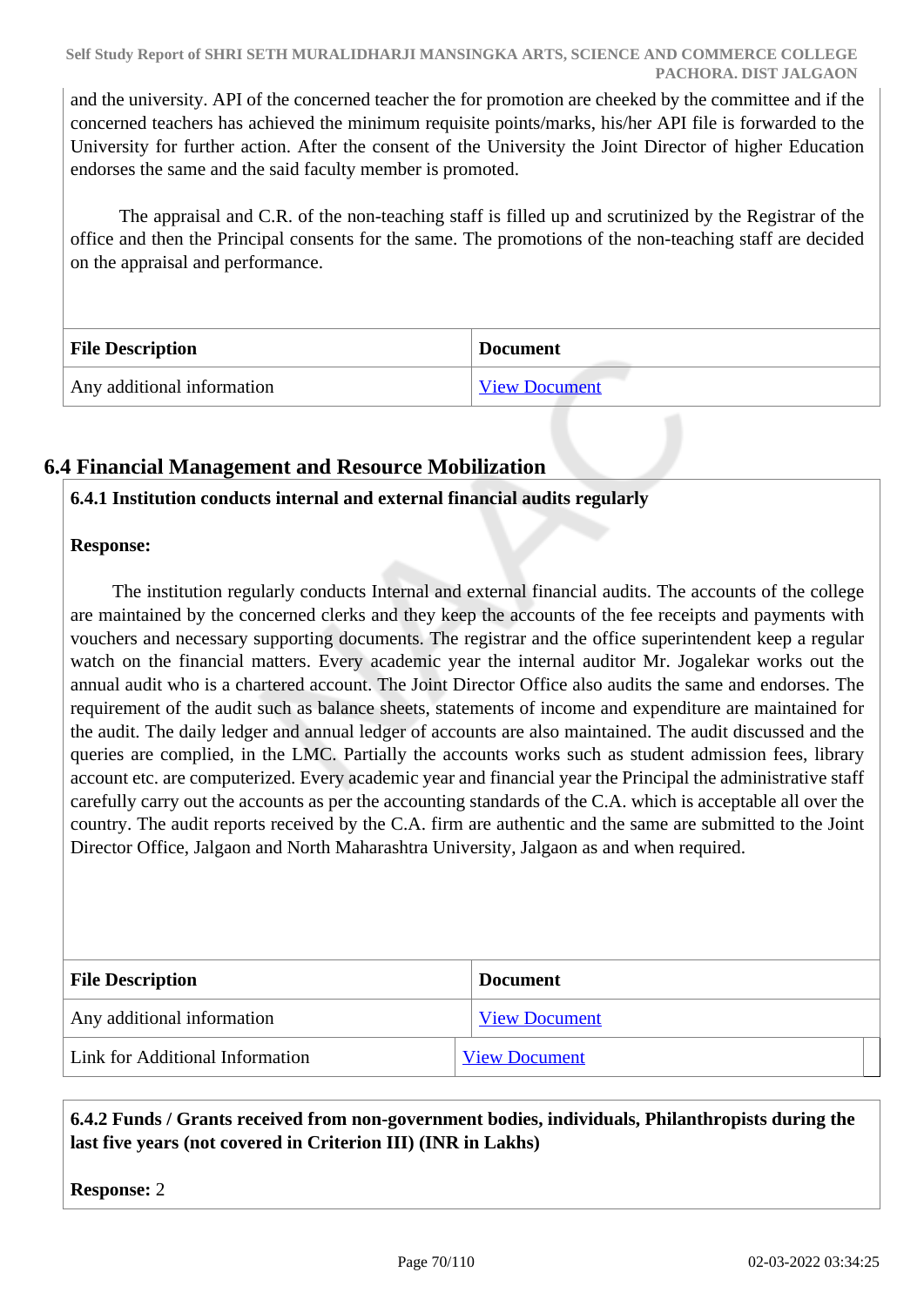and the university. API of the concerned teacher the for promotion are cheeked by the committee and if the concerned teachers has achieved the minimum requisite points/marks, his/her API file is forwarded to the University for further action. After the consent of the University the Joint Director of higher Education endorses the same and the said faculty member is promoted.

The appraisal and C.R. of the non-teaching staff is filled up and scrutinized by the Registrar of the office and then the Principal consents for the same. The promotions of the non-teaching staff are decided on the appraisal and performance.

| File Description | Document |
|---|---|
| Any additional information | View Document |

## 6.4 Financial Management and Resource Mobilization

**6.4.1 Institution conducts internal and external financial audits regularly**

**Response:**

The institution regularly conducts Internal and external financial audits. The accounts of the college are maintained by the concerned clerks and they keep the accounts of the fee receipts and payments with vouchers and necessary supporting documents. The registrar and the office superintendent keep a regular watch on the financial matters. Every academic year the internal auditor Mr. Jogalekar works out the annual audit who is a chartered account. The Joint Director Office also audits the same and endorses. The requirement of the audit such as balance sheets, statements of income and expenditure are maintained for the audit. The daily ledger and annual ledger of accounts are also maintained. The audit discussed and the queries are complied, in the LMC. Partially the accounts works such as student admission fees, library account etc. are computerized. Every academic year and financial year the Principal the administrative staff carefully carry out the accounts as per the accounting standards of the C.A. which is acceptable all over the country. The audit reports received by the C.A. firm are authentic and the same are submitted to the Joint Director Office, Jalgaon and North Maharashtra University, Jalgaon as and when required.

| File Description | Document |
|---|---|
| Any additional information | View Document |
| Link for Additional Information | View Document |

**6.4.2 Funds / Grants received from non-government bodies, individuals, Philanthropists during the last five years (not covered in Criterion III) (INR in Lakhs)**

**Response:** 2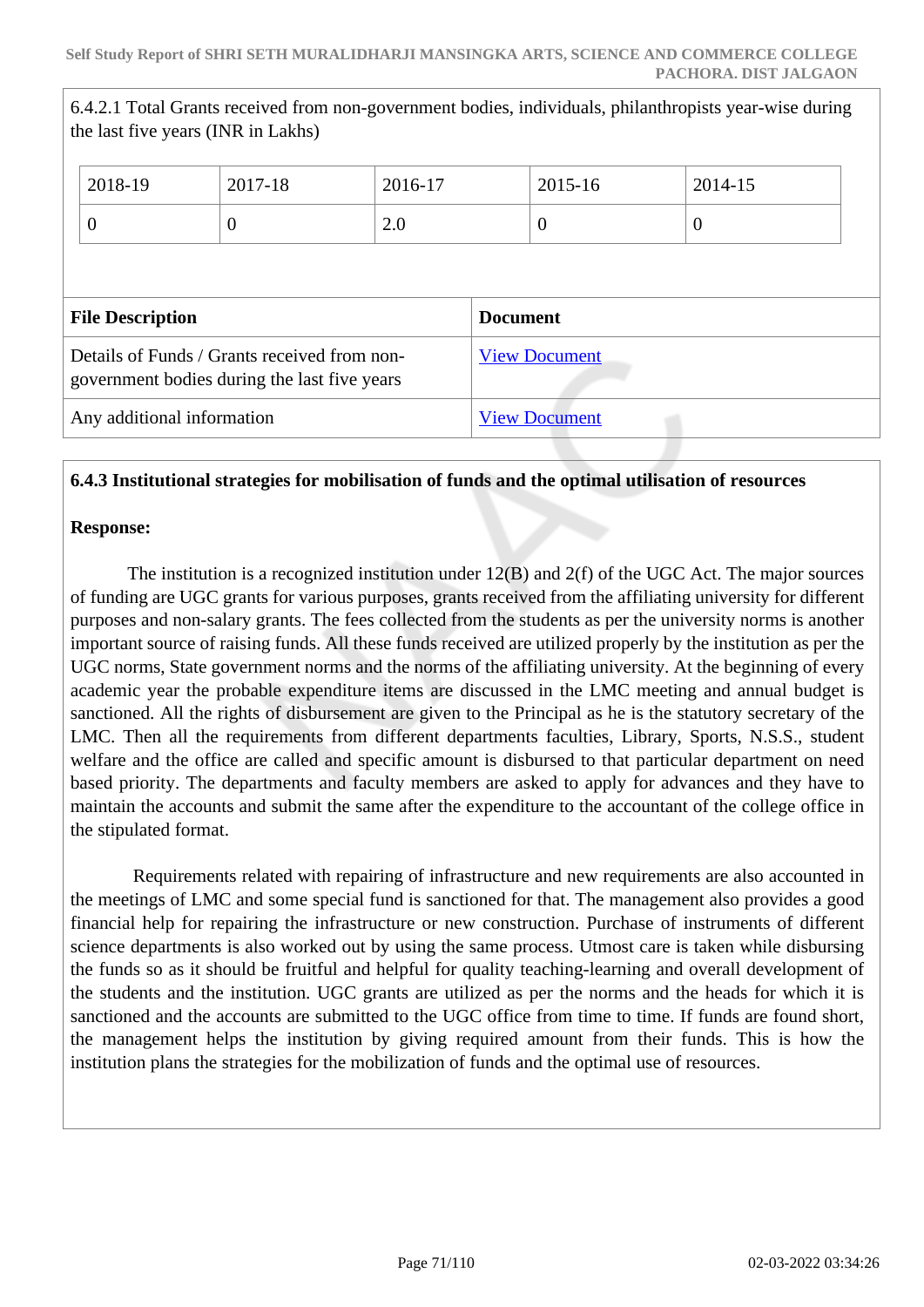6.4.2.1 Total Grants received from non-government bodies, individuals, philanthropists year-wise during the last five years (INR in Lakhs)

| 2018-19 | 2017-18 | 2016-17 | 2015-16 | 2014-15 |
|---|---|---|---|---|
| 0 | 0 | 2.0 | 0 | 0 |

| File Description | Document |
|---|---|
| Details of Funds / Grants received from non-government bodies during the last five years | View Document |
| Any additional information | View Document |

**6.4.3 Institutional strategies for mobilisation of funds and the optimal utilisation of resources**

**Response:**

The institution is a recognized institution under 12(B) and 2(f) of the UGC Act. The major sources of funding are UGC grants for various purposes, grants received from the affiliating university for different purposes and non-salary grants. The fees collected from the students as per the university norms is another important source of raising funds. All these funds received are utilized properly by the institution as per the UGC norms, State government norms and the norms of the affiliating university. At the beginning of every academic year the probable expenditure items are discussed in the LMC meeting and annual budget is sanctioned. All the rights of disbursement are given to the Principal as he is the statutory secretary of the LMC. Then all the requirements from different departments faculties, Library, Sports, N.S.S., student welfare and the office are called and specific amount is disbursed to that particular department on need based priority. The departments and faculty members are asked to apply for advances and they have to maintain the accounts and submit the same after the expenditure to the accountant of the college office in the stipulated format.

Requirements related with repairing of infrastructure and new requirements are also accounted in the meetings of LMC and some special fund is sanctioned for that. The management also provides a good financial help for repairing the infrastructure or new construction. Purchase of instruments of different science departments is also worked out by using the same process. Utmost care is taken while disbursing the funds so as it should be fruitful and helpful for quality teaching-learning and overall development of the students and the institution. UGC grants are utilized as per the norms and the heads for which it is sanctioned and the accounts are submitted to the UGC office from time to time. If funds are found short, the management helps the institution by giving required amount from their funds. This is how the institution plans the strategies for the mobilization of funds and the optimal use of resources.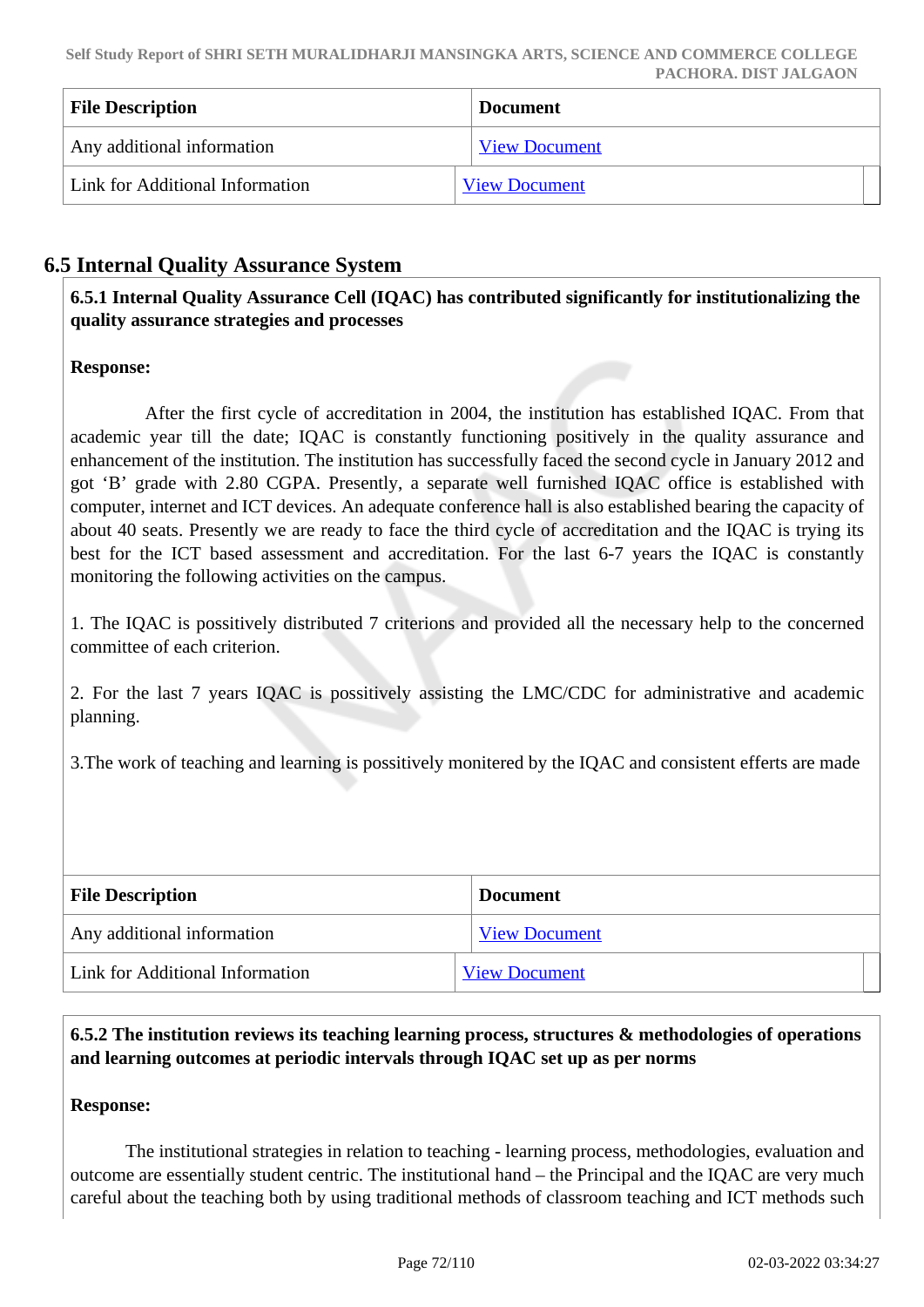| File Description | Document |
| --- | --- |
| Any additional information | View Document |
| Link for Additional Information | View Document |

## 6.5 Internal Quality Assurance System

**6.5.1 Internal Quality Assurance Cell (IQAC) has contributed significantly for institutionalizing the quality assurance strategies and processes**

**Response:**

After the first cycle of accreditation in 2004, the institution has established IQAC. From that academic year till the date; IQAC is constantly functioning positively in the quality assurance and enhancement of the institution. The institution has successfully faced the second cycle in January 2012 and got 'B' grade with 2.80 CGPA. Presently, a separate well furnished IQAC office is established with computer, internet and ICT devices. An adequate conference hall is also established bearing the capacity of about 40 seats. Presently we are ready to face the third cycle of accreditation and the IQAC is trying its best for the ICT based assessment and accreditation. For the last 6-7 years the IQAC is constantly monitoring the following activities on the campus.

1. The IQAC is possitively distributed 7 criterions and provided all the necessary help to the concerned committee of each criterion.

2. For the last 7 years IQAC is possitively assisting the LMC/CDC for administrative and academic planning.

3.The work of teaching and learning is possitively monitered by the IQAC and consistent efferts are made

| File Description | Document |
| --- | --- |
| Any additional information | View Document |
| Link for Additional Information | View Document |

**6.5.2 The institution reviews its teaching learning process, structures & methodologies of operations and learning outcomes at periodic intervals through IQAC set up as per norms**

**Response:**

The institutional strategies in relation to teaching - learning process, methodologies, evaluation and outcome are essentially student centric. The institutional hand – the Principal and the IQAC are very much careful about the teaching both by using traditional methods of classroom teaching and ICT methods such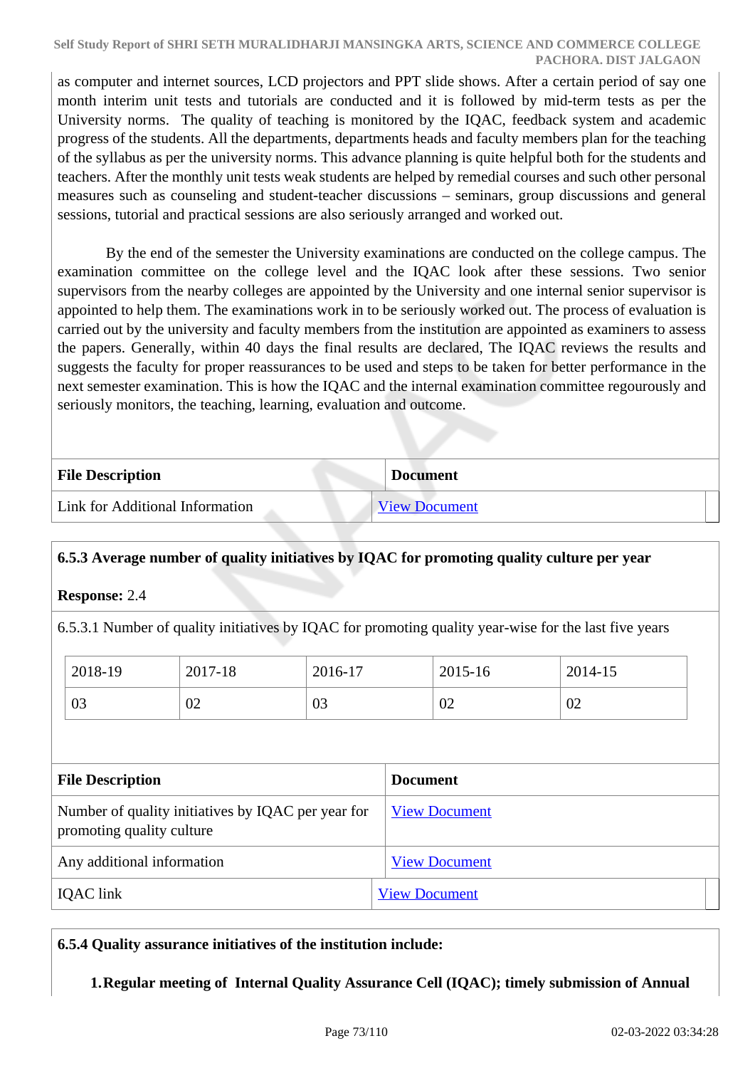as computer and internet sources, LCD projectors and PPT slide shows. After a certain period of say one month interim unit tests and tutorials are conducted and it is followed by mid-term tests as per the University norms. The quality of teaching is monitored by the IQAC, feedback system and academic progress of the students. All the departments, departments heads and faculty members plan for the teaching of the syllabus as per the university norms. This advance planning is quite helpful both for the students and teachers. After the monthly unit tests weak students are helped by remedial courses and such other personal measures such as counseling and student-teacher discussions – seminars, group discussions and general sessions, tutorial and practical sessions are also seriously arranged and worked out.

By the end of the semester the University examinations are conducted on the college campus. The examination committee on the college level and the IQAC look after these sessions. Two senior supervisors from the nearby colleges are appointed by the University and one internal senior supervisor is appointed to help them. The examinations work in to be seriously worked out. The process of evaluation is carried out by the university and faculty members from the institution are appointed as examiners to assess the papers. Generally, within 40 days the final results are declared, The IQAC reviews the results and suggests the faculty for proper reassurances to be used and steps to be taken for better performance in the next semester examination. This is how the IQAC and the internal examination committee regourously and seriously monitors, the teaching, learning, evaluation and outcome.

| File Description | Document |
|---|---|
| Link for Additional Information | View Document |

**6.5.3 Average number of quality initiatives by IQAC for promoting quality culture per year**

**Response:** 2.4

6.5.3.1 Number of quality initiatives by IQAC for promoting quality year-wise for the last five years

| 2018-19 | 2017-18 | 2016-17 | 2015-16 | 2014-15 |
|---|---|---|---|---|
| 03 | 02 | 03 | 02 | 02 |

| File Description | Document |
|---|---|
| Number of quality initiatives by IQAC per year for promoting quality culture | View Document |
| Any additional information | View Document |
| IQAC link | View Document |

**6.5.4 Quality assurance initiatives of the institution include:**

1. **Regular meeting of Internal Quality Assurance Cell (IQAC); timely submission of Annual**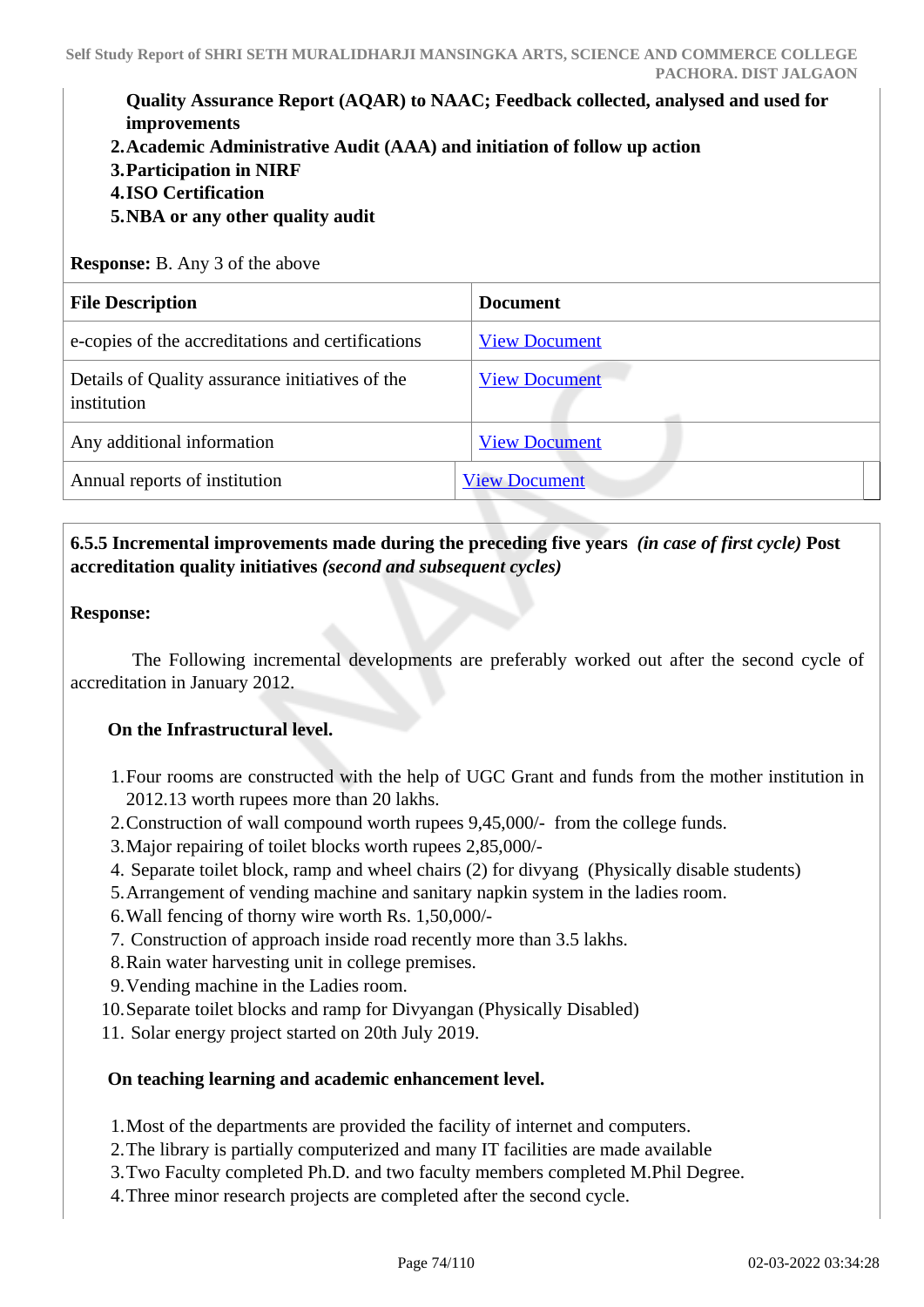**Quality Assurance Report (AQAR) to NAAC; Feedback collected, analysed and used for improvements**

2. **Academic Administrative Audit (AAA) and initiation of follow up action**
3. **Participation in NIRF**
4. **ISO Certification**
5. **NBA or any other quality audit**

**Response:** B. Any 3 of the above

| File Description | Document |
|---|---|
| e-copies of the accreditations and certifications | View Document |
| Details of Quality assurance initiatives of the institution | View Document |
| Any additional information | View Document |
| Annual reports of institution | View Document |

**6.5.5 Incremental improvements made during the preceding five years** ***(in case of first cycle)*** **Post accreditation quality initiatives** ***(second and subsequent cycles)***

**Response:**

The Following incremental developments are preferably worked out after the second cycle of accreditation in January 2012.

**On the Infrastructural level.**

1. Four rooms are constructed with the help of UGC Grant and funds from the mother institution in 2012.13 worth rupees more than 20 lakhs.
2. Construction of wall compound worth rupees 9,45,000/- from the college funds.
3. Major repairing of toilet blocks worth rupees 2,85,000/-
4. Separate toilet block, ramp and wheel chairs (2) for divyang (Physically disable students)
5. Arrangement of vending machine and sanitary napkin system in the ladies room.
6. Wall fencing of thorny wire worth Rs. 1,50,000/-
7. Construction of approach inside road recently more than 3.5 lakhs.
8. Rain water harvesting unit in college premises.
9. Vending machine in the Ladies room.
10. Separate toilet blocks and ramp for Divyangan (Physically Disabled)
11. Solar energy project started on 20th July 2019.

**On teaching learning and academic enhancement level.**

1. Most of the departments are provided the facility of internet and computers.
2. The library is partially computerized and many IT facilities are made available
3. Two Faculty completed Ph.D. and two faculty members completed M.Phil Degree.
4. Three minor research projects are completed after the second cycle.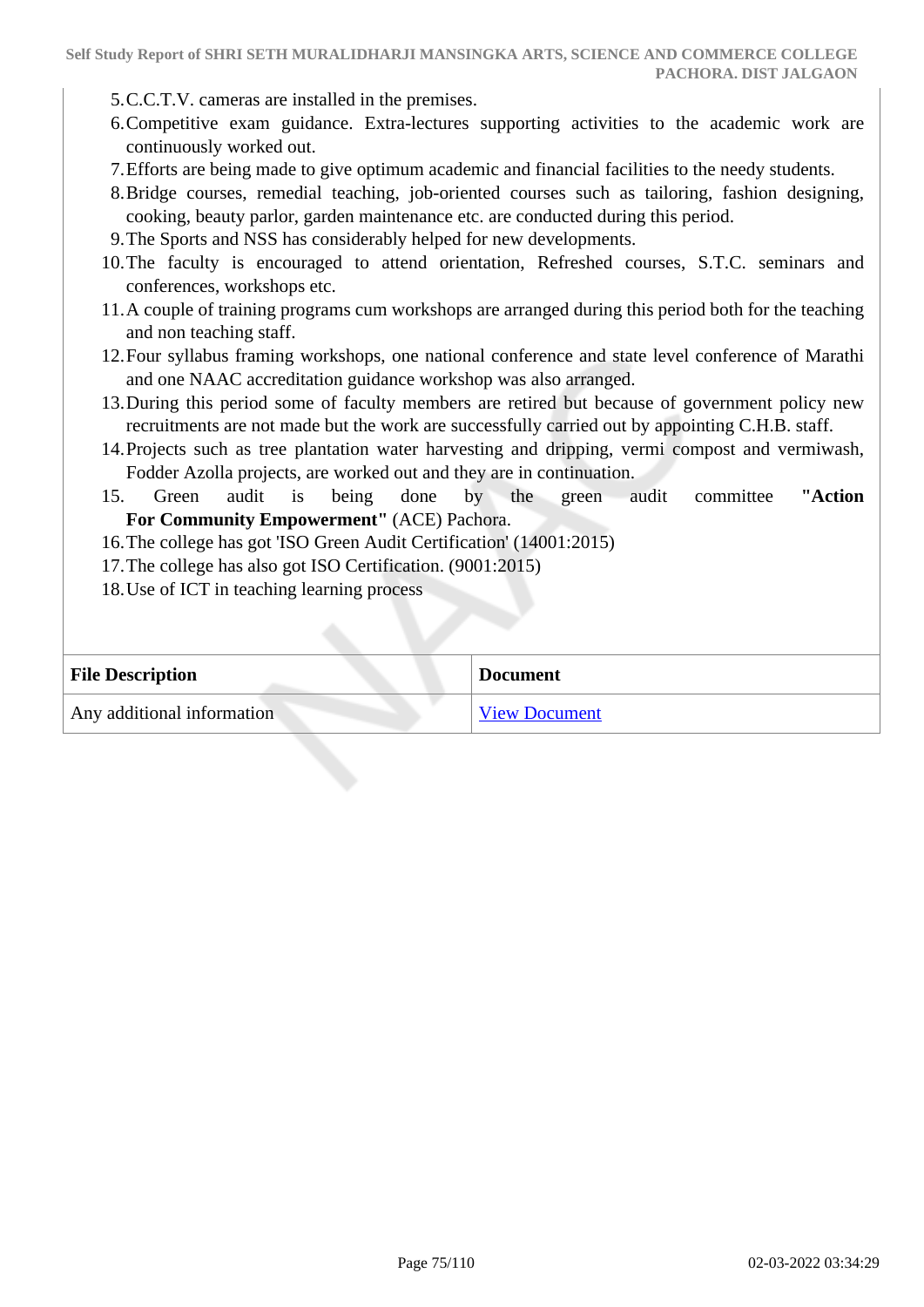5. C.C.T.V. cameras are installed in the premises.
6. Competitive exam guidance. Extra-lectures supporting activities to the academic work are continuously worked out.
7. Efforts are being made to give optimum academic and financial facilities to the needy students.
8. Bridge courses, remedial teaching, job-oriented courses such as tailoring, fashion designing, cooking, beauty parlor, garden maintenance etc. are conducted during this period.
9. The Sports and NSS has considerably helped for new developments.
10. The faculty is encouraged to attend orientation, Refreshed courses, S.T.C. seminars and conferences, workshops etc.
11. A couple of training programs cum workshops are arranged during this period both for the teaching and non teaching staff.
12. Four syllabus framing workshops, one national conference and state level conference of Marathi and one NAAC accreditation guidance workshop was also arranged.
13. During this period some of faculty members are retired but because of government policy new recruitments are not made but the work are successfully carried out by appointing C.H.B. staff.
14. Projects such as tree plantation water harvesting and dripping, vermi compost and vermiwash, Fodder Azolla projects, are worked out and they are in continuation.
15. Green audit is being done by the green audit committee **"Action For Community Empowerment"** (ACE) Pachora.
16. The college has got 'ISO Green Audit Certification' (14001:2015)
17. The college has also got ISO Certification. (9001:2015)
18. Use of ICT in teaching learning process

| File Description | Document |
|---|---|
| Any additional information | View Document |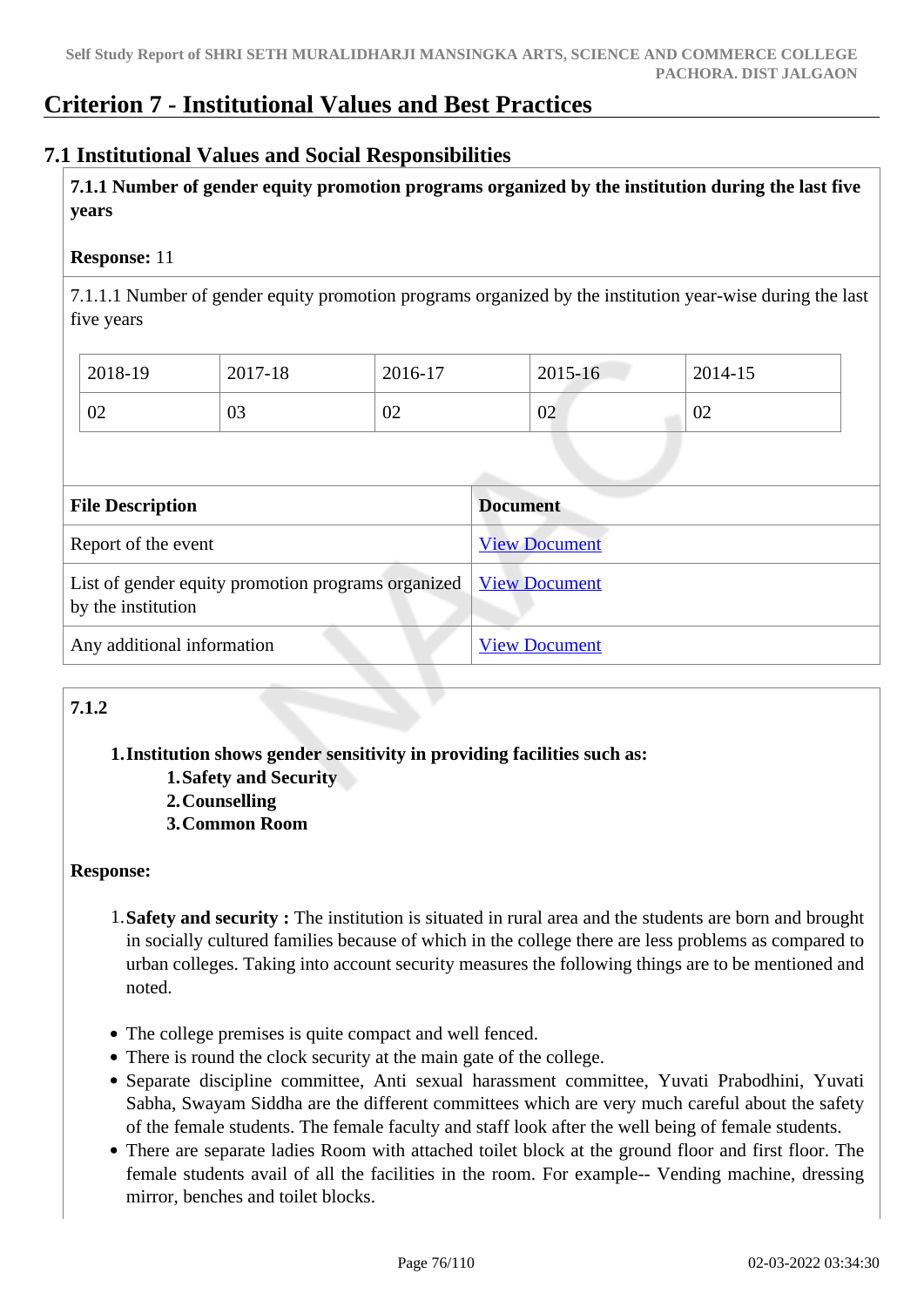# Criterion 7 - Institutional Values and Best Practices

## 7.1 Institutional Values and Social Responsibilities

**7.1.1 Number of gender equity promotion programs organized by the institution during the last five years**

**Response:** 11

7.1.1.1 Number of gender equity promotion programs organized by the institution year-wise during the last five years

| 2018-19 | 2017-18 | 2016-17 | 2015-16 | 2014-15 |
|---|---|---|---|---|
| 02 | 03 | 02 | 02 | 02 |

| File Description | Document |
|---|---|
| Report of the event | View Document |
| List of gender equity promotion programs organized by the institution | View Document |
| Any additional information | View Document |

**7.1.2**

1. **Institution shows gender sensitivity in providing facilities such as:**
   1. **Safety and Security**
   2. **Counselling**
   3. **Common Room**

**Response:**

1. **Safety and security :** The institution is situated in rural area and the students are born and brought in socially cultured families because of which in the college there are less problems as compared to urban colleges. Taking into account security measures the following things are to be mentioned and noted.

- The college premises is quite compact and well fenced.
- There is round the clock security at the main gate of the college.
- Separate discipline committee, Anti sexual harassment committee, Yuvati Prabodhini, Yuvati Sabha, Swayam Siddha are the different committees which are very much careful about the safety of the female students. The female faculty and staff look after the well being of female students.
- There are separate ladies Room with attached toilet block at the ground floor and first floor. The female students avail of all the facilities in the room. For example-- Vending machine, dressing mirror, benches and toilet blocks.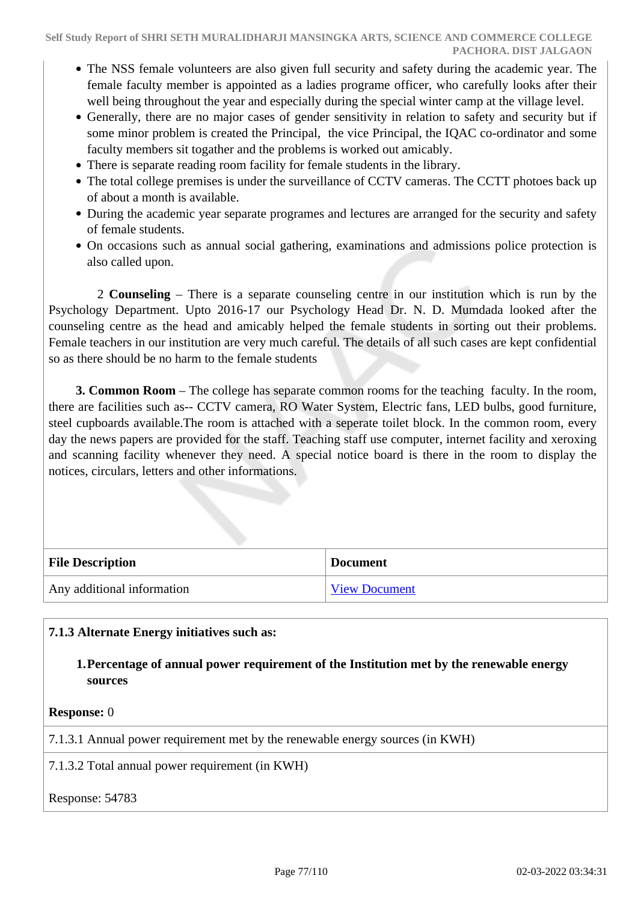- The NSS female volunteers are also given full security and safety during the academic year. The female faculty member is appointed as a ladies programe officer, who carefully looks after their well being throughout the year and especially during the special winter camp at the village level.
- Generally, there are no major cases of gender sensitivity in relation to safety and security but if some minor problem is created the Principal, the vice Principal, the IQAC co-ordinator and some faculty members sit togather and the problems is worked out amicably.
- There is separate reading room facility for female students in the library.
- The total college premises is under the surveillance of CCTV cameras. The CCTT photoes back up of about a month is available.
- During the academic year separate programes and lectures are arranged for the security and safety of female students.
- On occasions such as annual social gathering, examinations and admissions police protection is also called upon.

2 **Counseling** – There is a separate counseling centre in our institution which is run by the Psychology Department. Upto 2016-17 our Psychology Head Dr. N. D. Mumdada looked after the counseling centre as the head and amicably helped the female students in sorting out their problems. Female teachers in our institution are very much careful. The details of all such cases are kept confidential so as there should be no harm to the female students

**3. Common Room** – The college has separate common rooms for the teaching faculty. In the room, there are facilities such as-- CCTV camera, RO Water System, Electric fans, LED bulbs, good furniture, steel cupboards available.The room is attached with a seperate toilet block. In the common room, every day the news papers are provided for the staff. Teaching staff use computer, internet facility and xeroxing and scanning facility whenever they need. A special notice board is there in the room to display the notices, circulars, letters and other informations.

| File Description | Document |
|---|---|
| Any additional information | View Document |

**7.1.3 Alternate Energy initiatives such as:**

1. **Percentage of annual power requirement of the Institution met by the renewable energy sources**

**Response:** 0

7.1.3.1 Annual power requirement met by the renewable energy sources (in KWH)

7.1.3.2 Total annual power requirement (in KWH)

Response: 54783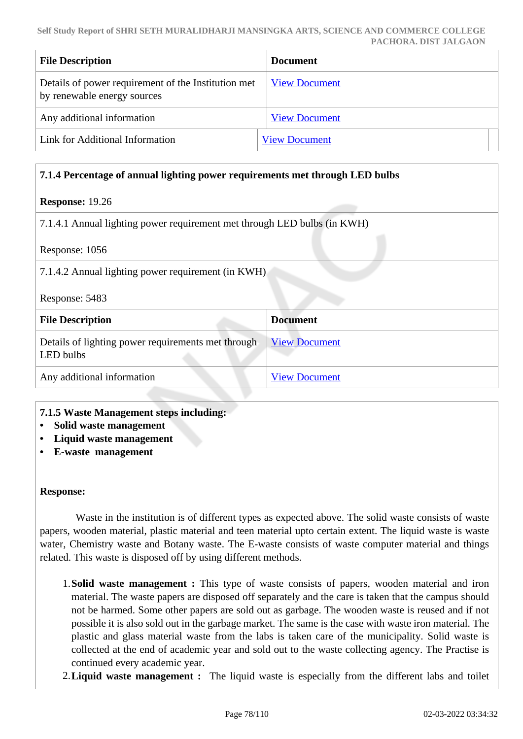| File Description | Document |
|---|---|
| Details of power requirement of the Institution met by renewable energy sources | View Document |
| Any additional information | View Document |
| Link for Additional Information | View Document |

**7.1.4 Percentage of annual lighting power requirements met through LED bulbs**

**Response:** 19.26

7.1.4.1 Annual lighting power requirement met through LED bulbs (in KWH)

Response: 1056

7.1.4.2 Annual lighting power requirement (in KWH)

Response: 5483

| File Description | Document |
|---|---|
| Details of lighting power requirements met through LED bulbs | View Document |
| Any additional information | View Document |

**7.1.5 Waste Management steps including:**

- **Solid waste management**
- **Liquid waste management**
- **E-waste management**

**Response:**

Waste in the institution is of different types as expected above. The solid waste consists of waste papers, wooden material, plastic material and teen material upto certain extent. The liquid waste is waste water, Chemistry waste and Botany waste. The E-waste consists of waste computer material and things related. This waste is disposed off by using different methods.

1. **Solid waste management :** This type of waste consists of papers, wooden material and iron material. The waste papers are disposed off separately and the care is taken that the campus should not be harmed. Some other papers are sold out as garbage. The wooden waste is reused and if not possible it is also sold out in the garbage market. The same is the case with waste iron material. The plastic and glass material waste from the labs is taken care of the municipality. Solid waste is collected at the end of academic year and sold out to the waste collecting agency. The Practise is continued every academic year.
2. **Liquid waste management :** The liquid waste is especially from the different labs and toilet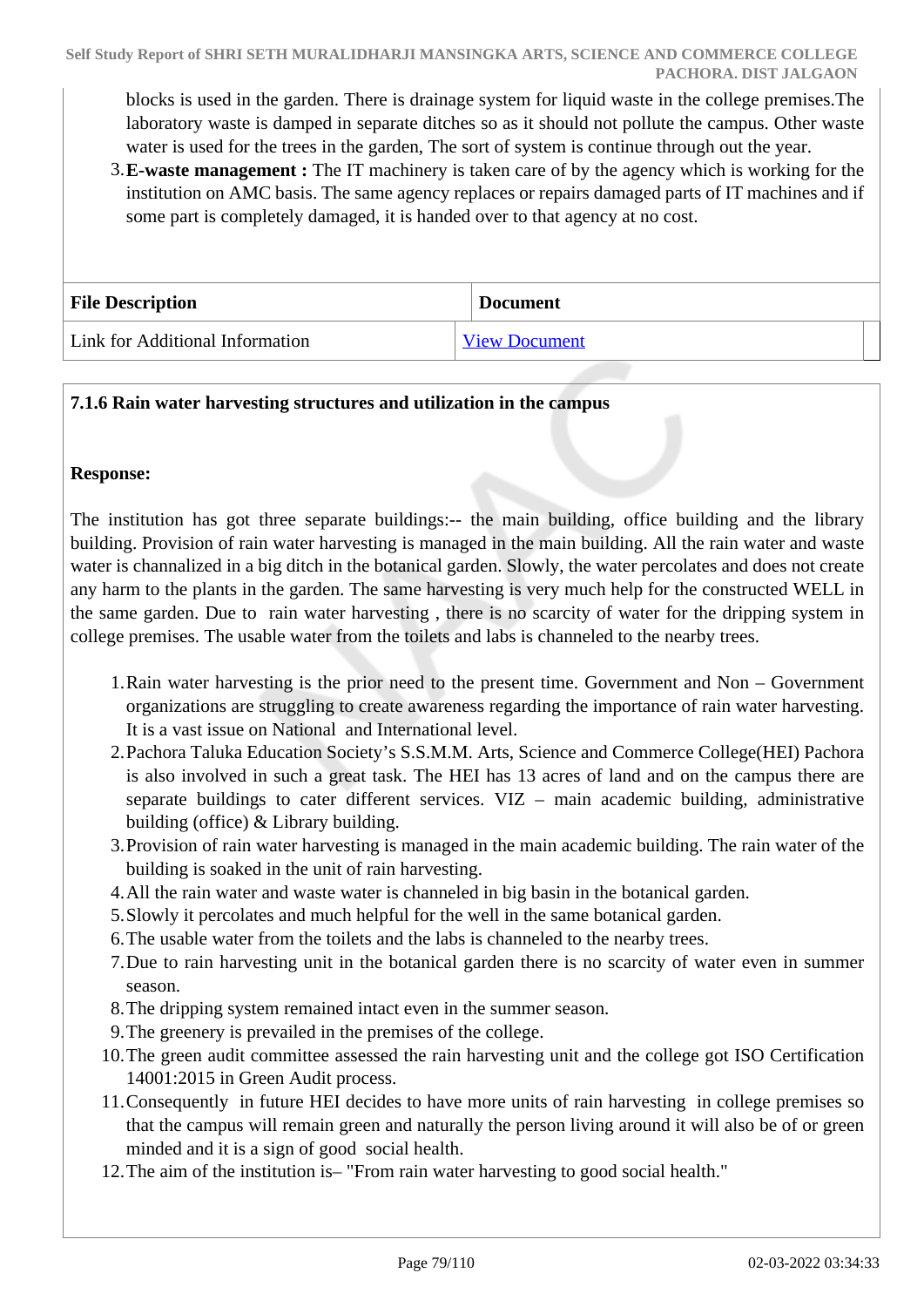blocks is used in the garden. There is drainage system for liquid waste in the college premises.The laboratory waste is damped in separate ditches so as it should not pollute the campus. Other waste water is used for the trees in the garden, The sort of system is continue through out the year.

3. **E-waste management :** The IT machinery is taken care of by the agency which is working for the institution on AMC basis. The same agency replaces or repairs damaged parts of IT machines and if some part is completely damaged, it is handed over to that agency at no cost.

| File Description | Document |
|---|---|
| Link for Additional Information | View Document |

**7.1.6 Rain water harvesting structures and utilization in the campus**

**Response:**

The institution has got three separate buildings:-- the main building, office building and the library building. Provision of rain water harvesting is managed in the main building. All the rain water and waste water is channalized in a big ditch in the botanical garden. Slowly, the water percolates and does not create any harm to the plants in the garden. The same harvesting is very much help for the constructed WELL in the same garden. Due to rain water harvesting , there is no scarcity of water for the dripping system in college premises. The usable water from the toilets and labs is channeled to the nearby trees.

1. Rain water harvesting is the prior need to the present time. Government and Non – Government organizations are struggling to create awareness regarding the importance of rain water harvesting. It is a vast issue on National and International level.
2. Pachora Taluka Education Society's S.S.M.M. Arts, Science and Commerce College(HEI) Pachora is also involved in such a great task. The HEI has 13 acres of land and on the campus there are separate buildings to cater different services. VIZ – main academic building, administrative building (office) & Library building.
3. Provision of rain water harvesting is managed in the main academic building. The rain water of the building is soaked in the unit of rain harvesting.
4. All the rain water and waste water is channeled in big basin in the botanical garden.
5. Slowly it percolates and much helpful for the well in the same botanical garden.
6. The usable water from the toilets and the labs is channeled to the nearby trees.
7. Due to rain harvesting unit in the botanical garden there is no scarcity of water even in summer season.
8. The dripping system remained intact even in the summer season.
9. The greenery is prevailed in the premises of the college.
10. The green audit committee assessed the rain harvesting unit and the college got ISO Certification 14001:2015 in Green Audit process.
11. Consequently in future HEI decides to have more units of rain harvesting in college premises so that the campus will remain green and naturally the person living around it will also be of or green minded and it is a sign of good social health.
12. The aim of the institution is– "From rain water harvesting to good social health."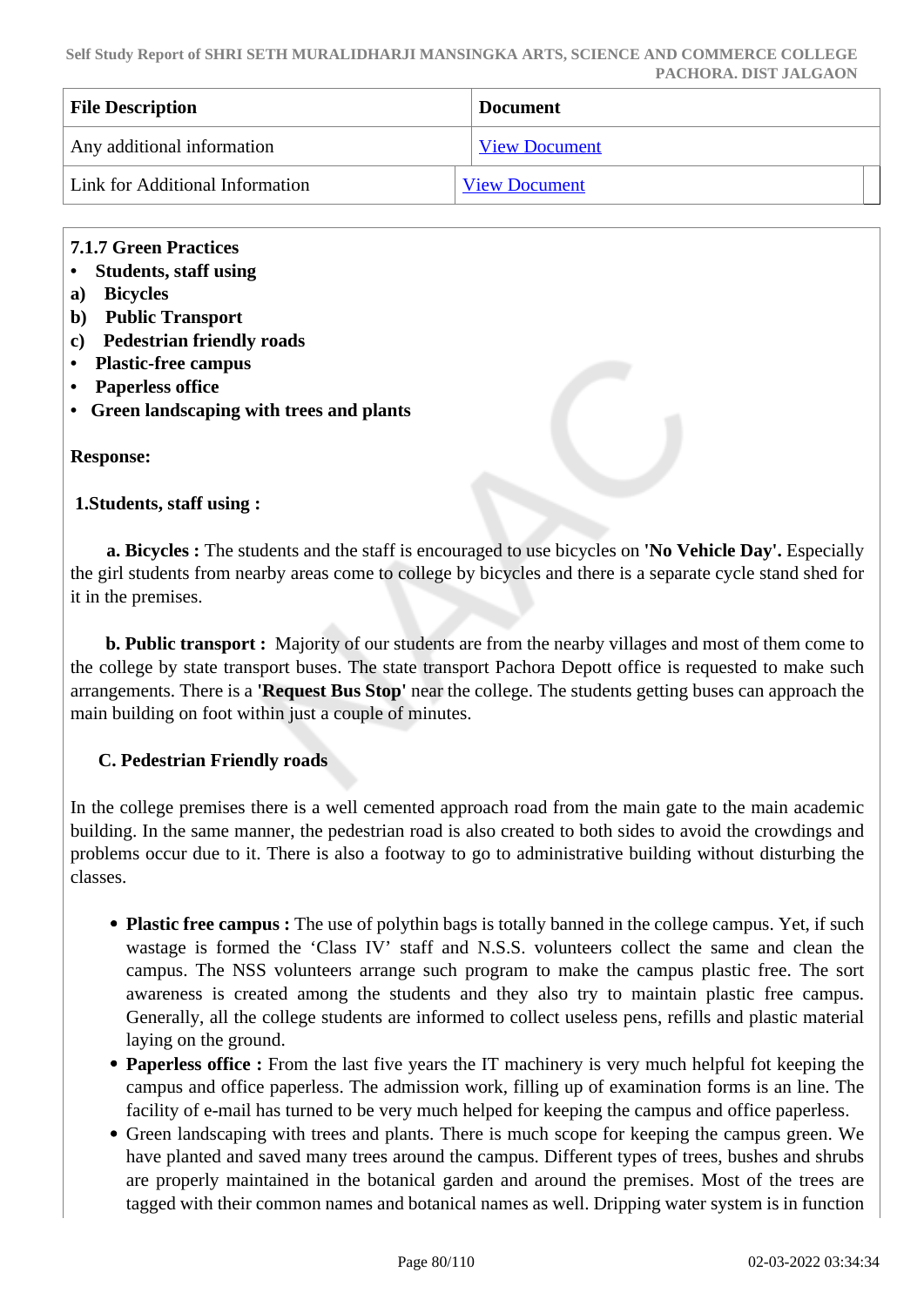| File Description | Document |
| --- | --- |
| Any additional information | View Document |
| Link for Additional Information | View Document |

**7.1.7 Green Practices**

- **Students, staff using**

**a) Bicycles**

**b) Public Transport**

**c) Pedestrian friendly roads**

- **Plastic-free campus**
- **Paperless office**
- **Green landscaping with trees and plants**

**Response:**

**1.Students, staff using :**

**a. Bicycles :** The students and the staff is encouraged to use bicycles on **'No Vehicle Day'.** Especially the girl students from nearby areas come to college by bicycles and there is a separate cycle stand shed for it in the premises.

**b. Public transport :** Majority of our students are from the nearby villages and most of them come to the college by state transport buses. The state transport Pachora Depott office is requested to make such arrangements. There is a **'Request Bus Stop'** near the college. The students getting buses can approach the main building on foot within just a couple of minutes.

**C. Pedestrian Friendly roads**

In the college premises there is a well cemented approach road from the main gate to the main academic building. In the same manner, the pedestrian road is also created to both sides to avoid the crowdings and problems occur due to it. There is also a footway to go to administrative building without disturbing the classes.

- **Plastic free campus :** The use of polythin bags is totally banned in the college campus. Yet, if such wastage is formed the 'Class IV' staff and N.S.S. volunteers collect the same and clean the campus. The NSS volunteers arrange such program to make the campus plastic free. The sort awareness is created among the students and they also try to maintain plastic free campus. Generally, all the college students are informed to collect useless pens, refills and plastic material laying on the ground.
- **Paperless office :** From the last five years the IT machinery is very much helpful fot keeping the campus and office paperless. The admission work, filling up of examination forms is an line. The facility of e-mail has turned to be very much helped for keeping the campus and office paperless.
- Green landscaping with trees and plants. There is much scope for keeping the campus green. We have planted and saved many trees around the campus. Different types of trees, bushes and shrubs are properly maintained in the botanical garden and around the premises. Most of the trees are tagged with their common names and botanical names as well. Dripping water system is in function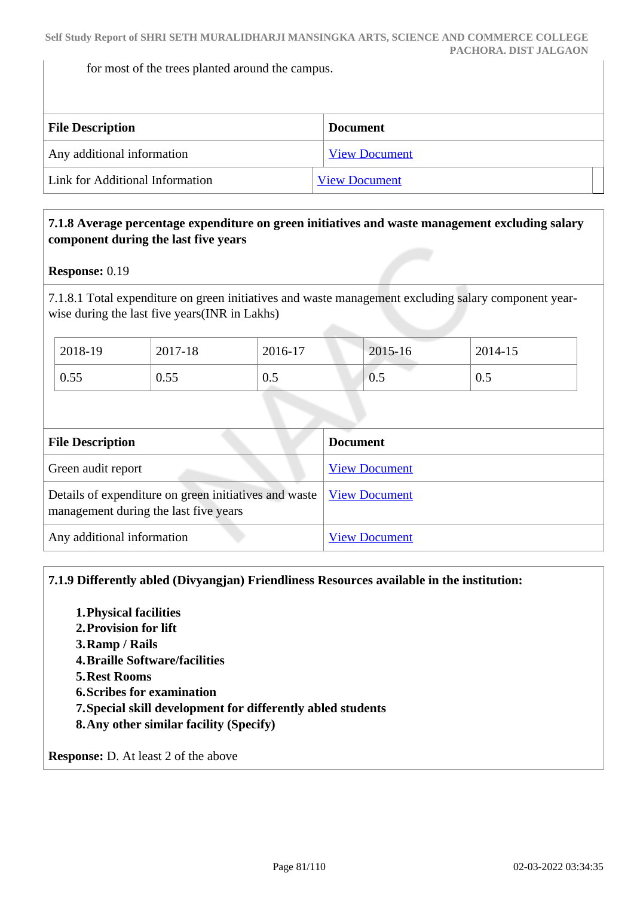for most of the trees planted around the campus.

| File Description | Document |
|---|---|
| Any additional information | View Document |
| Link for Additional Information | View Document |

**7.1.8 Average percentage expenditure on green initiatives and waste management excluding salary component during the last five years**

**Response:** 0.19

7.1.8.1 Total expenditure on green initiatives and waste management excluding salary component year-wise during the last five years(INR in Lakhs)

| 2018-19 | 2017-18 | 2016-17 | 2015-16 | 2014-15 |
|---|---|---|---|---|
| 0.55 | 0.55 | 0.5 | 0.5 | 0.5 |

| File Description | Document |
|---|---|
| Green audit report | View Document |
| Details of expenditure on green initiatives and waste management during the last five years | View Document |
| Any additional information | View Document |

**7.1.9 Differently abled (Divyangjan) Friendliness Resources available in the institution:**

1. **Physical facilities**
2. **Provision for lift**
3. **Ramp / Rails**
4. **Braille Software/facilities**
5. **Rest Rooms**
6. **Scribes for examination**
7. **Special skill development for differently abled students**
8. **Any other similar facility (Specify)**

**Response:** D. At least 2 of the above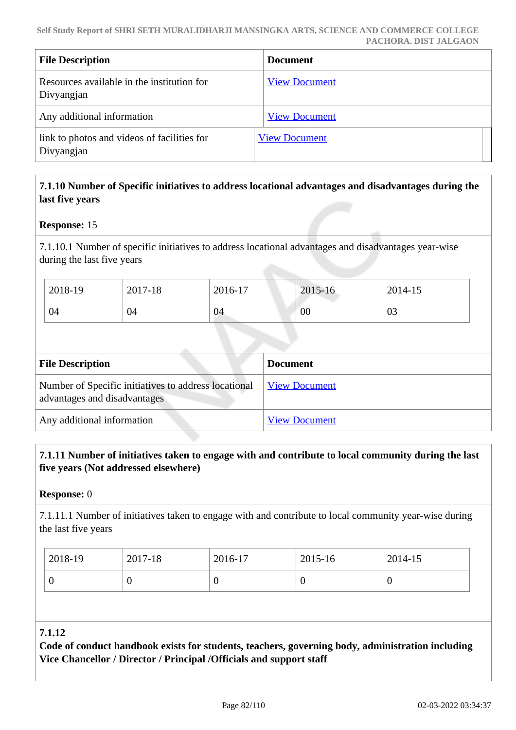| File Description | Document |
| --- | --- |
| Resources available in the institution for Divyangjan | View Document |
| Any additional information | View Document |
| link to photos and videos of facilities for Divyangjan | View Document |

**7.1.10 Number of Specific initiatives to address locational advantages and disadvantages during the last five years**

**Response:** 15

7.1.10.1 Number of specific initiatives to address locational advantages and disadvantages year-wise during the last five years

| 2018-19 | 2017-18 | 2016-17 | 2015-16 | 2014-15 |
| --- | --- | --- | --- | --- |
| 04 | 04 | 04 | 00 | 03 |

| File Description | Document |
| --- | --- |
| Number of Specific initiatives to address locational advantages and disadvantages | View Document |
| Any additional information | View Document |

**7.1.11 Number of initiatives taken to engage with and contribute to local community during the last five years (Not addressed elsewhere)**

**Response:** 0

7.1.11.1 Number of initiatives taken to engage with and contribute to local community year-wise during the last five years

| 2018-19 | 2017-18 | 2016-17 | 2015-16 | 2014-15 |
| --- | --- | --- | --- | --- |
| 0 | 0 | 0 | 0 | 0 |

**7.1.12**
**Code of conduct handbook exists for students, teachers, governing body, administration including Vice Chancellor / Director / Principal /Officials and support staff**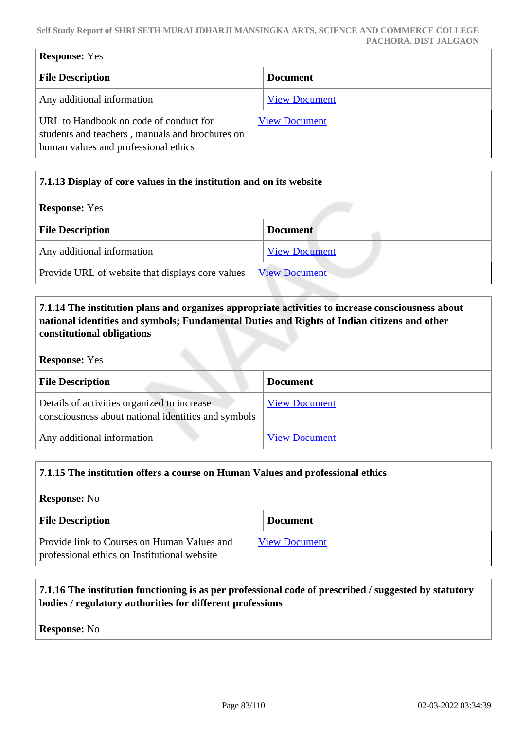**Response:** Yes

| File Description | Document |
|---|---|
| Any additional information | View Document |
| URL to Handbook on code of conduct for students and teachers , manuals and brochures on human values and professional ethics | View Document |

**7.1.13 Display of core values in the institution and on its website**

**Response:** Yes

| File Description | Document |
|---|---|
| Any additional information | View Document |
| Provide URL of website that displays core values | View Document |

**7.1.14 The institution plans and organizes appropriate activities to increase consciousness about national identities and symbols; Fundamental Duties and Rights of Indian citizens and other constitutional obligations**

**Response:** Yes

| File Description | Document |
|---|---|
| Details of activities organized to increase consciousness about national identities and symbols | View Document |
| Any additional information | View Document |

**7.1.15 The institution offers a course on Human Values and professional ethics**

**Response:** No

| File Description | Document |
|---|---|
| Provide link to Courses on Human Values and professional ethics on Institutional website | View Document |

**7.1.16 The institution functioning is as per professional code of prescribed / suggested by statutory bodies / regulatory authorities for different professions**

**Response:** No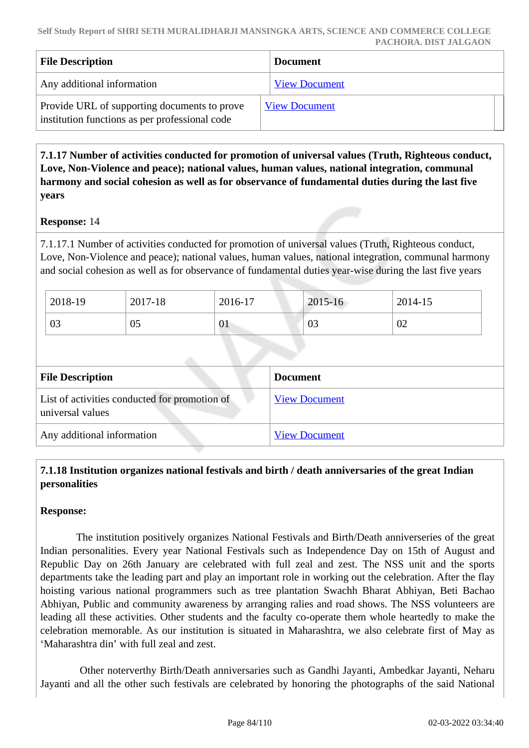| File Description | Document |
|---|---|
| Any additional information | View Document |
| Provide URL of supporting documents to prove institution functions as per professional code | View Document |

**7.1.17 Number of activities conducted for promotion of universal values (Truth, Righteous conduct, Love, Non-Violence and peace); national values, human values, national integration, communal harmony and social cohesion as well as for observance of fundamental duties during the last five years**

**Response:** 14

7.1.17.1 Number of activities conducted for promotion of universal values (Truth, Righteous conduct, Love, Non-Violence and peace); national values, human values, national integration, communal harmony and social cohesion as well as for observance of fundamental duties year-wise during the last five years

| 2018-19 | 2017-18 | 2016-17 | 2015-16 | 2014-15 |
|---|---|---|---|---|
| 03 | 05 | 01 | 03 | 02 |

| File Description | Document |
|---|---|
| List of activities conducted for promotion of universal values | View Document |
| Any additional information | View Document |

**7.1.18 Institution organizes national festivals and birth / death anniversaries of the great Indian personalities**

**Response:**

The institution positively organizes National Festivals and Birth/Death anniverseries of the great Indian personalities. Every year National Festivals such as Independence Day on 15th of August and Republic Day on 26th January are celebrated with full zeal and zest. The NSS unit and the sports departments take the leading part and play an important role in working out the celebration. After the flay hoisting various national programmers such as tree plantation Swachh Bharat Abhiyan, Beti Bachao Abhiyan, Public and community awareness by arranging ralies and road shows. The NSS volunteers are leading all these activities. Other students and the faculty co-operate them whole heartedly to make the celebration memorable. As our institution is situated in Maharashtra, we also celebrate first of May as 'Maharashtra din' with full zeal and zest.

Other noterverthy Birth/Death anniversaries such as Gandhi Jayanti, Ambedkar Jayanti, Neharu Jayanti and all the other such festivals are celebrated by honoring the photographs of the said National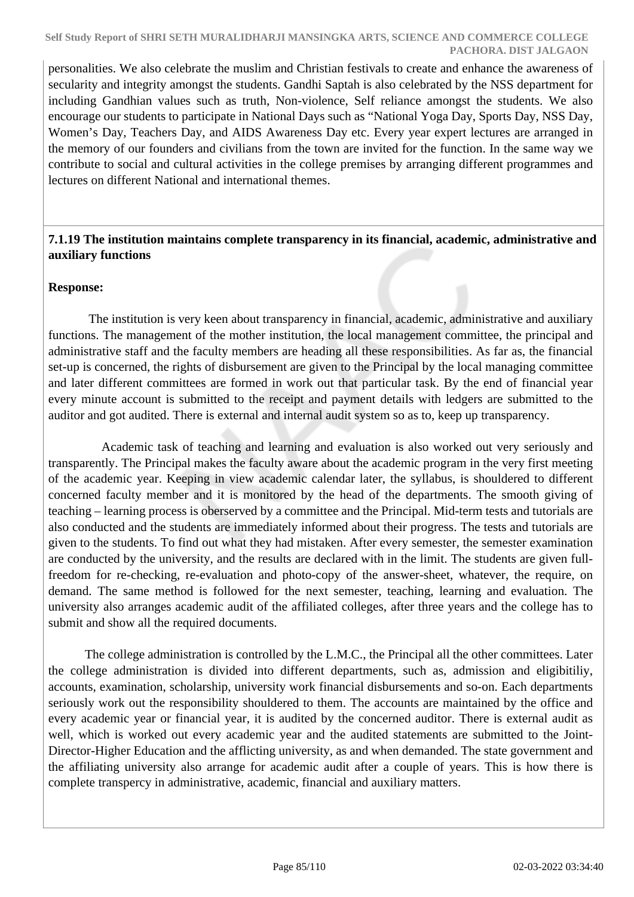personalities. We also celebrate the muslim and Christian festivals to create and enhance the awareness of secularity and integrity amongst the students. Gandhi Saptah is also celebrated by the NSS department for including Gandhian values such as truth, Non-violence, Self reliance amongst the students. We also encourage our students to participate in National Days such as "National Yoga Day, Sports Day, NSS Day, Women's Day, Teachers Day, and AIDS Awareness Day etc. Every year expert lectures are arranged in the memory of our founders and civilians from the town are invited for the function. In the same way we contribute to social and cultural activities in the college premises by arranging different programmes and lectures on different National and international themes.

**7.1.19 The institution maintains complete transparency in its financial, academic, administrative and auxiliary functions**

**Response:**

The institution is very keen about transparency in financial, academic, administrative and auxiliary functions. The management of the mother institution, the local management committee, the principal and administrative staff and the faculty members are heading all these responsibilities. As far as, the financial set-up is concerned, the rights of disbursement are given to the Principal by the local managing committee and later different committees are formed in work out that particular task. By the end of financial year every minute account is submitted to the receipt and payment details with ledgers are submitted to the auditor and got audited. There is external and internal audit system so as to, keep up transparency.

Academic task of teaching and learning and evaluation is also worked out very seriously and transparently. The Principal makes the faculty aware about the academic program in the very first meeting of the academic year. Keeping in view academic calendar later, the syllabus, is shouldered to different concerned faculty member and it is monitored by the head of the departments. The smooth giving of teaching – learning process is oberserved by a committee and the Principal. Mid-term tests and tutorials are also conducted and the students are immediately informed about their progress. The tests and tutorials are given to the students. To find out what they had mistaken. After every semester, the semester examination are conducted by the university, and the results are declared with in the limit. The students are given full-freedom for re-checking, re-evaluation and photo-copy of the answer-sheet, whatever, the require, on demand. The same method is followed for the next semester, teaching, learning and evaluation. The university also arranges academic audit of the affiliated colleges, after three years and the college has to submit and show all the required documents.

The college administration is controlled by the L.M.C., the Principal all the other committees. Later the college administration is divided into different departments, such as, admission and eligibitiliy, accounts, examination, scholarship, university work financial disbursements and so-on. Each departments seriously work out the responsibility shouldered to them. The accounts are maintained by the office and every academic year or financial year, it is audited by the concerned auditor. There is external audit as well, which is worked out every academic year and the audited statements are submitted to the Joint-Director-Higher Education and the afflicting university, as and when demanded. The state government and the affiliating university also arrange for academic audit after a couple of years. This is how there is complete transpercy in administrative, academic, financial and auxiliary matters.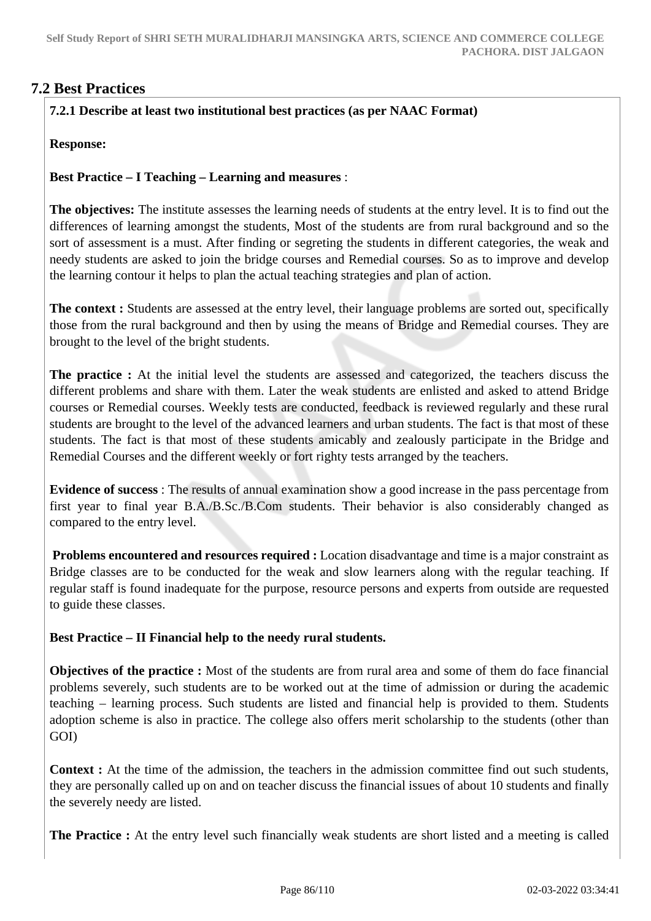## 7.2 Best Practices

**7.2.1 Describe at least two institutional best practices (as per NAAC Format)**

**Response:**

**Best Practice – I Teaching – Learning and measures** :

**The objectives:** The institute assesses the learning needs of students at the entry level. It is to find out the differences of learning amongst the students, Most of the students are from rural background and so the sort of assessment is a must. After finding or segreting the students in different categories, the weak and needy students are asked to join the bridge courses and Remedial courses. So as to improve and develop the learning contour it helps to plan the actual teaching strategies and plan of action.

**The context :** Students are assessed at the entry level, their language problems are sorted out, specifically those from the rural background and then by using the means of Bridge and Remedial courses. They are brought to the level of the bright students.

**The practice :** At the initial level the students are assessed and categorized, the teachers discuss the different problems and share with them. Later the weak students are enlisted and asked to attend Bridge courses or Remedial courses. Weekly tests are conducted, feedback is reviewed regularly and these rural students are brought to the level of the advanced learners and urban students. The fact is that most of these students. The fact is that most of these students amicably and zealously participate in the Bridge and Remedial Courses and the different weekly or fort righty tests arranged by the teachers.

**Evidence of success** : The results of annual examination show a good increase in the pass percentage from first year to final year B.A./B.Sc./B.Com students. Their behavior is also considerably changed as compared to the entry level.

**Problems encountered and resources required :** Location disadvantage and time is a major constraint as Bridge classes are to be conducted for the weak and slow learners along with the regular teaching. If regular staff is found inadequate for the purpose, resource persons and experts from outside are requested to guide these classes.

**Best Practice – II Financial help to the needy rural students.**

**Objectives of the practice :** Most of the students are from rural area and some of them do face financial problems severely, such students are to be worked out at the time of admission or during the academic teaching – learning process. Such students are listed and financial help is provided to them. Students adoption scheme is also in practice. The college also offers merit scholarship to the students (other than GOI)

**Context :** At the time of the admission, the teachers in the admission committee find out such students, they are personally called up on and on teacher discuss the financial issues of about 10 students and finally the severely needy are listed.

**The Practice :** At the entry level such financially weak students are short listed and a meeting is called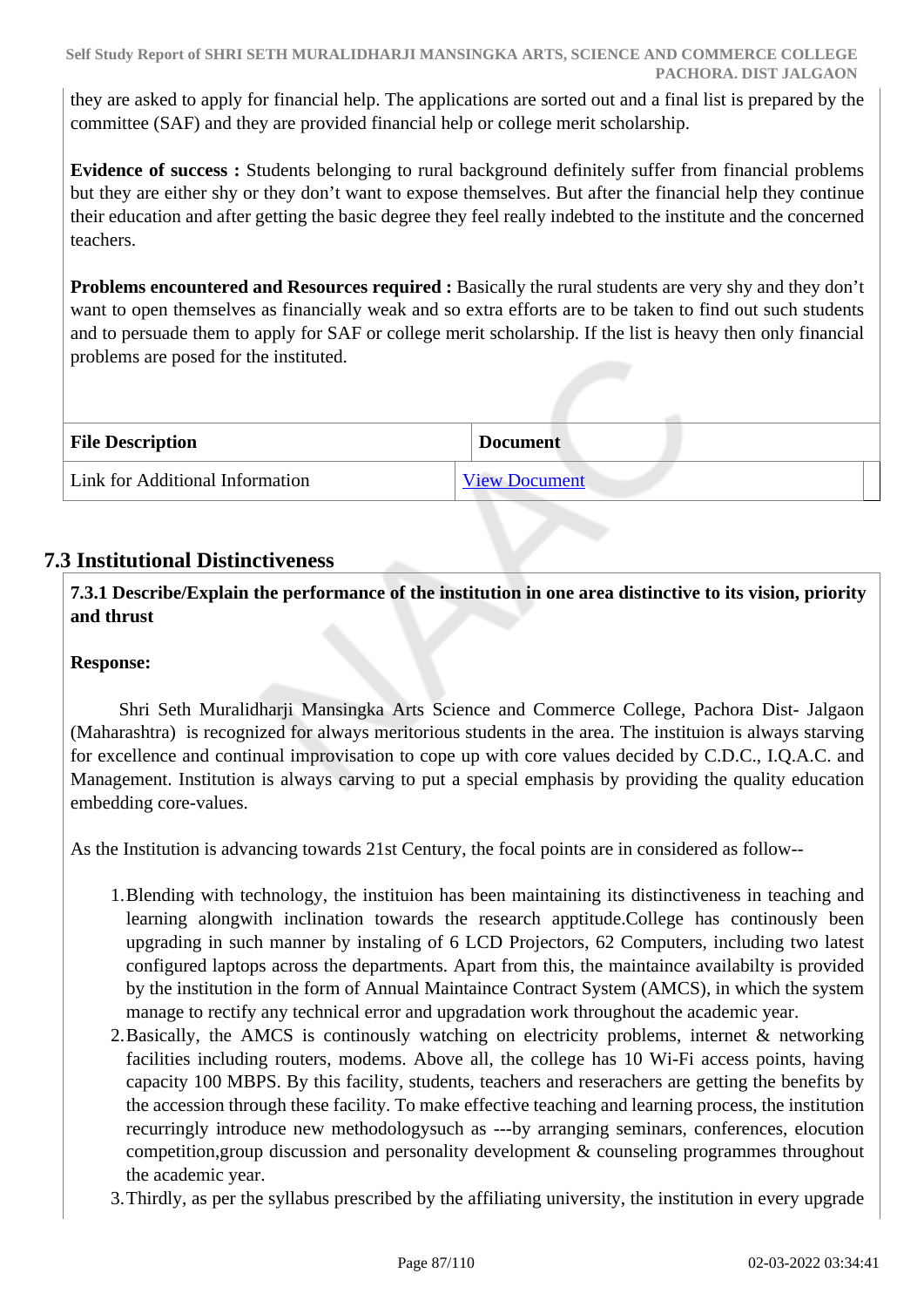they are asked to apply for financial help. The applications are sorted out and a final list is prepared by the committee (SAF) and they are provided financial help or college merit scholarship.

**Evidence of success :** Students belonging to rural background definitely suffer from financial problems but they are either shy or they don't want to expose themselves. But after the financial help they continue their education and after getting the basic degree they feel really indebted to the institute and the concerned teachers.

**Problems encountered and Resources required :** Basically the rural students are very shy and they don't want to open themselves as financially weak and so extra efforts are to be taken to find out such students and to persuade them to apply for SAF or college merit scholarship. If the list is heavy then only financial problems are posed for the instituted.

| File Description | Document |
|---|---|
| Link for Additional Information | View Document |

## 7.3 Institutional Distinctiveness

**7.3.1 Describe/Explain the performance of the institution in one area distinctive to its vision, priority and thrust**

**Response:**

Shri Seth Muralidharji Mansingka Arts Science and Commerce College, Pachora Dist- Jalgaon (Maharashtra) is recognized for always meritorious students in the area. The instituion is always starving for excellence and continual improvisation to cope up with core values decided by C.D.C., I.Q.A.C. and Management. Institution is always carving to put a special emphasis by providing the quality education embedding core-values.

As the Institution is advancing towards 21st Century, the focal points are in considered as follow--

1. Blending with technology, the instituion has been maintaining its distinctiveness in teaching and learning alongwith inclination towards the research apptitude.College has continously been upgrading in such manner by instaling of 6 LCD Projectors, 62 Computers, including two latest configured laptops across the departments. Apart from this, the maintaince availabilty is provided by the institution in the form of Annual Maintaince Contract System (AMCS), in which the system manage to rectify any technical error and upgradation work throughout the academic year.
2. Basically, the AMCS is continously watching on electricity problems, internet & networking facilities including routers, modems. Above all, the college has 10 Wi-Fi access points, having capacity 100 MBPS. By this facility, students, teachers and reserachers are getting the benefits by the accession through these facility. To make effective teaching and learning process, the institution recurringly introduce new methodologysuch as ---by arranging seminars, conferences, elocution competition,group discussion and personality development & counseling programmes throughout the academic year.
3. Thirdly, as per the syllabus prescribed by the affiliating university, the institution in every upgrade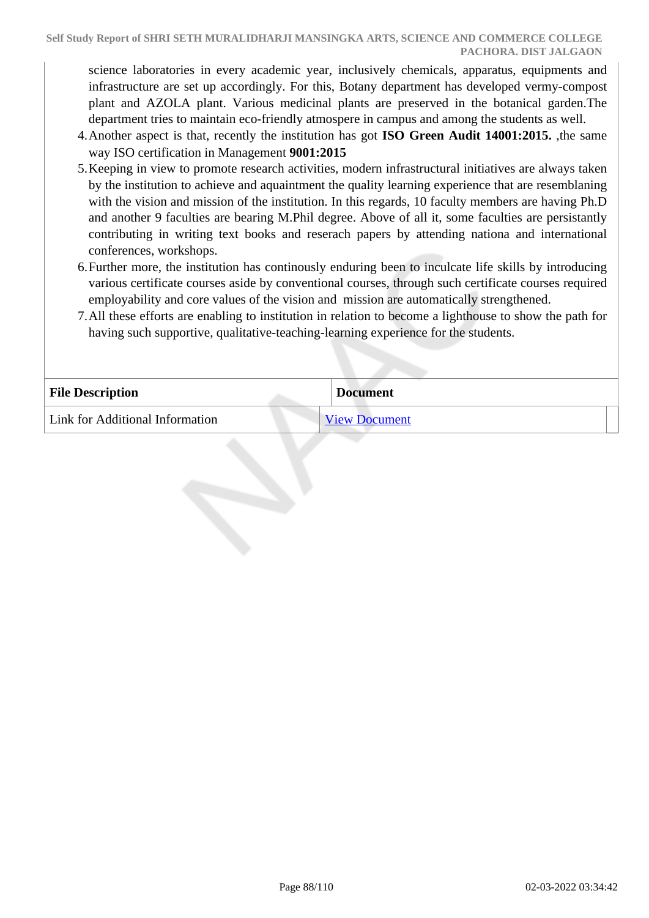science laboratories in every academic year, inclusively chemicals, apparatus, equipments and infrastructure are set up accordingly. For this, Botany department has developed vermy-compost plant and AZOLA plant. Various medicinal plants are preserved in the botanical garden.The department tries to maintain eco-friendly atmospere in campus and among the students as well.

4. Another aspect is that, recently the institution has got **ISO Green Audit 14001:2015.** ,the same way ISO certification in Management **9001:2015**
5. Keeping in view to promote research activities, modern infrastructural initiatives are always taken by the institution to achieve and aquaintment the quality learning experience that are resemblaning with the vision and mission of the institution. In this regards, 10 faculty members are having Ph.D and another 9 faculties are bearing M.Phil degree. Above of all it, some faculties are persistantly contributing in writing text books and reserach papers by attending nationa and international conferences, workshops.
6. Further more, the institution has continously enduring been to inculcate life skills by introducing various certificate courses aside by conventional courses, through such certificate courses required employability and core values of the vision and mission are automatically strengthened.
7. All these efforts are enabling to institution in relation to become a lighthouse to show the path for having such supportive, qualitative-teaching-learning experience for the students.

| File Description | Document |
|---|---|
| Link for Additional Information | View Document |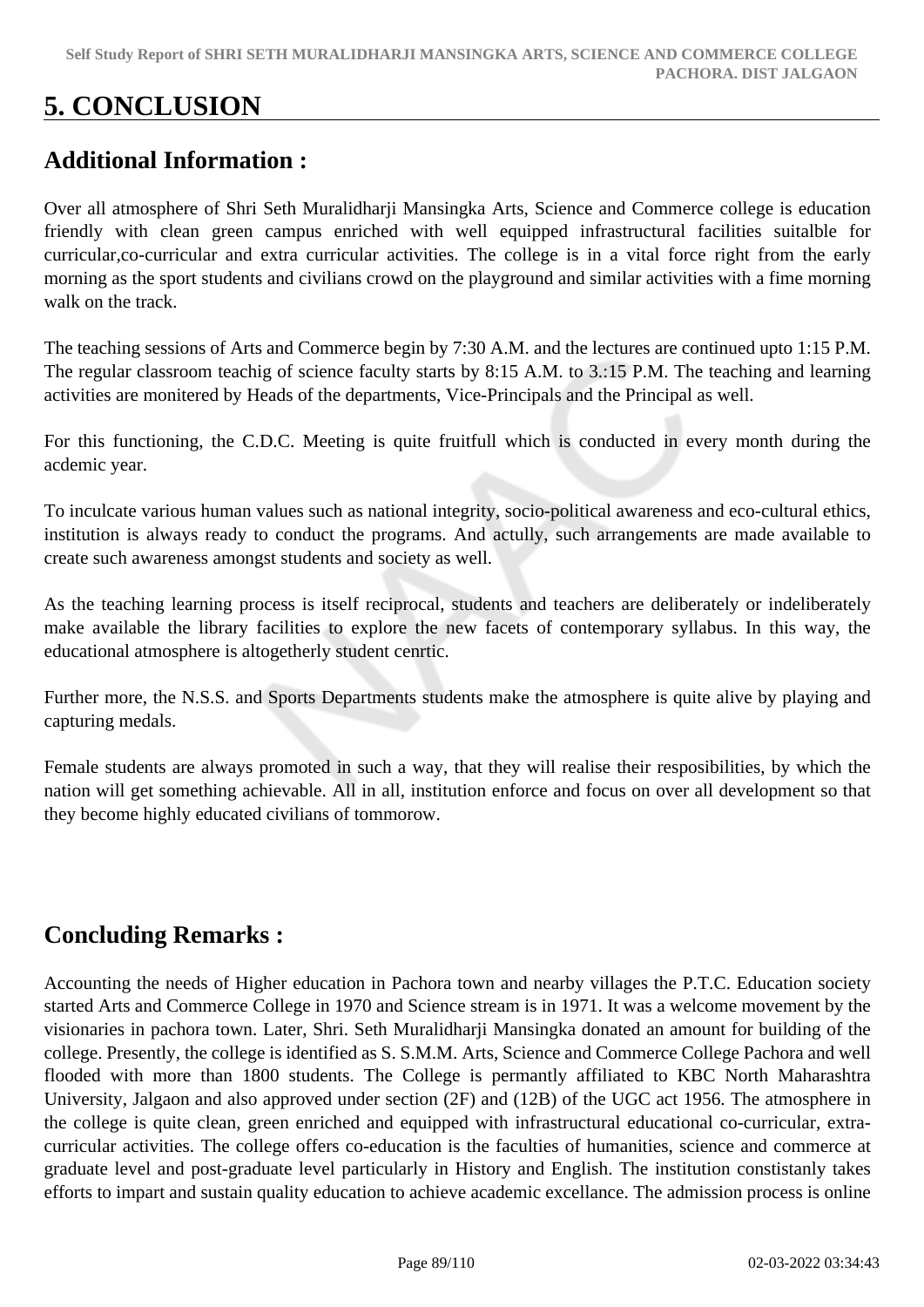# 5. CONCLUSION

## Additional Information :

Over all atmosphere of Shri Seth Muralidharji Mansingka Arts, Science and Commerce college is education friendly with clean green campus enriched with well equipped infrastructural facilities suitalble for curricular,co-curricular and extra curricular activities. The college is in a vital force right from the early morning as the sport students and civilians crowd on the playground and similar activities with a fime morning walk on the track.

The teaching sessions of Arts and Commerce begin by 7:30 A.M. and the lectures are continued upto 1:15 P.M. The regular classroom teachig of science faculty starts by 8:15 A.M. to 3.:15 P.M. The teaching and learning activities are monitered by Heads of the departments, Vice-Principals and the Principal as well.

For this functioning, the C.D.C. Meeting is quite fruitfull which is conducted in every month during the acdemic year.

To inculcate various human values such as national integrity, socio-political awareness and eco-cultural ethics, institution is always ready to conduct the programs. And actully, such arrangements are made available to create such awareness amongst students and society as well.

As the teaching learning process is itself reciprocal, students and teachers are deliberately or indeliberately make available the library facilities to explore the new facets of contemporary syllabus. In this way, the educational atmosphere is altogetherly student cenrtic.

Further more, the N.S.S. and Sports Departments students make the atmosphere is quite alive by playing and capturing medals.

Female students are always promoted in such a way, that they will realise their resposibilities, by which the nation will get something achievable. All in all, institution enforce and focus on over all development so that they become highly educated civilians of tommorow.

## Concluding Remarks :

Accounting the needs of Higher education in Pachora town and nearby villages the P.T.C. Education society started Arts and Commerce College in 1970 and Science stream is in 1971. It was a welcome movement by the visionaries in pachora town. Later, Shri. Seth Muralidharji Mansingka donated an amount for building of the college. Presently, the college is identified as S. S.M.M. Arts, Science and Commerce College Pachora and well flooded with more than 1800 students. The College is permantly affiliated to KBC North Maharashtra University, Jalgaon and also approved under section (2F) and (12B) of the UGC act 1956. The atmosphere in the college is quite clean, green enriched and equipped with infrastructural educational co-curricular, extra-curricular activities. The college offers co-education is the faculties of humanities, science and commerce at graduate level and post-graduate level particularly in History and English. The institution constistanly takes efforts to impart and sustain quality education to achieve academic excellance. The admission process is online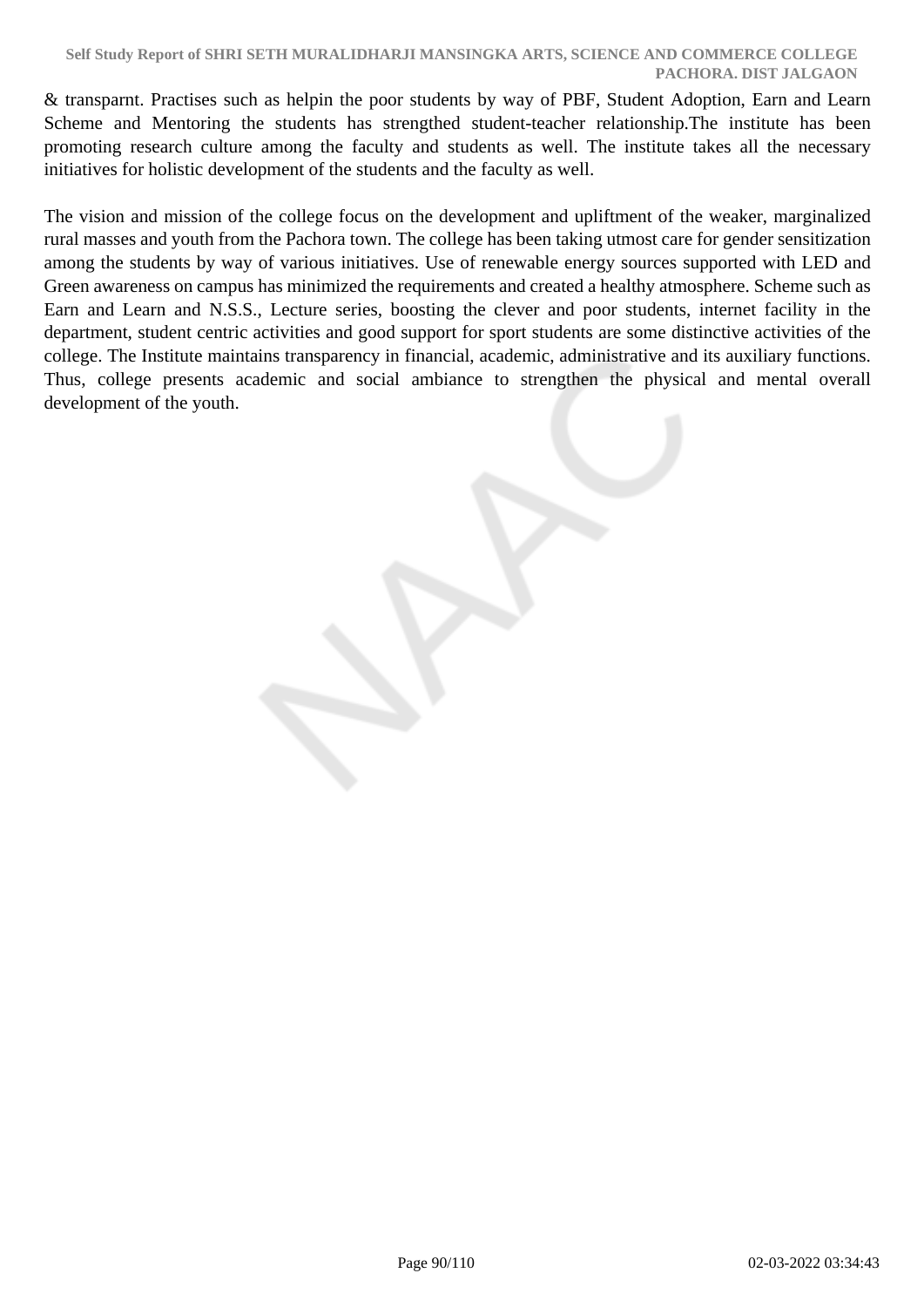& transparnt. Practises such as helpin the poor students by way of PBF, Student Adoption, Earn and Learn Scheme and Mentoring the students has strengthed student-teacher relationship.The institute has been promoting research culture among the faculty and students as well. The institute takes all the necessary initiatives for holistic development of the students and the faculty as well.

The vision and mission of the college focus on the development and upliftment of the weaker, marginalized rural masses and youth from the Pachora town. The college has been taking utmost care for gender sensitization among the students by way of various initiatives. Use of renewable energy sources supported with LED and Green awareness on campus has minimized the requirements and created a healthy atmosphere. Scheme such as Earn and Learn and N.S.S., Lecture series, boosting the clever and poor students, internet facility in the department, student centric activities and good support for sport students are some distinctive activities of the college. The Institute maintains transparency in financial, academic, administrative and its auxiliary functions. Thus, college presents academic and social ambiance to strengthen the physical and mental overall development of the youth.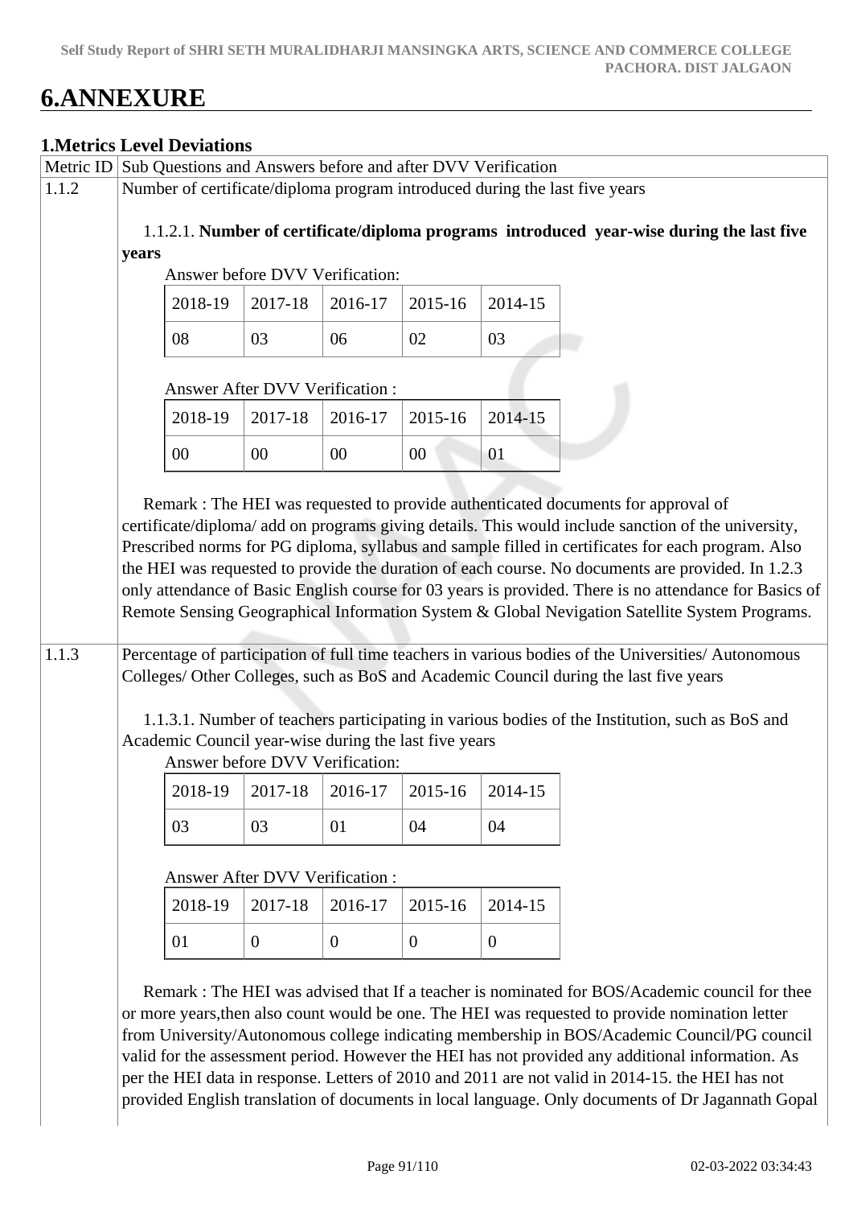# 6.ANNEXURE

## 1.Metrics Level Deviations

| Metric ID | Sub Questions and Answers before and after DVV Verification |
|---|---|
| 1.1.2 | Number of certificate/diploma program introduced during the last five years |

1.1.2.1. **Number of certificate/diploma programs introduced year-wise during the last five years**

Answer before DVV Verification:

| 2018-19 | 2017-18 | 2016-17 | 2015-16 | 2014-15 |
|---|---|---|---|---|
| 08 | 03 | 06 | 02 | 03 |

Answer After DVV Verification :

| 2018-19 | 2017-18 | 2016-17 | 2015-16 | 2014-15 |
|---|---|---|---|---|
| 00 | 00 | 00 | 00 | 01 |

Remark : The HEI was requested to provide authenticated documents for approval of certificate/diploma/ add on programs giving details. This would include sanction of the university, Prescribed norms for PG diploma, syllabus and sample filled in certificates for each program. Also the HEI was requested to provide the duration of each course. No documents are provided. In 1.2.3 only attendance of Basic English course for 03 years is provided. There is no attendance for Basics of Remote Sensing Geographical Information System & Global Nevigation Satellite System Programs.

| Metric ID | Sub Questions and Answers before and after DVV Verification |
|---|---|
| 1.1.3 | Percentage of participation of full time teachers in various bodies of the Universities/ Autonomous Colleges/ Other Colleges, such as BoS and Academic Council during the last five years |

1.1.3.1. Number of teachers participating in various bodies of the Institution, such as BoS and Academic Council year-wise during the last five years

Answer before DVV Verification:

| 2018-19 | 2017-18 | 2016-17 | 2015-16 | 2014-15 |
|---|---|---|---|---|
| 03 | 03 | 01 | 04 | 04 |

Answer After DVV Verification :

| 2018-19 | 2017-18 | 2016-17 | 2015-16 | 2014-15 |
|---|---|---|---|---|
| 01 | 0 | 0 | 0 | 0 |

Remark : The HEI was advised that If a teacher is nominated for BOS/Academic council for thee or more years,then also count would be one. The HEI was requested to provide nomination letter from University/Autonomous college indicating membership in BOS/Academic Council/PG council valid for the assessment period. However the HEI has not provided any additional information. As per the HEI data in response. Letters of 2010 and 2011 are not valid in 2014-15. the HEI has not provided English translation of documents in local language. Only documents of Dr Jagannath Gopal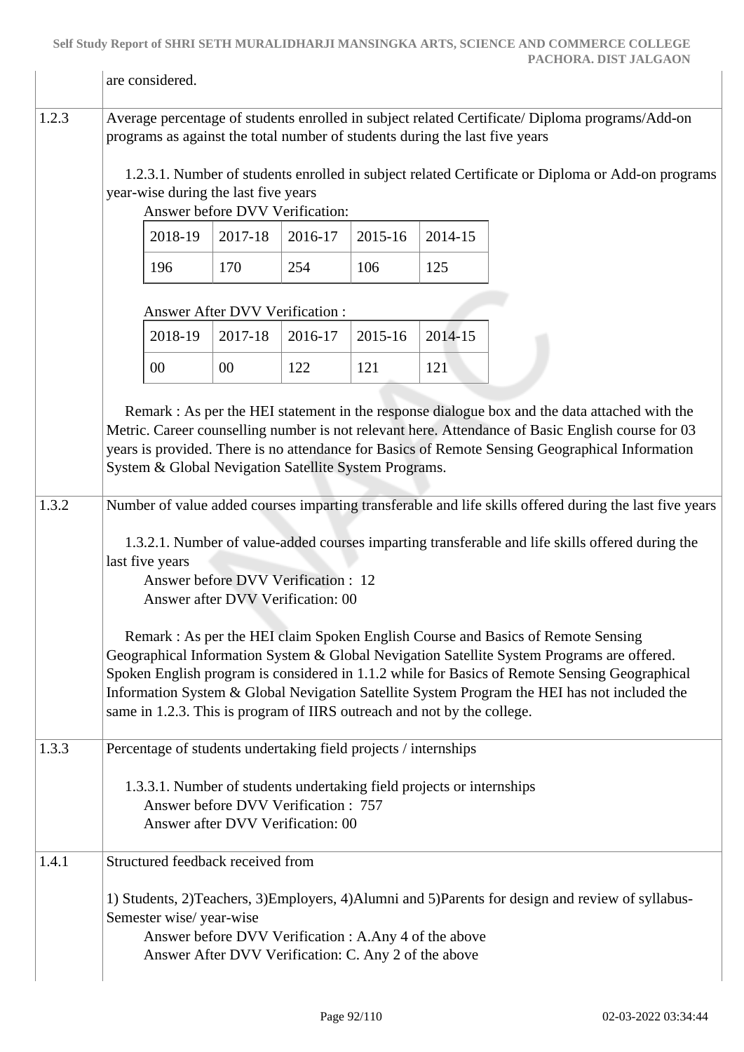are considered.

| | |
|---|---|
| 1.2.3 | Average percentage of students enrolled in subject related Certificate/ Diploma programs/Add-on programs as against the total number of students during the last five years |

1.2.3.1. Number of students enrolled in subject related Certificate or Diploma or Add-on programs year-wise during the last five years

Answer before DVV Verification:

| 2018-19 | 2017-18 | 2016-17 | 2015-16 | 2014-15 |
|---|---|---|---|---|
| 196 | 170 | 254 | 106 | 125 |

Answer After DVV Verification :

| 2018-19 | 2017-18 | 2016-17 | 2015-16 | 2014-15 |
|---|---|---|---|---|
| 00 | 00 | 122 | 121 | 121 |

Remark : As per the HEI statement in the response dialogue box and the data attached with the Metric. Career counselling number is not relevant here. Attendance of Basic English course for 03 years is provided. There is no attendance for Basics of Remote Sensing Geographical Information System & Global Nevigation Satellite System Programs.

| | |
|---|---|
| 1.3.2 | Number of value added courses imparting transferable and life skills offered during the last five years |

1.3.2.1. Number of value-added courses imparting transferable and life skills offered during the last five years

Answer before DVV Verification : 12

Answer after DVV Verification: 00

Remark : As per the HEI claim Spoken English Course and Basics of Remote Sensing Geographical Information System & Global Nevigation Satellite System Programs are offered. Spoken English program is considered in 1.1.2 while for Basics of Remote Sensing Geographical Information System & Global Nevigation Satellite System Program the HEI has not included the same in 1.2.3. This is program of IIRS outreach and not by the college.

| | |
|---|---|
| 1.3.3 | Percentage of students undertaking field projects / internships |

1.3.3.1. Number of students undertaking field projects or internships

Answer before DVV Verification : 757

Answer after DVV Verification: 00

| | |
|---|---|
| 1.4.1 | Structured feedback received from |

1) Students, 2)Teachers, 3)Employers, 4)Alumni and 5)Parents for design and review of syllabus-Semester wise/ year-wise

Answer before DVV Verification : A.Any 4 of the above

Answer After DVV Verification: C. Any 2 of the above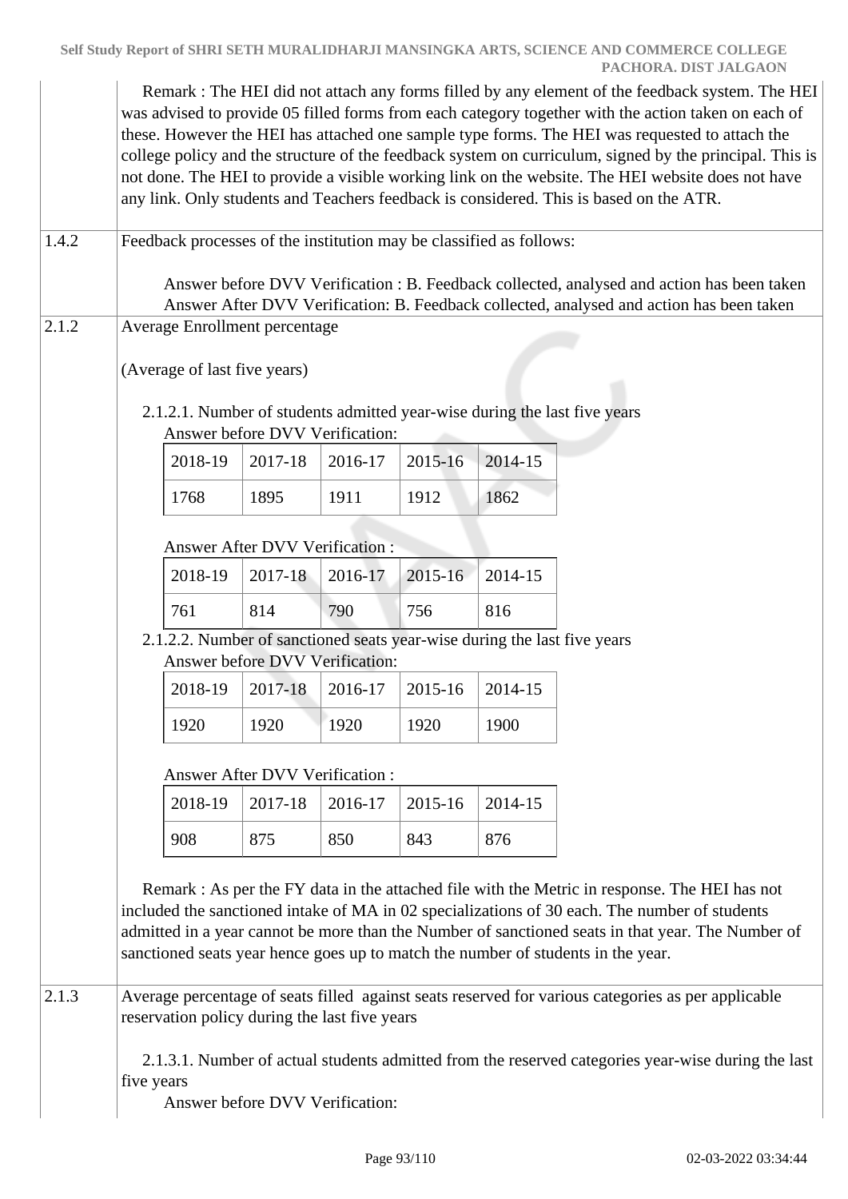| | |
|---|---|
| | Remark : The HEI did not attach any forms filled by any element of the feedback system. The HEI was advised to provide 05 filled forms from each category together with the action taken on each of these. However the HEI has attached one sample type forms. The HEI was requested to attach the college policy and the structure of the feedback system on curriculum, signed by the principal. This is not done. The HEI to provide a visible working link on the website. The HEI website does not have any link. Only students and Teachers feedback is considered. This is based on the ATR. |
| 1.4.2 | Feedback processes of the institution may be classified as follows:<br><br>Answer before DVV Verification : B. Feedback collected, analysed and action has been taken<br>Answer After DVV Verification: B. Feedback collected, analysed and action has been taken |
| 2.1.2 | Average Enrollment percentage<br><br>(Average of last five years) |

2.1.2.1. Number of students admitted year-wise during the last five years

Answer before DVV Verification:

| 2018-19 | 2017-18 | 2016-17 | 2015-16 | 2014-15 |
|---|---|---|---|---|
| 1768 | 1895 | 1911 | 1912 | 1862 |

Answer After DVV Verification :

| 2018-19 | 2017-18 | 2016-17 | 2015-16 | 2014-15 |
|---|---|---|---|---|
| 761 | 814 | 790 | 756 | 816 |

2.1.2.2. Number of sanctioned seats year-wise during the last five years

Answer before DVV Verification:

| 2018-19 | 2017-18 | 2016-17 | 2015-16 | 2014-15 |
|---|---|---|---|---|
| 1920 | 1920 | 1920 | 1920 | 1900 |

Answer After DVV Verification :

| 2018-19 | 2017-18 | 2016-17 | 2015-16 | 2014-15 |
|---|---|---|---|---|
| 908 | 875 | 850 | 843 | 876 |

Remark : As per the FY data in the attached file with the Metric in response. The HEI has not included the sanctioned intake of MA in 02 specializations of 30 each. The number of students admitted in a year cannot be more than the Number of sanctioned seats in that year. The Number of sanctioned seats year hence goes up to match the number of students in the year.

| | |
|---|---|
| 2.1.3 | Average percentage of seats filled against seats reserved for various categories as per applicable reservation policy during the last five years |

2.1.3.1. Number of actual students admitted from the reserved categories year-wise during the last five years

Answer before DVV Verification: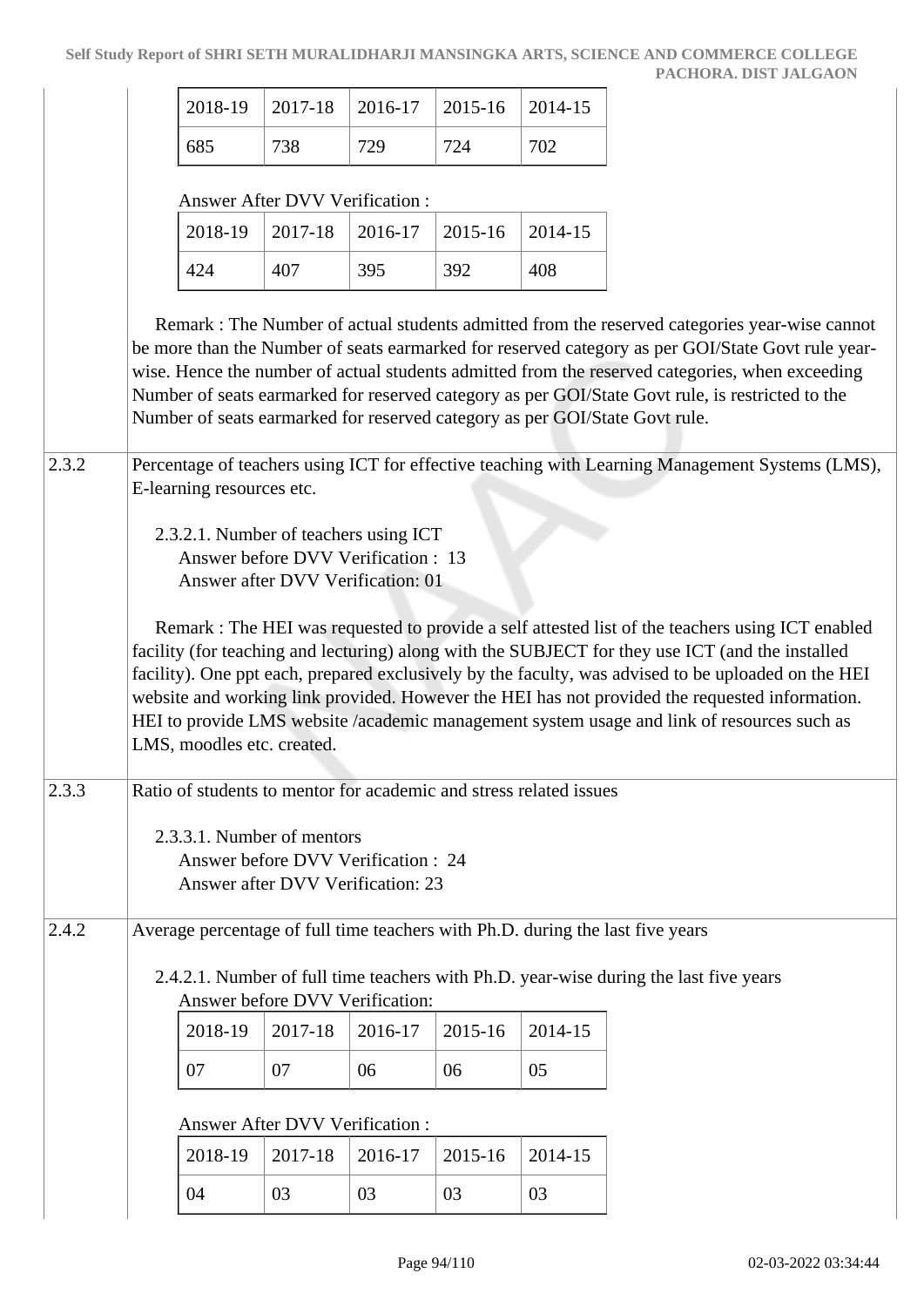| 2018-19 | 2017-18 | 2016-17 | 2015-16 | 2014-15 |
|---|---|---|---|---|
| 685 | 738 | 729 | 724 | 702 |

Answer After DVV Verification :

| 2018-19 | 2017-18 | 2016-17 | 2015-16 | 2014-15 |
|---|---|---|---|---|
| 424 | 407 | 395 | 392 | 408 |

Remark : The Number of actual students admitted from the reserved categories year-wise cannot be more than the Number of seats earmarked for reserved category as per GOI/State Govt rule year-wise. Hence the number of actual students admitted from the reserved categories, when exceeding Number of seats earmarked for reserved category as per GOI/State Govt rule, is restricted to the Number of seats earmarked for reserved category as per GOI/State Govt rule.

**2.3.2** Percentage of teachers using ICT for effective teaching with Learning Management Systems (LMS), E-learning resources etc.

2.3.2.1. Number of teachers using ICT
Answer before DVV Verification : 13
Answer after DVV Verification: 01

Remark : The HEI was requested to provide a self attested list of the teachers using ICT enabled facility (for teaching and lecturing) along with the SUBJECT for they use ICT (and the installed facility). One ppt each, prepared exclusively by the faculty, was advised to be uploaded on the HEI website and working link provided. However the HEI has not provided the requested information. HEI to provide LMS website /academic management system usage and link of resources such as LMS, moodles etc. created.

**2.3.3** Ratio of students to mentor for academic and stress related issues

2.3.3.1. Number of mentors
Answer before DVV Verification : 24
Answer after DVV Verification: 23

**2.4.2** Average percentage of full time teachers with Ph.D. during the last five years

2.4.2.1. Number of full time teachers with Ph.D. year-wise during the last five years
Answer before DVV Verification:

| 2018-19 | 2017-18 | 2016-17 | 2015-16 | 2014-15 |
|---|---|---|---|---|
| 07 | 07 | 06 | 06 | 05 |

Answer After DVV Verification :

| 2018-19 | 2017-18 | 2016-17 | 2015-16 | 2014-15 |
|---|---|---|---|---|
| 04 | 03 | 03 | 03 | 03 |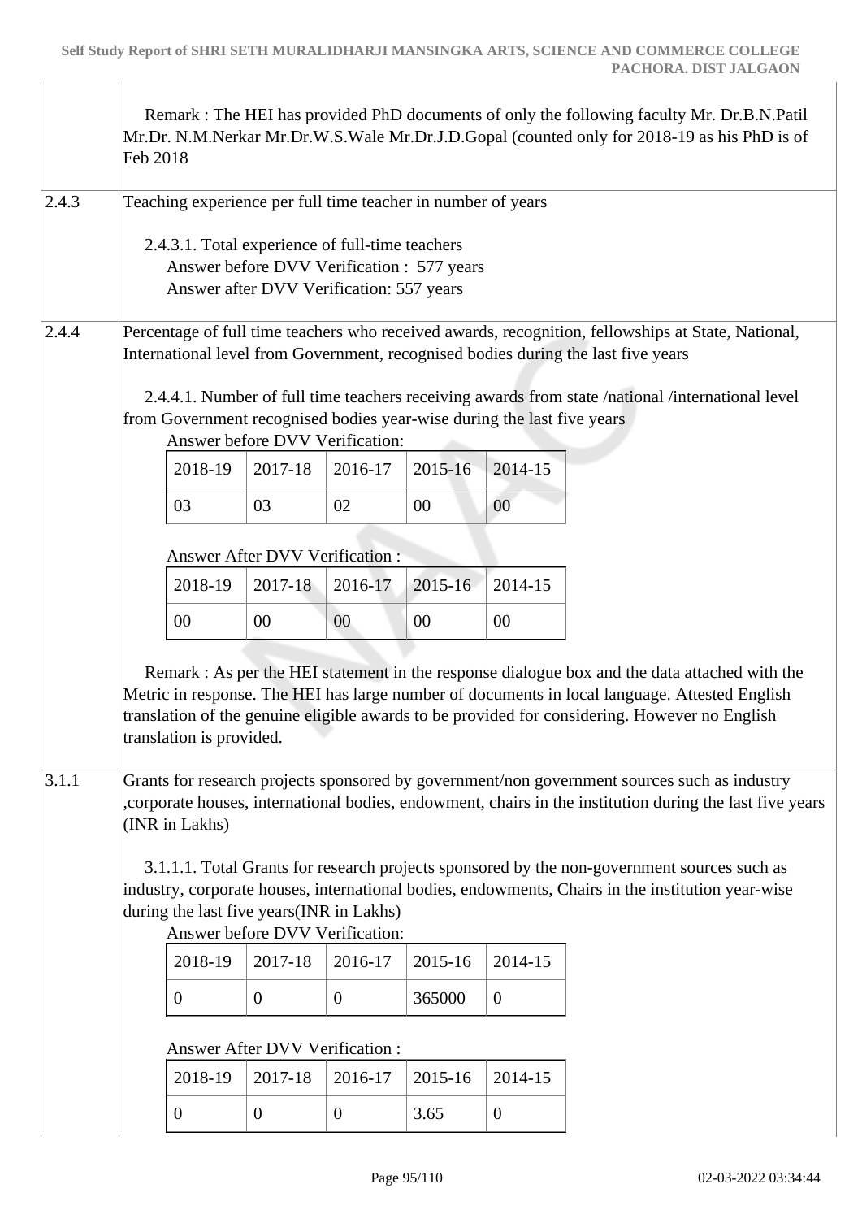| | |
|---|---|
| | Remark : The HEI has provided PhD documents of only the following faculty Mr. Dr.B.N.Patil Mr.Dr. N.M.Nerkar Mr.Dr.W.S.Wale Mr.Dr.J.D.Gopal (counted only for 2018-19 as his PhD is of Feb 2018 |
| 2.4.3 | Teaching experience per full time teacher in number of years<br><br>2.4.3.1. Total experience of full-time teachers<br>Answer before DVV Verification : 577 years<br>Answer after DVV Verification: 557 years |
| 2.4.4 | Percentage of full time teachers who received awards, recognition, fellowships at State, National, International level from Government, recognised bodies during the last five years<br><br>2.4.4.1. Number of full time teachers receiving awards from state /national /international level from Government recognised bodies year-wise during the last five years |

Answer before DVV Verification:

| 2018-19 | 2017-18 | 2016-17 | 2015-16 | 2014-15 |
|---|---|---|---|---|
| 03 | 03 | 02 | 00 | 00 |

Answer After DVV Verification :

| 2018-19 | 2017-18 | 2016-17 | 2015-16 | 2014-15 |
|---|---|---|---|---|
| 00 | 00 | 00 | 00 | 00 |

Remark : As per the HEI statement in the response dialogue box and the data attached with the Metric in response. The HEI has large number of documents in local language. Attested English translation of the genuine eligible awards to be provided for considering. However no English translation is provided.

| | |
|---|---|
| 3.1.1 | Grants for research projects sponsored by government/non government sources such as industry ,corporate houses, international bodies, endowment, chairs in the institution during the last five years (INR in Lakhs)<br><br>3.1.1.1. Total Grants for research projects sponsored by the non-government sources such as industry, corporate houses, international bodies, endowments, Chairs in the institution year-wise during the last five years(INR in Lakhs) |

Answer before DVV Verification:

| 2018-19 | 2017-18 | 2016-17 | 2015-16 | 2014-15 |
|---|---|---|---|---|
| 0 | 0 | 0 | 365000 | 0 |

Answer After DVV Verification :

| 2018-19 | 2017-18 | 2016-17 | 2015-16 | 2014-15 |
|---|---|---|---|---|
| 0 | 0 | 0 | 3.65 | 0 |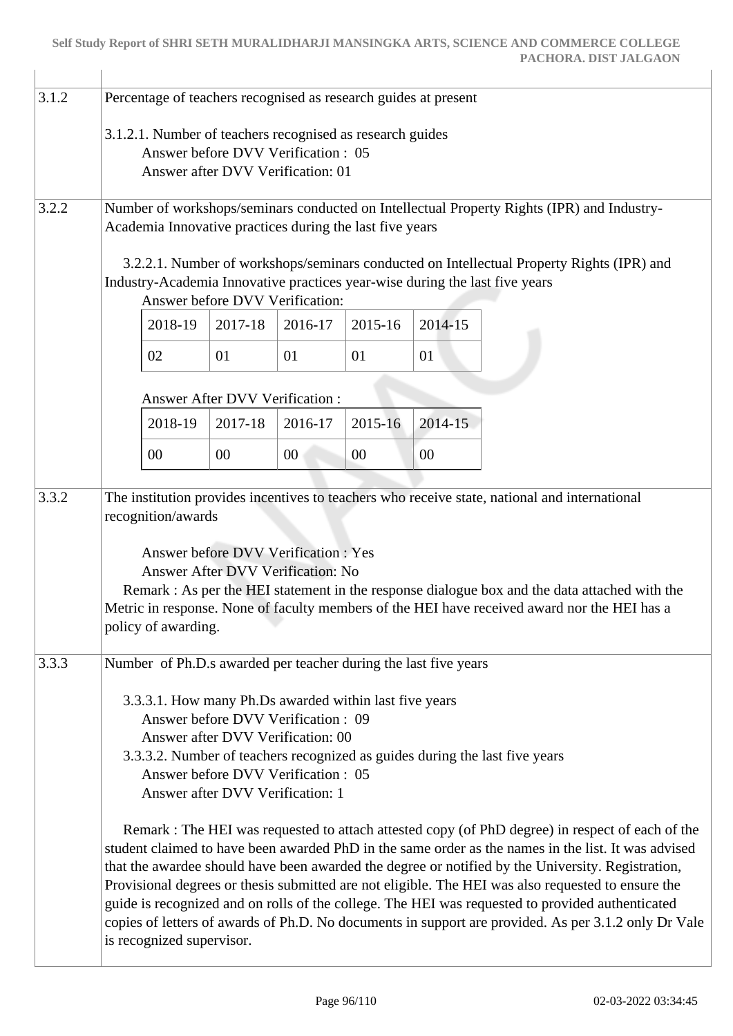| | |
|---|---|
| 3.1.2 | Percentage of teachers recognised as research guides at present<br><br>3.1.2.1. Number of teachers recognised as research guides<br>Answer before DVV Verification : 05<br>Answer after DVV Verification: 01 |
| 3.2.2 | Number of workshops/seminars conducted on Intellectual Property Rights (IPR) and Industry-Academia Innovative practices during the last five years<br><br>3.2.2.1. Number of workshops/seminars conducted on Intellectual Property Rights (IPR) and Industry-Academia Innovative practices year-wise during the last five years<br>Answer before DVV Verification:<br>2018-19: 02, 2017-18: 01, 2016-17: 01, 2015-16: 01, 2014-15: 01<br><br>Answer After DVV Verification :<br>2018-19: 00, 2017-18: 00, 2016-17: 00, 2015-16: 00, 2014-15: 00 |
| 3.3.2 | The institution provides incentives to teachers who receive state, national and international recognition/awards<br><br>Answer before DVV Verification : Yes<br>Answer After DVV Verification: No<br>Remark : As per the HEI statement in the response dialogue box and the data attached with the Metric in response. None of faculty members of the HEI have received award nor the HEI has a policy of awarding. |
| 3.3.3 | Number of Ph.D.s awarded per teacher during the last five years<br><br>3.3.3.1. How many Ph.Ds awarded within last five years<br>Answer before DVV Verification : 09<br>Answer after DVV Verification: 00<br>3.3.3.2. Number of teachers recognized as guides during the last five years<br>Answer before DVV Verification : 05<br>Answer after DVV Verification: 1<br><br>Remark : The HEI was requested to attach attested copy (of PhD degree) in respect of each of the student claimed to have been awarded PhD in the same order as the names in the list. It was advised that the awardee should have been awarded the degree or notified by the University. Registration, Provisional degrees or thesis submitted are not eligible. The HEI was also requested to ensure the guide is recognized and on rolls of the college. The HEI was requested to provided authenticated copies of letters of awards of Ph.D. No documents in support are provided. As per 3.1.2 only Dr Vale is recognized supervisor. |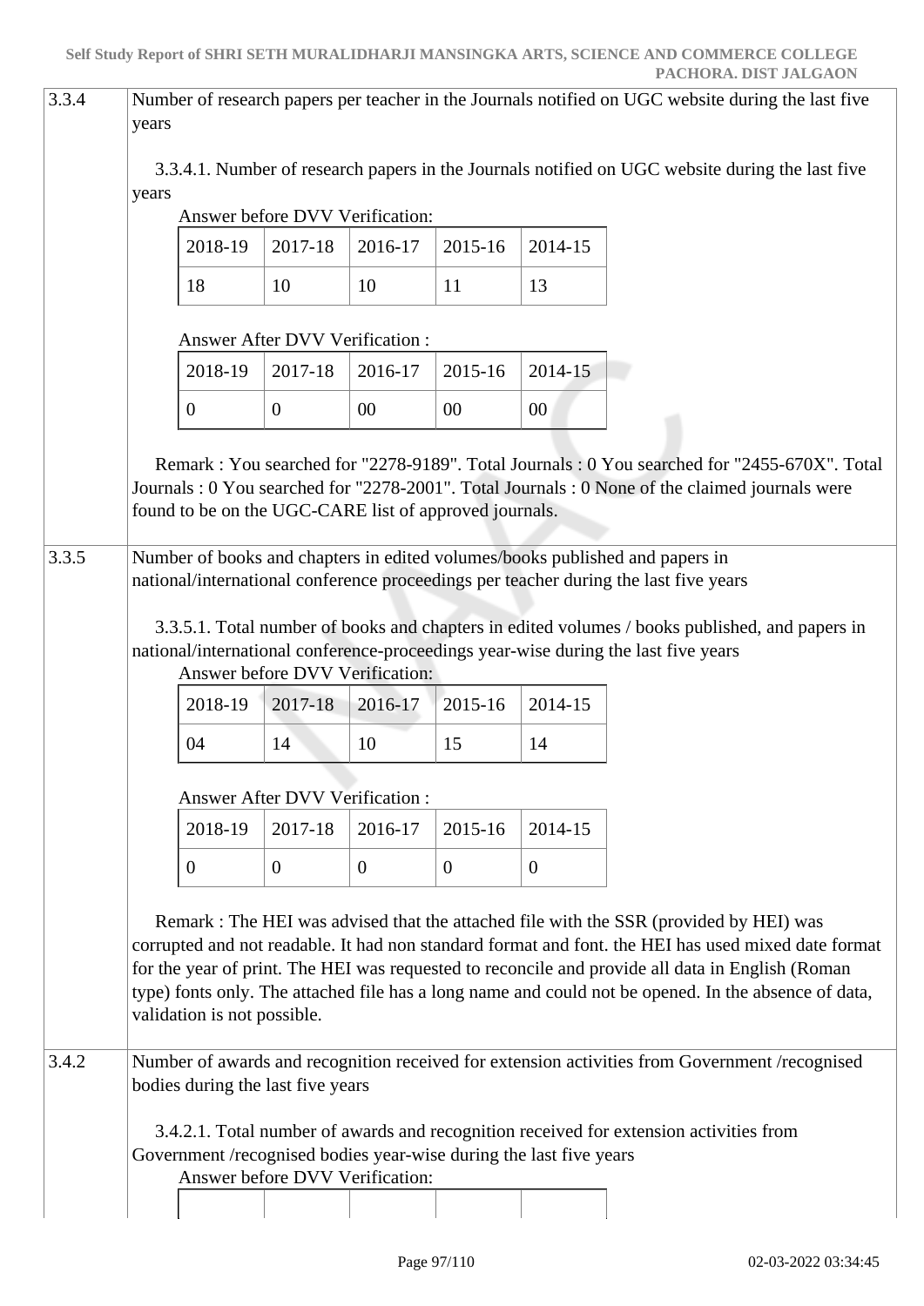| 3.3.4 | Number of research papers per teacher in the Journals notified on UGC website during the last five years |
|---|---|

3.3.4.1. Number of research papers in the Journals notified on UGC website during the last five years

Answer before DVV Verification:

| 2018-19 | 2017-18 | 2016-17 | 2015-16 | 2014-15 |
|---|---|---|---|---|
| 18 | 10 | 10 | 11 | 13 |

Answer After DVV Verification :

| 2018-19 | 2017-18 | 2016-17 | 2015-16 | 2014-15 |
|---|---|---|---|---|
| 0 | 0 | 00 | 00 | 00 |

Remark : You searched for "2278-9189". Total Journals : 0 You searched for "2455-670X". Total Journals : 0 You searched for "2278-2001". Total Journals : 0 None of the claimed journals were found to be on the UGC-CARE list of approved journals.

| 3.3.5 | Number of books and chapters in edited volumes/books published and papers in national/international conference proceedings per teacher during the last five years |
|---|---|

3.3.5.1. Total number of books and chapters in edited volumes / books published, and papers in national/international conference-proceedings year-wise during the last five years

Answer before DVV Verification:

| 2018-19 | 2017-18 | 2016-17 | 2015-16 | 2014-15 |
|---|---|---|---|---|
| 04 | 14 | 10 | 15 | 14 |

Answer After DVV Verification :

| 2018-19 | 2017-18 | 2016-17 | 2015-16 | 2014-15 |
|---|---|---|---|---|
| 0 | 0 | 0 | 0 | 0 |

Remark : The HEI was advised that the attached file with the SSR (provided by HEI) was corrupted and not readable. It had non standard format and font. the HEI has used mixed date format for the year of print. The HEI was requested to reconcile and provide all data in English (Roman type) fonts only. The attached file has a long name and could not be opened. In the absence of data, validation is not possible.

| 3.4.2 | Number of awards and recognition received for extension activities from Government /recognised bodies during the last five years |
|---|---|

3.4.2.1. Total number of awards and recognition received for extension activities from Government /recognised bodies year-wise during the last five years

Answer before DVV Verification: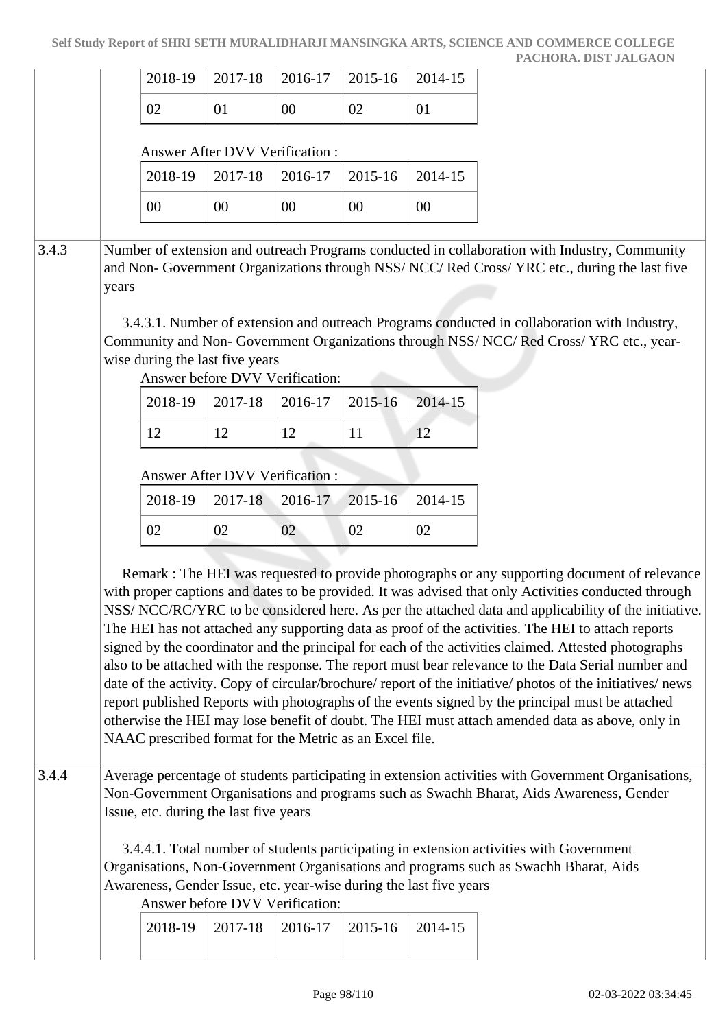| 2018-19 | 2017-18 | 2016-17 | 2015-16 | 2014-15 |
|---|---|---|---|---|
| 02 | 01 | 00 | 02 | 01 |

Answer After DVV Verification :

| 2018-19 | 2017-18 | 2016-17 | 2015-16 | 2014-15 |
|---|---|---|---|---|
| 00 | 00 | 00 | 00 | 00 |

**3.4.3** Number of extension and outreach Programs conducted in collaboration with Industry, Community and Non- Government Organizations through NSS/ NCC/ Red Cross/ YRC etc., during the last five years

3.4.3.1. Number of extension and outreach Programs conducted in collaboration with Industry, Community and Non- Government Organizations through NSS/ NCC/ Red Cross/ YRC etc., year-wise during the last five years

Answer before DVV Verification:

| 2018-19 | 2017-18 | 2016-17 | 2015-16 | 2014-15 |
|---|---|---|---|---|
| 12 | 12 | 12 | 11 | 12 |

Answer After DVV Verification :

| 2018-19 | 2017-18 | 2016-17 | 2015-16 | 2014-15 |
|---|---|---|---|---|
| 02 | 02 | 02 | 02 | 02 |

Remark : The HEI was requested to provide photographs or any supporting document of relevance with proper captions and dates to be provided. It was advised that only Activities conducted through NSS/ NCC/RC/YRC to be considered here. As per the attached data and applicability of the initiative. The HEI has not attached any supporting data as proof of the activities. The HEI to attach reports signed by the coordinator and the principal for each of the activities claimed. Attested photographs also to be attached with the response. The report must bear relevance to the Data Serial number and date of the activity. Copy of circular/brochure/ report of the initiative/ photos of the initiatives/ news report published Reports with photographs of the events signed by the principal must be attached otherwise the HEI may lose benefit of doubt. The HEI must attach amended data as above, only in NAAC prescribed format for the Metric as an Excel file.

**3.4.4** Average percentage of students participating in extension activities with Government Organisations, Non-Government Organisations and programs such as Swachh Bharat, Aids Awareness, Gender Issue, etc. during the last five years

3.4.4.1. Total number of students participating in extension activities with Government Organisations, Non-Government Organisations and programs such as Swachh Bharat, Aids Awareness, Gender Issue, etc. year-wise during the last five years

Answer before DVV Verification:

| 2018-19 | 2017-18 | 2016-17 | 2015-16 | 2014-15 |
|---|---|---|---|---|
| | | | | |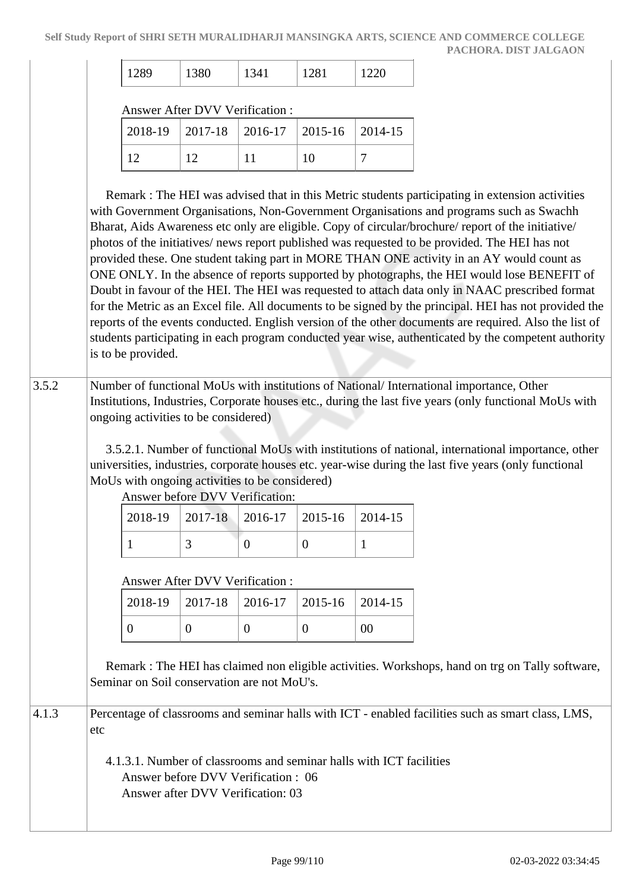| | | | | |
|---|---|---|---|---|
| 1289 | 1380 | 1341 | 1281 | 1220 |

Answer After DVV Verification :

| 2018-19 | 2017-18 | 2016-17 | 2015-16 | 2014-15 |
|---|---|---|---|---|
| 12 | 12 | 11 | 10 | 7 |

Remark : The HEI was advised that in this Metric students participating in extension activities with Government Organisations, Non-Government Organisations and programs such as Swachh Bharat, Aids Awareness etc only are eligible. Copy of circular/brochure/ report of the initiative/ photos of the initiatives/ news report published was requested to be provided. The HEI has not provided these. One student taking part in MORE THAN ONE activity in an AY would count as ONE ONLY. In the absence of reports supported by photographs, the HEI would lose BENEFIT of Doubt in favour of the HEI. The HEI was requested to attach data only in NAAC prescribed format for the Metric as an Excel file. All documents to be signed by the principal. HEI has not provided the reports of the events conducted. English version of the other documents are required. Also the list of students participating in each program conducted year wise, authenticated by the competent authority is to be provided.

**3.5.2** Number of functional MoUs with institutions of National/ International importance, Other Institutions, Industries, Corporate houses etc., during the last five years (only functional MoUs with ongoing activities to be considered)

3.5.2.1. Number of functional MoUs with institutions of national, international importance, other universities, industries, corporate houses etc. year-wise during the last five years (only functional MoUs with ongoing activities to be considered)

Answer before DVV Verification:

| 2018-19 | 2017-18 | 2016-17 | 2015-16 | 2014-15 |
|---|---|---|---|---|
| 1 | 3 | 0 | 0 | 1 |

Answer After DVV Verification :

| 2018-19 | 2017-18 | 2016-17 | 2015-16 | 2014-15 |
|---|---|---|---|---|
| 0 | 0 | 0 | 0 | 00 |

Remark : The HEI has claimed non eligible activities. Workshops, hand on trg on Tally software, Seminar on Soil conservation are not MoU's.

**4.1.3** Percentage of classrooms and seminar halls with ICT - enabled facilities such as smart class, LMS, etc

4.1.3.1. Number of classrooms and seminar halls with ICT facilities
Answer before DVV Verification : 06
Answer after DVV Verification: 03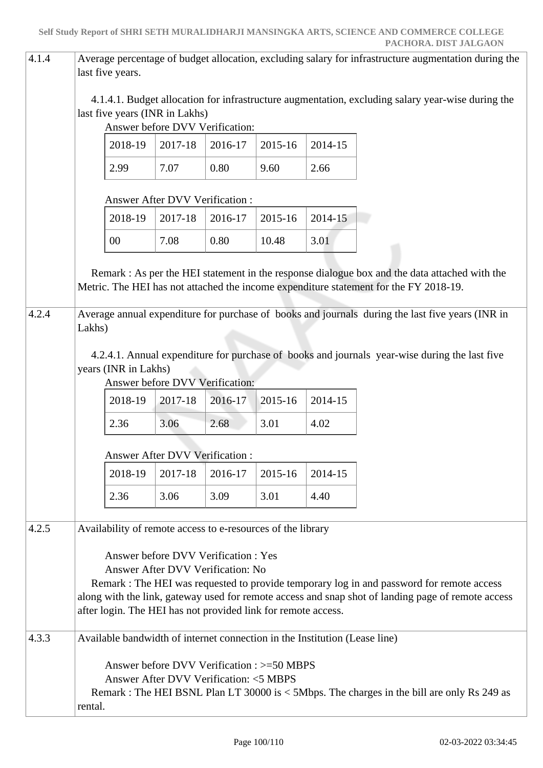| | |
|---|---|
| 4.1.4 | Average percentage of budget allocation, excluding salary for infrastructure augmentation during the last five years.<br><br>4.1.4.1. Budget allocation for infrastructure augmentation, excluding salary year-wise during the last five years (INR in Lakhs)<br>Answer before DVV Verification:<br>2018-19: 2.99 \| 2017-18: 7.07 \| 2016-17: 0.80 \| 2015-16: 9.60 \| 2014-15: 2.66<br><br>Answer After DVV Verification :<br>2018-19: 00 \| 2017-18: 7.08 \| 2016-17: 0.80 \| 2015-16: 10.48 \| 2014-15: 3.01<br><br>Remark : As per the HEI statement in the response dialogue box and the data attached with the Metric. The HEI has not attached the income expenditure statement for the FY 2018-19. |
| 4.2.4 | Average annual expenditure for purchase of books and journals during the last five years (INR in Lakhs)<br><br>4.2.4.1. Annual expenditure for purchase of books and journals year-wise during the last five years (INR in Lakhs)<br>Answer before DVV Verification:<br>2018-19: 2.36 \| 2017-18: 3.06 \| 2016-17: 2.68 \| 2015-16: 3.01 \| 2014-15: 4.02<br><br>Answer After DVV Verification :<br>2018-19: 2.36 \| 2017-18: 3.06 \| 2016-17: 3.09 \| 2015-16: 3.01 \| 2014-15: 4.40 |
| 4.2.5 | Availability of remote access to e-resources of the library<br><br>Answer before DVV Verification : Yes<br>Answer After DVV Verification: No<br>Remark : The HEI was requested to provide temporary log in and password for remote access along with the link, gateway used for remote access and snap shot of landing page of remote access after login. The HEI has not provided link for remote access. |
| 4.3.3 | Available bandwidth of internet connection in the Institution (Lease line)<br><br>Answer before DVV Verification : >=50 MBPS<br>Answer After DVV Verification: <5 MBPS<br>Remark : The HEI BSNL Plan LT 30000 is < 5Mbps. The charges in the bill are only Rs 249 as rental. |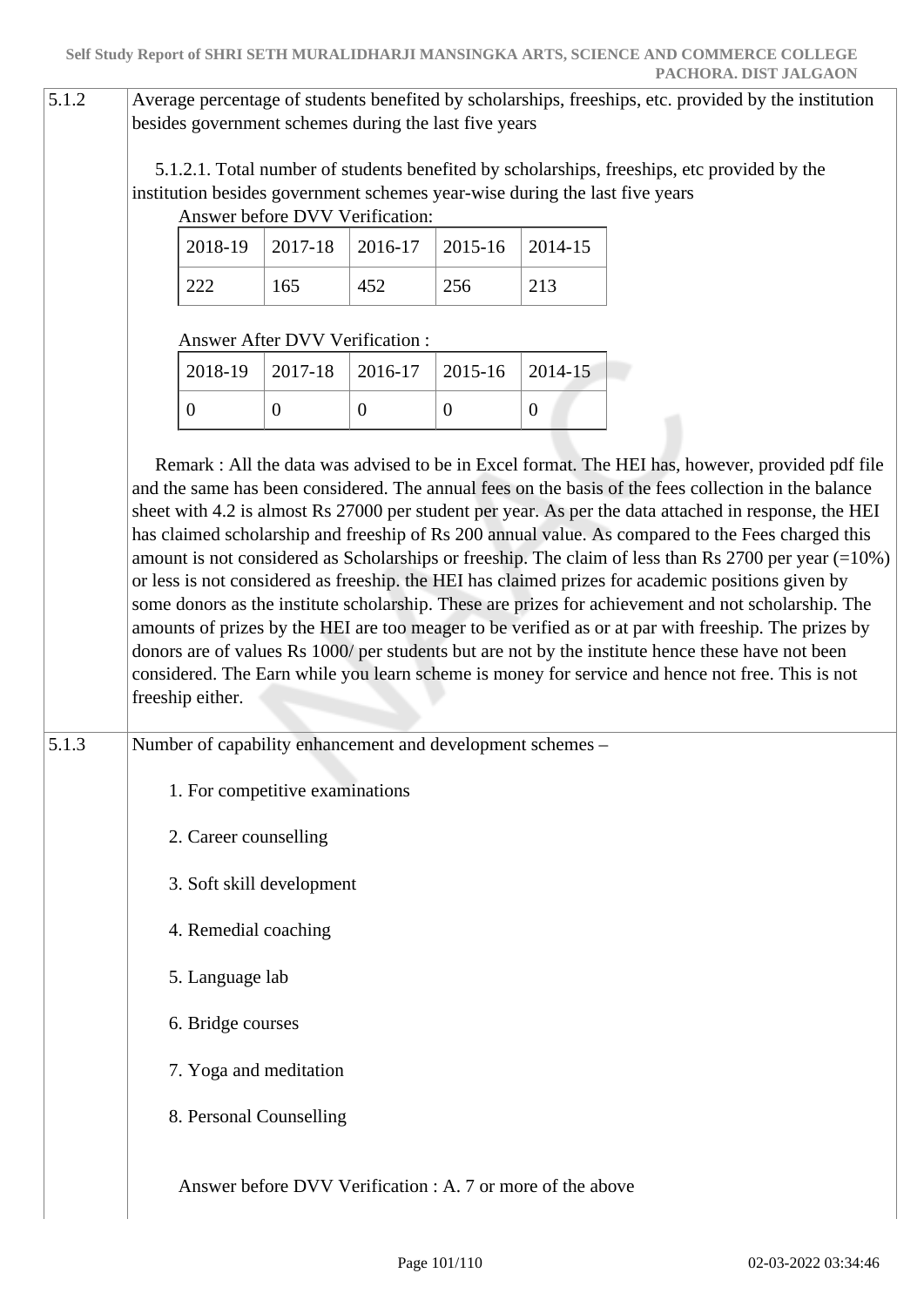| | |
|---|---|
| 5.1.2 | Average percentage of students benefited by scholarships, freeships, etc. provided by the institution besides government schemes during the last five years |

5.1.2.1. Total number of students benefited by scholarships, freeships, etc provided by the institution besides government schemes year-wise during the last five years

Answer before DVV Verification:

| 2018-19 | 2017-18 | 2016-17 | 2015-16 | 2014-15 |
|---|---|---|---|---|
| 222 | 165 | 452 | 256 | 213 |

Answer After DVV Verification :

| 2018-19 | 2017-18 | 2016-17 | 2015-16 | 2014-15 |
|---|---|---|---|---|
| 0 | 0 | 0 | 0 | 0 |

Remark : All the data was advised to be in Excel format. The HEI has, however, provided pdf file and the same has been considered. The annual fees on the basis of the fees collection in the balance sheet with 4.2 is almost Rs 27000 per student per year. As per the data attached in response, the HEI has claimed scholarship and freeship of Rs 200 annual value. As compared to the Fees charged this amount is not considered as Scholarships or freeship. The claim of less than Rs 2700 per year (=10%) or less is not considered as freeship. the HEI has claimed prizes for academic positions given by some donors as the institute scholarship. These are prizes for achievement and not scholarship. The amounts of prizes by the HEI are too meager to be verified as or at par with freeship. The prizes by donors are of values Rs 1000/ per students but are not by the institute hence these have not been considered. The Earn while you learn scheme is money for service and hence not free. This is not freeship either.

| | |
|---|---|
| 5.1.3 | Number of capability enhancement and development schemes – |

1. For competitive examinations
2. Career counselling
3. Soft skill development
4. Remedial coaching
5. Language lab
6. Bridge courses
7. Yoga and meditation
8. Personal Counselling

Answer before DVV Verification : A. 7 or more of the above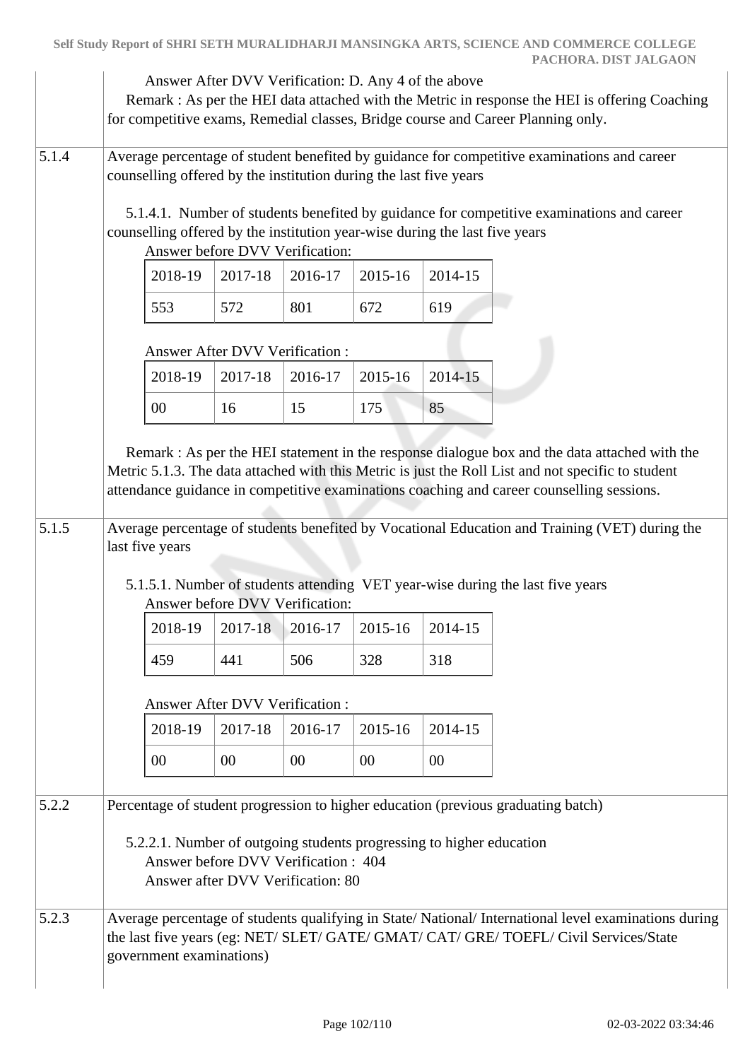Answer After DVV Verification: D. Any 4 of the above

Remark : As per the HEI data attached with the Metric in response the HEI is offering Coaching for competitive exams, Remedial classes, Bridge course and Career Planning only.

**5.1.4** Average percentage of student benefited by guidance for competitive examinations and career counselling offered by the institution during the last five years

5.1.4.1. Number of students benefited by guidance for competitive examinations and career counselling offered by the institution year-wise during the last five years

Answer before DVV Verification:

| 2018-19 | 2017-18 | 2016-17 | 2015-16 | 2014-15 |
|---|---|---|---|---|
| 553 | 572 | 801 | 672 | 619 |

Answer After DVV Verification :

| 2018-19 | 2017-18 | 2016-17 | 2015-16 | 2014-15 |
|---|---|---|---|---|
| 00 | 16 | 15 | 175 | 85 |

Remark : As per the HEI statement in the response dialogue box and the data attached with the Metric 5.1.3. The data attached with this Metric is just the Roll List and not specific to student attendance guidance in competitive examinations coaching and career counselling sessions.

**5.1.5** Average percentage of students benefited by Vocational Education and Training (VET) during the last five years

5.1.5.1. Number of students attending VET year-wise during the last five years

Answer before DVV Verification:

| 2018-19 | 2017-18 | 2016-17 | 2015-16 | 2014-15 |
|---|---|---|---|---|
| 459 | 441 | 506 | 328 | 318 |

Answer After DVV Verification :

| 2018-19 | 2017-18 | 2016-17 | 2015-16 | 2014-15 |
|---|---|---|---|---|
| 00 | 00 | 00 | 00 | 00 |

**5.2.2** Percentage of student progression to higher education (previous graduating batch)

5.2.2.1. Number of outgoing students progressing to higher education

Answer before DVV Verification : 404

Answer after DVV Verification: 80

**5.2.3** Average percentage of students qualifying in State/ National/ International level examinations during the last five years (eg: NET/ SLET/ GATE/ GMAT/ CAT/ GRE/ TOEFL/ Civil Services/State government examinations)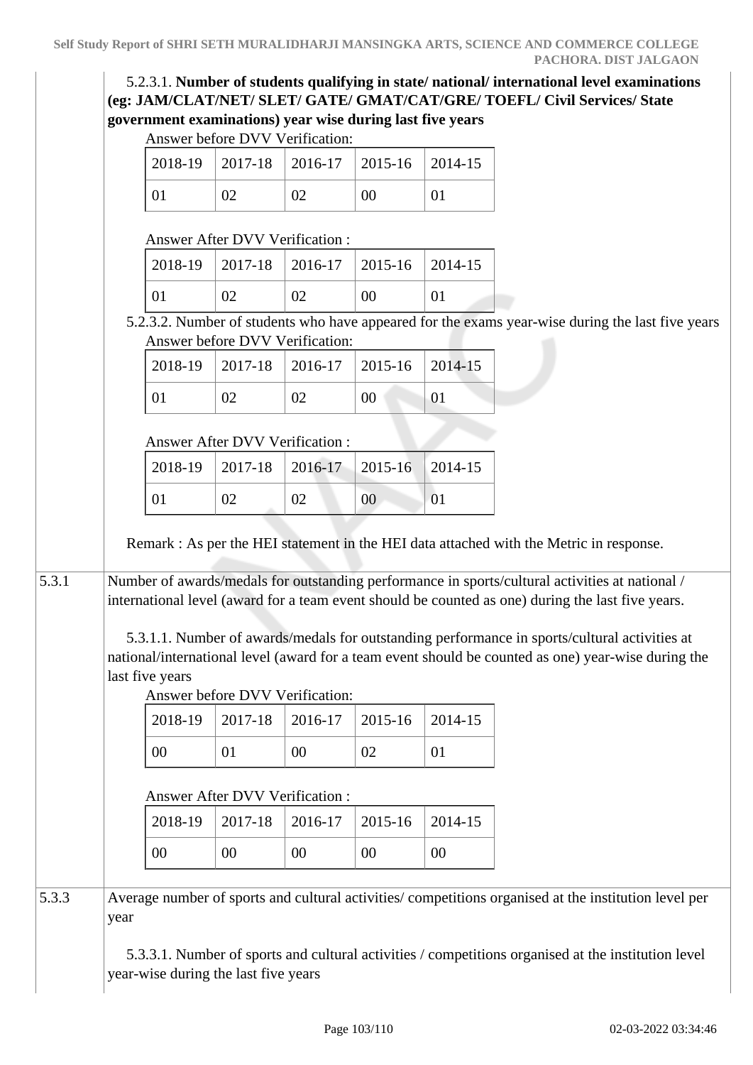5.2.3.1. **Number of students qualifying in state/ national/ international level examinations (eg: JAM/CLAT/NET/ SLET/ GATE/ GMAT/CAT/GRE/ TOEFL/ Civil Services/ State government examinations) year wise during last five years**

Answer before DVV Verification:

| 2018-19 | 2017-18 | 2016-17 | 2015-16 | 2014-15 |
|---|---|---|---|---|
| 01 | 02 | 02 | 00 | 01 |

Answer After DVV Verification :

| 2018-19 | 2017-18 | 2016-17 | 2015-16 | 2014-15 |
|---|---|---|---|---|
| 01 | 02 | 02 | 00 | 01 |

5.2.3.2. Number of students who have appeared for the exams year-wise during the last five years

Answer before DVV Verification:

| 2018-19 | 2017-18 | 2016-17 | 2015-16 | 2014-15 |
|---|---|---|---|---|
| 01 | 02 | 02 | 00 | 01 |

Answer After DVV Verification :

| 2018-19 | 2017-18 | 2016-17 | 2015-16 | 2014-15 |
|---|---|---|---|---|
| 01 | 02 | 02 | 00 | 01 |

Remark : As per the HEI statement in the HEI data attached with the Metric in response.

5.3.1 Number of awards/medals for outstanding performance in sports/cultural activities at national / international level (award for a team event should be counted as one) during the last five years.

5.3.1.1. Number of awards/medals for outstanding performance in sports/cultural activities at national/international level (award for a team event should be counted as one) year-wise during the last five years

Answer before DVV Verification:

| 2018-19 | 2017-18 | 2016-17 | 2015-16 | 2014-15 |
|---|---|---|---|---|
| 00 | 01 | 00 | 02 | 01 |

Answer After DVV Verification :

| 2018-19 | 2017-18 | 2016-17 | 2015-16 | 2014-15 |
|---|---|---|---|---|
| 00 | 00 | 00 | 00 | 00 |

5.3.3 Average number of sports and cultural activities/ competitions organised at the institution level per year

5.3.3.1. Number of sports and cultural activities / competitions organised at the institution level year-wise during the last five years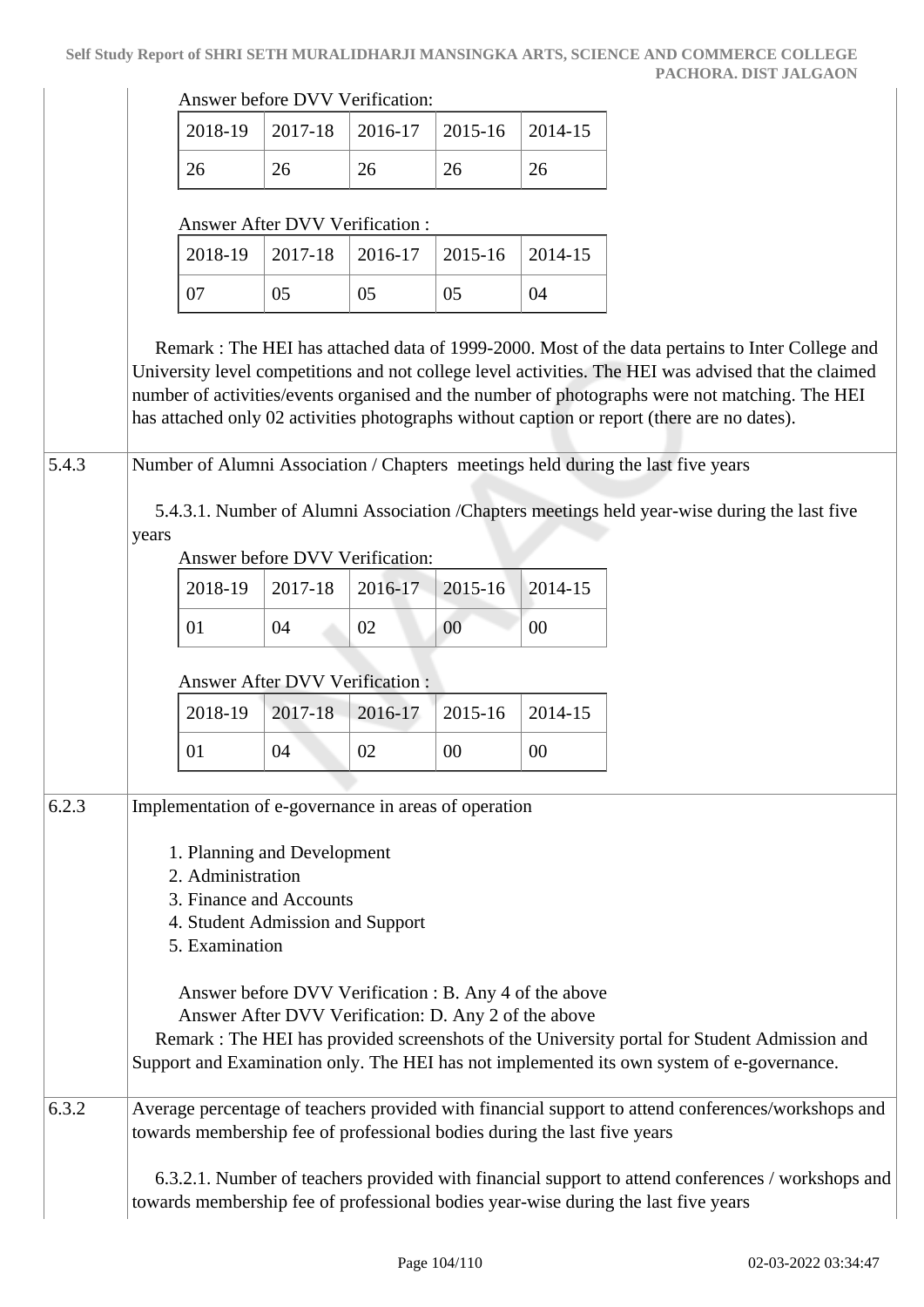Answer before DVV Verification:

| 2018-19 | 2017-18 | 2016-17 | 2015-16 | 2014-15 |
|---|---|---|---|---|
| 26 | 26 | 26 | 26 | 26 |

Answer After DVV Verification :

| 2018-19 | 2017-18 | 2016-17 | 2015-16 | 2014-15 |
|---|---|---|---|---|
| 07 | 05 | 05 | 05 | 04 |

Remark : The HEI has attached data of 1999-2000. Most of the data pertains to Inter College and University level competitions and not college level activities. The HEI was advised that the claimed number of activities/events organised and the number of photographs were not matching. The HEI has attached only 02 activities photographs without caption or report (there are no dates).

**5.4.3** Number of Alumni Association / Chapters meetings held during the last five years

5.4.3.1. Number of Alumni Association /Chapters meetings held year-wise during the last five years

Answer before DVV Verification:

| 2018-19 | 2017-18 | 2016-17 | 2015-16 | 2014-15 |
|---|---|---|---|---|
| 01 | 04 | 02 | 00 | 00 |

Answer After DVV Verification :

| 2018-19 | 2017-18 | 2016-17 | 2015-16 | 2014-15 |
|---|---|---|---|---|
| 01 | 04 | 02 | 00 | 00 |

**6.2.3** Implementation of e-governance in areas of operation

1. Planning and Development
2. Administration
3. Finance and Accounts
4. Student Admission and Support
5. Examination

Answer before DVV Verification : B. Any 4 of the above
Answer After DVV Verification: D. Any 2 of the above

Remark : The HEI has provided screenshots of the University portal for Student Admission and Support and Examination only. The HEI has not implemented its own system of e-governance.

**6.3.2** Average percentage of teachers provided with financial support to attend conferences/workshops and towards membership fee of professional bodies during the last five years

6.3.2.1. Number of teachers provided with financial support to attend conferences / workshops and towards membership fee of professional bodies year-wise during the last five years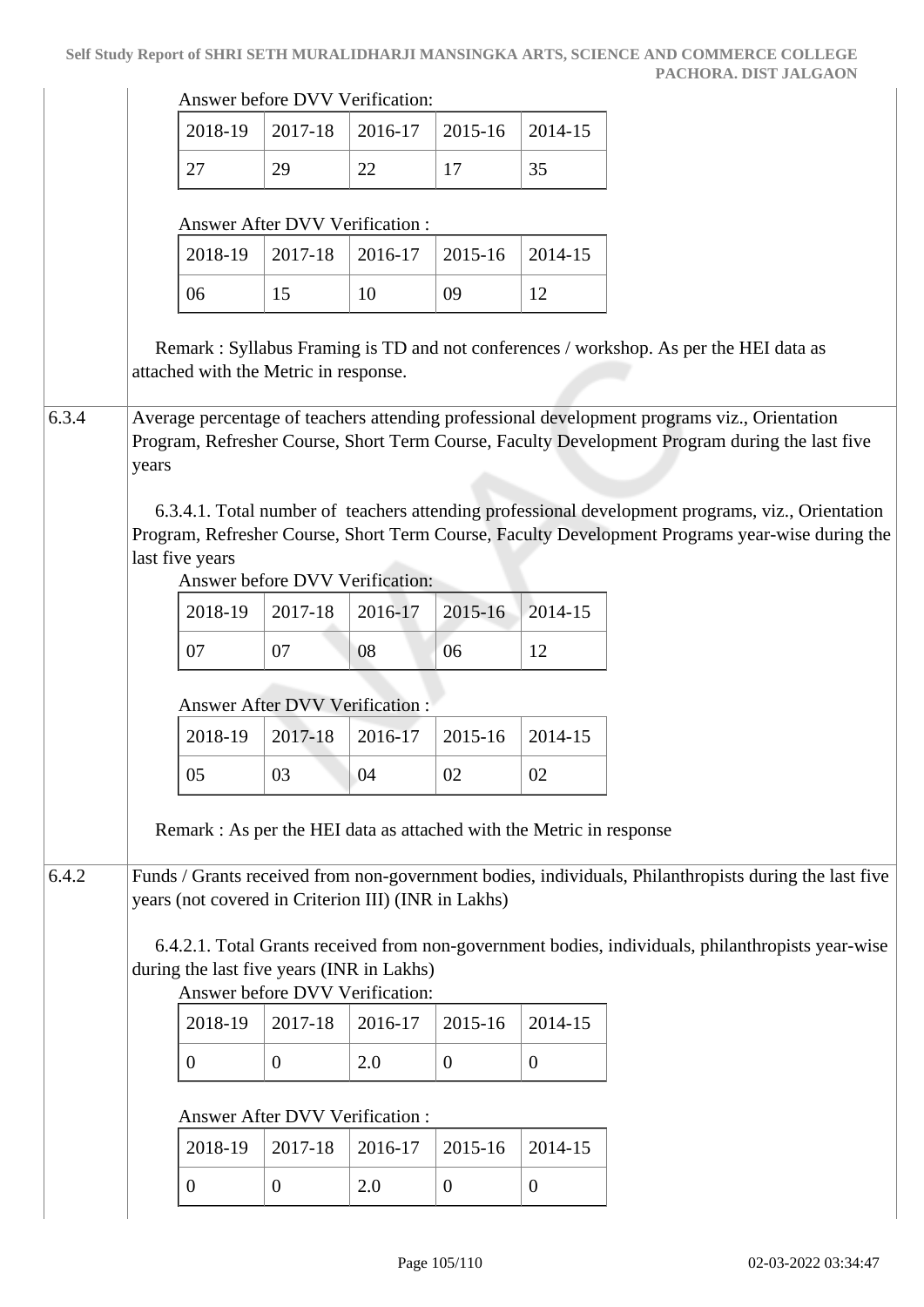Answer before DVV Verification:

| 2018-19 | 2017-18 | 2016-17 | 2015-16 | 2014-15 |
|---|---|---|---|---|
| 27 | 29 | 22 | 17 | 35 |

Answer After DVV Verification :

| 2018-19 | 2017-18 | 2016-17 | 2015-16 | 2014-15 |
|---|---|---|---|---|
| 06 | 15 | 10 | 09 | 12 |

Remark : Syllabus Framing is TD and not conferences / workshop. As per the HEI data as attached with the Metric in response.

**6.3.4** Average percentage of teachers attending professional development programs viz., Orientation Program, Refresher Course, Short Term Course, Faculty Development Program during the last five years

6.3.4.1. Total number of teachers attending professional development programs, viz., Orientation Program, Refresher Course, Short Term Course, Faculty Development Programs year-wise during the last five years

Answer before DVV Verification:

| 2018-19 | 2017-18 | 2016-17 | 2015-16 | 2014-15 |
|---|---|---|---|---|
| 07 | 07 | 08 | 06 | 12 |

Answer After DVV Verification :

| 2018-19 | 2017-18 | 2016-17 | 2015-16 | 2014-15 |
|---|---|---|---|---|
| 05 | 03 | 04 | 02 | 02 |

Remark : As per the HEI data as attached with the Metric in response

**6.4.2** Funds / Grants received from non-government bodies, individuals, Philanthropists during the last five years (not covered in Criterion III) (INR in Lakhs)

6.4.2.1. Total Grants received from non-government bodies, individuals, philanthropists year-wise during the last five years (INR in Lakhs)

Answer before DVV Verification:

| 2018-19 | 2017-18 | 2016-17 | 2015-16 | 2014-15 |
|---|---|---|---|---|
| 0 | 0 | 2.0 | 0 | 0 |

Answer After DVV Verification :

| 2018-19 | 2017-18 | 2016-17 | 2015-16 | 2014-15 |
|---|---|---|---|---|
| 0 | 0 | 2.0 | 0 | 0 |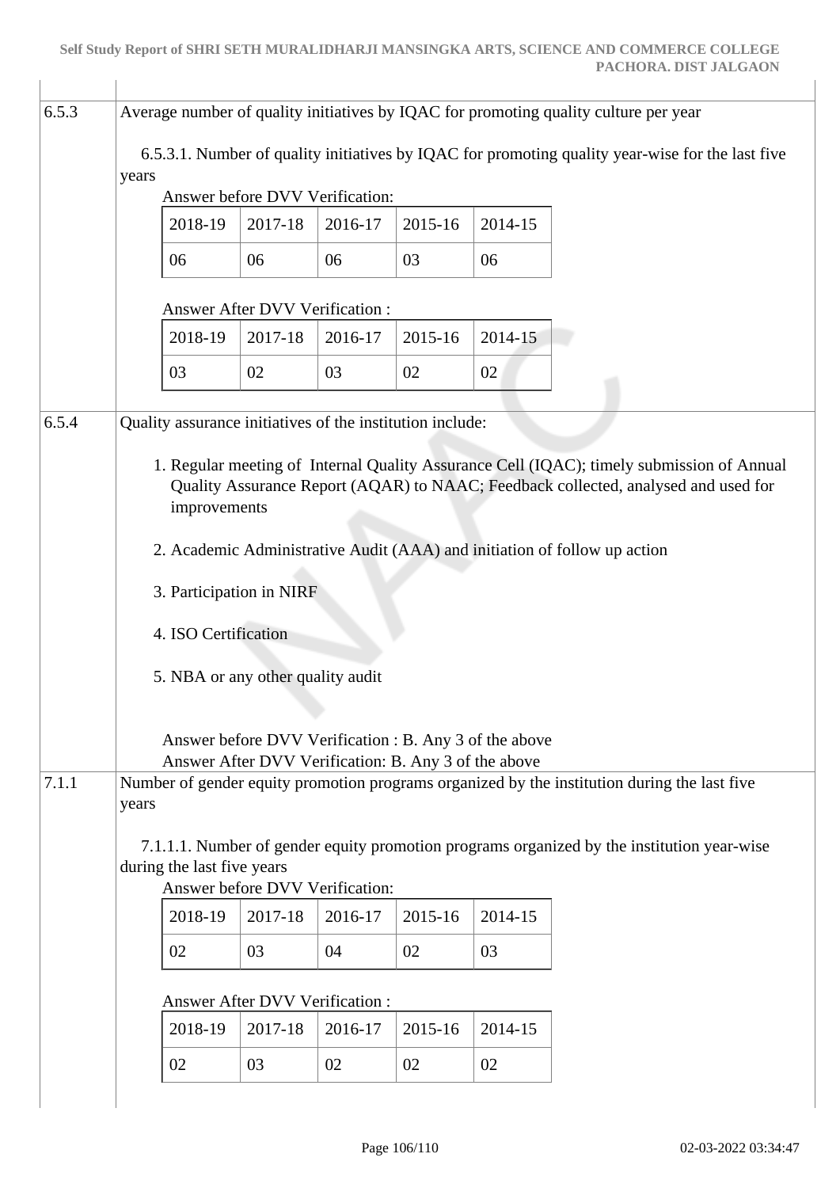| | |
|---|---|
| 6.5.3 | Average number of quality initiatives by IQAC for promoting quality culture per year<br><br>6.5.3.1. Number of quality initiatives by IQAC for promoting quality year-wise for the last five years<br><br>Answer before DVV Verification:<br><br>2018-19: 06, 2017-18: 06, 2016-17: 06, 2015-16: 03, 2014-15: 06<br><br>Answer After DVV Verification :<br><br>2018-19: 03, 2017-18: 02, 2016-17: 03, 2015-16: 02, 2014-15: 02 |
| 6.5.4 | Quality assurance initiatives of the institution include:<br><br>1. Regular meeting of Internal Quality Assurance Cell (IQAC); timely submission of Annual Quality Assurance Report (AQAR) to NAAC; Feedback collected, analysed and used for improvements<br>2. Academic Administrative Audit (AAA) and initiation of follow up action<br>3. Participation in NIRF<br>4. ISO Certification<br>5. NBA or any other quality audit<br><br>Answer before DVV Verification : B. Any 3 of the above<br>Answer After DVV Verification: B. Any 3 of the above |
| 7.1.1 | Number of gender equity promotion programs organized by the institution during the last five years<br><br>7.1.1.1. Number of gender equity promotion programs organized by the institution year-wise during the last five years<br><br>Answer before DVV Verification:<br><br>2018-19: 02, 2017-18: 03, 2016-17: 04, 2015-16: 02, 2014-15: 03<br><br>Answer After DVV Verification :<br><br>2018-19: 02, 2017-18: 03, 2016-17: 02, 2015-16: 02, 2014-15: 02 |

**6.5.3.1 – Answer before DVV Verification:**

| 2018-19 | 2017-18 | 2016-17 | 2015-16 | 2014-15 |
|---|---|---|---|---|
| 06 | 06 | 06 | 03 | 06 |

**6.5.3.1 – Answer After DVV Verification :**

| 2018-19 | 2017-18 | 2016-17 | 2015-16 | 2014-15 |
|---|---|---|---|---|
| 03 | 02 | 03 | 02 | 02 |

**7.1.1.1 – Answer before DVV Verification:**

| 2018-19 | 2017-18 | 2016-17 | 2015-16 | 2014-15 |
|---|---|---|---|---|
| 02 | 03 | 04 | 02 | 03 |

**7.1.1.1 – Answer After DVV Verification :**

| 2018-19 | 2017-18 | 2016-17 | 2015-16 | 2014-15 |
|---|---|---|---|---|
| 02 | 03 | 02 | 02 | 02 |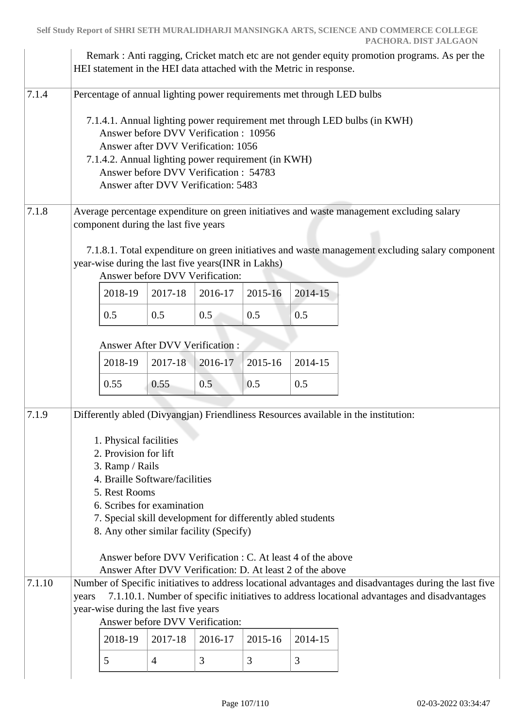Remark : Anti ragging, Cricket match etc are not gender equity promotion programs. As per the HEI statement in the HEI data attached with the Metric in response.

**7.1.4** Percentage of annual lighting power requirements met through LED bulbs

7.1.4.1. Annual lighting power requirement met through LED bulbs (in KWH)
Answer before DVV Verification : 10956
Answer after DVV Verification: 1056
7.1.4.2. Annual lighting power requirement (in KWH)
Answer before DVV Verification : 54783
Answer after DVV Verification: 5483

**7.1.8** Average percentage expenditure on green initiatives and waste management excluding salary component during the last five years

7.1.8.1. Total expenditure on green initiatives and waste management excluding salary component year-wise during the last five years(INR in Lakhs)

Answer before DVV Verification:

| 2018-19 | 2017-18 | 2016-17 | 2015-16 | 2014-15 |
|---|---|---|---|---|
| 0.5 | 0.5 | 0.5 | 0.5 | 0.5 |

Answer After DVV Verification :

| 2018-19 | 2017-18 | 2016-17 | 2015-16 | 2014-15 |
|---|---|---|---|---|
| 0.55 | 0.55 | 0.5 | 0.5 | 0.5 |

**7.1.9** Differently abled (Divyangjan) Friendliness Resources available in the institution:

1. Physical facilities
2. Provision for lift
3. Ramp / Rails
4. Braille Software/facilities
5. Rest Rooms
6. Scribes for examination
7. Special skill development for differently abled students
8. Any other similar facility (Specify)

Answer before DVV Verification : C. At least 4 of the above
Answer After DVV Verification: D. At least 2 of the above

**7.1.10** Number of Specific initiatives to address locational advantages and disadvantages during the last five years 7.1.10.1. Number of specific initiatives to address locational advantages and disadvantages year-wise during the last five years

Answer before DVV Verification:

| 2018-19 | 2017-18 | 2016-17 | 2015-16 | 2014-15 |
|---|---|---|---|---|
| 5 | 4 | 3 | 3 | 3 |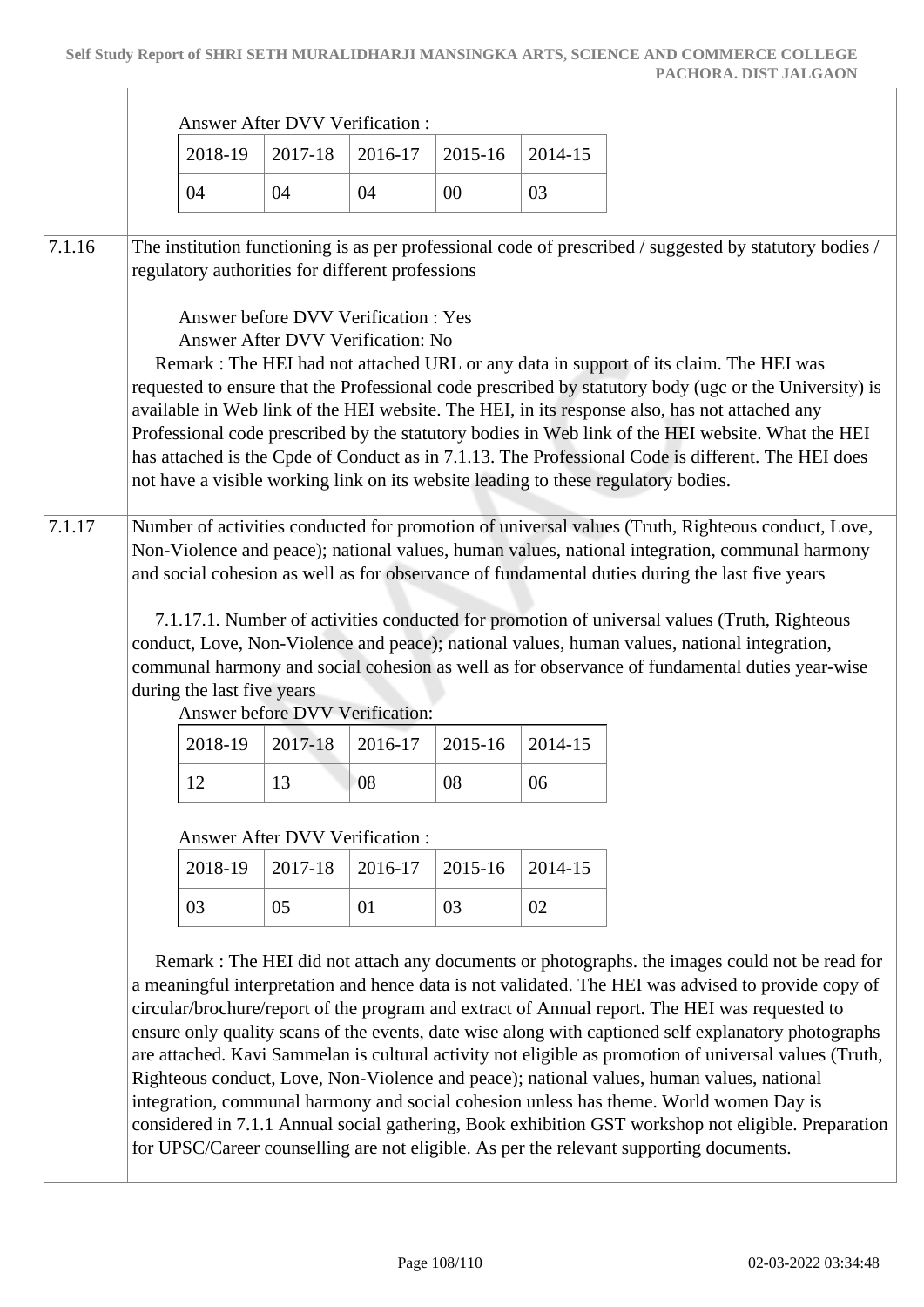Answer After DVV Verification :

| 2018-19 | 2017-18 | 2016-17 | 2015-16 | 2014-15 |
|---|---|---|---|---|
| 04 | 04 | 04 | 00 | 03 |

**7.1.16** The institution functioning is as per professional code of prescribed / suggested by statutory bodies / regulatory authorities for different professions

Answer before DVV Verification : Yes
Answer After DVV Verification: No

Remark : The HEI had not attached URL or any data in support of its claim. The HEI was requested to ensure that the Professional code prescribed by statutory body (ugc or the University) is available in Web link of the HEI website. The HEI, in its response also, has not attached any Professional code prescribed by the statutory bodies in Web link of the HEI website. What the HEI has attached is the Cpde of Conduct as in 7.1.13. The Professional Code is different. The HEI does not have a visible working link on its website leading to these regulatory bodies.

**7.1.17** Number of activities conducted for promotion of universal values (Truth, Righteous conduct, Love, Non-Violence and peace); national values, human values, national integration, communal harmony and social cohesion as well as for observance of fundamental duties during the last five years

7.1.17.1. Number of activities conducted for promotion of universal values (Truth, Righteous conduct, Love, Non-Violence and peace); national values, human values, national integration, communal harmony and social cohesion as well as for observance of fundamental duties year-wise during the last five years

Answer before DVV Verification:

| 2018-19 | 2017-18 | 2016-17 | 2015-16 | 2014-15 |
|---|---|---|---|---|
| 12 | 13 | 08 | 08 | 06 |

Answer After DVV Verification :

| 2018-19 | 2017-18 | 2016-17 | 2015-16 | 2014-15 |
|---|---|---|---|---|
| 03 | 05 | 01 | 03 | 02 |

Remark : The HEI did not attach any documents or photographs. the images could not be read for a meaningful interpretation and hence data is not validated. The HEI was advised to provide copy of circular/brochure/report of the program and extract of Annual report. The HEI was requested to ensure only quality scans of the events, date wise along with captioned self explanatory photographs are attached. Kavi Sammelan is cultural activity not eligible as promotion of universal values (Truth, Righteous conduct, Love, Non-Violence and peace); national values, human values, national integration, communal harmony and social cohesion unless has theme. World women Day is considered in 7.1.1 Annual social gathering, Book exhibition GST workshop not eligible. Preparation for UPSC/Career counselling are not eligible. As per the relevant supporting documents.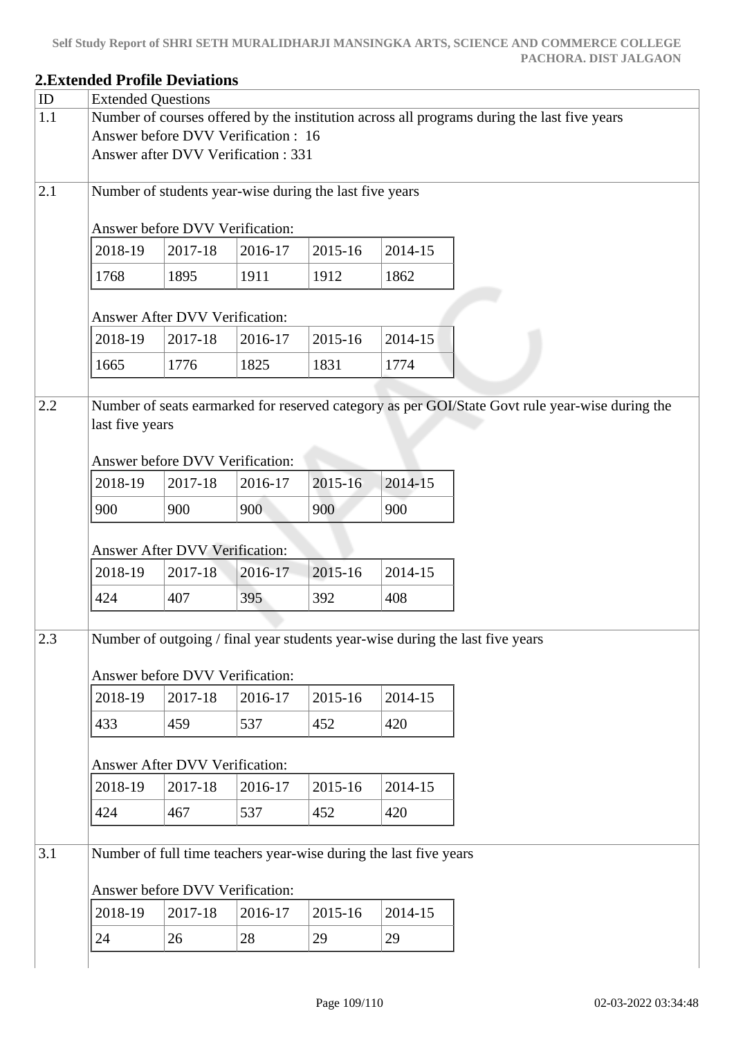## 2.Extended Profile Deviations

| ID | Extended Questions |
|---|---|
| 1.1 | Number of courses offered by the institution across all programs during the last five years<br>Answer before DVV Verification : 16<br>Answer after DVV Verification : 331 |
| 2.1 | Number of students year-wise during the last five years<br><br>Answer before DVV Verification:<br>2018-19: 1768, 2017-18: 1895, 2016-17: 1911, 2015-16: 1912, 2014-15: 1862<br><br>Answer After DVV Verification:<br>2018-19: 1665, 2017-18: 1776, 2016-17: 1825, 2015-16: 1831, 2014-15: 1774 |
| 2.2 | Number of seats earmarked for reserved category as per GOI/State Govt rule year-wise during the last five years<br><br>Answer before DVV Verification:<br>2018-19: 900, 2017-18: 900, 2016-17: 900, 2015-16: 900, 2014-15: 900<br><br>Answer After DVV Verification:<br>2018-19: 424, 2017-18: 407, 2016-17: 395, 2015-16: 392, 2014-15: 408 |
| 2.3 | Number of outgoing / final year students year-wise during the last five years<br><br>Answer before DVV Verification:<br>2018-19: 433, 2017-18: 459, 2016-17: 537, 2015-16: 452, 2014-15: 420<br><br>Answer After DVV Verification:<br>2018-19: 424, 2017-18: 467, 2016-17: 537, 2015-16: 452, 2014-15: 420 |
| 3.1 | Number of full time teachers year-wise during the last five years<br><br>Answer before DVV Verification:<br>2018-19: 24, 2017-18: 26, 2016-17: 28, 2015-16: 29, 2014-15: 29 |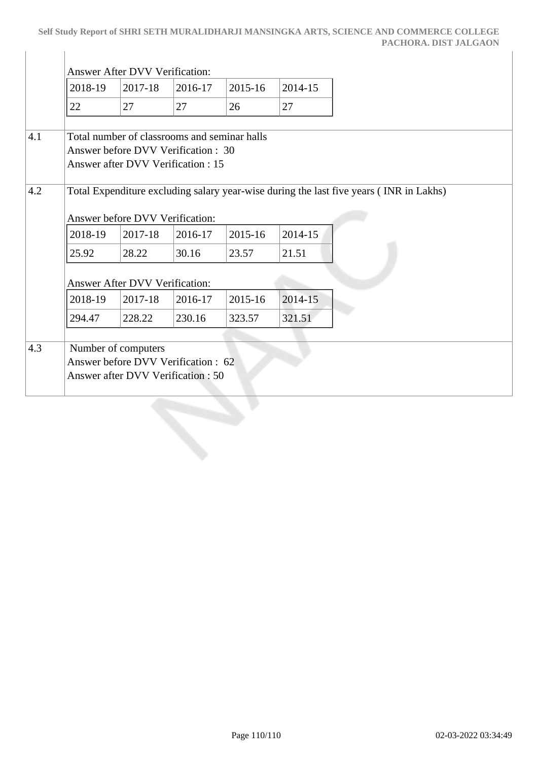| | |
|---|---|
| | Answer After DVV Verification:<br><br>2018-19 \| 2017-18 \| 2016-17 \| 2015-16 \| 2014-15<br>22 \| 27 \| 27 \| 26 \| 27 |
| 4.1 | Total number of classrooms and seminar halls<br>Answer before DVV Verification : 30<br>Answer after DVV Verification : 15 |
| 4.2 | Total Expenditure excluding salary year-wise during the last five years ( INR in Lakhs)<br><br>Answer before DVV Verification:<br><br>2018-19 \| 2017-18 \| 2016-17 \| 2015-16 \| 2014-15<br>25.92 \| 28.22 \| 30.16 \| 23.57 \| 21.51<br><br>Answer After DVV Verification:<br><br>2018-19 \| 2017-18 \| 2016-17 \| 2015-16 \| 2014-15<br>294.47 \| 228.22 \| 230.16 \| 323.57 \| 321.51 |
| 4.3 | Number of computers<br>Answer before DVV Verification : 62<br>Answer after DVV Verification : 50 |